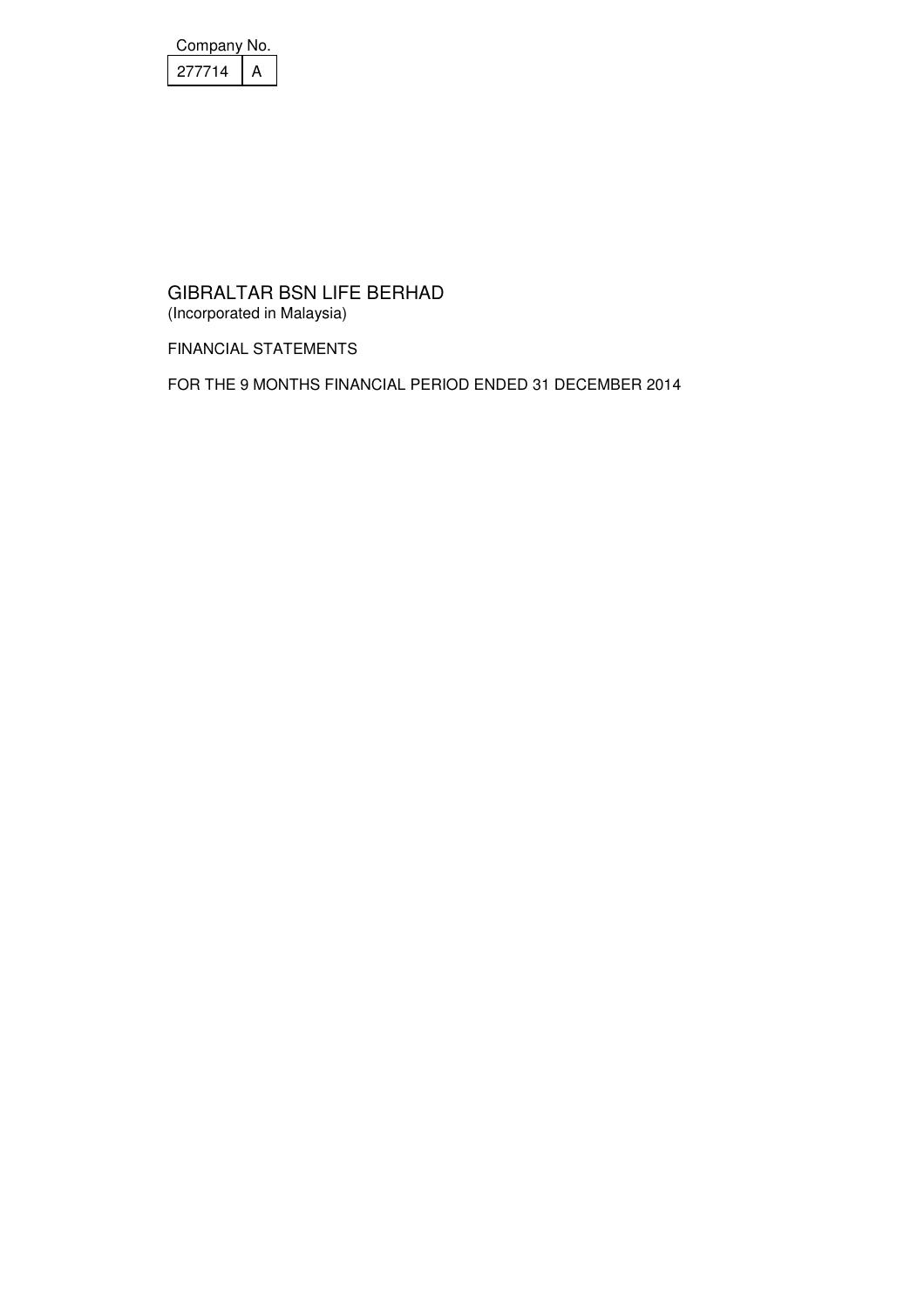| Company No. | |
|---|---|
| 277714 | A |

# GIBRALTAR BSN LIFE BERHAD

(Incorporated in Malaysia)

FINANCIAL STATEMENTS

FOR THE 9 MONTHS FINANCIAL PERIOD ENDED 31 DECEMBER 2014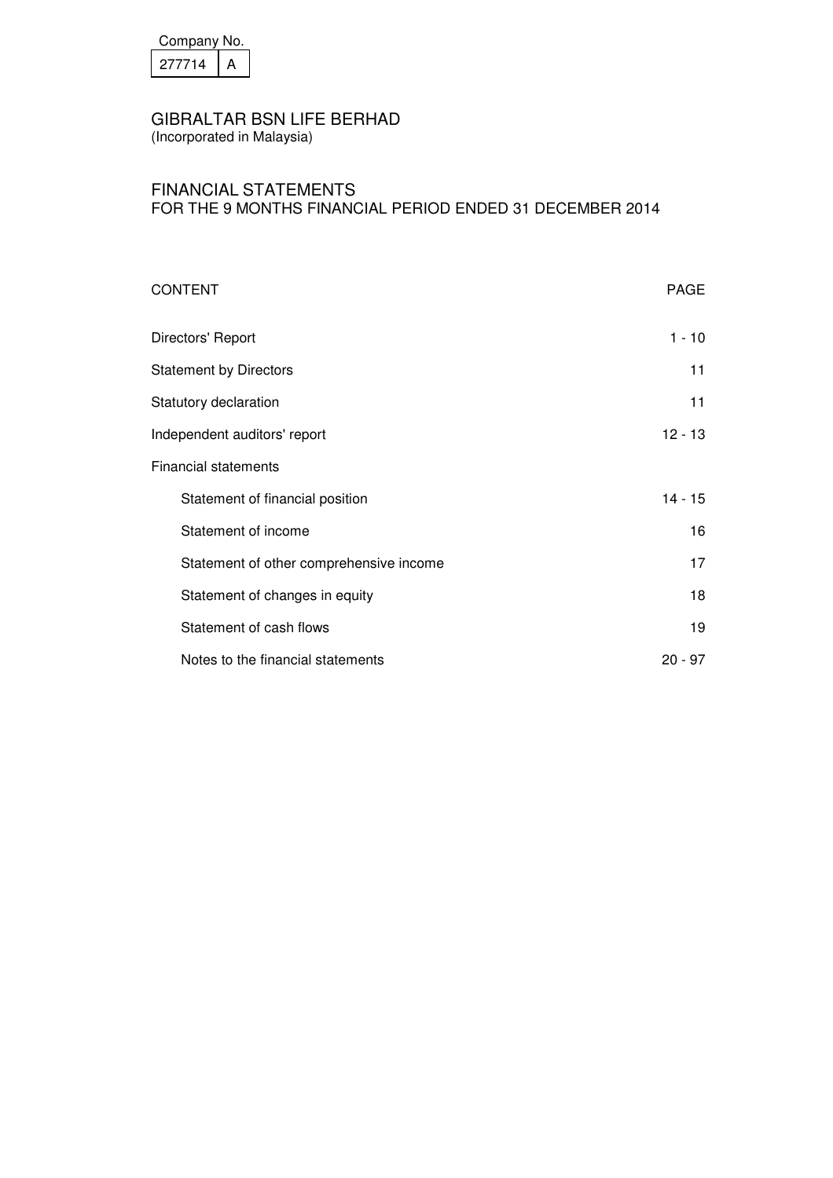| Company No. | |
|---|---|
| 277714 | A |

# GIBRALTAR BSN LIFE BERHAD
(Incorporated in Malaysia)

## FINANCIAL STATEMENTS
FOR THE 9 MONTHS FINANCIAL PERIOD ENDED 31 DECEMBER 2014

| CONTENT | PAGE |
|---|---|
| Directors' Report | 1 - 10 |
| Statement by Directors | 11 |
| Statutory declaration | 11 |
| Independent auditors' report | 12 - 13 |
| Financial statements | |
| Statement of financial position | 14 - 15 |
| Statement of income | 16 |
| Statement of other comprehensive income | 17 |
| Statement of changes in equity | 18 |
| Statement of cash flows | 19 |
| Notes to the financial statements | 20 - 97 |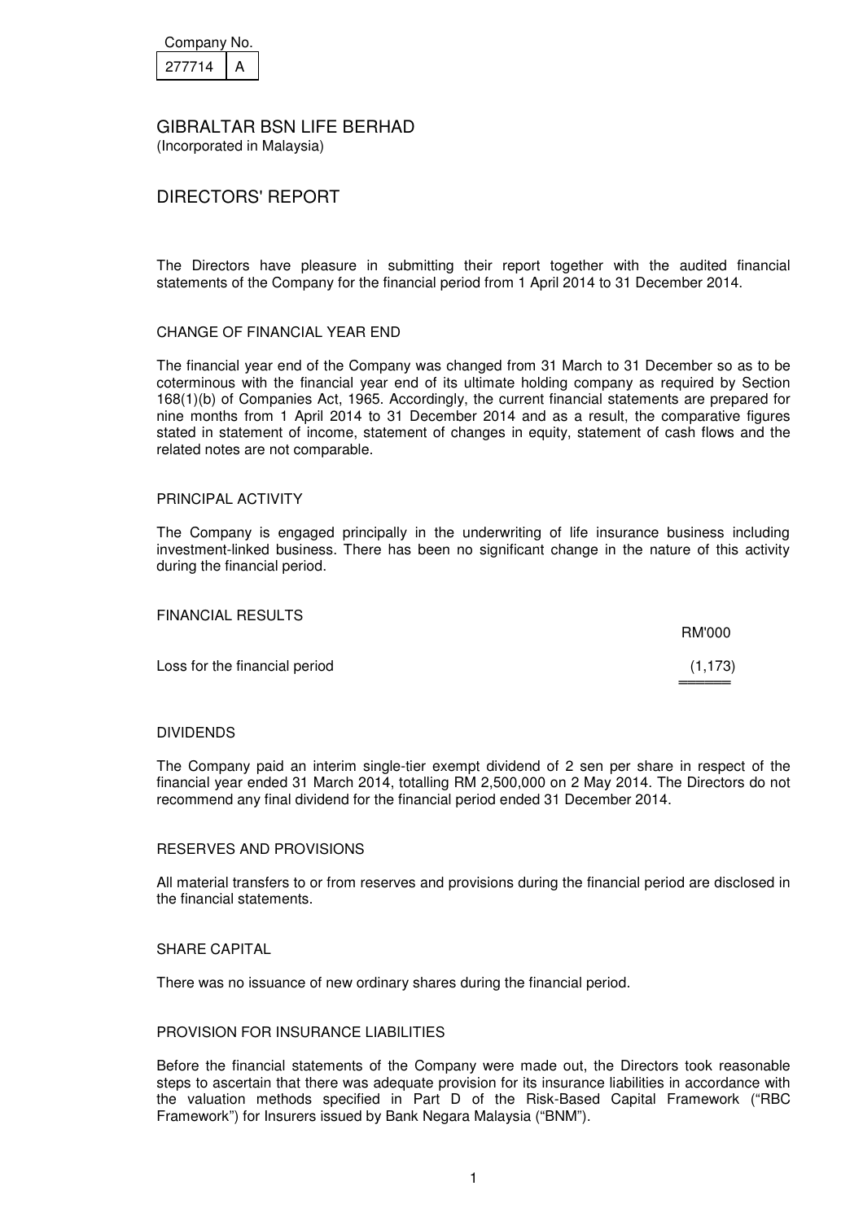Company No.

| 277714 | A |
|---|---|

GIBRALTAR BSN LIFE BERHAD
(Incorporated in Malaysia)

# DIRECTORS' REPORT

The Directors have pleasure in submitting their report together with the audited financial statements of the Company for the financial period from 1 April 2014 to 31 December 2014.

## CHANGE OF FINANCIAL YEAR END

The financial year end of the Company was changed from 31 March to 31 December so as to be coterminous with the financial year end of its ultimate holding company as required by Section 168(1)(b) of Companies Act, 1965. Accordingly, the current financial statements are prepared for nine months from 1 April 2014 to 31 December 2014 and as a result, the comparative figures stated in statement of income, statement of changes in equity, statement of cash flows and the related notes are not comparable.

## PRINCIPAL ACTIVITY

The Company is engaged principally in the underwriting of life insurance business including investment-linked business. There has been no significant change in the nature of this activity during the financial period.

## FINANCIAL RESULTS

| | RM'000 |
|---|---|
| Loss for the financial period | (1,173) |

## DIVIDENDS

The Company paid an interim single-tier exempt dividend of 2 sen per share in respect of the financial year ended 31 March 2014, totalling RM 2,500,000 on 2 May 2014. The Directors do not recommend any final dividend for the financial period ended 31 December 2014.

## RESERVES AND PROVISIONS

All material transfers to or from reserves and provisions during the financial period are disclosed in the financial statements.

## SHARE CAPITAL

There was no issuance of new ordinary shares during the financial period.

## PROVISION FOR INSURANCE LIABILITIES

Before the financial statements of the Company were made out, the Directors took reasonable steps to ascertain that there was adequate provision for its insurance liabilities in accordance with the valuation methods specified in Part D of the Risk-Based Capital Framework ("RBC Framework") for Insurers issued by Bank Negara Malaysia ("BNM").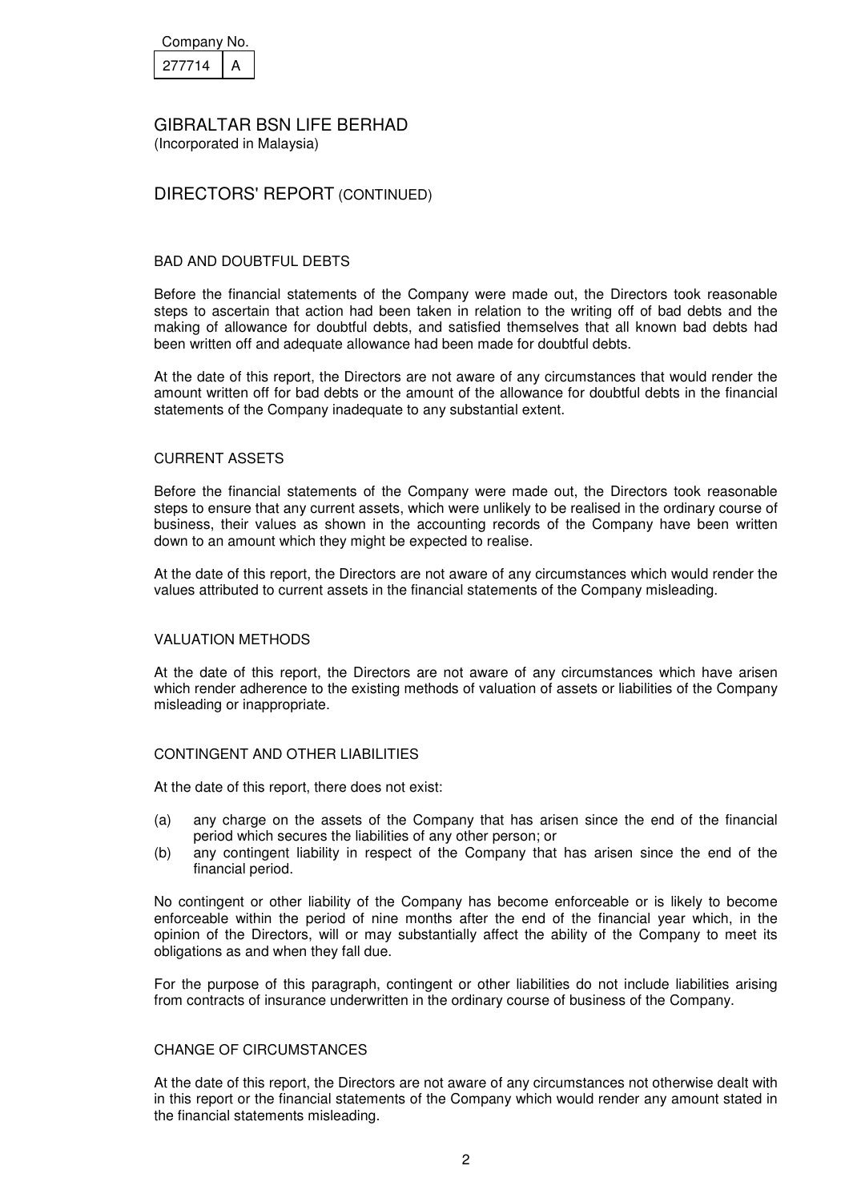Company No.

| 277714 | A |
|---|---|

GIBRALTAR BSN LIFE BERHAD
(Incorporated in Malaysia)

## DIRECTORS' REPORT (CONTINUED)

### BAD AND DOUBTFUL DEBTS

Before the financial statements of the Company were made out, the Directors took reasonable steps to ascertain that action had been taken in relation to the writing off of bad debts and the making of allowance for doubtful debts, and satisfied themselves that all known bad debts had been written off and adequate allowance had been made for doubtful debts.

At the date of this report, the Directors are not aware of any circumstances that would render the amount written off for bad debts or the amount of the allowance for doubtful debts in the financial statements of the Company inadequate to any substantial extent.

### CURRENT ASSETS

Before the financial statements of the Company were made out, the Directors took reasonable steps to ensure that any current assets, which were unlikely to be realised in the ordinary course of business, their values as shown in the accounting records of the Company have been written down to an amount which they might be expected to realise.

At the date of this report, the Directors are not aware of any circumstances which would render the values attributed to current assets in the financial statements of the Company misleading.

### VALUATION METHODS

At the date of this report, the Directors are not aware of any circumstances which have arisen which render adherence to the existing methods of valuation of assets or liabilities of the Company misleading or inappropriate.

### CONTINGENT AND OTHER LIABILITIES

At the date of this report, there does not exist:

(a) any charge on the assets of the Company that has arisen since the end of the financial period which secures the liabilities of any other person; or
(b) any contingent liability in respect of the Company that has arisen since the end of the financial period.

No contingent or other liability of the Company has become enforceable or is likely to become enforceable within the period of nine months after the end of the financial year which, in the opinion of the Directors, will or may substantially affect the ability of the Company to meet its obligations as and when they fall due.

For the purpose of this paragraph, contingent or other liabilities do not include liabilities arising from contracts of insurance underwritten in the ordinary course of business of the Company.

### CHANGE OF CIRCUMSTANCES

At the date of this report, the Directors are not aware of any circumstances not otherwise dealt with in this report or the financial statements of the Company which would render any amount stated in the financial statements misleading.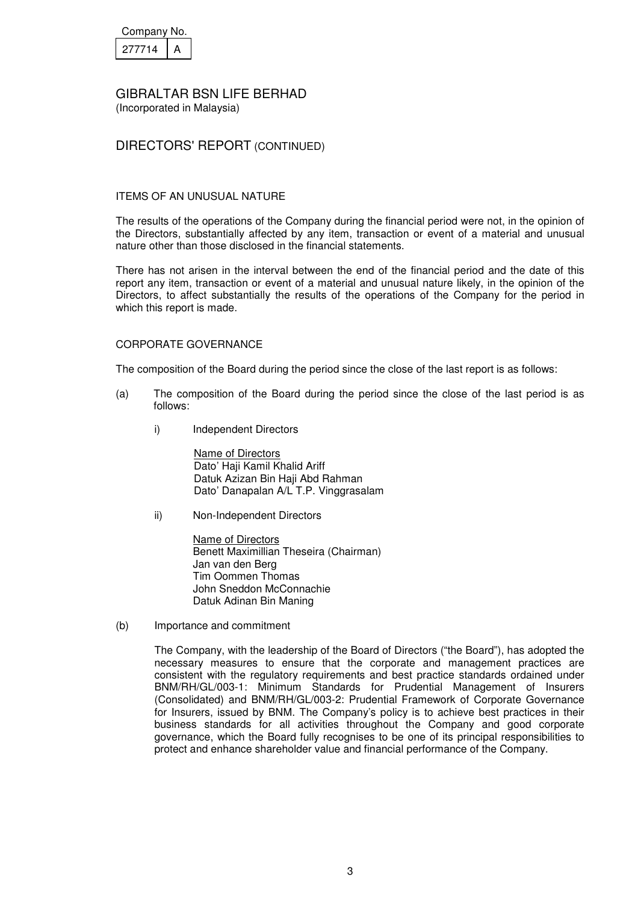Company No.

| 277714 | A |
|---|---|

GIBRALTAR BSN LIFE BERHAD
(Incorporated in Malaysia)

## DIRECTORS' REPORT (CONTINUED)

### ITEMS OF AN UNUSUAL NATURE

The results of the operations of the Company during the financial period were not, in the opinion of the Directors, substantially affected by any item, transaction or event of a material and unusual nature other than those disclosed in the financial statements.

There has not arisen in the interval between the end of the financial period and the date of this report any item, transaction or event of a material and unusual nature likely, in the opinion of the Directors, to affect substantially the results of the operations of the Company for the period in which this report is made.

### CORPORATE GOVERNANCE

The composition of the Board during the period since the close of the last report is as follows:

(a) The composition of the Board during the period since the close of the last period is as follows:

i) Independent Directors

Name of Directors
Dato' Haji Kamil Khalid Ariff
Datuk Azizan Bin Haji Abd Rahman
Dato' Danapalan A/L T.P. Vinggrasalam

ii) Non-Independent Directors

Name of Directors
Benett Maximillian Theseira (Chairman)
Jan van den Berg
Tim Oommen Thomas
John Sneddon McConnachie
Datuk Adinan Bin Maning

(b) Importance and commitment

The Company, with the leadership of the Board of Directors ("the Board"), has adopted the necessary measures to ensure that the corporate and management practices are consistent with the regulatory requirements and best practice standards ordained under BNM/RH/GL/003-1: Minimum Standards for Prudential Management of Insurers (Consolidated) and BNM/RH/GL/003-2: Prudential Framework of Corporate Governance for Insurers, issued by BNM. The Company's policy is to achieve best practices in their business standards for all activities throughout the Company and good corporate governance, which the Board fully recognises to be one of its principal responsibilities to protect and enhance shareholder value and financial performance of the Company.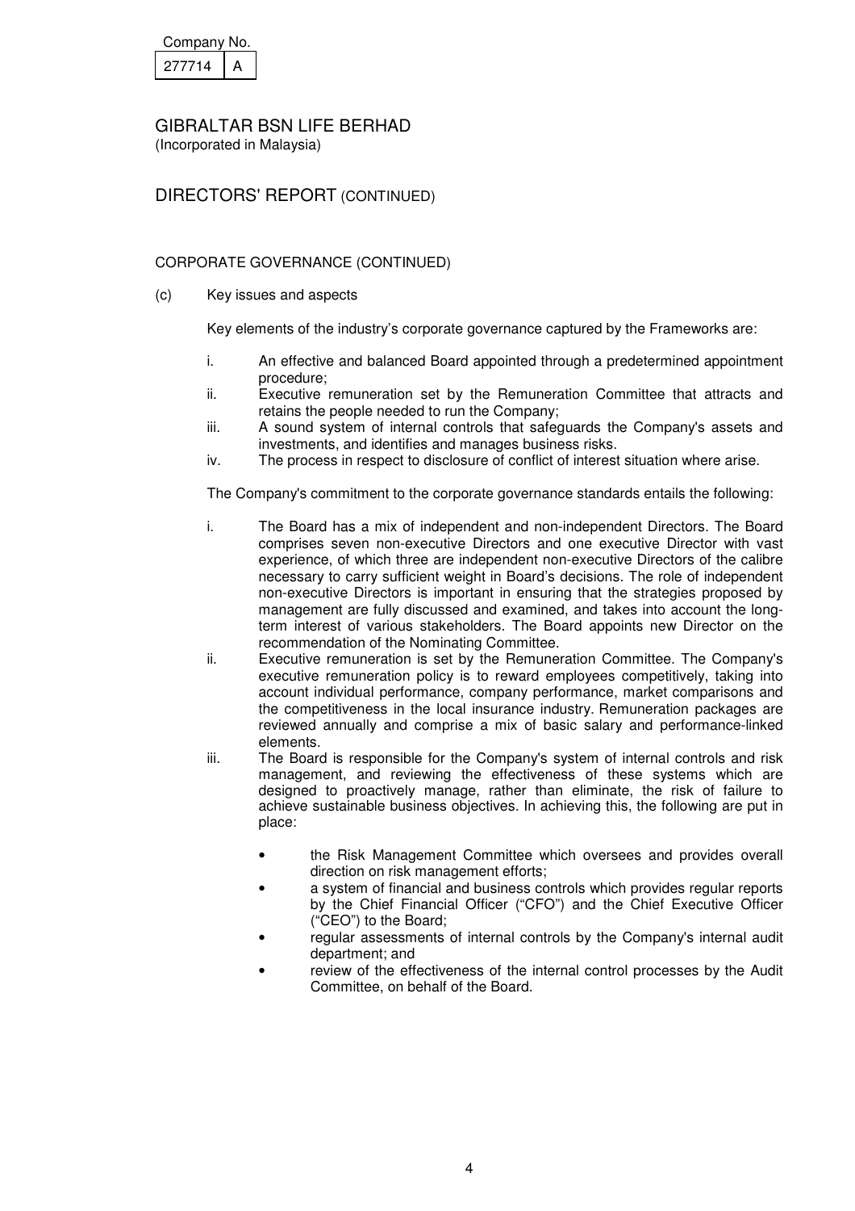Company No.

| 277714 | A |
|---|---|

GIBRALTAR BSN LIFE BERHAD
(Incorporated in Malaysia)

## DIRECTORS' REPORT (CONTINUED)

### CORPORATE GOVERNANCE (CONTINUED)

(c) Key issues and aspects

Key elements of the industry's corporate governance captured by the Frameworks are:

i. An effective and balanced Board appointed through a predetermined appointment procedure;
ii. Executive remuneration set by the Remuneration Committee that attracts and retains the people needed to run the Company;
iii. A sound system of internal controls that safeguards the Company's assets and investments, and identifies and manages business risks.
iv. The process in respect to disclosure of conflict of interest situation where arise.

The Company's commitment to the corporate governance standards entails the following:

i. The Board has a mix of independent and non-independent Directors. The Board comprises seven non-executive Directors and one executive Director with vast experience, of which three are independent non-executive Directors of the calibre necessary to carry sufficient weight in Board's decisions. The role of independent non-executive Directors is important in ensuring that the strategies proposed by management are fully discussed and examined, and takes into account the long-term interest of various stakeholders. The Board appoints new Director on the recommendation of the Nominating Committee.
ii. Executive remuneration is set by the Remuneration Committee. The Company's executive remuneration policy is to reward employees competitively, taking into account individual performance, company performance, market comparisons and the competitiveness in the local insurance industry. Remuneration packages are reviewed annually and comprise a mix of basic salary and performance-linked elements.
iii. The Board is responsible for the Company's system of internal controls and risk management, and reviewing the effectiveness of these systems which are designed to proactively manage, rather than eliminate, the risk of failure to achieve sustainable business objectives. In achieving this, the following are put in place:

   - the Risk Management Committee which oversees and provides overall direction on risk management efforts;
   - a system of financial and business controls which provides regular reports by the Chief Financial Officer ("CFO") and the Chief Executive Officer ("CEO") to the Board;
   - regular assessments of internal controls by the Company's internal audit department; and
   - review of the effectiveness of the internal control processes by the Audit Committee, on behalf of the Board.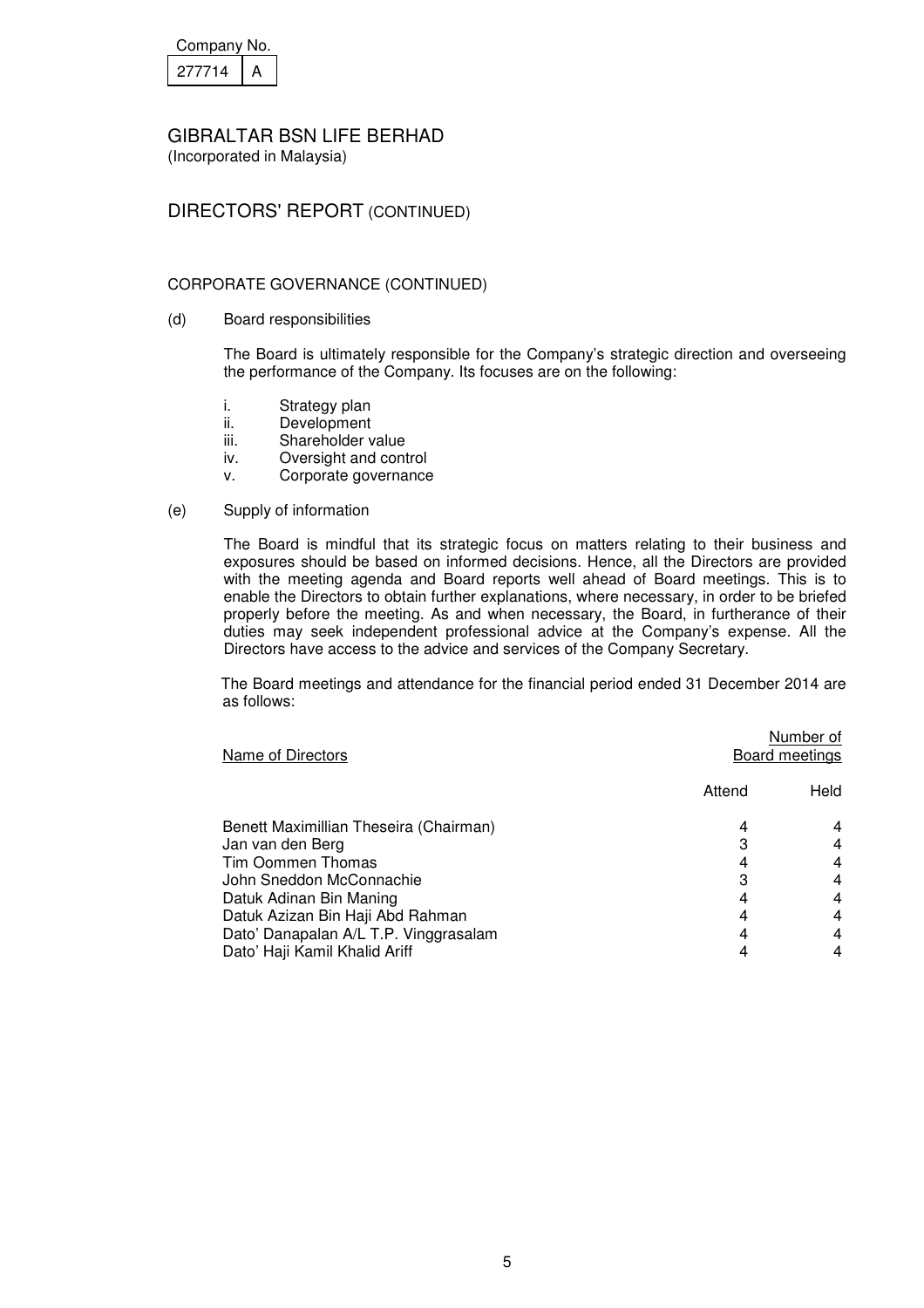Company No.

| 277714 | A |
|---|---|

# GIBRALTAR BSN LIFE BERHAD

(Incorporated in Malaysia)

## DIRECTORS' REPORT (CONTINUED)

### CORPORATE GOVERNANCE (CONTINUED)

(d) Board responsibilities

The Board is ultimately responsible for the Company's strategic direction and overseeing the performance of the Company. Its focuses are on the following:

i. Strategy plan
ii. Development
iii. Shareholder value
iv. Oversight and control
v. Corporate governance

(e) Supply of information

The Board is mindful that its strategic focus on matters relating to their business and exposures should be based on informed decisions. Hence, all the Directors are provided with the meeting agenda and Board reports well ahead of Board meetings. This is to enable the Directors to obtain further explanations, where necessary, in order to be briefed properly before the meeting. As and when necessary, the Board, in furtherance of their duties may seek independent professional advice at the Company's expense. All the Directors have access to the advice and services of the Company Secretary.

The Board meetings and attendance for the financial period ended 31 December 2014 are as follows:

| Name of Directors | Number of Board meetings | |
|---|---|---|
| | Attend | Held |
| Benett Maximillian Theseira (Chairman) | 4 | 4 |
| Jan van den Berg | 3 | 4 |
| Tim Oommen Thomas | 4 | 4 |
| John Sneddon McConnachie | 3 | 4 |
| Datuk Adinan Bin Maning | 4 | 4 |
| Datuk Azizan Bin Haji Abd Rahman | 4 | 4 |
| Dato' Danapalan A/L T.P. Vinggrasalam | 4 | 4 |
| Dato' Haji Kamil Khalid Ariff | 4 | 4 |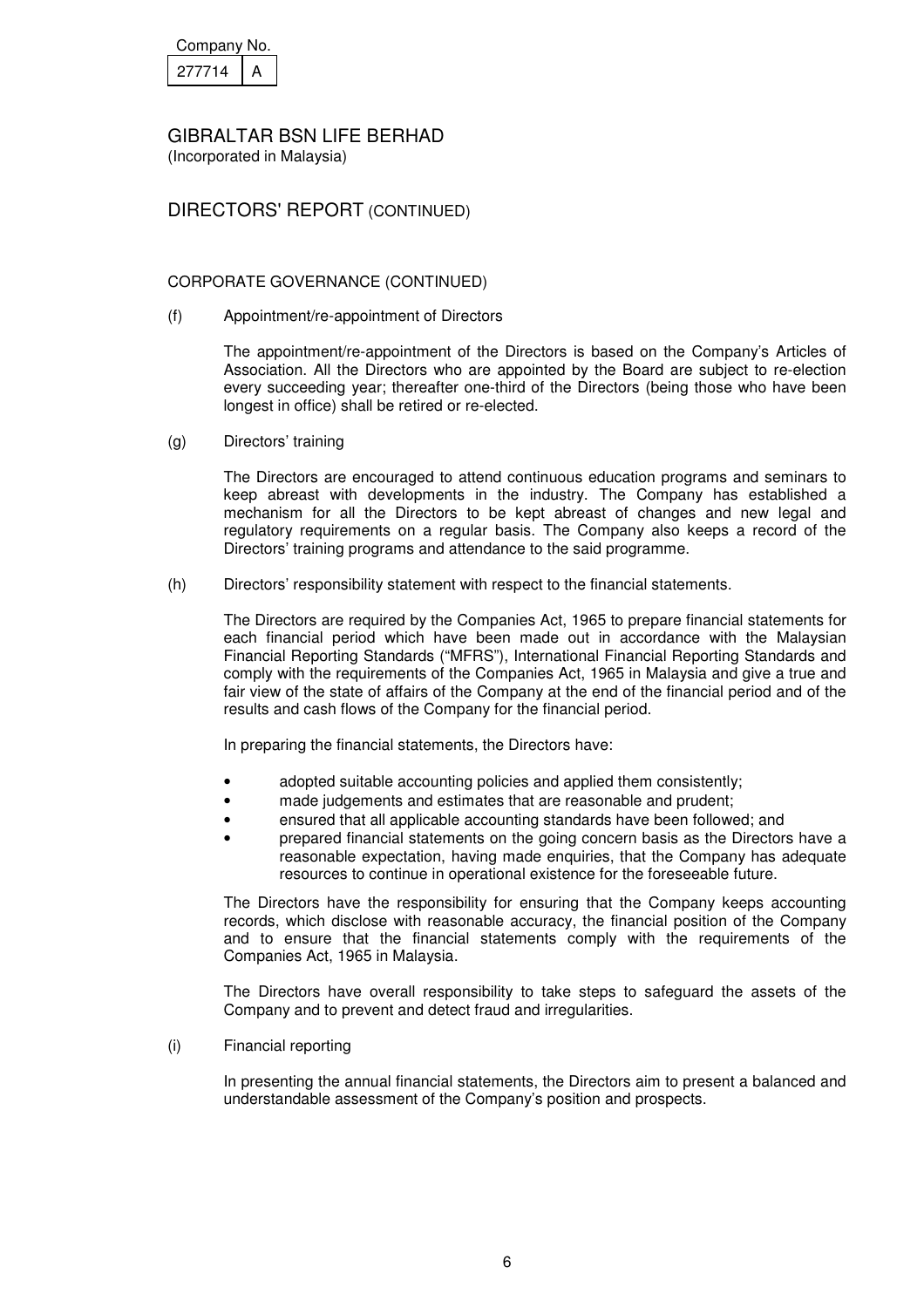Company No.

| 277714 | A |
|---|---|

# GIBRALTAR BSN LIFE BERHAD

(Incorporated in Malaysia)

## DIRECTORS' REPORT (CONTINUED)

### CORPORATE GOVERNANCE (CONTINUED)

(f) Appointment/re-appointment of Directors

The appointment/re-appointment of the Directors is based on the Company's Articles of Association. All the Directors who are appointed by the Board are subject to re-election every succeeding year; thereafter one-third of the Directors (being those who have been longest in office) shall be retired or re-elected.

(g) Directors' training

The Directors are encouraged to attend continuous education programs and seminars to keep abreast with developments in the industry. The Company has established a mechanism for all the Directors to be kept abreast of changes and new legal and regulatory requirements on a regular basis. The Company also keeps a record of the Directors' training programs and attendance to the said programme.

(h) Directors' responsibility statement with respect to the financial statements.

The Directors are required by the Companies Act, 1965 to prepare financial statements for each financial period which have been made out in accordance with the Malaysian Financial Reporting Standards ("MFRS"), International Financial Reporting Standards and comply with the requirements of the Companies Act, 1965 in Malaysia and give a true and fair view of the state of affairs of the Company at the end of the financial period and of the results and cash flows of the Company for the financial period.

In preparing the financial statements, the Directors have:

- adopted suitable accounting policies and applied them consistently;
- made judgements and estimates that are reasonable and prudent;
- ensured that all applicable accounting standards have been followed; and
- prepared financial statements on the going concern basis as the Directors have a reasonable expectation, having made enquiries, that the Company has adequate resources to continue in operational existence for the foreseeable future.

The Directors have the responsibility for ensuring that the Company keeps accounting records, which disclose with reasonable accuracy, the financial position of the Company and to ensure that the financial statements comply with the requirements of the Companies Act, 1965 in Malaysia.

The Directors have overall responsibility to take steps to safeguard the assets of the Company and to prevent and detect fraud and irregularities.

(i) Financial reporting

In presenting the annual financial statements, the Directors aim to present a balanced and understandable assessment of the Company's position and prospects.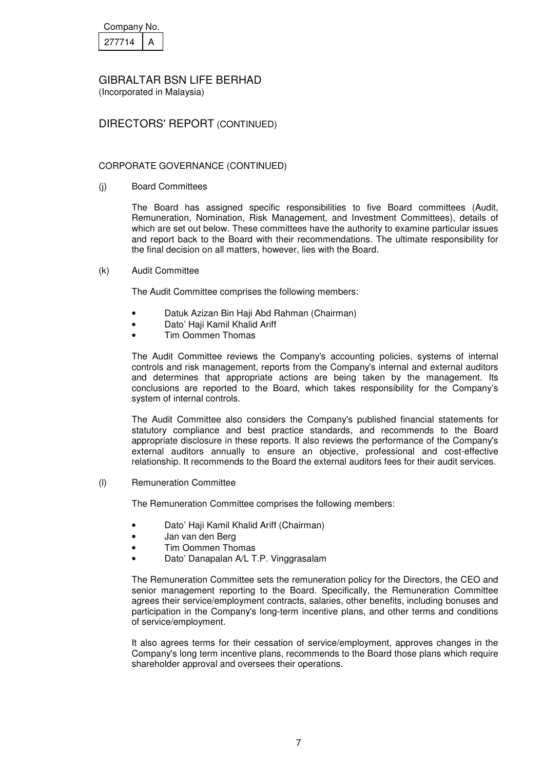Company No.

| 277714 | A |
|---|---|

GIBRALTAR BSN LIFE BERHAD
(Incorporated in Malaysia)

## DIRECTORS' REPORT (CONTINUED)

### CORPORATE GOVERNANCE (CONTINUED)

(j) Board Committees

The Board has assigned specific responsibilities to five Board committees (Audit, Remuneration, Nomination, Risk Management, and Investment Committees), details of which are set out below. These committees have the authority to examine particular issues and report back to the Board with their recommendations. The ultimate responsibility for the final decision on all matters, however, lies with the Board.

(k) Audit Committee

The Audit Committee comprises the following members:

- Datuk Azizan Bin Haji Abd Rahman (Chairman)
- Dato' Haji Kamil Khalid Ariff
- Tim Oommen Thomas

The Audit Committee reviews the Company's accounting policies, systems of internal controls and risk management, reports from the Company's internal and external auditors and determines that appropriate actions are being taken by the management. Its conclusions are reported to the Board, which takes responsibility for the Company's system of internal controls.

The Audit Committee also considers the Company's published financial statements for statutory compliance and best practice standards, and recommends to the Board appropriate disclosure in these reports. It also reviews the performance of the Company's external auditors annually to ensure an objective, professional and cost-effective relationship. It recommends to the Board the external auditors fees for their audit services.

(l) Remuneration Committee

The Remuneration Committee comprises the following members:

- Dato' Haji Kamil Khalid Ariff (Chairman)
- Jan van den Berg
- Tim Oommen Thomas
- Dato' Danapalan A/L T.P. Vinggrasalam

The Remuneration Committee sets the remuneration policy for the Directors, the CEO and senior management reporting to the Board. Specifically, the Remuneration Committee agrees their service/employment contracts, salaries, other benefits, including bonuses and participation in the Company's long-term incentive plans, and other terms and conditions of service/employment.

It also agrees terms for their cessation of service/employment, approves changes in the Company's long term incentive plans, recommends to the Board those plans which require shareholder approval and oversees their operations.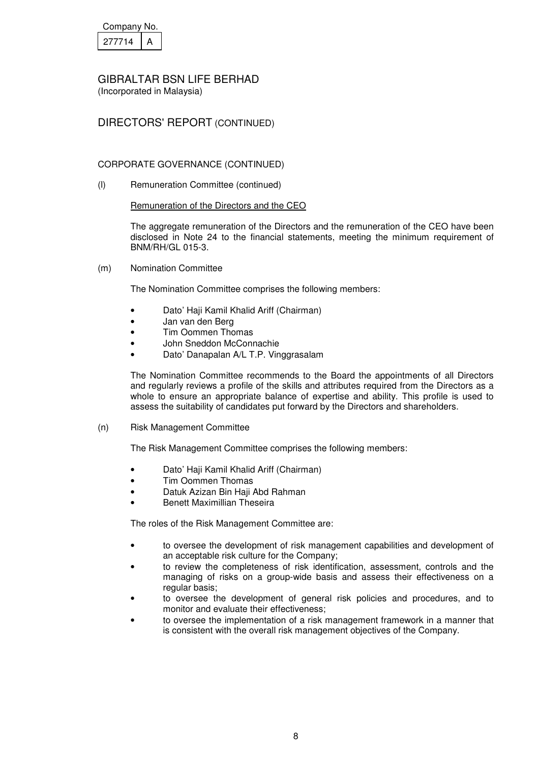Company No.

| 277714 | A |
|---|---|

# GIBRALTAR BSN LIFE BERHAD

(Incorporated in Malaysia)

## DIRECTORS' REPORT (CONTINUED)

CORPORATE GOVERNANCE (CONTINUED)

(l) Remuneration Committee (continued)

Remuneration of the Directors and the CEO

The aggregate remuneration of the Directors and the remuneration of the CEO have been disclosed in Note 24 to the financial statements, meeting the minimum requirement of BNM/RH/GL 015-3.

(m) Nomination Committee

The Nomination Committee comprises the following members:

- Dato' Haji Kamil Khalid Ariff (Chairman)
- Jan van den Berg
- Tim Oommen Thomas
- John Sneddon McConnachie
- Dato' Danapalan A/L T.P. Vinggrasalam

The Nomination Committee recommends to the Board the appointments of all Directors and regularly reviews a profile of the skills and attributes required from the Directors as a whole to ensure an appropriate balance of expertise and ability. This profile is used to assess the suitability of candidates put forward by the Directors and shareholders.

(n) Risk Management Committee

The Risk Management Committee comprises the following members:

- Dato' Haji Kamil Khalid Ariff (Chairman)
- Tim Oommen Thomas
- Datuk Azizan Bin Haji Abd Rahman
- Benett Maximillian Theseira

The roles of the Risk Management Committee are:

- to oversee the development of risk management capabilities and development of an acceptable risk culture for the Company;
- to review the completeness of risk identification, assessment, controls and the managing of risks on a group-wide basis and assess their effectiveness on a regular basis;
- to oversee the development of general risk policies and procedures, and to monitor and evaluate their effectiveness;
- to oversee the implementation of a risk management framework in a manner that is consistent with the overall risk management objectives of the Company.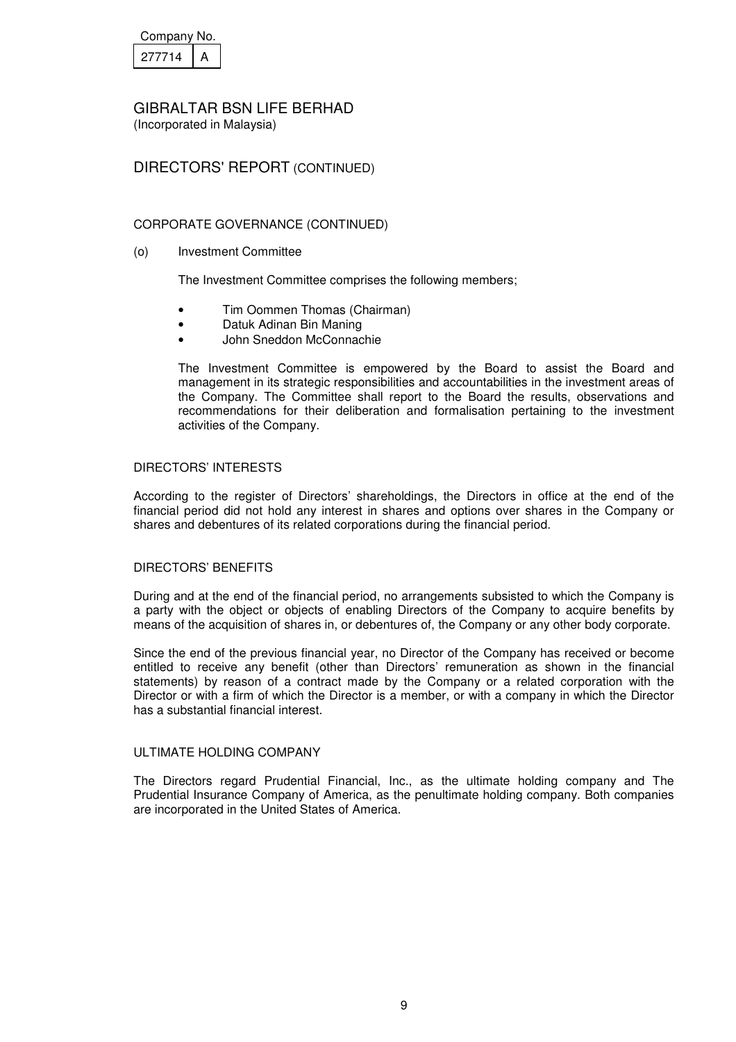Company No.

| 277714 | A |
|---|---|

GIBRALTAR BSN LIFE BERHAD
(Incorporated in Malaysia)

# DIRECTORS' REPORT (CONTINUED)

## CORPORATE GOVERNANCE (CONTINUED)

(o) Investment Committee

The Investment Committee comprises the following members;

- Tim Oommen Thomas (Chairman)
- Datuk Adinan Bin Maning
- John Sneddon McConnachie

The Investment Committee is empowered by the Board to assist the Board and management in its strategic responsibilities and accountabilities in the investment areas of the Company. The Committee shall report to the Board the results, observations and recommendations for their deliberation and formalisation pertaining to the investment activities of the Company.

## DIRECTORS' INTERESTS

According to the register of Directors' shareholdings, the Directors in office at the end of the financial period did not hold any interest in shares and options over shares in the Company or shares and debentures of its related corporations during the financial period.

## DIRECTORS' BENEFITS

During and at the end of the financial period, no arrangements subsisted to which the Company is a party with the object or objects of enabling Directors of the Company to acquire benefits by means of the acquisition of shares in, or debentures of, the Company or any other body corporate.

Since the end of the previous financial year, no Director of the Company has received or become entitled to receive any benefit (other than Directors' remuneration as shown in the financial statements) by reason of a contract made by the Company or a related corporation with the Director or with a firm of which the Director is a member, or with a company in which the Director has a substantial financial interest.

## ULTIMATE HOLDING COMPANY

The Directors regard Prudential Financial, Inc., as the ultimate holding company and The Prudential Insurance Company of America, as the penultimate holding company. Both companies are incorporated in the United States of America.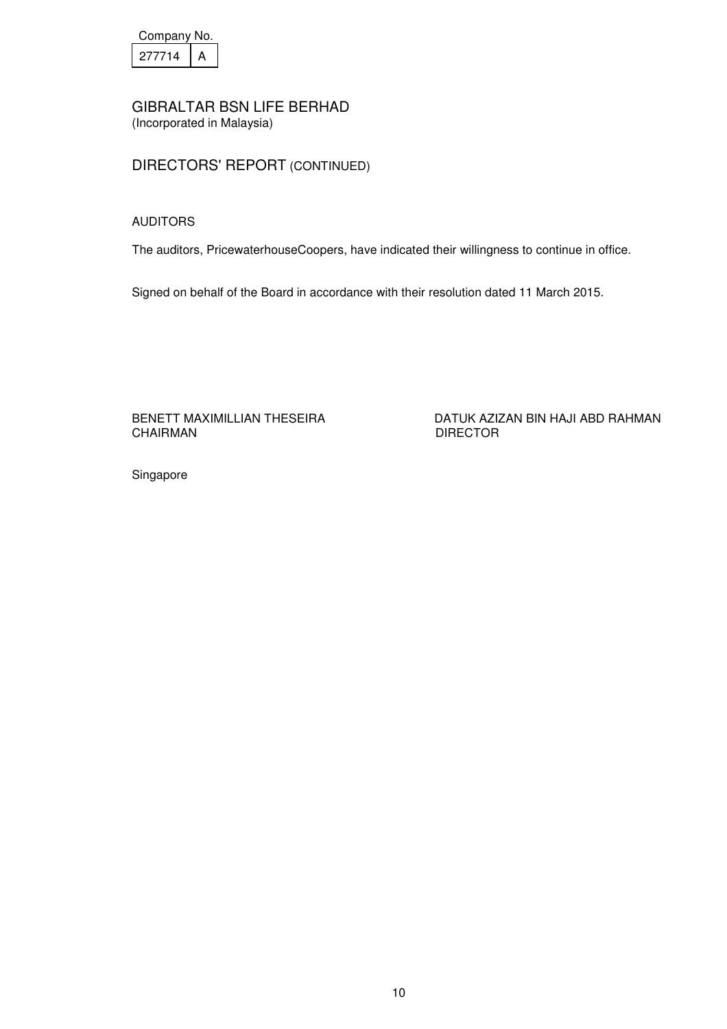Company No.

| 277714 | A |
|---|---|

# GIBRALTAR BSN LIFE BERHAD
(Incorporated in Malaysia)

## DIRECTORS' REPORT (CONTINUED)

AUDITORS

The auditors, PricewaterhouseCoopers, have indicated their willingness to continue in office.

Signed on behalf of the Board in accordance with their resolution dated 11 March 2015.

BENETT MAXIMILLIAN THESEIRA
CHAIRMAN

DATUK AZIZAN BIN HAJI ABD RAHMAN
DIRECTOR

Singapore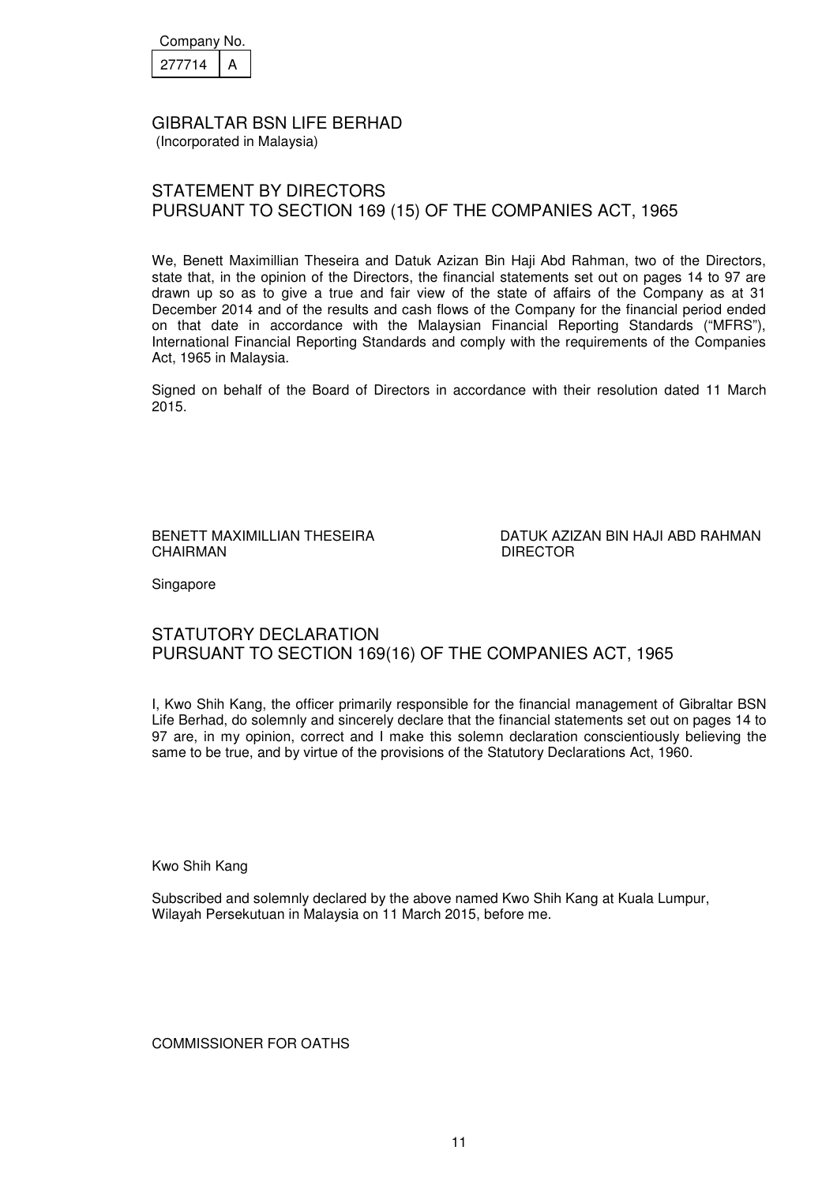| Company No. | |
|---|---|
| 277714 | A |

GIBRALTAR BSN LIFE BERHAD
(Incorporated in Malaysia)

## STATEMENT BY DIRECTORS PURSUANT TO SECTION 169 (15) OF THE COMPANIES ACT, 1965

We, Benett Maximillian Theseira and Datuk Azizan Bin Haji Abd Rahman, two of the Directors, state that, in the opinion of the Directors, the financial statements set out on pages 14 to 97 are drawn up so as to give a true and fair view of the state of affairs of the Company as at 31 December 2014 and of the results and cash flows of the Company for the financial period ended on that date in accordance with the Malaysian Financial Reporting Standards ("MFRS"), International Financial Reporting Standards and comply with the requirements of the Companies Act, 1965 in Malaysia.

Signed on behalf of the Board of Directors in accordance with their resolution dated 11 March 2015.

BENETT MAXIMILLIAN THESEIRA
CHAIRMAN

DATUK AZIZAN BIN HAJI ABD RAHMAN
DIRECTOR

Singapore

## STATUTORY DECLARATION PURSUANT TO SECTION 169(16) OF THE COMPANIES ACT, 1965

I, Kwo Shih Kang, the officer primarily responsible for the financial management of Gibraltar BSN Life Berhad, do solemnly and sincerely declare that the financial statements set out on pages 14 to 97 are, in my opinion, correct and I make this solemn declaration conscientiously believing the same to be true, and by virtue of the provisions of the Statutory Declarations Act, 1960.

Kwo Shih Kang

Subscribed and solemnly declared by the above named Kwo Shih Kang at Kuala Lumpur, Wilayah Persekutuan in Malaysia on 11 March 2015, before me.

COMMISSIONER FOR OATHS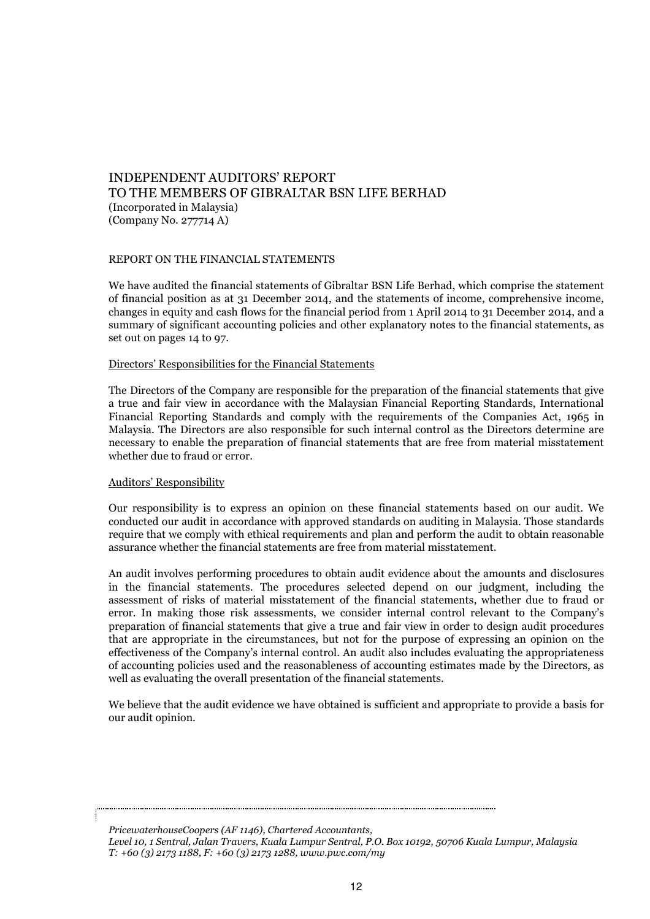# INDEPENDENT AUDITORS' REPORT
# TO THE MEMBERS OF GIBRALTAR BSN LIFE BERHAD

(Incorporated in Malaysia)
(Company No. 277714 A)

## REPORT ON THE FINANCIAL STATEMENTS

We have audited the financial statements of Gibraltar BSN Life Berhad, which comprise the statement of financial position as at 31 December 2014, and the statements of income, comprehensive income, changes in equity and cash flows for the financial period from 1 April 2014 to 31 December 2014, and a summary of significant accounting policies and other explanatory notes to the financial statements, as set out on pages 14 to 97.

### Directors' Responsibilities for the Financial Statements

The Directors of the Company are responsible for the preparation of the financial statements that give a true and fair view in accordance with the Malaysian Financial Reporting Standards, International Financial Reporting Standards and comply with the requirements of the Companies Act, 1965 in Malaysia. The Directors are also responsible for such internal control as the Directors determine are necessary to enable the preparation of financial statements that are free from material misstatement whether due to fraud or error.

### Auditors' Responsibility

Our responsibility is to express an opinion on these financial statements based on our audit. We conducted our audit in accordance with approved standards on auditing in Malaysia. Those standards require that we comply with ethical requirements and plan and perform the audit to obtain reasonable assurance whether the financial statements are free from material misstatement.

An audit involves performing procedures to obtain audit evidence about the amounts and disclosures in the financial statements. The procedures selected depend on our judgment, including the assessment of risks of material misstatement of the financial statements, whether due to fraud or error. In making those risk assessments, we consider internal control relevant to the Company's preparation of financial statements that give a true and fair view in order to design audit procedures that are appropriate in the circumstances, but not for the purpose of expressing an opinion on the effectiveness of the Company's internal control. An audit also includes evaluating the appropriateness of accounting policies used and the reasonableness of accounting estimates made by the Directors, as well as evaluating the overall presentation of the financial statements.

We believe that the audit evidence we have obtained is sufficient and appropriate to provide a basis for our audit opinion.

*PricewaterhouseCoopers (AF 1146), Chartered Accountants,*
*Level 10, 1 Sentral, Jalan Travers, Kuala Lumpur Sentral, P.O. Box 10192, 50706 Kuala Lumpur, Malaysia*
*T: +60 (3) 2173 1188, F: +60 (3) 2173 1288, www.pwc.com/my*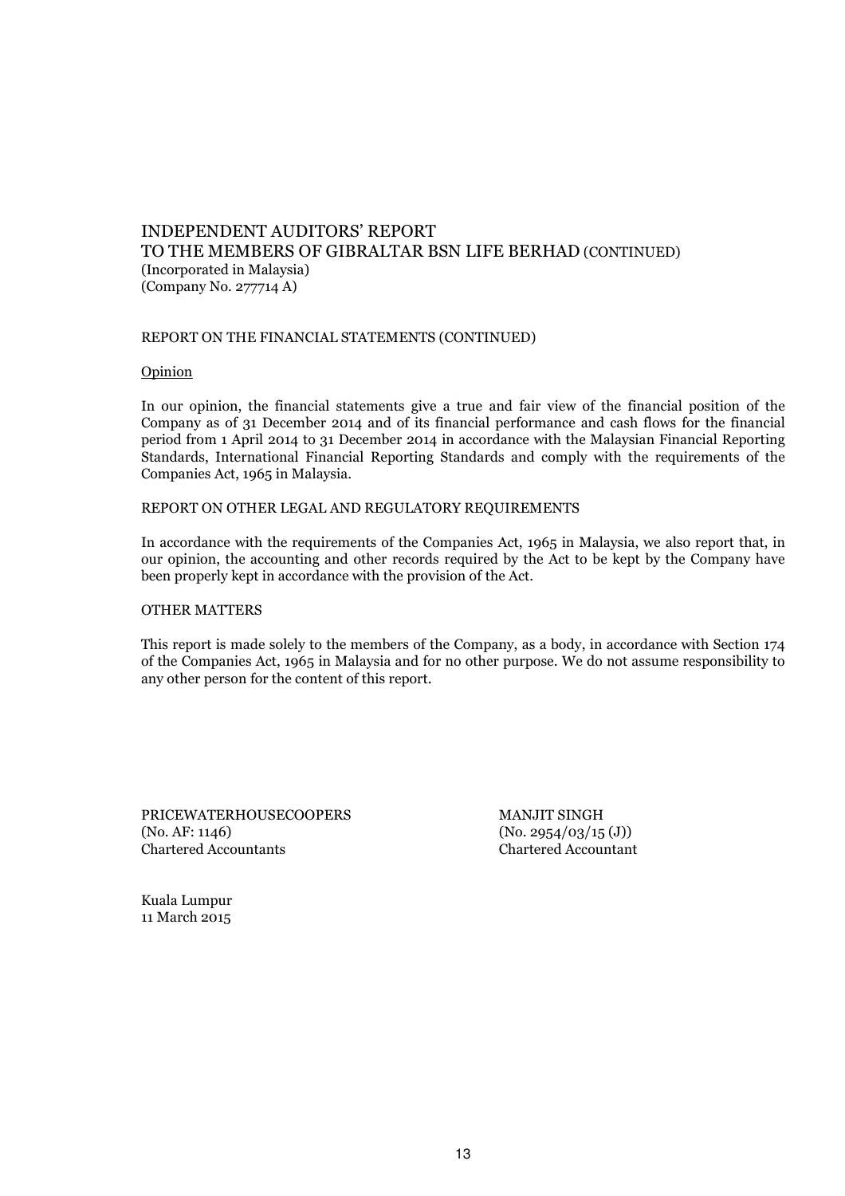# INDEPENDENT AUDITORS' REPORT
## TO THE MEMBERS OF GIBRALTAR BSN LIFE BERHAD (CONTINUED)
(Incorporated in Malaysia)
(Company No. 277714 A)

REPORT ON THE FINANCIAL STATEMENTS (CONTINUED)

Opinion

In our opinion, the financial statements give a true and fair view of the financial position of the Company as of 31 December 2014 and of its financial performance and cash flows for the financial period from 1 April 2014 to 31 December 2014 in accordance with the Malaysian Financial Reporting Standards, International Financial Reporting Standards and comply with the requirements of the Companies Act, 1965 in Malaysia.

REPORT ON OTHER LEGAL AND REGULATORY REQUIREMENTS

In accordance with the requirements of the Companies Act, 1965 in Malaysia, we also report that, in our opinion, the accounting and other records required by the Act to be kept by the Company have been properly kept in accordance with the provision of the Act.

OTHER MATTERS

This report is made solely to the members of the Company, as a body, in accordance with Section 174 of the Companies Act, 1965 in Malaysia and for no other purpose. We do not assume responsibility to any other person for the content of this report.

PRICEWATERHOUSECOOPERS
(No. AF: 1146)
Chartered Accountants

MANJIT SINGH
(No. 2954/03/15 (J))
Chartered Accountant

Kuala Lumpur
11 March 2015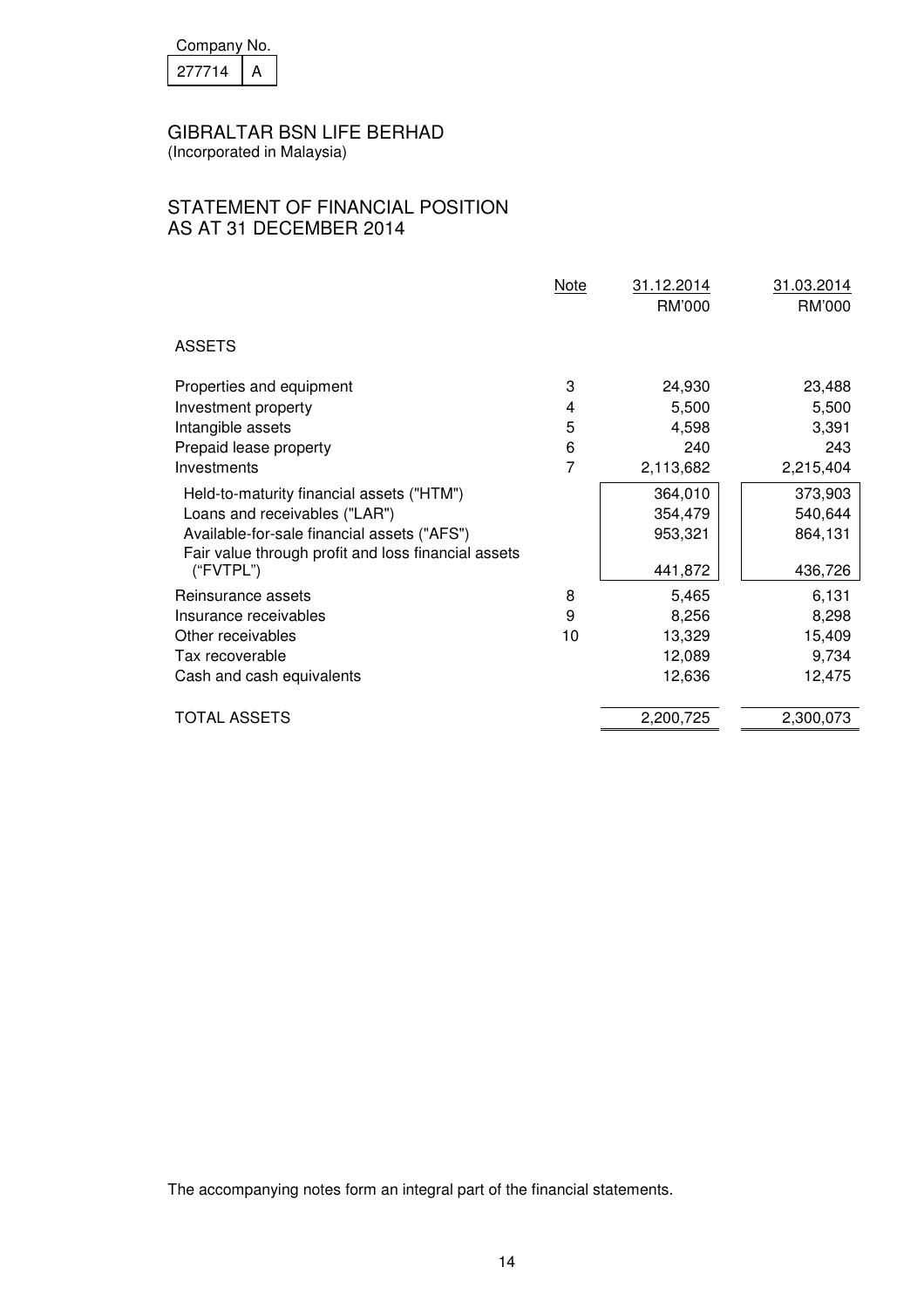Company No.

| 277714 | A |
|---|---|

GIBRALTAR BSN LIFE BERHAD
(Incorporated in Malaysia)

## STATEMENT OF FINANCIAL POSITION
## AS AT 31 DECEMBER 2014

| | Note | 31.12.2014 RM'000 | 31.03.2014 RM'000 |
|---|---|---|---|
| **ASSETS** | | | |
| Properties and equipment | 3 | 24,930 | 23,488 |
| Investment property | 4 | 5,500 | 5,500 |
| Intangible assets | 5 | 4,598 | 3,391 |
| Prepaid lease property | 6 | 240 | 243 |
| Investments | 7 | 2,113,682 | 2,215,404 |
| Held-to-maturity financial assets ("HTM") | | 364,010 | 373,903 |
| Loans and receivables ("LAR") | | 354,479 | 540,644 |
| Available-for-sale financial assets ("AFS") | | 953,321 | 864,131 |
| Fair value through profit and loss financial assets ("FVTPL") | | 441,872 | 436,726 |
| Reinsurance assets | 8 | 5,465 | 6,131 |
| Insurance receivables | 9 | 8,256 | 8,298 |
| Other receivables | 10 | 13,329 | 15,409 |
| Tax recoverable | | 12,089 | 9,734 |
| Cash and cash equivalents | | 12,636 | 12,475 |
| TOTAL ASSETS | | 2,200,725 | 2,300,073 |

The accompanying notes form an integral part of the financial statements.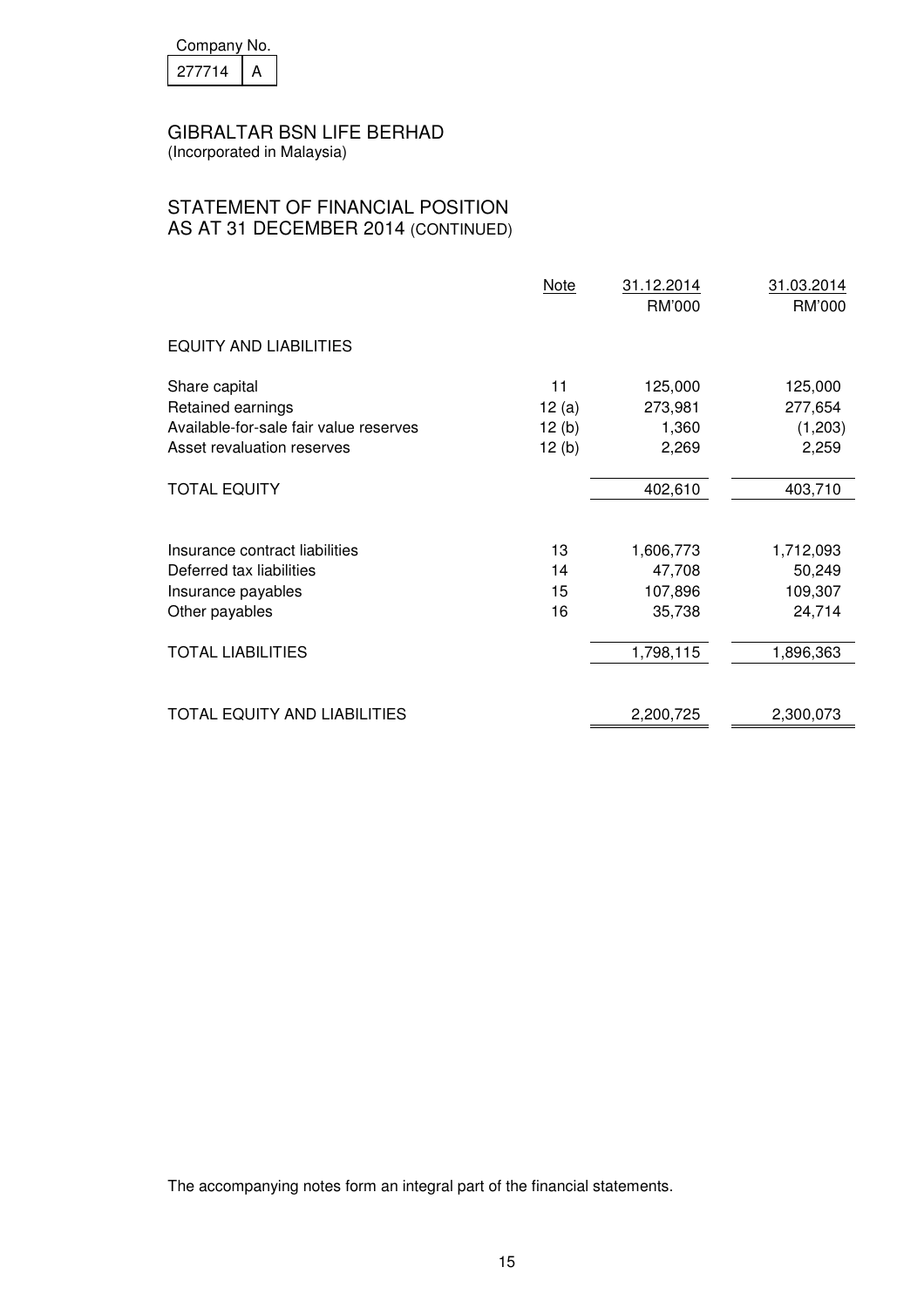Company No.

| 277714 | A |
|---|---|

# GIBRALTAR BSN LIFE BERHAD

(Incorporated in Malaysia)

## STATEMENT OF FINANCIAL POSITION AS AT 31 DECEMBER 2014 (CONTINUED)

| | Note | 31.12.2014 RM'000 | 31.03.2014 RM'000 |
|---|---|---|---|
| **EQUITY AND LIABILITIES** | | | |
| Share capital | 11 | 125,000 | 125,000 |
| Retained earnings | 12 (a) | 273,981 | 277,654 |
| Available-for-sale fair value reserves | 12 (b) | 1,360 | (1,203) |
| Asset revaluation reserves | 12 (b) | 2,269 | 2,259 |
| TOTAL EQUITY | | 402,610 | 403,710 |
| Insurance contract liabilities | 13 | 1,606,773 | 1,712,093 |
| Deferred tax liabilities | 14 | 47,708 | 50,249 |
| Insurance payables | 15 | 107,896 | 109,307 |
| Other payables | 16 | 35,738 | 24,714 |
| TOTAL LIABILITIES | | 1,798,115 | 1,896,363 |
| TOTAL EQUITY AND LIABILITIES | | 2,200,725 | 2,300,073 |

The accompanying notes form an integral part of the financial statements.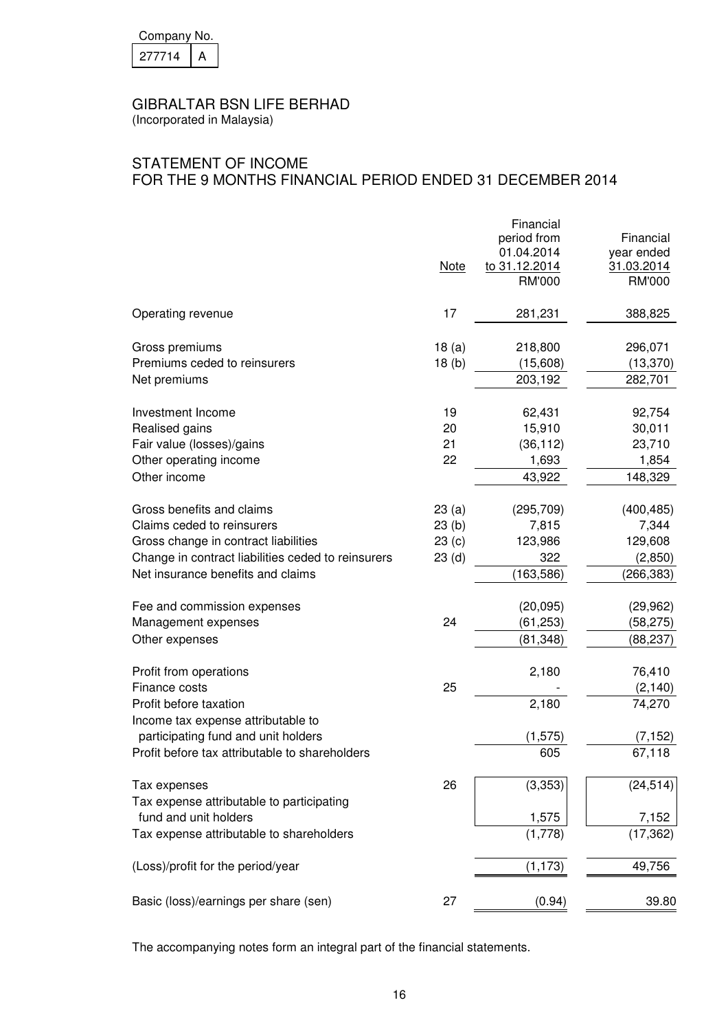Company No.

| 277714 | A |
|---|---|

# GIBRALTAR BSN LIFE BERHAD

(Incorporated in Malaysia)

## STATEMENT OF INCOME
## FOR THE 9 MONTHS FINANCIAL PERIOD ENDED 31 DECEMBER 2014

| | Note | Financial period from 01.04.2014 to 31.12.2014 RM'000 | Financial year ended 31.03.2014 RM'000 |
|---|---|---|---|
| Operating revenue | 17 | 281,231 | 388,825 |
| Gross premiums | 18 (a) | 218,800 | 296,071 |
| Premiums ceded to reinsurers | 18 (b) | (15,608) | (13,370) |
| Net premiums | | 203,192 | 282,701 |
| Investment Income | 19 | 62,431 | 92,754 |
| Realised gains | 20 | 15,910 | 30,011 |
| Fair value (losses)/gains | 21 | (36,112) | 23,710 |
| Other operating income | 22 | 1,693 | 1,854 |
| Other income | | 43,922 | 148,329 |
| Gross benefits and claims | 23 (a) | (295,709) | (400,485) |
| Claims ceded to reinsurers | 23 (b) | 7,815 | 7,344 |
| Gross change in contract liabilities | 23 (c) | 123,986 | 129,608 |
| Change in contract liabilities ceded to reinsurers | 23 (d) | 322 | (2,850) |
| Net insurance benefits and claims | | (163,586) | (266,383) |
| Fee and commission expenses | | (20,095) | (29,962) |
| Management expenses | 24 | (61,253) | (58,275) |
| Other expenses | | (81,348) | (88,237) |
| Profit from operations | | 2,180 | 76,410 |
| Finance costs | 25 | - | (2,140) |
| Profit before taxation | | 2,180 | 74,270 |
| Income tax expense attributable to participating fund and unit holders | | (1,575) | (7,152) |
| Profit before tax attributable to shareholders | | 605 | 67,118 |
| Tax expenses | 26 | (3,353) | (24,514) |
| Tax expense attributable to participating fund and unit holders | | 1,575 | 7,152 |
| Tax expense attributable to shareholders | | (1,778) | (17,362) |
| (Loss)/profit for the period/year | | (1,173) | 49,756 |
| Basic (loss)/earnings per share (sen) | 27 | (0.94) | 39.80 |

The accompanying notes form an integral part of the financial statements.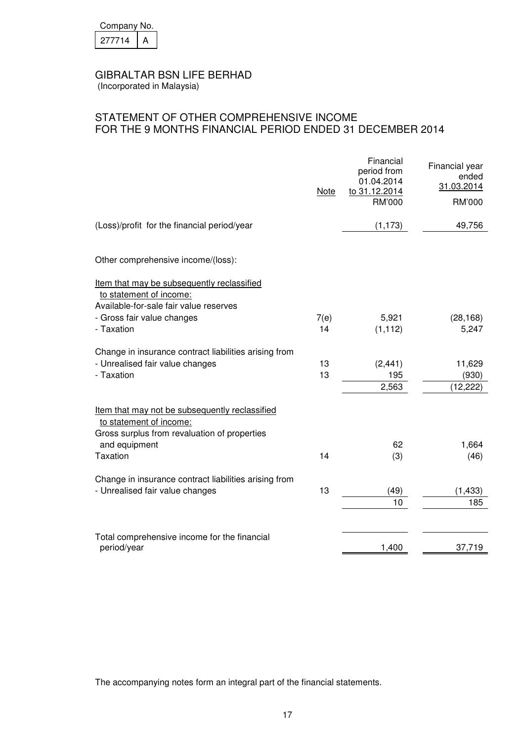Company No.

| 277714 | A |
|---|---|

# GIBRALTAR BSN LIFE BERHAD

(Incorporated in Malaysia)

## STATEMENT OF OTHER COMPREHENSIVE INCOME FOR THE 9 MONTHS FINANCIAL PERIOD ENDED 31 DECEMBER 2014

| | Note | Financial period from 01.04.2014 to 31.12.2014 RM'000 | Financial year ended 31.03.2014 RM'000 |
|---|---|---|---|
| (Loss)/profit for the financial period/year | | (1,173) | 49,756 |
| | | | |
| Other comprehensive income/(loss): | | | |
| | | | |
| Item that may be subsequently reclassified to statement of income: | | | |
| Available-for-sale fair value reserves | | | |
| - Gross fair value changes | 7(e) | 5,921 | (28,168) |
| - Taxation | 14 | (1,112) | 5,247 |
| | | | |
| Change in insurance contract liabilities arising from | | | |
| - Unrealised fair value changes | 13 | (2,441) | 11,629 |
| - Taxation | 13 | 195 | (930) |
| | | 2,563 | (12,222) |
| | | | |
| Item that may not be subsequently reclassified to statement of income: | | | |
| Gross surplus from revaluation of properties and equipment | | 62 | 1,664 |
| Taxation | 14 | (3) | (46) |
| | | | |
| Change in insurance contract liabilities arising from | | | |
| - Unrealised fair value changes | 13 | (49) | (1,433) |
| | | 10 | 185 |
| | | | |
| Total comprehensive income for the financial period/year | | 1,400 | 37,719 |

The accompanying notes form an integral part of the financial statements.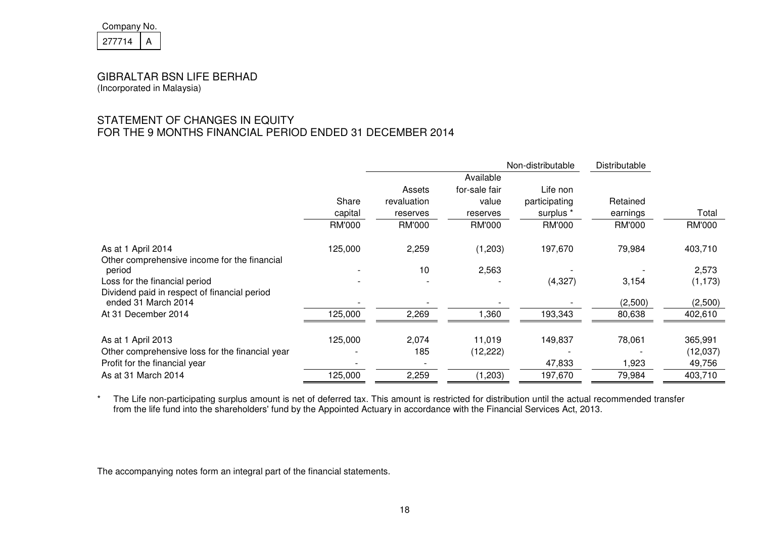Company No.

| 277714 | A |
|---|---|

GIBRALTAR BSN LIFE BERHAD
(Incorporated in Malaysia)

## STATEMENT OF CHANGES IN EQUITY
## FOR THE 9 MONTHS FINANCIAL PERIOD ENDED 31 DECEMBER 2014

| | | Non-distributable | | | Distributable | |
|---|---|---|---|---|---|---|
| | Share capital | Assets revaluation reserves | Available for-sale fair value reserves | Life non participating surplus * | Retained earnings | Total |
| | RM'000 | RM'000 | RM'000 | RM'000 | RM'000 | RM'000 |
| As at 1 April 2014 | 125,000 | 2,259 | (1,203) | 197,670 | 79,984 | 403,710 |
| Other comprehensive income for the financial period | - | 10 | 2,563 | - | - | 2,573 |
| Loss for the financial period | - | - | - | (4,327) | 3,154 | (1,173) |
| Dividend paid in respect of financial period ended 31 March 2014 | - | - | - | - | (2,500) | (2,500) |
| At 31 December 2014 | 125,000 | 2,269 | 1,360 | 193,343 | 80,638 | 402,610 |
| | | | | | | |
| As at 1 April 2013 | 125,000 | 2,074 | 11,019 | 149,837 | 78,061 | 365,991 |
| Other comprehensive loss for the financial year | - | 185 | (12,222) | - | - | (12,037) |
| Profit for the financial year | - | - | | 47,833 | 1,923 | 49,756 |
| As at 31 March 2014 | 125,000 | 2,259 | (1,203) | 197,670 | 79,984 | 403,710 |

\* The Life non-participating surplus amount is net of deferred tax. This amount is restricted for distribution until the actual recommended transfer from the life fund into the shareholders' fund by the Appointed Actuary in accordance with the Financial Services Act, 2013.

The accompanying notes form an integral part of the financial statements.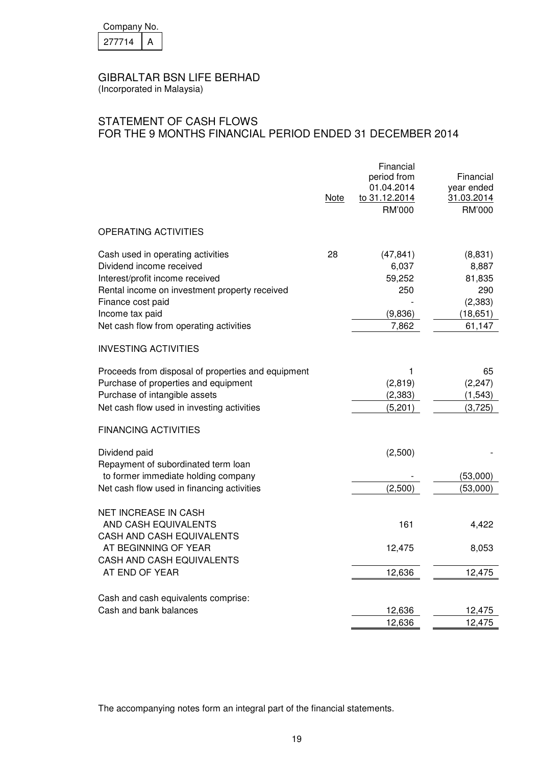Company No.

| 277714 | A |
|---|---|

# GIBRALTAR BSN LIFE BERHAD
(Incorporated in Malaysia)

## STATEMENT OF CASH FLOWS
## FOR THE 9 MONTHS FINANCIAL PERIOD ENDED 31 DECEMBER 2014

| | Note | Financial period from 01.04.2014 to 31.12.2014 RM'000 | Financial year ended 31.03.2014 RM'000 |
|---|---|---|---|
| **OPERATING ACTIVITIES** | | | |
| Cash used in operating activities | 28 | (47,841) | (8,831) |
| Dividend income received | | 6,037 | 8,887 |
| Interest/profit income received | | 59,252 | 81,835 |
| Rental income on investment property received | | 250 | 290 |
| Finance cost paid | | - | (2,383) |
| Income tax paid | | (9,836) | (18,651) |
| Net cash flow from operating activities | | 7,862 | 61,147 |
| **INVESTING ACTIVITIES** | | | |
| Proceeds from disposal of properties and equipment | | 1 | 65 |
| Purchase of properties and equipment | | (2,819) | (2,247) |
| Purchase of intangible assets | | (2,383) | (1,543) |
| Net cash flow used in investing activities | | (5,201) | (3,725) |
| **FINANCING ACTIVITIES** | | | |
| Dividend paid | | (2,500) | - |
| Repayment of subordinated term loan to former immediate holding company | | - | (53,000) |
| Net cash flow used in financing activities | | (2,500) | (53,000) |
| NET INCREASE IN CASH AND CASH EQUIVALENTS | | 161 | 4,422 |
| CASH AND CASH EQUIVALENTS AT BEGINNING OF YEAR | | 12,475 | 8,053 |
| CASH AND CASH EQUIVALENTS AT END OF YEAR | | 12,636 | 12,475 |
| Cash and cash equivalents comprise: | | | |
| Cash and bank balances | | 12,636 | 12,475 |
| | | 12,636 | 12,475 |

The accompanying notes form an integral part of the financial statements.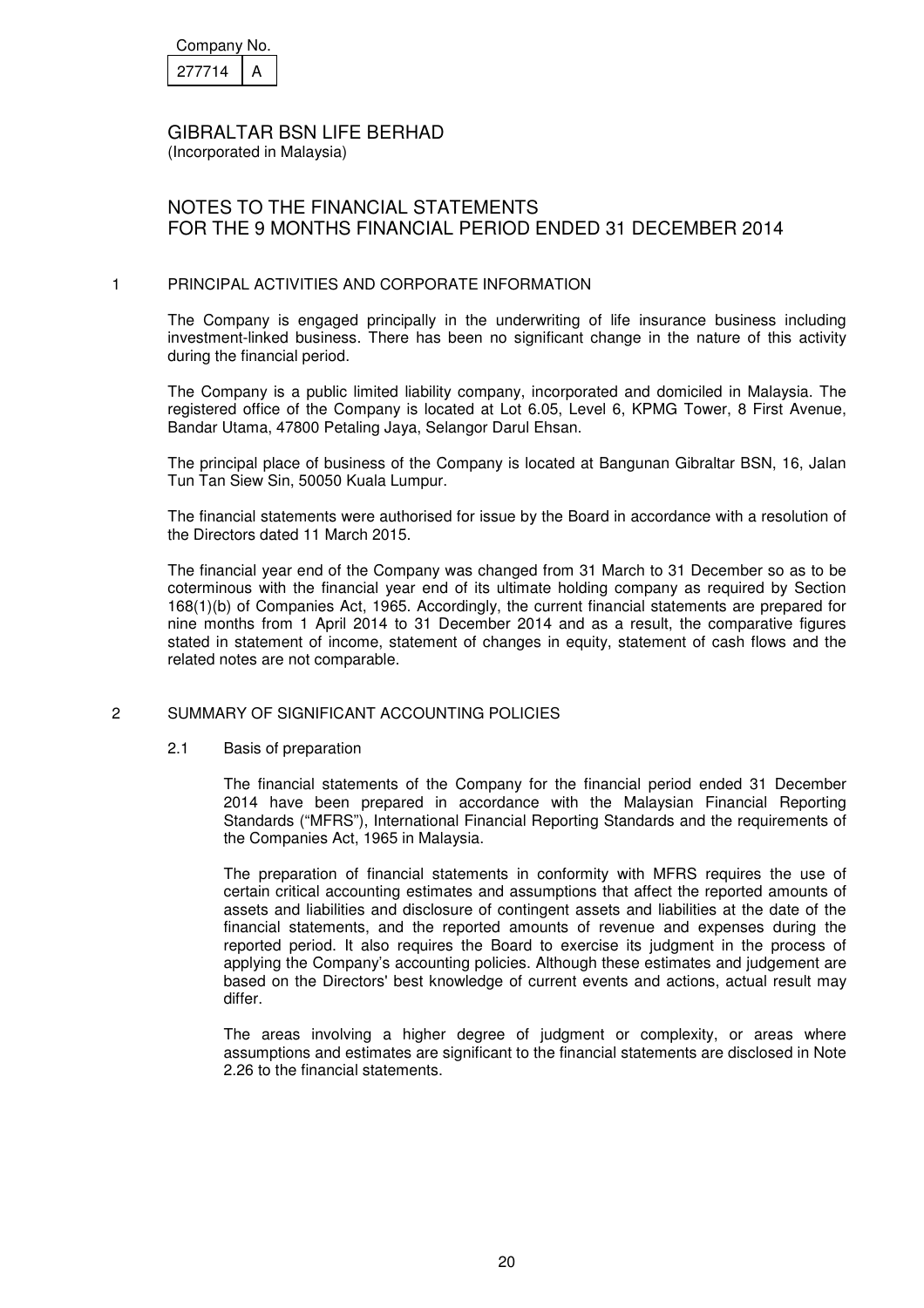Company No.

| 277714 | A |
|---|---|

GIBRALTAR BSN LIFE BERHAD
(Incorporated in Malaysia)

# NOTES TO THE FINANCIAL STATEMENTS FOR THE 9 MONTHS FINANCIAL PERIOD ENDED 31 DECEMBER 2014

## 1 PRINCIPAL ACTIVITIES AND CORPORATE INFORMATION

The Company is engaged principally in the underwriting of life insurance business including investment-linked business. There has been no significant change in the nature of this activity during the financial period.

The Company is a public limited liability company, incorporated and domiciled in Malaysia. The registered office of the Company is located at Lot 6.05, Level 6, KPMG Tower, 8 First Avenue, Bandar Utama, 47800 Petaling Jaya, Selangor Darul Ehsan.

The principal place of business of the Company is located at Bangunan Gibraltar BSN, 16, Jalan Tun Tan Siew Sin, 50050 Kuala Lumpur.

The financial statements were authorised for issue by the Board in accordance with a resolution of the Directors dated 11 March 2015.

The financial year end of the Company was changed from 31 March to 31 December so as to be coterminous with the financial year end of its ultimate holding company as required by Section 168(1)(b) of Companies Act, 1965. Accordingly, the current financial statements are prepared for nine months from 1 April 2014 to 31 December 2014 and as a result, the comparative figures stated in statement of income, statement of changes in equity, statement of cash flows and the related notes are not comparable.

## 2 SUMMARY OF SIGNIFICANT ACCOUNTING POLICIES

### 2.1 Basis of preparation

The financial statements of the Company for the financial period ended 31 December 2014 have been prepared in accordance with the Malaysian Financial Reporting Standards ("MFRS"), International Financial Reporting Standards and the requirements of the Companies Act, 1965 in Malaysia.

The preparation of financial statements in conformity with MFRS requires the use of certain critical accounting estimates and assumptions that affect the reported amounts of assets and liabilities and disclosure of contingent assets and liabilities at the date of the financial statements, and the reported amounts of revenue and expenses during the reported period. It also requires the Board to exercise its judgment in the process of applying the Company's accounting policies. Although these estimates and judgement are based on the Directors' best knowledge of current events and actions, actual result may differ.

The areas involving a higher degree of judgment or complexity, or areas where assumptions and estimates are significant to the financial statements are disclosed in Note 2.26 to the financial statements.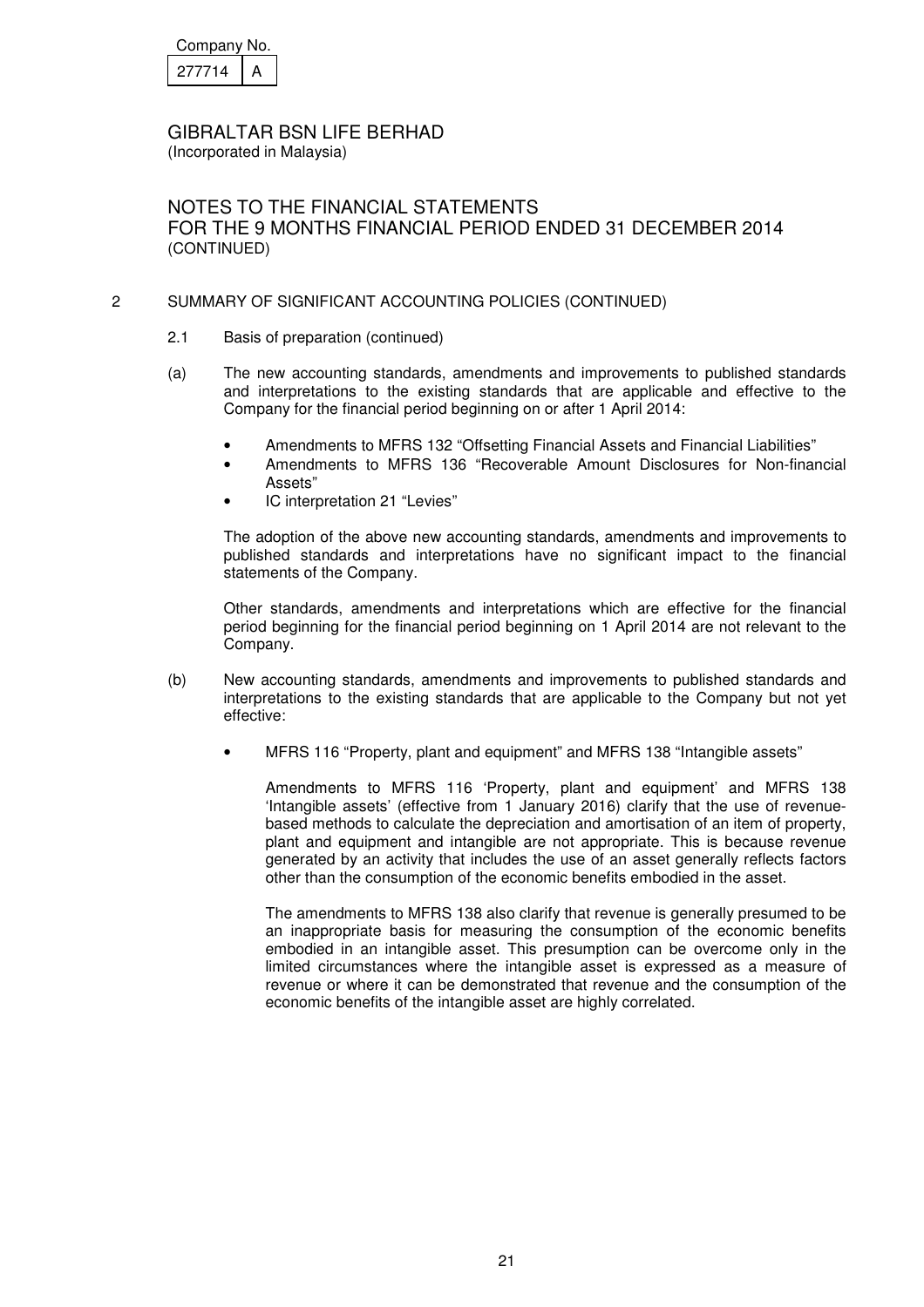Company No.

| 277714 | A |
|---|---|

GIBRALTAR BSN LIFE BERHAD
(Incorporated in Malaysia)

NOTES TO THE FINANCIAL STATEMENTS
FOR THE 9 MONTHS FINANCIAL PERIOD ENDED 31 DECEMBER 2014
(CONTINUED)

2 SUMMARY OF SIGNIFICANT ACCOUNTING POLICIES (CONTINUED)

2.1 Basis of preparation (continued)

(a) The new accounting standards, amendments and improvements to published standards and interpretations to the existing standards that are applicable and effective to the Company for the financial period beginning on or after 1 April 2014:

- Amendments to MFRS 132 "Offsetting Financial Assets and Financial Liabilities"
- Amendments to MFRS 136 "Recoverable Amount Disclosures for Non-financial Assets"
- IC interpretation 21 "Levies"

The adoption of the above new accounting standards, amendments and improvements to published standards and interpretations have no significant impact to the financial statements of the Company.

Other standards, amendments and interpretations which are effective for the financial period beginning for the financial period beginning on 1 April 2014 are not relevant to the Company.

(b) New accounting standards, amendments and improvements to published standards and interpretations to the existing standards that are applicable to the Company but not yet effective:

- MFRS 116 "Property, plant and equipment" and MFRS 138 "Intangible assets"

  Amendments to MFRS 116 'Property, plant and equipment' and MFRS 138 'Intangible assets' (effective from 1 January 2016) clarify that the use of revenue-based methods to calculate the depreciation and amortisation of an item of property, plant and equipment and intangible are not appropriate. This is because revenue generated by an activity that includes the use of an asset generally reflects factors other than the consumption of the economic benefits embodied in the asset.

  The amendments to MFRS 138 also clarify that revenue is generally presumed to be an inappropriate basis for measuring the consumption of the economic benefits embodied in an intangible asset. This presumption can be overcome only in the limited circumstances where the intangible asset is expressed as a measure of revenue or where it can be demonstrated that revenue and the consumption of the economic benefits of the intangible asset are highly correlated.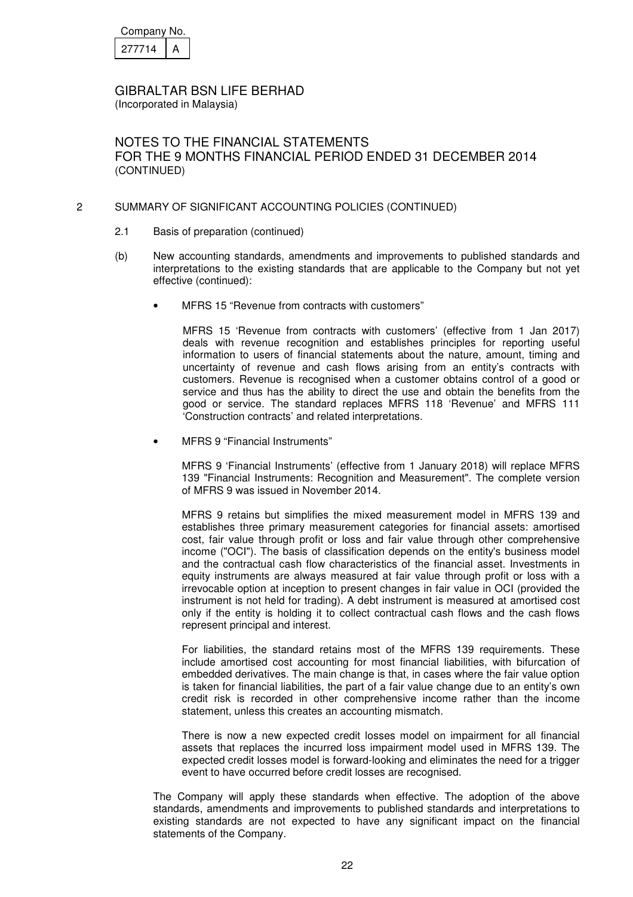Company No.

| 277714 | A |
|---|---|

GIBRALTAR BSN LIFE BERHAD
(Incorporated in Malaysia)

NOTES TO THE FINANCIAL STATEMENTS
FOR THE 9 MONTHS FINANCIAL PERIOD ENDED 31 DECEMBER 2014
(CONTINUED)

2 SUMMARY OF SIGNIFICANT ACCOUNTING POLICIES (CONTINUED)

2.1 Basis of preparation (continued)

(b) New accounting standards, amendments and improvements to published standards and interpretations to the existing standards that are applicable to the Company but not yet effective (continued):

- MFRS 15 "Revenue from contracts with customers"

  MFRS 15 'Revenue from contracts with customers' (effective from 1 Jan 2017) deals with revenue recognition and establishes principles for reporting useful information to users of financial statements about the nature, amount, timing and uncertainty of revenue and cash flows arising from an entity's contracts with customers. Revenue is recognised when a customer obtains control of a good or service and thus has the ability to direct the use and obtain the benefits from the good or service. The standard replaces MFRS 118 'Revenue' and MFRS 111 'Construction contracts' and related interpretations.

- MFRS 9 "Financial Instruments"

  MFRS 9 'Financial Instruments' (effective from 1 January 2018) will replace MFRS 139 "Financial Instruments: Recognition and Measurement". The complete version of MFRS 9 was issued in November 2014.

  MFRS 9 retains but simplifies the mixed measurement model in MFRS 139 and establishes three primary measurement categories for financial assets: amortised cost, fair value through profit or loss and fair value through other comprehensive income ("OCI"). The basis of classification depends on the entity's business model and the contractual cash flow characteristics of the financial asset. Investments in equity instruments are always measured at fair value through profit or loss with a irrevocable option at inception to present changes in fair value in OCI (provided the instrument is not held for trading). A debt instrument is measured at amortised cost only if the entity is holding it to collect contractual cash flows and the cash flows represent principal and interest.

  For liabilities, the standard retains most of the MFRS 139 requirements. These include amortised cost accounting for most financial liabilities, with bifurcation of embedded derivatives. The main change is that, in cases where the fair value option is taken for financial liabilities, the part of a fair value change due to an entity's own credit risk is recorded in other comprehensive income rather than the income statement, unless this creates an accounting mismatch.

  There is now a new expected credit losses model on impairment for all financial assets that replaces the incurred loss impairment model used in MFRS 139. The expected credit losses model is forward-looking and eliminates the need for a trigger event to have occurred before credit losses are recognised.

The Company will apply these standards when effective. The adoption of the above standards, amendments and improvements to published standards and interpretations to existing standards are not expected to have any significant impact on the financial statements of the Company.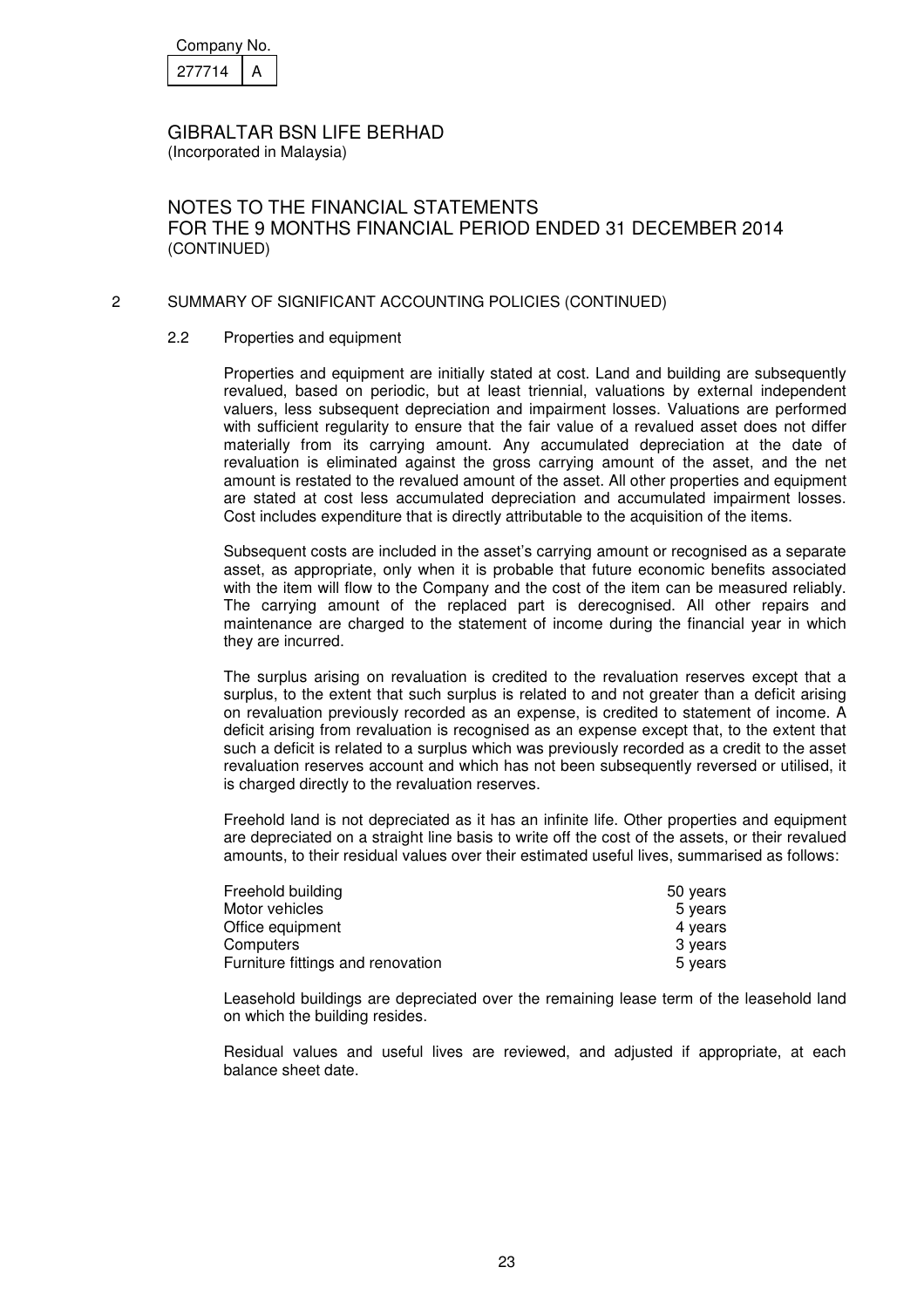## 2 SUMMARY OF SIGNIFICANT ACCOUNTING POLICIES (CONTINUED)

### 2.2 Properties and equipment

Properties and equipment are initially stated at cost. Land and building are subsequently revalued, based on periodic, but at least triennial, valuations by external independent valuers, less subsequent depreciation and impairment losses. Valuations are performed with sufficient regularity to ensure that the fair value of a revalued asset does not differ materially from its carrying amount. Any accumulated depreciation at the date of revaluation is eliminated against the gross carrying amount of the asset, and the net amount is restated to the revalued amount of the asset. All other properties and equipment are stated at cost less accumulated depreciation and accumulated impairment losses. Cost includes expenditure that is directly attributable to the acquisition of the items.

Subsequent costs are included in the asset's carrying amount or recognised as a separate asset, as appropriate, only when it is probable that future economic benefits associated with the item will flow to the Company and the cost of the item can be measured reliably. The carrying amount of the replaced part is derecognised. All other repairs and maintenance are charged to the statement of income during the financial year in which they are incurred.

The surplus arising on revaluation is credited to the revaluation reserves except that a surplus, to the extent that such surplus is related to and not greater than a deficit arising on revaluation previously recorded as an expense, is credited to statement of income. A deficit arising from revaluation is recognised as an expense except that, to the extent that such a deficit is related to a surplus which was previously recorded as a credit to the asset revaluation reserves account and which has not been subsequently reversed or utilised, it is charged directly to the revaluation reserves.

Freehold land is not depreciated as it has an infinite life. Other properties and equipment are depreciated on a straight line basis to write off the cost of the assets, or their revalued amounts, to their residual values over their estimated useful lives, summarised as follows:

| | |
|---|---|
| Freehold building | 50 years |
| Motor vehicles | 5 years |
| Office equipment | 4 years |
| Computers | 3 years |
| Furniture fittings and renovation | 5 years |

Leasehold buildings are depreciated over the remaining lease term of the leasehold land on which the building resides.

Residual values and useful lives are reviewed, and adjusted if appropriate, at each balance sheet date.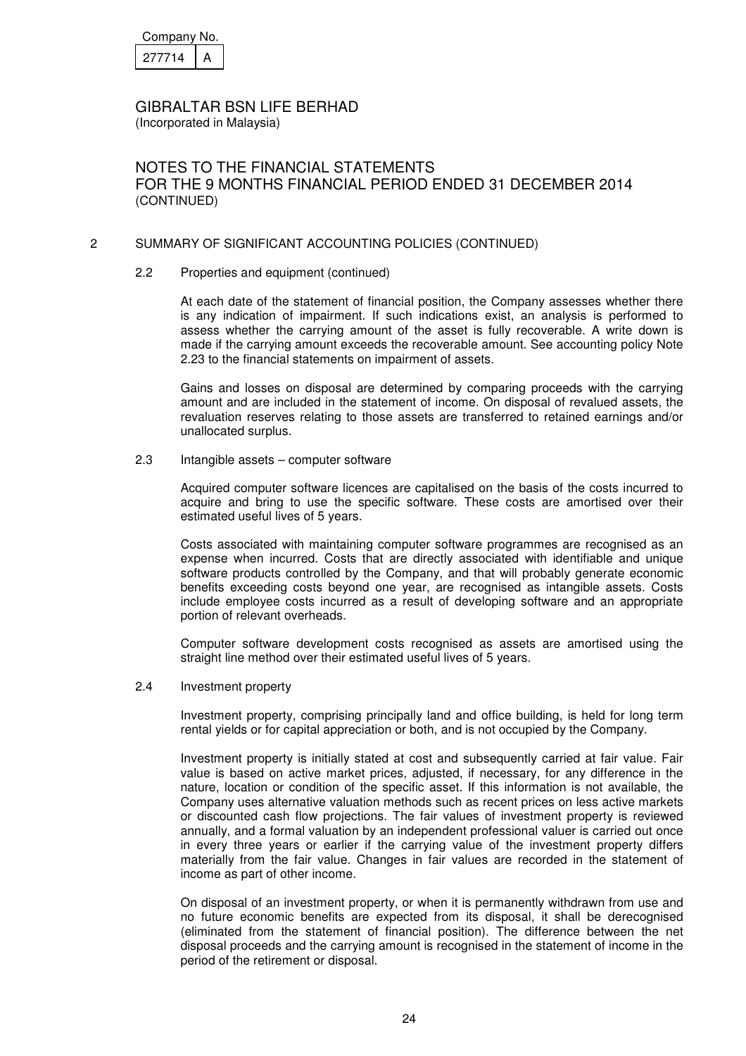Company No.

| 277714 | A |
|---|---|

GIBRALTAR BSN LIFE BERHAD
(Incorporated in Malaysia)

NOTES TO THE FINANCIAL STATEMENTS
FOR THE 9 MONTHS FINANCIAL PERIOD ENDED 31 DECEMBER 2014
(CONTINUED)

## 2 SUMMARY OF SIGNIFICANT ACCOUNTING POLICIES (CONTINUED)

### 2.2 Properties and equipment (continued)

At each date of the statement of financial position, the Company assesses whether there is any indication of impairment. If such indications exist, an analysis is performed to assess whether the carrying amount of the asset is fully recoverable. A write down is made if the carrying amount exceeds the recoverable amount. See accounting policy Note 2.23 to the financial statements on impairment of assets.

Gains and losses on disposal are determined by comparing proceeds with the carrying amount and are included in the statement of income. On disposal of revalued assets, the revaluation reserves relating to those assets are transferred to retained earnings and/or unallocated surplus.

### 2.3 Intangible assets – computer software

Acquired computer software licences are capitalised on the basis of the costs incurred to acquire and bring to use the specific software. These costs are amortised over their estimated useful lives of 5 years.

Costs associated with maintaining computer software programmes are recognised as an expense when incurred. Costs that are directly associated with identifiable and unique software products controlled by the Company, and that will probably generate economic benefits exceeding costs beyond one year, are recognised as intangible assets. Costs include employee costs incurred as a result of developing software and an appropriate portion of relevant overheads.

Computer software development costs recognised as assets are amortised using the straight line method over their estimated useful lives of 5 years.

### 2.4 Investment property

Investment property, comprising principally land and office building, is held for long term rental yields or for capital appreciation or both, and is not occupied by the Company.

Investment property is initially stated at cost and subsequently carried at fair value. Fair value is based on active market prices, adjusted, if necessary, for any difference in the nature, location or condition of the specific asset. If this information is not available, the Company uses alternative valuation methods such as recent prices on less active markets or discounted cash flow projections. The fair values of investment property is reviewed annually, and a formal valuation by an independent professional valuer is carried out once in every three years or earlier if the carrying value of the investment property differs materially from the fair value. Changes in fair values are recorded in the statement of income as part of other income.

On disposal of an investment property, or when it is permanently withdrawn from use and no future economic benefits are expected from its disposal, it shall be derecognised (eliminated from the statement of financial position). The difference between the net disposal proceeds and the carrying amount is recognised in the statement of income in the period of the retirement or disposal.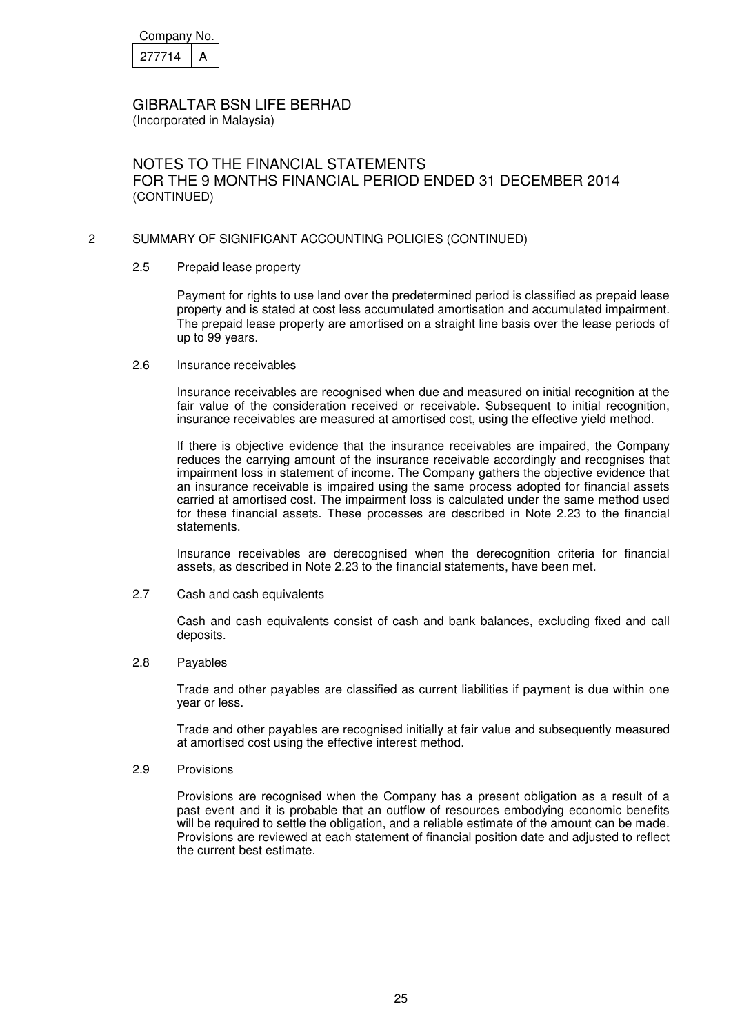Company No.

| 277714 | A |
|---|---|

GIBRALTAR BSN LIFE BERHAD
(Incorporated in Malaysia)

NOTES TO THE FINANCIAL STATEMENTS
FOR THE 9 MONTHS FINANCIAL PERIOD ENDED 31 DECEMBER 2014
(CONTINUED)

## 2 SUMMARY OF SIGNIFICANT ACCOUNTING POLICIES (CONTINUED)

### 2.5 Prepaid lease property

Payment for rights to use land over the predetermined period is classified as prepaid lease property and is stated at cost less accumulated amortisation and accumulated impairment. The prepaid lease property are amortised on a straight line basis over the lease periods of up to 99 years.

### 2.6 Insurance receivables

Insurance receivables are recognised when due and measured on initial recognition at the fair value of the consideration received or receivable. Subsequent to initial recognition, insurance receivables are measured at amortised cost, using the effective yield method.

If there is objective evidence that the insurance receivables are impaired, the Company reduces the carrying amount of the insurance receivable accordingly and recognises that impairment loss in statement of income. The Company gathers the objective evidence that an insurance receivable is impaired using the same process adopted for financial assets carried at amortised cost. The impairment loss is calculated under the same method used for these financial assets. These processes are described in Note 2.23 to the financial statements.

Insurance receivables are derecognised when the derecognition criteria for financial assets, as described in Note 2.23 to the financial statements, have been met.

### 2.7 Cash and cash equivalents

Cash and cash equivalents consist of cash and bank balances, excluding fixed and call deposits.

### 2.8 Payables

Trade and other payables are classified as current liabilities if payment is due within one year or less.

Trade and other payables are recognised initially at fair value and subsequently measured at amortised cost using the effective interest method.

### 2.9 Provisions

Provisions are recognised when the Company has a present obligation as a result of a past event and it is probable that an outflow of resources embodying economic benefits will be required to settle the obligation, and a reliable estimate of the amount can be made. Provisions are reviewed at each statement of financial position date and adjusted to reflect the current best estimate.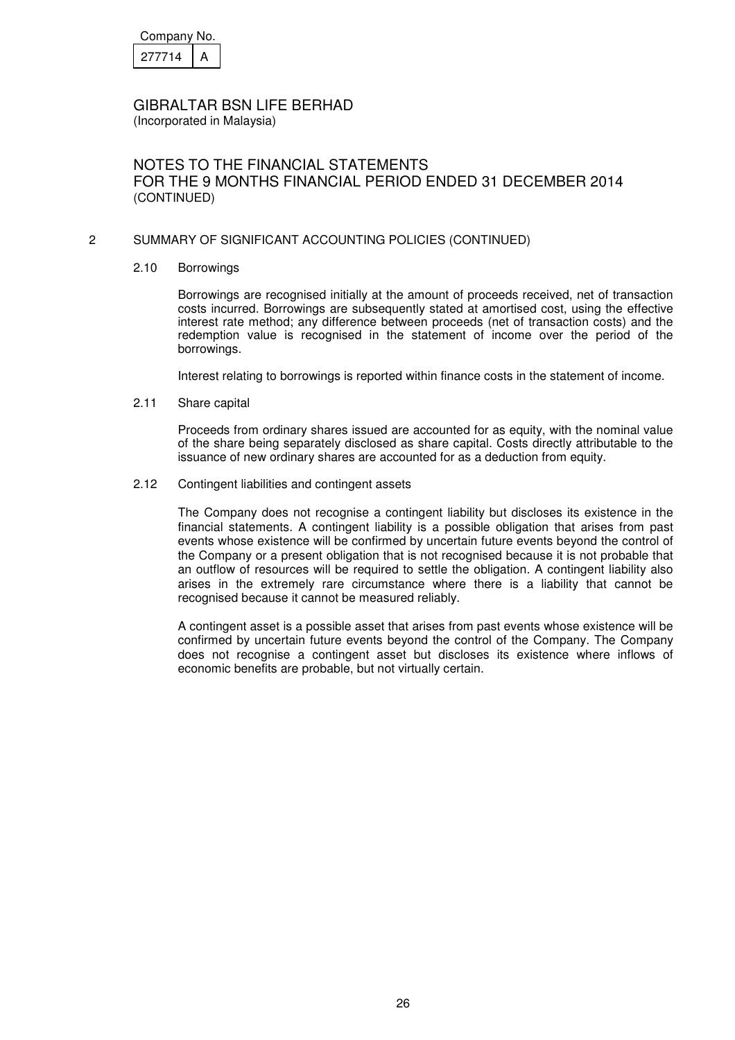Company No.

| 277714 | A |
|---|---|

GIBRALTAR BSN LIFE BERHAD
(Incorporated in Malaysia)

# NOTES TO THE FINANCIAL STATEMENTS FOR THE 9 MONTHS FINANCIAL PERIOD ENDED 31 DECEMBER 2014
(CONTINUED)

## 2 SUMMARY OF SIGNIFICANT ACCOUNTING POLICIES (CONTINUED)

### 2.10 Borrowings

Borrowings are recognised initially at the amount of proceeds received, net of transaction costs incurred. Borrowings are subsequently stated at amortised cost, using the effective interest rate method; any difference between proceeds (net of transaction costs) and the redemption value is recognised in the statement of income over the period of the borrowings.

Interest relating to borrowings is reported within finance costs in the statement of income.

### 2.11 Share capital

Proceeds from ordinary shares issued are accounted for as equity, with the nominal value of the share being separately disclosed as share capital. Costs directly attributable to the issuance of new ordinary shares are accounted for as a deduction from equity.

### 2.12 Contingent liabilities and contingent assets

The Company does not recognise a contingent liability but discloses its existence in the financial statements. A contingent liability is a possible obligation that arises from past events whose existence will be confirmed by uncertain future events beyond the control of the Company or a present obligation that is not recognised because it is not probable that an outflow of resources will be required to settle the obligation. A contingent liability also arises in the extremely rare circumstance where there is a liability that cannot be recognised because it cannot be measured reliably.

A contingent asset is a possible asset that arises from past events whose existence will be confirmed by uncertain future events beyond the control of the Company. The Company does not recognise a contingent asset but discloses its existence where inflows of economic benefits are probable, but not virtually certain.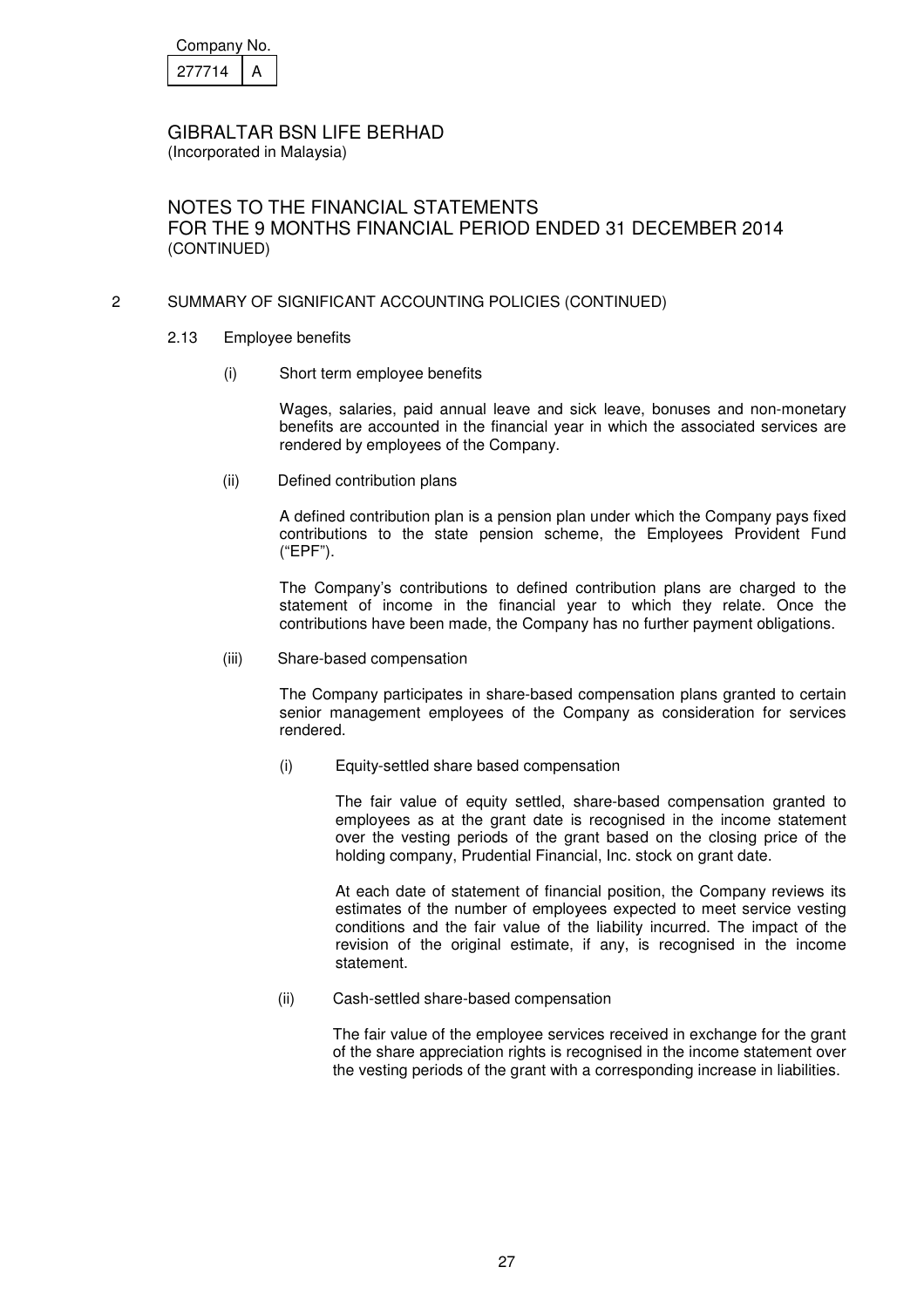Company No.

| 277714 | A |
|---|---|

GIBRALTAR BSN LIFE BERHAD
(Incorporated in Malaysia)

NOTES TO THE FINANCIAL STATEMENTS
FOR THE 9 MONTHS FINANCIAL PERIOD ENDED 31 DECEMBER 2014
(CONTINUED)

## 2 SUMMARY OF SIGNIFICANT ACCOUNTING POLICIES (CONTINUED)

### 2.13 Employee benefits

(i) Short term employee benefits

Wages, salaries, paid annual leave and sick leave, bonuses and non-monetary benefits are accounted in the financial year in which the associated services are rendered by employees of the Company.

(ii) Defined contribution plans

A defined contribution plan is a pension plan under which the Company pays fixed contributions to the state pension scheme, the Employees Provident Fund ("EPF").

The Company's contributions to defined contribution plans are charged to the statement of income in the financial year to which they relate. Once the contributions have been made, the Company has no further payment obligations.

(iii) Share-based compensation

The Company participates in share-based compensation plans granted to certain senior management employees of the Company as consideration for services rendered.

(i) Equity-settled share based compensation

The fair value of equity settled, share-based compensation granted to employees as at the grant date is recognised in the income statement over the vesting periods of the grant based on the closing price of the holding company, Prudential Financial, Inc. stock on grant date.

At each date of statement of financial position, the Company reviews its estimates of the number of employees expected to meet service vesting conditions and the fair value of the liability incurred. The impact of the revision of the original estimate, if any, is recognised in the income statement.

(ii) Cash-settled share-based compensation

The fair value of the employee services received in exchange for the grant of the share appreciation rights is recognised in the income statement over the vesting periods of the grant with a corresponding increase in liabilities.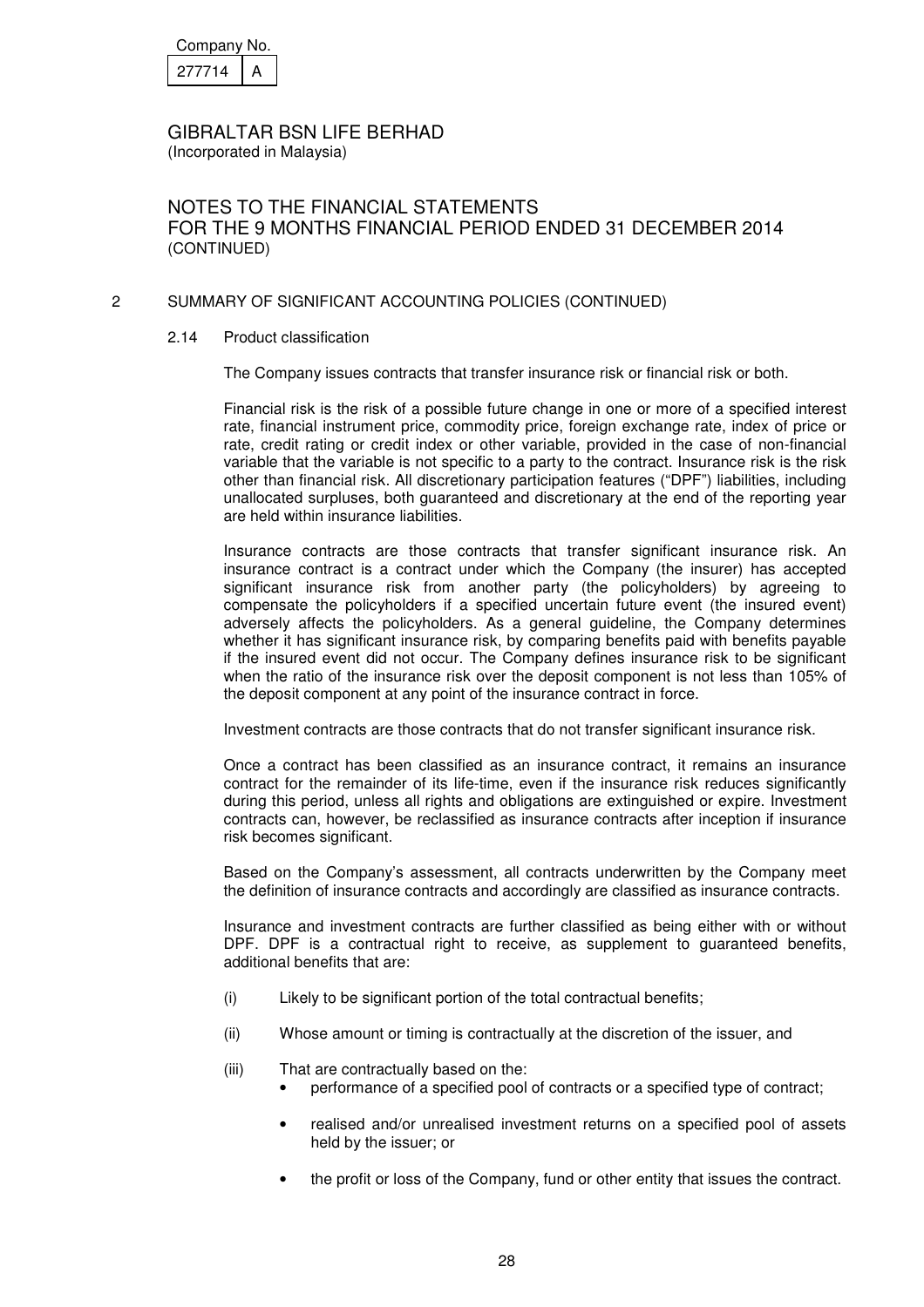## 2 SUMMARY OF SIGNIFICANT ACCOUNTING POLICIES (CONTINUED)

### 2.14 Product classification

The Company issues contracts that transfer insurance risk or financial risk or both.

Financial risk is the risk of a possible future change in one or more of a specified interest rate, financial instrument price, commodity price, foreign exchange rate, index of price or rate, credit rating or credit index or other variable, provided in the case of non-financial variable that the variable is not specific to a party to the contract. Insurance risk is the risk other than financial risk. All discretionary participation features ("DPF") liabilities, including unallocated surpluses, both guaranteed and discretionary at the end of the reporting year are held within insurance liabilities.

Insurance contracts are those contracts that transfer significant insurance risk. An insurance contract is a contract under which the Company (the insurer) has accepted significant insurance risk from another party (the policyholders) by agreeing to compensate the policyholders if a specified uncertain future event (the insured event) adversely affects the policyholders. As a general guideline, the Company determines whether it has significant insurance risk, by comparing benefits paid with benefits payable if the insured event did not occur. The Company defines insurance risk to be significant when the ratio of the insurance risk over the deposit component is not less than 105% of the deposit component at any point of the insurance contract in force.

Investment contracts are those contracts that do not transfer significant insurance risk.

Once a contract has been classified as an insurance contract, it remains an insurance contract for the remainder of its life-time, even if the insurance risk reduces significantly during this period, unless all rights and obligations are extinguished or expire. Investment contracts can, however, be reclassified as insurance contracts after inception if insurance risk becomes significant.

Based on the Company's assessment, all contracts underwritten by the Company meet the definition of insurance contracts and accordingly are classified as insurance contracts.

Insurance and investment contracts are further classified as being either with or without DPF. DPF is a contractual right to receive, as supplement to guaranteed benefits, additional benefits that are:

(i) Likely to be significant portion of the total contractual benefits;

(ii) Whose amount or timing is contractually at the discretion of the issuer, and

(iii) That are contractually based on the:
- performance of a specified pool of contracts or a specified type of contract;
- realised and/or unrealised investment returns on a specified pool of assets held by the issuer; or
- the profit or loss of the Company, fund or other entity that issues the contract.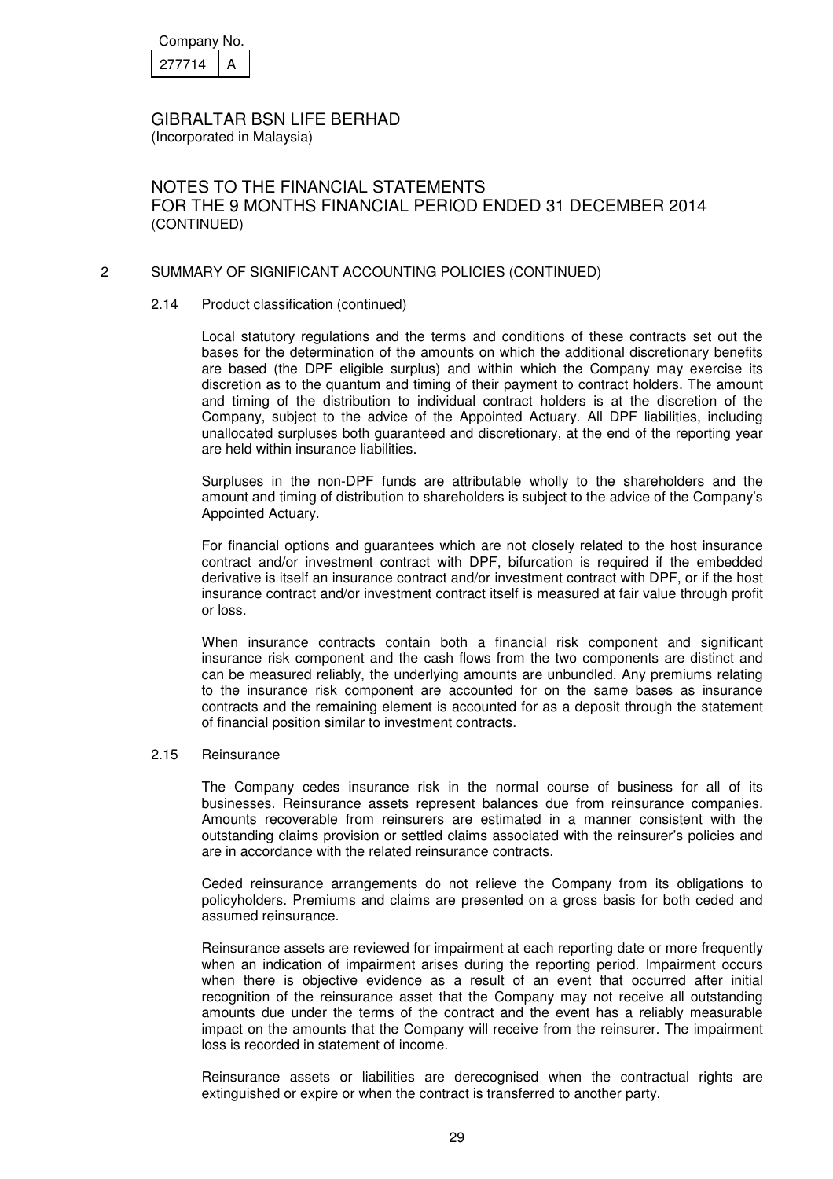Company No.

| 277714 | A |
|---|---|

GIBRALTAR BSN LIFE BERHAD
(Incorporated in Malaysia)

NOTES TO THE FINANCIAL STATEMENTS
FOR THE 9 MONTHS FINANCIAL PERIOD ENDED 31 DECEMBER 2014
(CONTINUED)

## 2 SUMMARY OF SIGNIFICANT ACCOUNTING POLICIES (CONTINUED)

### 2.14 Product classification (continued)

Local statutory regulations and the terms and conditions of these contracts set out the bases for the determination of the amounts on which the additional discretionary benefits are based (the DPF eligible surplus) and within which the Company may exercise its discretion as to the quantum and timing of their payment to contract holders. The amount and timing of the distribution to individual contract holders is at the discretion of the Company, subject to the advice of the Appointed Actuary. All DPF liabilities, including unallocated surpluses both guaranteed and discretionary, at the end of the reporting year are held within insurance liabilities.

Surpluses in the non-DPF funds are attributable wholly to the shareholders and the amount and timing of distribution to shareholders is subject to the advice of the Company's Appointed Actuary.

For financial options and guarantees which are not closely related to the host insurance contract and/or investment contract with DPF, bifurcation is required if the embedded derivative is itself an insurance contract and/or investment contract with DPF, or if the host insurance contract and/or investment contract itself is measured at fair value through profit or loss.

When insurance contracts contain both a financial risk component and significant insurance risk component and the cash flows from the two components are distinct and can be measured reliably, the underlying amounts are unbundled. Any premiums relating to the insurance risk component are accounted for on the same bases as insurance contracts and the remaining element is accounted for as a deposit through the statement of financial position similar to investment contracts.

### 2.15 Reinsurance

The Company cedes insurance risk in the normal course of business for all of its businesses. Reinsurance assets represent balances due from reinsurance companies. Amounts recoverable from reinsurers are estimated in a manner consistent with the outstanding claims provision or settled claims associated with the reinsurer's policies and are in accordance with the related reinsurance contracts.

Ceded reinsurance arrangements do not relieve the Company from its obligations to policyholders. Premiums and claims are presented on a gross basis for both ceded and assumed reinsurance.

Reinsurance assets are reviewed for impairment at each reporting date or more frequently when an indication of impairment arises during the reporting period. Impairment occurs when there is objective evidence as a result of an event that occurred after initial recognition of the reinsurance asset that the Company may not receive all outstanding amounts due under the terms of the contract and the event has a reliably measurable impact on the amounts that the Company will receive from the reinsurer. The impairment loss is recorded in statement of income.

Reinsurance assets or liabilities are derecognised when the contractual rights are extinguished or expire or when the contract is transferred to another party.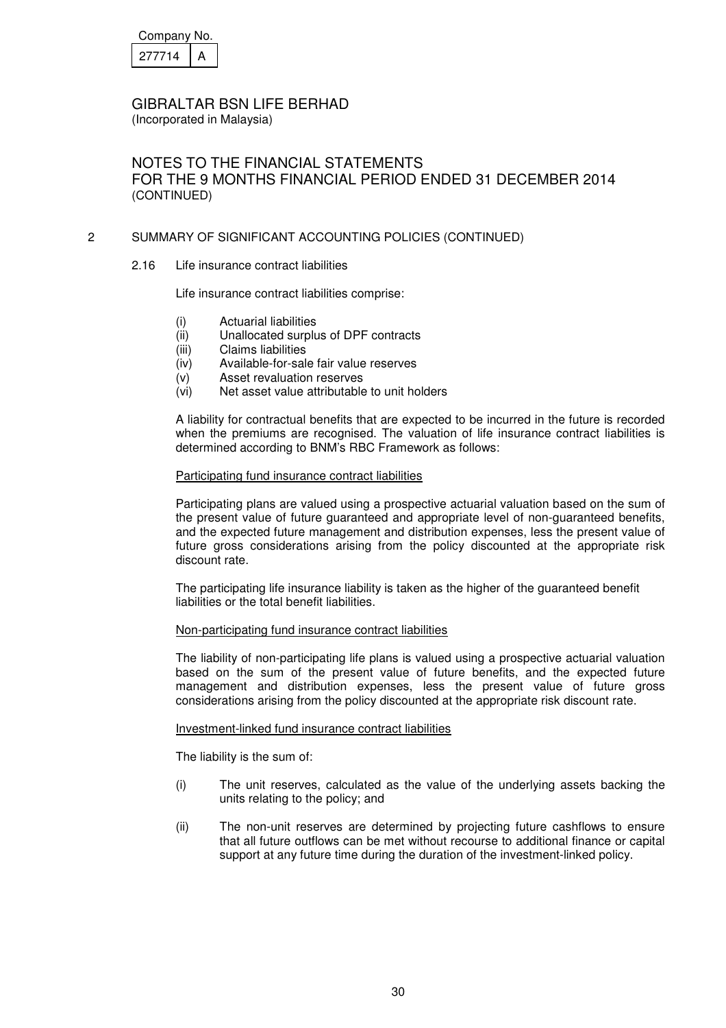Company No. 277714 A

GIBRALTAR BSN LIFE BERHAD
(Incorporated in Malaysia)

NOTES TO THE FINANCIAL STATEMENTS
FOR THE 9 MONTHS FINANCIAL PERIOD ENDED 31 DECEMBER 2014
(CONTINUED)

## 2 SUMMARY OF SIGNIFICANT ACCOUNTING POLICIES (CONTINUED)

### 2.16 Life insurance contract liabilities

Life insurance contract liabilities comprise:

(i) Actuarial liabilities
(ii) Unallocated surplus of DPF contracts
(iii) Claims liabilities
(iv) Available-for-sale fair value reserves
(v) Asset revaluation reserves
(vi) Net asset value attributable to unit holders

A liability for contractual benefits that are expected to be incurred in the future is recorded when the premiums are recognised. The valuation of life insurance contract liabilities is determined according to BNM's RBC Framework as follows:

Participating fund insurance contract liabilities

Participating plans are valued using a prospective actuarial valuation based on the sum of the present value of future guaranteed and appropriate level of non-guaranteed benefits, and the expected future management and distribution expenses, less the present value of future gross considerations arising from the policy discounted at the appropriate risk discount rate.

The participating life insurance liability is taken as the higher of the guaranteed benefit liabilities or the total benefit liabilities.

Non-participating fund insurance contract liabilities

The liability of non-participating life plans is valued using a prospective actuarial valuation based on the sum of the present value of future benefits, and the expected future management and distribution expenses, less the present value of future gross considerations arising from the policy discounted at the appropriate risk discount rate.

Investment-linked fund insurance contract liabilities

The liability is the sum of:

(i) The unit reserves, calculated as the value of the underlying assets backing the units relating to the policy; and

(ii) The non-unit reserves are determined by projecting future cashflows to ensure that all future outflows can be met without recourse to additional finance or capital support at any future time during the duration of the investment-linked policy.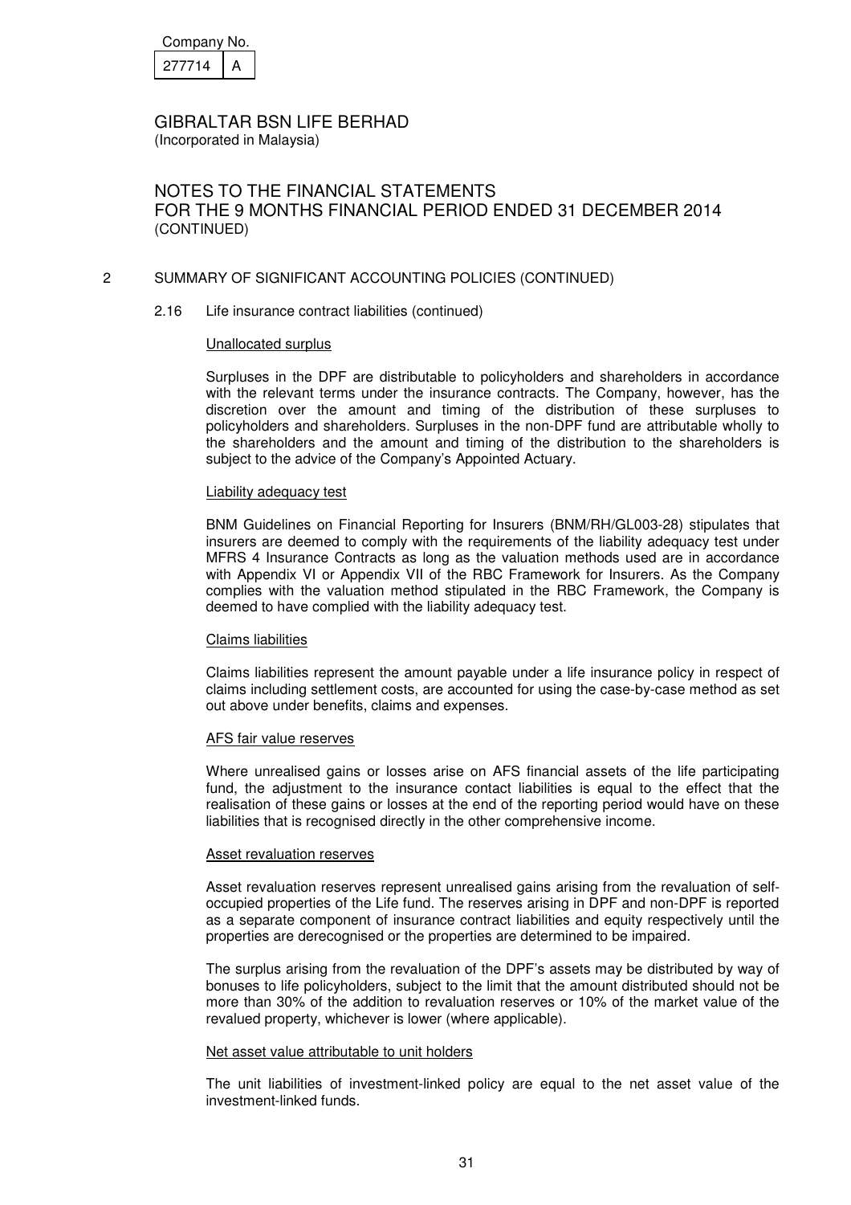Company No.

| 277714 | A |
|---|---|

GIBRALTAR BSN LIFE BERHAD
(Incorporated in Malaysia)

NOTES TO THE FINANCIAL STATEMENTS
FOR THE 9 MONTHS FINANCIAL PERIOD ENDED 31 DECEMBER 2014
(CONTINUED)

## 2 SUMMARY OF SIGNIFICANT ACCOUNTING POLICIES (CONTINUED)

### 2.16 Life insurance contract liabilities (continued)

#### Unallocated surplus

Surpluses in the DPF are distributable to policyholders and shareholders in accordance with the relevant terms under the insurance contracts. The Company, however, has the discretion over the amount and timing of the distribution of these surpluses to policyholders and shareholders. Surpluses in the non-DPF fund are attributable wholly to the shareholders and the amount and timing of the distribution to the shareholders is subject to the advice of the Company's Appointed Actuary.

#### Liability adequacy test

BNM Guidelines on Financial Reporting for Insurers (BNM/RH/GL003-28) stipulates that insurers are deemed to comply with the requirements of the liability adequacy test under MFRS 4 Insurance Contracts as long as the valuation methods used are in accordance with Appendix VI or Appendix VII of the RBC Framework for Insurers. As the Company complies with the valuation method stipulated in the RBC Framework, the Company is deemed to have complied with the liability adequacy test.

#### Claims liabilities

Claims liabilities represent the amount payable under a life insurance policy in respect of claims including settlement costs, are accounted for using the case-by-case method as set out above under benefits, claims and expenses.

#### AFS fair value reserves

Where unrealised gains or losses arise on AFS financial assets of the life participating fund, the adjustment to the insurance contact liabilities is equal to the effect that the realisation of these gains or losses at the end of the reporting period would have on these liabilities that is recognised directly in the other comprehensive income.

#### Asset revaluation reserves

Asset revaluation reserves represent unrealised gains arising from the revaluation of self-occupied properties of the Life fund. The reserves arising in DPF and non-DPF is reported as a separate component of insurance contract liabilities and equity respectively until the properties are derecognised or the properties are determined to be impaired.

The surplus arising from the revaluation of the DPF's assets may be distributed by way of bonuses to life policyholders, subject to the limit that the amount distributed should not be more than 30% of the addition to revaluation reserves or 10% of the market value of the revalued property, whichever is lower (where applicable).

#### Net asset value attributable to unit holders

The unit liabilities of investment-linked policy are equal to the net asset value of the investment-linked funds.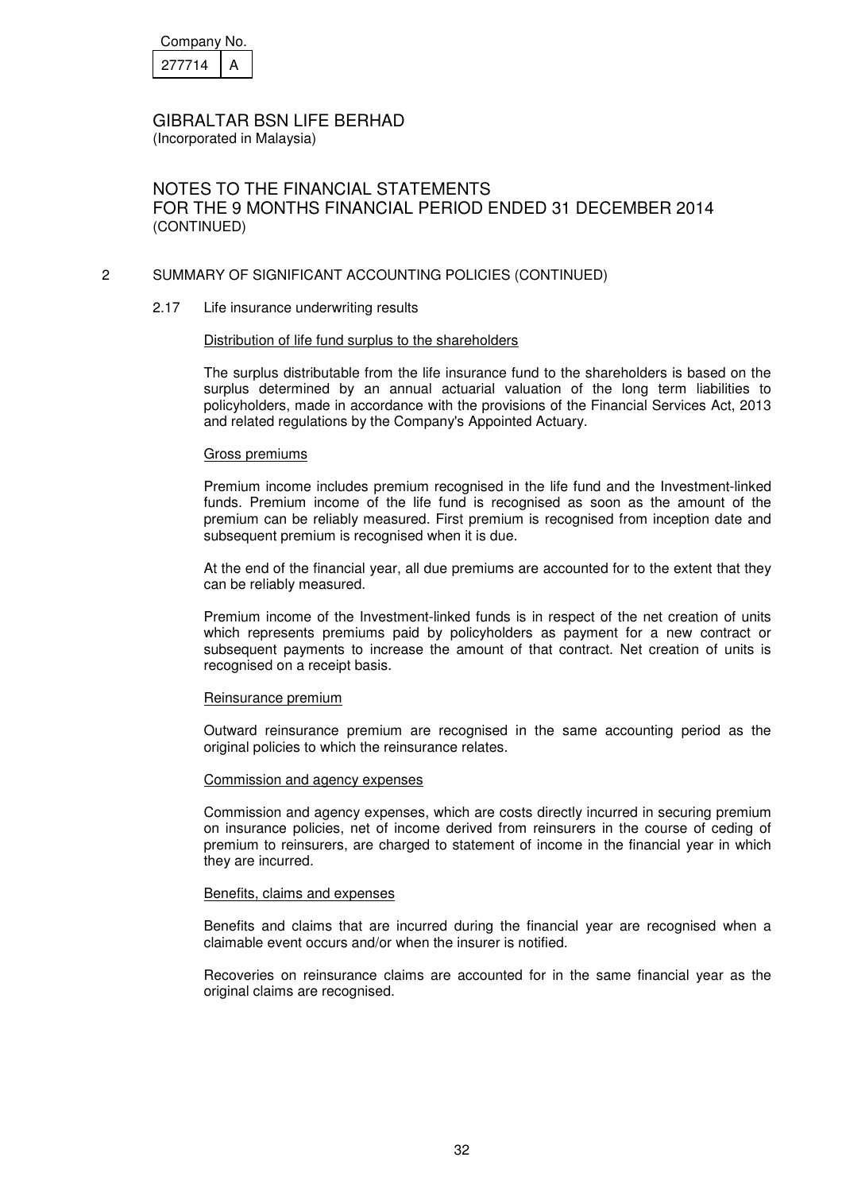Company No.

| 277714 | A |
|---|---|

GIBRALTAR BSN LIFE BERHAD
(Incorporated in Malaysia)

NOTES TO THE FINANCIAL STATEMENTS
FOR THE 9 MONTHS FINANCIAL PERIOD ENDED 31 DECEMBER 2014
(CONTINUED)

## 2 SUMMARY OF SIGNIFICANT ACCOUNTING POLICIES (CONTINUED)

### 2.17 Life insurance underwriting results

Distribution of life fund surplus to the shareholders

The surplus distributable from the life insurance fund to the shareholders is based on the surplus determined by an annual actuarial valuation of the long term liabilities to policyholders, made in accordance with the provisions of the Financial Services Act, 2013 and related regulations by the Company's Appointed Actuary.

Gross premiums

Premium income includes premium recognised in the life fund and the Investment-linked funds. Premium income of the life fund is recognised as soon as the amount of the premium can be reliably measured. First premium is recognised from inception date and subsequent premium is recognised when it is due.

At the end of the financial year, all due premiums are accounted for to the extent that they can be reliably measured.

Premium income of the Investment-linked funds is in respect of the net creation of units which represents premiums paid by policyholders as payment for a new contract or subsequent payments to increase the amount of that contract. Net creation of units is recognised on a receipt basis.

Reinsurance premium

Outward reinsurance premium are recognised in the same accounting period as the original policies to which the reinsurance relates.

Commission and agency expenses

Commission and agency expenses, which are costs directly incurred in securing premium on insurance policies, net of income derived from reinsurers in the course of ceding of premium to reinsurers, are charged to statement of income in the financial year in which they are incurred.

Benefits, claims and expenses

Benefits and claims that are incurred during the financial year are recognised when a claimable event occurs and/or when the insurer is notified.

Recoveries on reinsurance claims are accounted for in the same financial year as the original claims are recognised.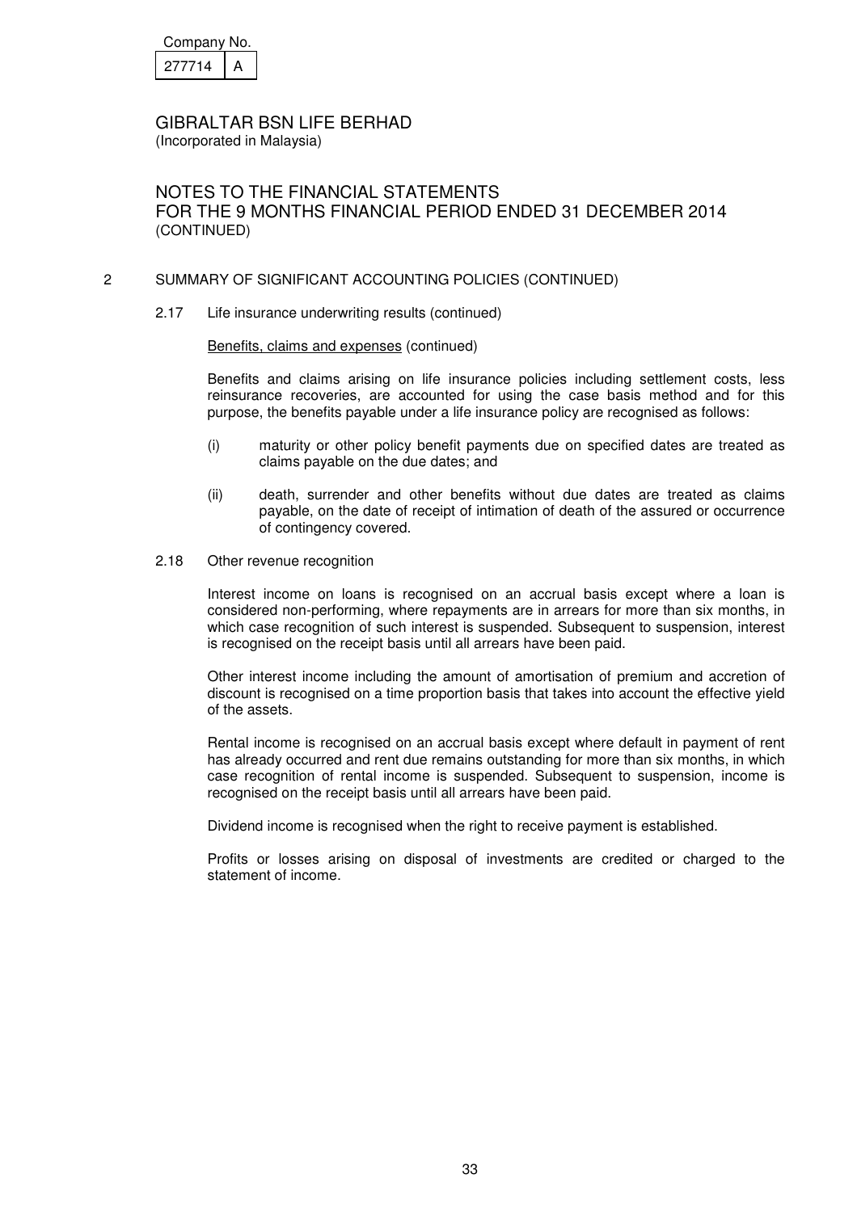## 2 SUMMARY OF SIGNIFICANT ACCOUNTING POLICIES (CONTINUED)

### 2.17 Life insurance underwriting results (continued)

Benefits, claims and expenses (continued)

Benefits and claims arising on life insurance policies including settlement costs, less reinsurance recoveries, are accounted for using the case basis method and for this purpose, the benefits payable under a life insurance policy are recognised as follows:

(i) maturity or other policy benefit payments due on specified dates are treated as claims payable on the due dates; and

(ii) death, surrender and other benefits without due dates are treated as claims payable, on the date of receipt of intimation of death of the assured or occurrence of contingency covered.

### 2.18 Other revenue recognition

Interest income on loans is recognised on an accrual basis except where a loan is considered non-performing, where repayments are in arrears for more than six months, in which case recognition of such interest is suspended. Subsequent to suspension, interest is recognised on the receipt basis until all arrears have been paid.

Other interest income including the amount of amortisation of premium and accretion of discount is recognised on a time proportion basis that takes into account the effective yield of the assets.

Rental income is recognised on an accrual basis except where default in payment of rent has already occurred and rent due remains outstanding for more than six months, in which case recognition of rental income is suspended. Subsequent to suspension, income is recognised on the receipt basis until all arrears have been paid.

Dividend income is recognised when the right to receive payment is established.

Profits or losses arising on disposal of investments are credited or charged to the statement of income.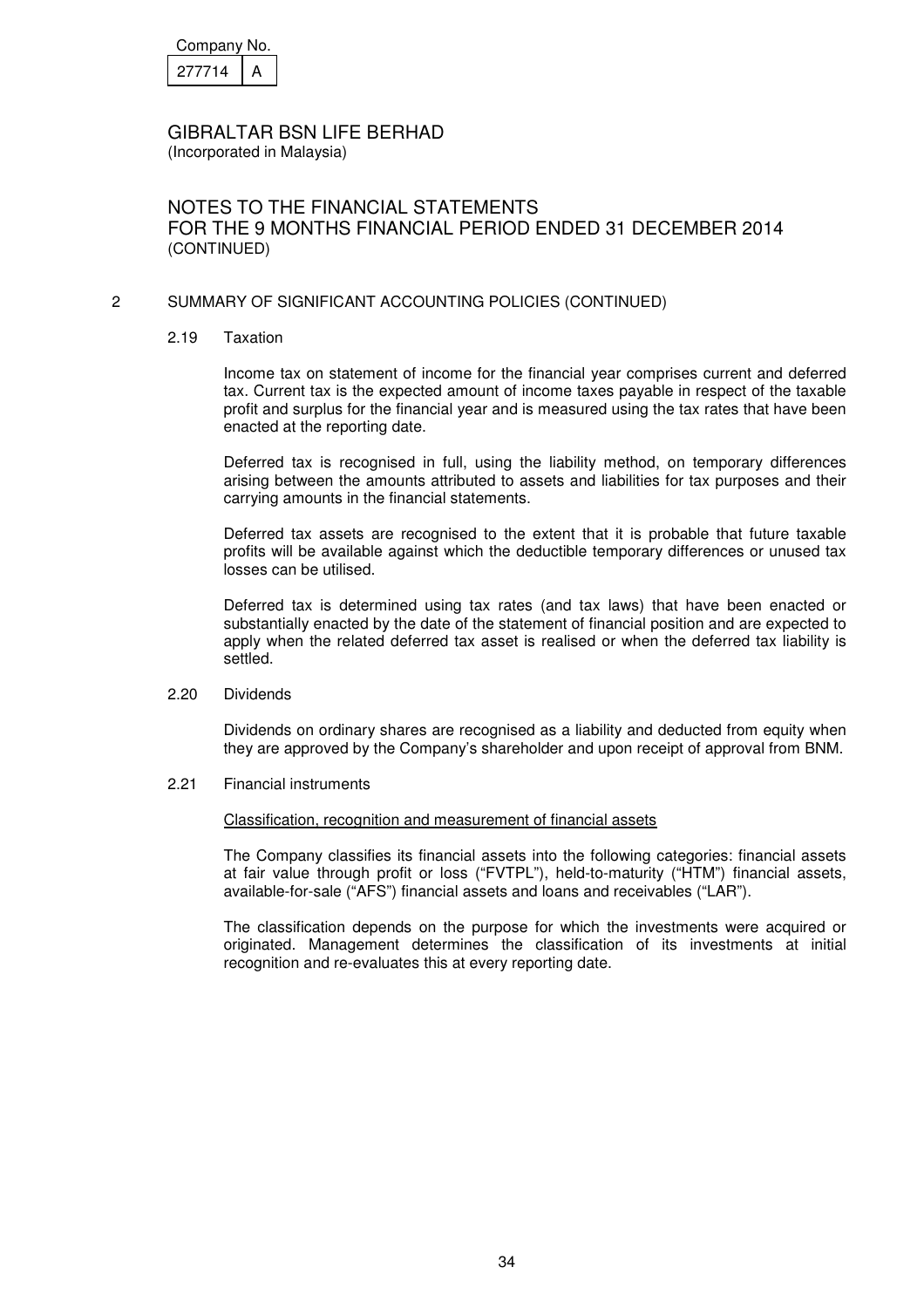Company No.

| 277714 | A |
|---|---|

GIBRALTAR BSN LIFE BERHAD
(Incorporated in Malaysia)

NOTES TO THE FINANCIAL STATEMENTS
FOR THE 9 MONTHS FINANCIAL PERIOD ENDED 31 DECEMBER 2014
(CONTINUED)

## 2 SUMMARY OF SIGNIFICANT ACCOUNTING POLICIES (CONTINUED)

### 2.19 Taxation

Income tax on statement of income for the financial year comprises current and deferred tax. Current tax is the expected amount of income taxes payable in respect of the taxable profit and surplus for the financial year and is measured using the tax rates that have been enacted at the reporting date.

Deferred tax is recognised in full, using the liability method, on temporary differences arising between the amounts attributed to assets and liabilities for tax purposes and their carrying amounts in the financial statements.

Deferred tax assets are recognised to the extent that it is probable that future taxable profits will be available against which the deductible temporary differences or unused tax losses can be utilised.

Deferred tax is determined using tax rates (and tax laws) that have been enacted or substantially enacted by the date of the statement of financial position and are expected to apply when the related deferred tax asset is realised or when the deferred tax liability is settled.

### 2.20 Dividends

Dividends on ordinary shares are recognised as a liability and deducted from equity when they are approved by the Company's shareholder and upon receipt of approval from BNM.

### 2.21 Financial instruments

Classification, recognition and measurement of financial assets

The Company classifies its financial assets into the following categories: financial assets at fair value through profit or loss ("FVTPL"), held-to-maturity ("HTM") financial assets, available-for-sale ("AFS") financial assets and loans and receivables ("LAR").

The classification depends on the purpose for which the investments were acquired or originated. Management determines the classification of its investments at initial recognition and re-evaluates this at every reporting date.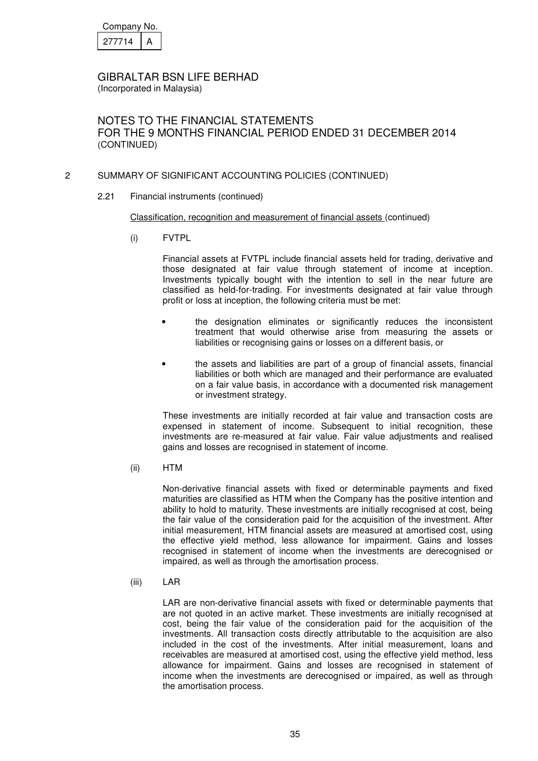Company No.

| 277714 | A |
|---|---|

GIBRALTAR BSN LIFE BERHAD
(Incorporated in Malaysia)

NOTES TO THE FINANCIAL STATEMENTS
FOR THE 9 MONTHS FINANCIAL PERIOD ENDED 31 DECEMBER 2014
(CONTINUED)

## 2 SUMMARY OF SIGNIFICANT ACCOUNTING POLICIES (CONTINUED)

### 2.21 Financial instruments (continued)

Classification, recognition and measurement of financial assets (continued)

(i) FVTPL

Financial assets at FVTPL include financial assets held for trading, derivative and those designated at fair value through statement of income at inception. Investments typically bought with the intention to sell in the near future are classified as held-for-trading. For investments designated at fair value through profit or loss at inception, the following criteria must be met:

- the designation eliminates or significantly reduces the inconsistent treatment that would otherwise arise from measuring the assets or liabilities or recognising gains or losses on a different basis, or

- the assets and liabilities are part of a group of financial assets, financial liabilities or both which are managed and their performance are evaluated on a fair value basis, in accordance with a documented risk management or investment strategy.

These investments are initially recorded at fair value and transaction costs are expensed in statement of income. Subsequent to initial recognition, these investments are re-measured at fair value. Fair value adjustments and realised gains and losses are recognised in statement of income.

(ii) HTM

Non-derivative financial assets with fixed or determinable payments and fixed maturities are classified as HTM when the Company has the positive intention and ability to hold to maturity. These investments are initially recognised at cost, being the fair value of the consideration paid for the acquisition of the investment. After initial measurement, HTM financial assets are measured at amortised cost, using the effective yield method, less allowance for impairment. Gains and losses recognised in statement of income when the investments are derecognised or impaired, as well as through the amortisation process.

(iii) LAR

LAR are non-derivative financial assets with fixed or determinable payments that are not quoted in an active market. These investments are initially recognised at cost, being the fair value of the consideration paid for the acquisition of the investments. All transaction costs directly attributable to the acquisition are also included in the cost of the investments. After initial measurement, loans and receivables are measured at amortised cost, using the effective yield method, less allowance for impairment. Gains and losses are recognised in statement of income when the investments are derecognised or impaired, as well as through the amortisation process.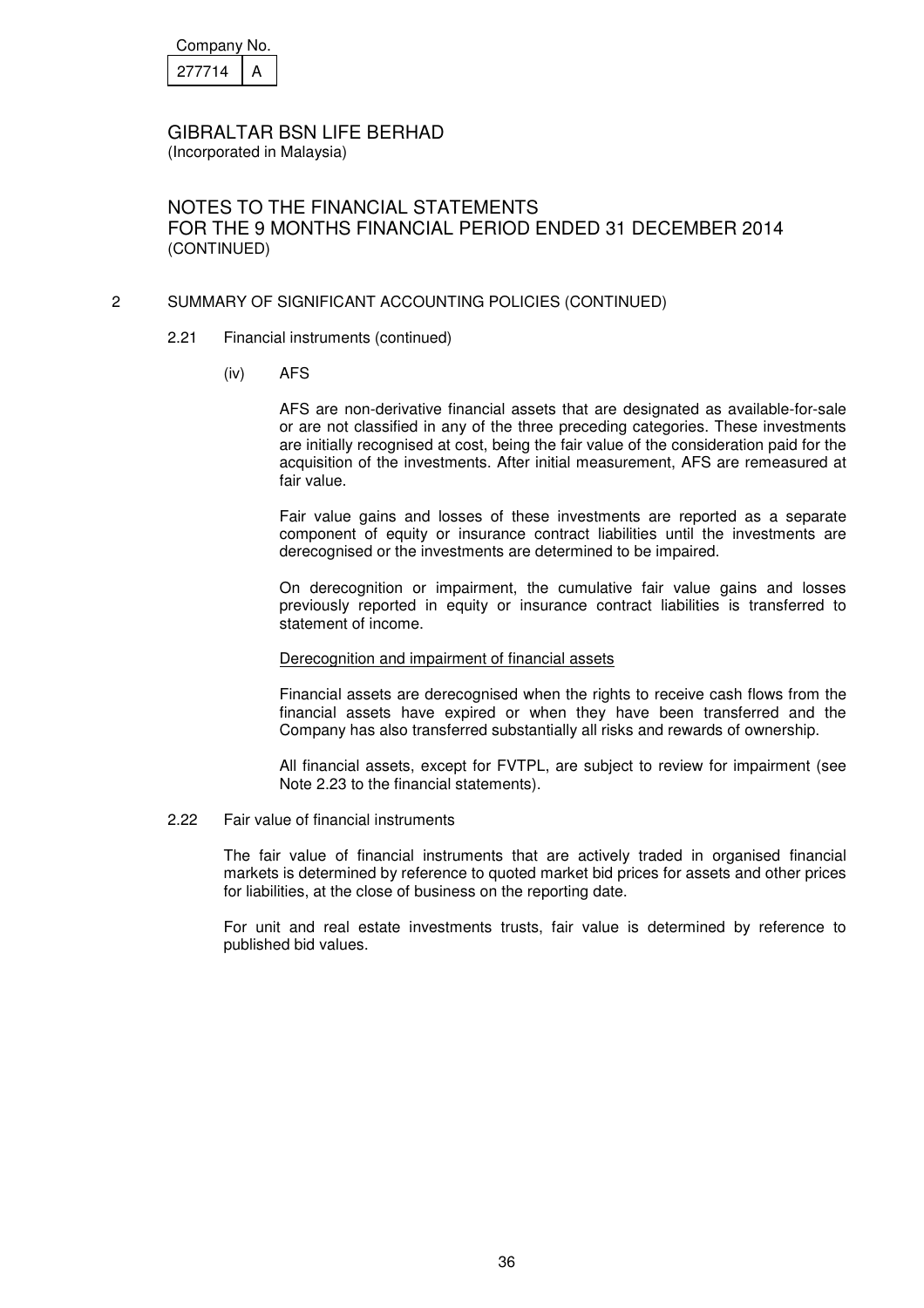Company No.

| 277714 | A |
|---|---|

GIBRALTAR BSN LIFE BERHAD
(Incorporated in Malaysia)

NOTES TO THE FINANCIAL STATEMENTS
FOR THE 9 MONTHS FINANCIAL PERIOD ENDED 31 DECEMBER 2014
(CONTINUED)

## 2 SUMMARY OF SIGNIFICANT ACCOUNTING POLICIES (CONTINUED)

### 2.21 Financial instruments (continued)

(iv) AFS

AFS are non-derivative financial assets that are designated as available-for-sale or are not classified in any of the three preceding categories. These investments are initially recognised at cost, being the fair value of the consideration paid for the acquisition of the investments. After initial measurement, AFS are remeasured at fair value.

Fair value gains and losses of these investments are reported as a separate component of equity or insurance contract liabilities until the investments are derecognised or the investments are determined to be impaired.

On derecognition or impairment, the cumulative fair value gains and losses previously reported in equity or insurance contract liabilities is transferred to statement of income.

Derecognition and impairment of financial assets

Financial assets are derecognised when the rights to receive cash flows from the financial assets have expired or when they have been transferred and the Company has also transferred substantially all risks and rewards of ownership.

All financial assets, except for FVTPL, are subject to review for impairment (see Note 2.23 to the financial statements).

### 2.22 Fair value of financial instruments

The fair value of financial instruments that are actively traded in organised financial markets is determined by reference to quoted market bid prices for assets and other prices for liabilities, at the close of business on the reporting date.

For unit and real estate investments trusts, fair value is determined by reference to published bid values.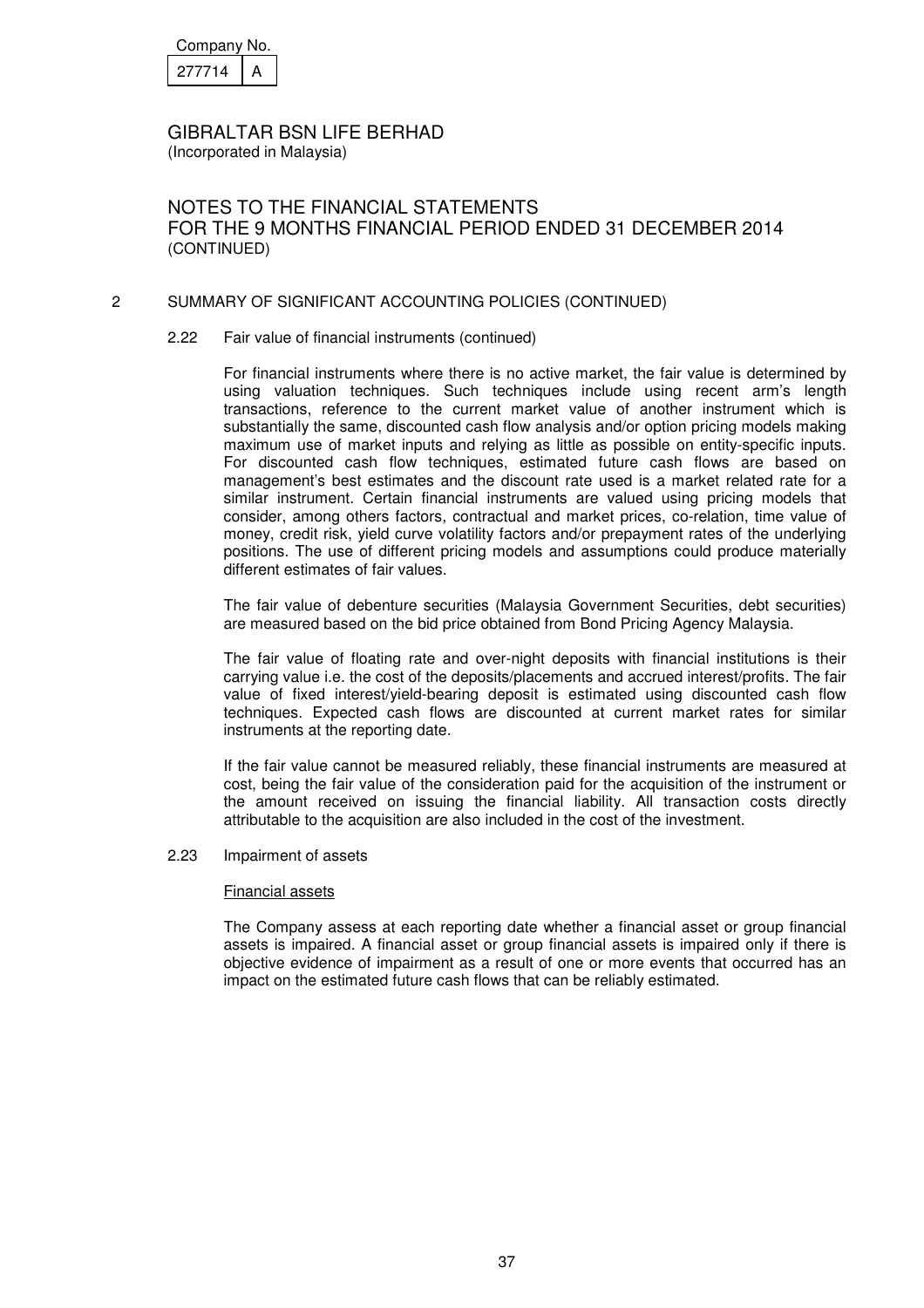Company No.

| 277714 | A |
|---|---|

GIBRALTAR BSN LIFE BERHAD
(Incorporated in Malaysia)

NOTES TO THE FINANCIAL STATEMENTS
FOR THE 9 MONTHS FINANCIAL PERIOD ENDED 31 DECEMBER 2014
(CONTINUED)

## 2 SUMMARY OF SIGNIFICANT ACCOUNTING POLICIES (CONTINUED)

### 2.22 Fair value of financial instruments (continued)

For financial instruments where there is no active market, the fair value is determined by using valuation techniques. Such techniques include using recent arm's length transactions, reference to the current market value of another instrument which is substantially the same, discounted cash flow analysis and/or option pricing models making maximum use of market inputs and relying as little as possible on entity-specific inputs. For discounted cash flow techniques, estimated future cash flows are based on management's best estimates and the discount rate used is a market related rate for a similar instrument. Certain financial instruments are valued using pricing models that consider, among others factors, contractual and market prices, co-relation, time value of money, credit risk, yield curve volatility factors and/or prepayment rates of the underlying positions. The use of different pricing models and assumptions could produce materially different estimates of fair values.

The fair value of debenture securities (Malaysia Government Securities, debt securities) are measured based on the bid price obtained from Bond Pricing Agency Malaysia.

The fair value of floating rate and over-night deposits with financial institutions is their carrying value i.e. the cost of the deposits/placements and accrued interest/profits. The fair value of fixed interest/yield-bearing deposit is estimated using discounted cash flow techniques. Expected cash flows are discounted at current market rates for similar instruments at the reporting date.

If the fair value cannot be measured reliably, these financial instruments are measured at cost, being the fair value of the consideration paid for the acquisition of the instrument or the amount received on issuing the financial liability. All transaction costs directly attributable to the acquisition are also included in the cost of the investment.

### 2.23 Impairment of assets

Financial assets

The Company assess at each reporting date whether a financial asset or group financial assets is impaired. A financial asset or group financial assets is impaired only if there is objective evidence of impairment as a result of one or more events that occurred has an impact on the estimated future cash flows that can be reliably estimated.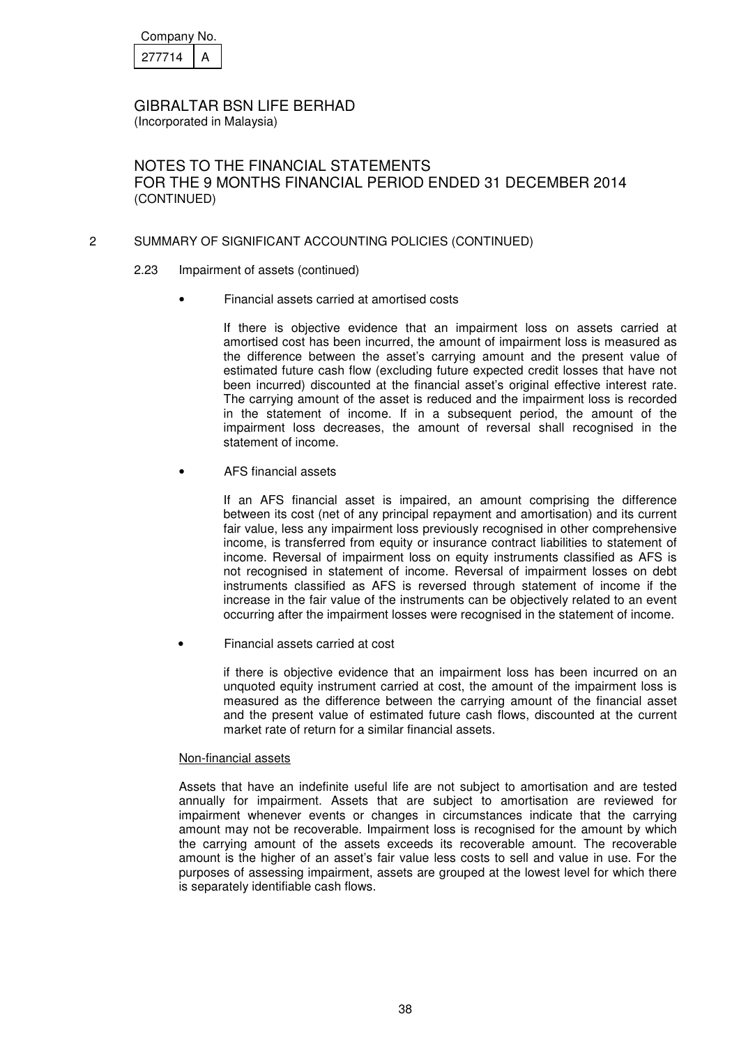Company No.

| 277714 | A |
|---|---|

GIBRALTAR BSN LIFE BERHAD
(Incorporated in Malaysia)

NOTES TO THE FINANCIAL STATEMENTS
FOR THE 9 MONTHS FINANCIAL PERIOD ENDED 31 DECEMBER 2014
(CONTINUED)

2 SUMMARY OF SIGNIFICANT ACCOUNTING POLICIES (CONTINUED)

2.23 Impairment of assets (continued)

- Financial assets carried at amortised costs

  If there is objective evidence that an impairment loss on assets carried at amortised cost has been incurred, the amount of impairment loss is measured as the difference between the asset's carrying amount and the present value of estimated future cash flow (excluding future expected credit losses that have not been incurred) discounted at the financial asset's original effective interest rate. The carrying amount of the asset is reduced and the impairment loss is recorded in the statement of income. If in a subsequent period, the amount of the impairment loss decreases, the amount of reversal shall recognised in the statement of income.

- AFS financial assets

  If an AFS financial asset is impaired, an amount comprising the difference between its cost (net of any principal repayment and amortisation) and its current fair value, less any impairment loss previously recognised in other comprehensive income, is transferred from equity or insurance contract liabilities to statement of income. Reversal of impairment loss on equity instruments classified as AFS is not recognised in statement of income. Reversal of impairment losses on debt instruments classified as AFS is reversed through statement of income if the increase in the fair value of the instruments can be objectively related to an event occurring after the impairment losses were recognised in the statement of income.

- Financial assets carried at cost

  if there is objective evidence that an impairment loss has been incurred on an unquoted equity instrument carried at cost, the amount of the impairment loss is measured as the difference between the carrying amount of the financial asset and the present value of estimated future cash flows, discounted at the current market rate of return for a similar financial assets.

Non-financial assets

Assets that have an indefinite useful life are not subject to amortisation and are tested annually for impairment. Assets that are subject to amortisation are reviewed for impairment whenever events or changes in circumstances indicate that the carrying amount may not be recoverable. Impairment loss is recognised for the amount by which the carrying amount of the assets exceeds its recoverable amount. The recoverable amount is the higher of an asset's fair value less costs to sell and value in use. For the purposes of assessing impairment, assets are grouped at the lowest level for which there is separately identifiable cash flows.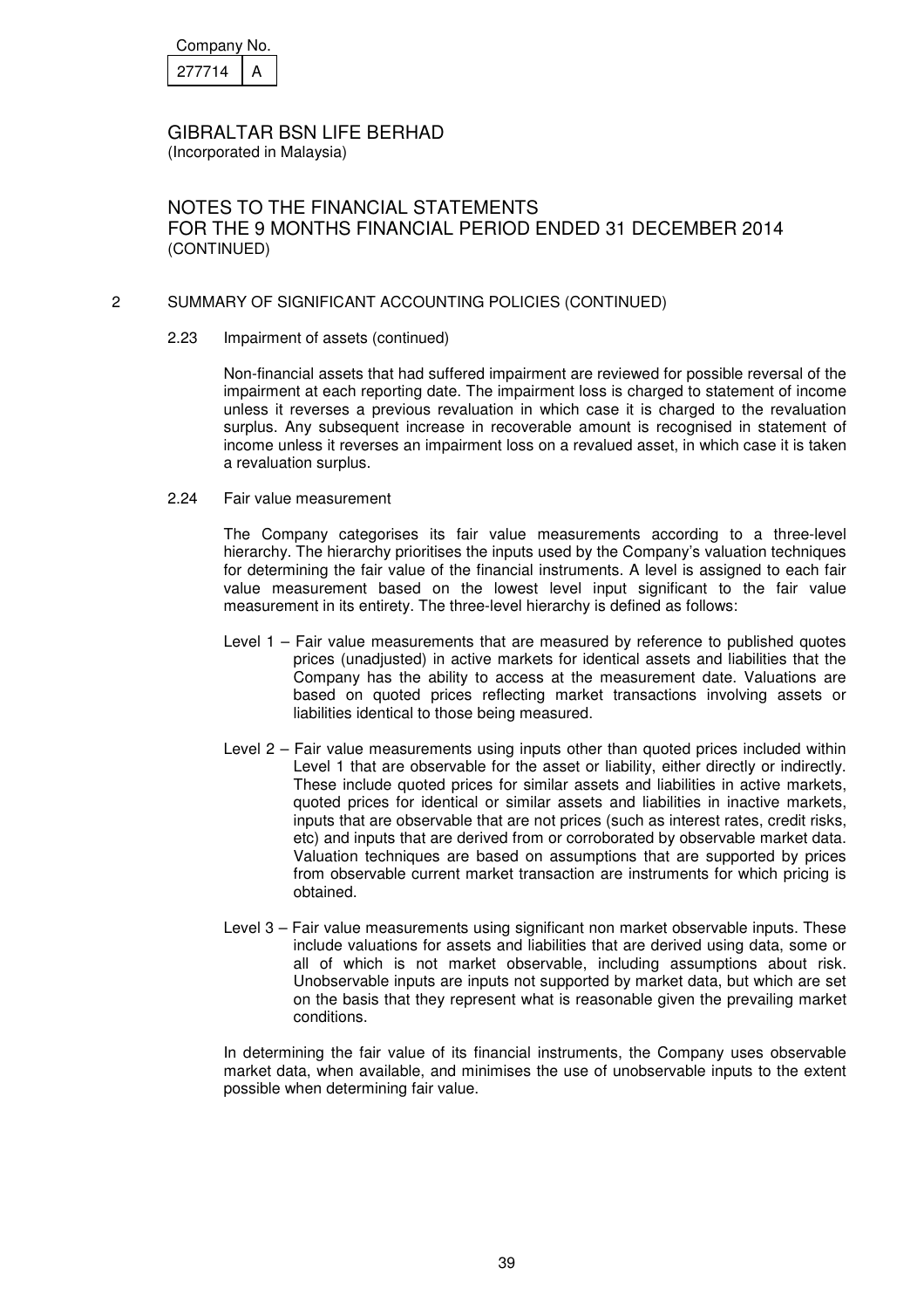Company No.

| 277714 | A |
|---|---|

GIBRALTAR BSN LIFE BERHAD
(Incorporated in Malaysia)

NOTES TO THE FINANCIAL STATEMENTS
FOR THE 9 MONTHS FINANCIAL PERIOD ENDED 31 DECEMBER 2014
(CONTINUED)

## 2 SUMMARY OF SIGNIFICANT ACCOUNTING POLICIES (CONTINUED)

### 2.23 Impairment of assets (continued)

Non-financial assets that had suffered impairment are reviewed for possible reversal of the impairment at each reporting date. The impairment loss is charged to statement of income unless it reverses a previous revaluation in which case it is charged to the revaluation surplus. Any subsequent increase in recoverable amount is recognised in statement of income unless it reverses an impairment loss on a revalued asset, in which case it is taken a revaluation surplus.

### 2.24 Fair value measurement

The Company categorises its fair value measurements according to a three-level hierarchy. The hierarchy prioritises the inputs used by the Company's valuation techniques for determining the fair value of the financial instruments. A level is assigned to each fair value measurement based on the lowest level input significant to the fair value measurement in its entirety. The three-level hierarchy is defined as follows:

Level 1 – Fair value measurements that are measured by reference to published quotes prices (unadjusted) in active markets for identical assets and liabilities that the Company has the ability to access at the measurement date. Valuations are based on quoted prices reflecting market transactions involving assets or liabilities identical to those being measured.

Level 2 – Fair value measurements using inputs other than quoted prices included within Level 1 that are observable for the asset or liability, either directly or indirectly. These include quoted prices for similar assets and liabilities in active markets, quoted prices for identical or similar assets and liabilities in inactive markets, inputs that are observable that are not prices (such as interest rates, credit risks, etc) and inputs that are derived from or corroborated by observable market data. Valuation techniques are based on assumptions that are supported by prices from observable current market transaction are instruments for which pricing is obtained.

Level 3 – Fair value measurements using significant non market observable inputs. These include valuations for assets and liabilities that are derived using data, some or all of which is not market observable, including assumptions about risk. Unobservable inputs are inputs not supported by market data, but which are set on the basis that they represent what is reasonable given the prevailing market conditions.

In determining the fair value of its financial instruments, the Company uses observable market data, when available, and minimises the use of unobservable inputs to the extent possible when determining fair value.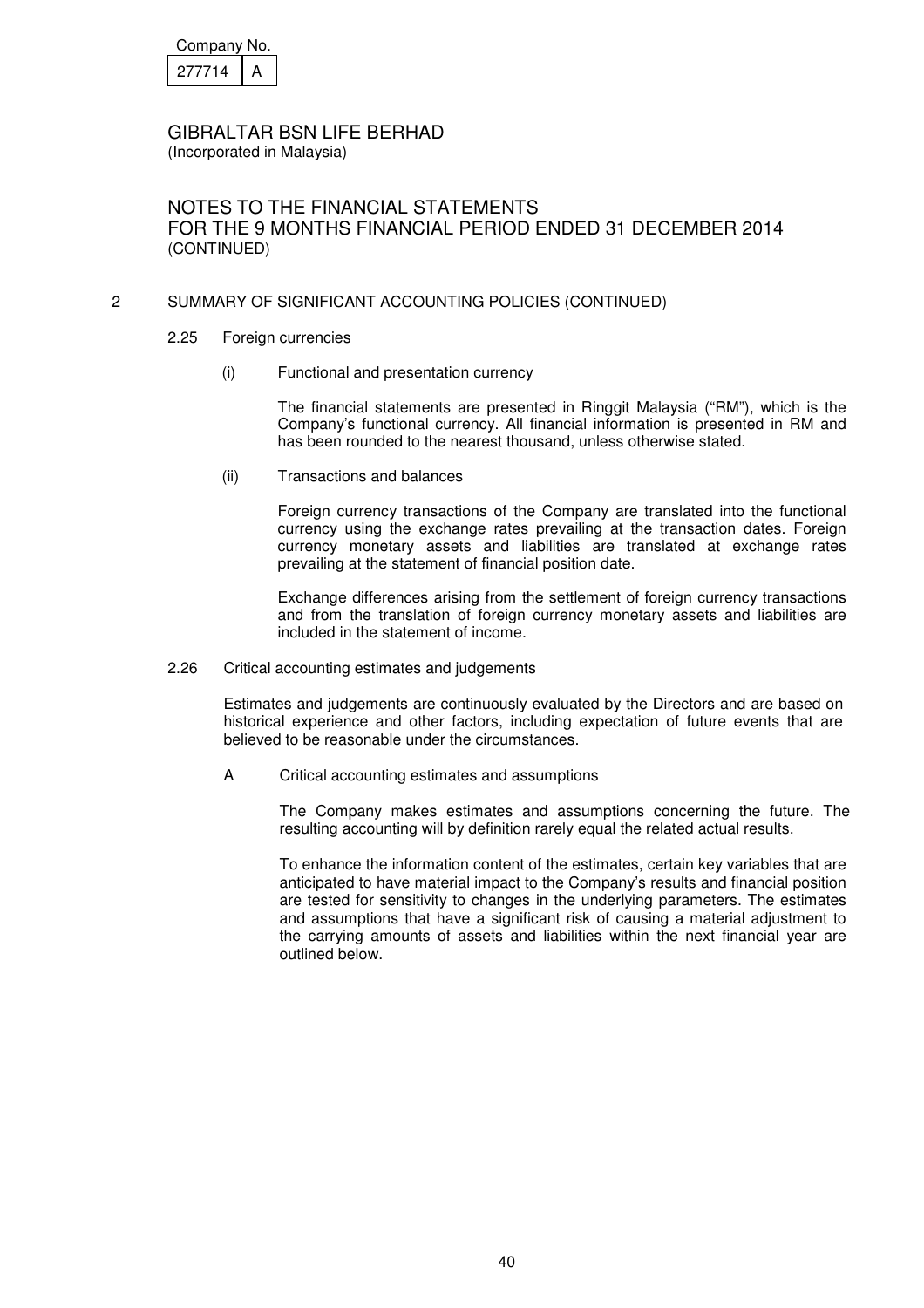## 2 SUMMARY OF SIGNIFICANT ACCOUNTING POLICIES (CONTINUED)

### 2.25 Foreign currencies

(i) Functional and presentation currency

The financial statements are presented in Ringgit Malaysia ("RM"), which is the Company's functional currency. All financial information is presented in RM and has been rounded to the nearest thousand, unless otherwise stated.

(ii) Transactions and balances

Foreign currency transactions of the Company are translated into the functional currency using the exchange rates prevailing at the transaction dates. Foreign currency monetary assets and liabilities are translated at exchange rates prevailing at the statement of financial position date.

Exchange differences arising from the settlement of foreign currency transactions and from the translation of foreign currency monetary assets and liabilities are included in the statement of income.

### 2.26 Critical accounting estimates and judgements

Estimates and judgements are continuously evaluated by the Directors and are based on historical experience and other factors, including expectation of future events that are believed to be reasonable under the circumstances.

A Critical accounting estimates and assumptions

The Company makes estimates and assumptions concerning the future. The resulting accounting will by definition rarely equal the related actual results.

To enhance the information content of the estimates, certain key variables that are anticipated to have material impact to the Company's results and financial position are tested for sensitivity to changes in the underlying parameters. The estimates and assumptions that have a significant risk of causing a material adjustment to the carrying amounts of assets and liabilities within the next financial year are outlined below.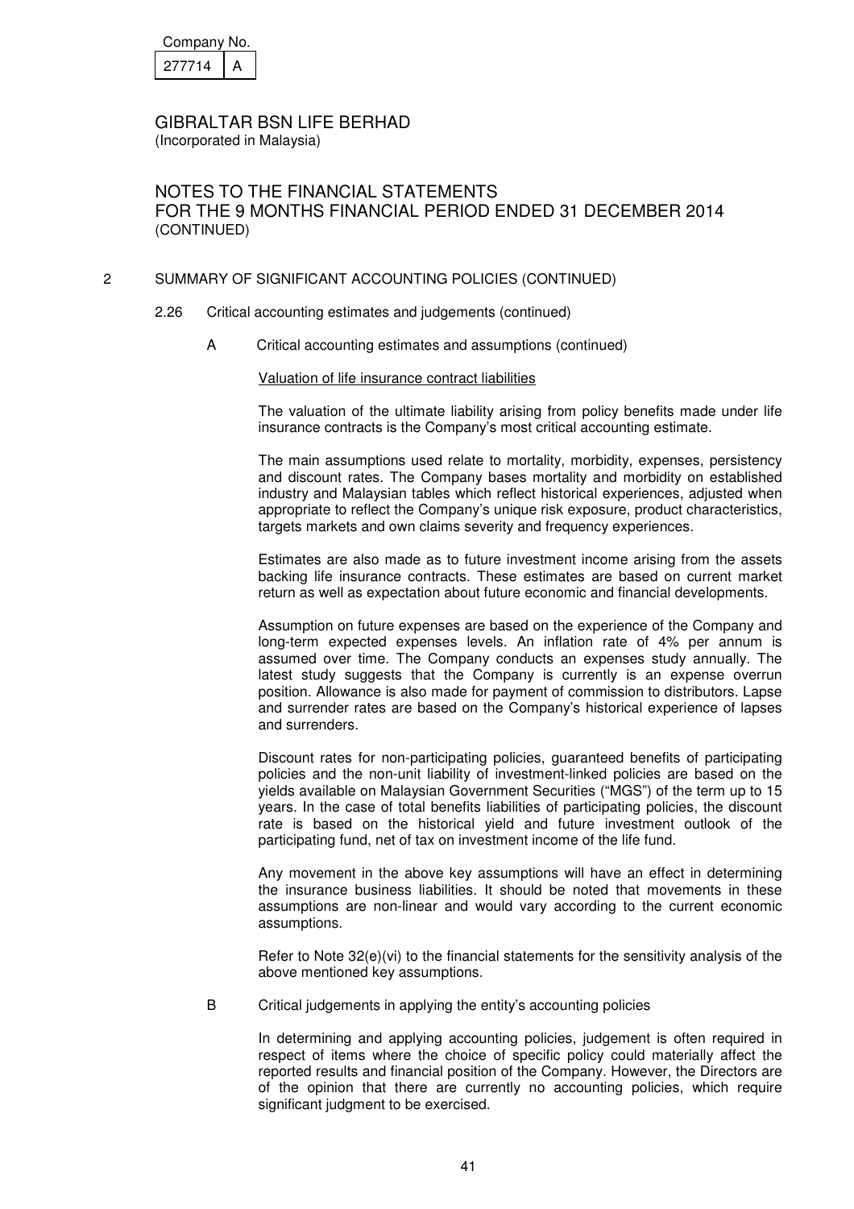## 2 SUMMARY OF SIGNIFICANT ACCOUNTING POLICIES (CONTINUED)

### 2.26 Critical accounting estimates and judgements (continued)

#### A Critical accounting estimates and assumptions (continued)

Valuation of life insurance contract liabilities

The valuation of the ultimate liability arising from policy benefits made under life insurance contracts is the Company's most critical accounting estimate.

The main assumptions used relate to mortality, morbidity, expenses, persistency and discount rates. The Company bases mortality and morbidity on established industry and Malaysian tables which reflect historical experiences, adjusted when appropriate to reflect the Company's unique risk exposure, product characteristics, targets markets and own claims severity and frequency experiences.

Estimates are also made as to future investment income arising from the assets backing life insurance contracts. These estimates are based on current market return as well as expectation about future economic and financial developments.

Assumption on future expenses are based on the experience of the Company and long-term expected expenses levels. An inflation rate of 4% per annum is assumed over time. The Company conducts an expenses study annually. The latest study suggests that the Company is currently is an expense overrun position. Allowance is also made for payment of commission to distributors. Lapse and surrender rates are based on the Company's historical experience of lapses and surrenders.

Discount rates for non-participating policies, guaranteed benefits of participating policies and the non-unit liability of investment-linked policies are based on the yields available on Malaysian Government Securities ("MGS") of the term up to 15 years. In the case of total benefits liabilities of participating policies, the discount rate is based on the historical yield and future investment outlook of the participating fund, net of tax on investment income of the life fund.

Any movement in the above key assumptions will have an effect in determining the insurance business liabilities. It should be noted that movements in these assumptions are non-linear and would vary according to the current economic assumptions.

Refer to Note 32(e)(vi) to the financial statements for the sensitivity analysis of the above mentioned key assumptions.

#### B Critical judgements in applying the entity's accounting policies

In determining and applying accounting policies, judgement is often required in respect of items where the choice of specific policy could materially affect the reported results and financial position of the Company. However, the Directors are of the opinion that there are currently no accounting policies, which require significant judgment to be exercised.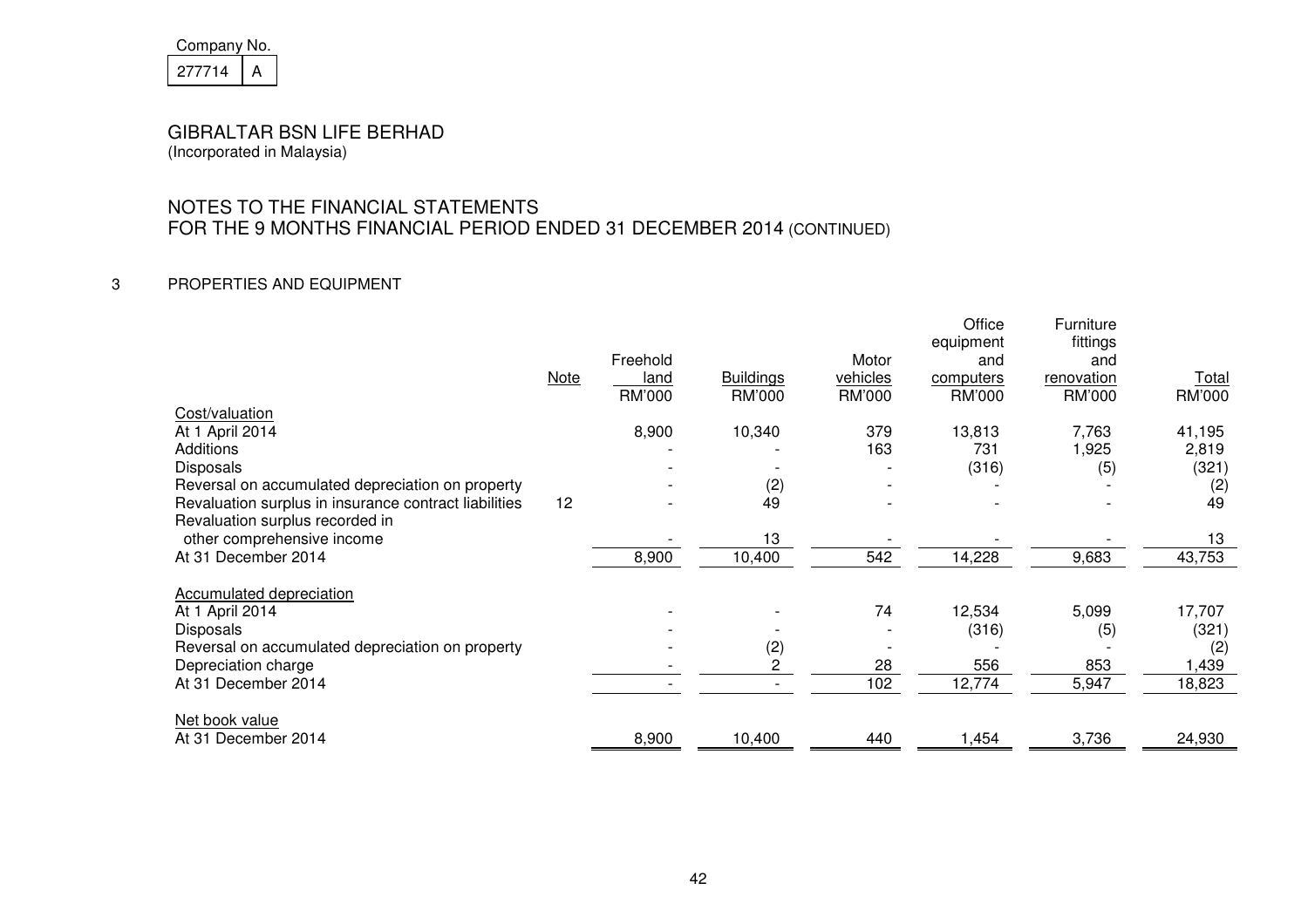Company No.

| 277714 | A |
|---|---|

GIBRALTAR BSN LIFE BERHAD
(Incorporated in Malaysia)

NOTES TO THE FINANCIAL STATEMENTS
FOR THE 9 MONTHS FINANCIAL PERIOD ENDED 31 DECEMBER 2014 (CONTINUED)

## 3 PROPERTIES AND EQUIPMENT

| | Note | Freehold land RM'000 | Buildings RM'000 | Motor vehicles RM'000 | Office equipment and computers RM'000 | Furniture fittings and renovation RM'000 | Total RM'000 |
|---|---|---|---|---|---|---|---|
| Cost/valuation | | | | | | | |
| At 1 April 2014 | | 8,900 | 10,340 | 379 | 13,813 | 7,763 | 41,195 |
| Additions | | - | - | 163 | 731 | 1,925 | 2,819 |
| Disposals | | - | - | - | (316) | (5) | (321) |
| Reversal on accumulated depreciation on property | | - | (2) | - | - | - | (2) |
| Revaluation surplus in insurance contract liabilities | 12 | - | 49 | - | - | - | 49 |
| Revaluation surplus recorded in other comprehensive income | | - | 13 | - | - | - | 13 |
| At 31 December 2014 | | 8,900 | 10,400 | 542 | 14,228 | 9,683 | 43,753 |
| Accumulated depreciation | | | | | | | |
| At 1 April 2014 | | - | - | 74 | 12,534 | 5,099 | 17,707 |
| Disposals | | - | - | - | (316) | (5) | (321) |
| Reversal on accumulated depreciation on property | | - | (2) | - | - | - | (2) |
| Depreciation charge | | - | 2 | 28 | 556 | 853 | 1,439 |
| At 31 December 2014 | | - | - | 102 | 12,774 | 5,947 | 18,823 |
| Net book value | | | | | | | |
| At 31 December 2014 | | 8,900 | 10,400 | 440 | 1,454 | 3,736 | 24,930 |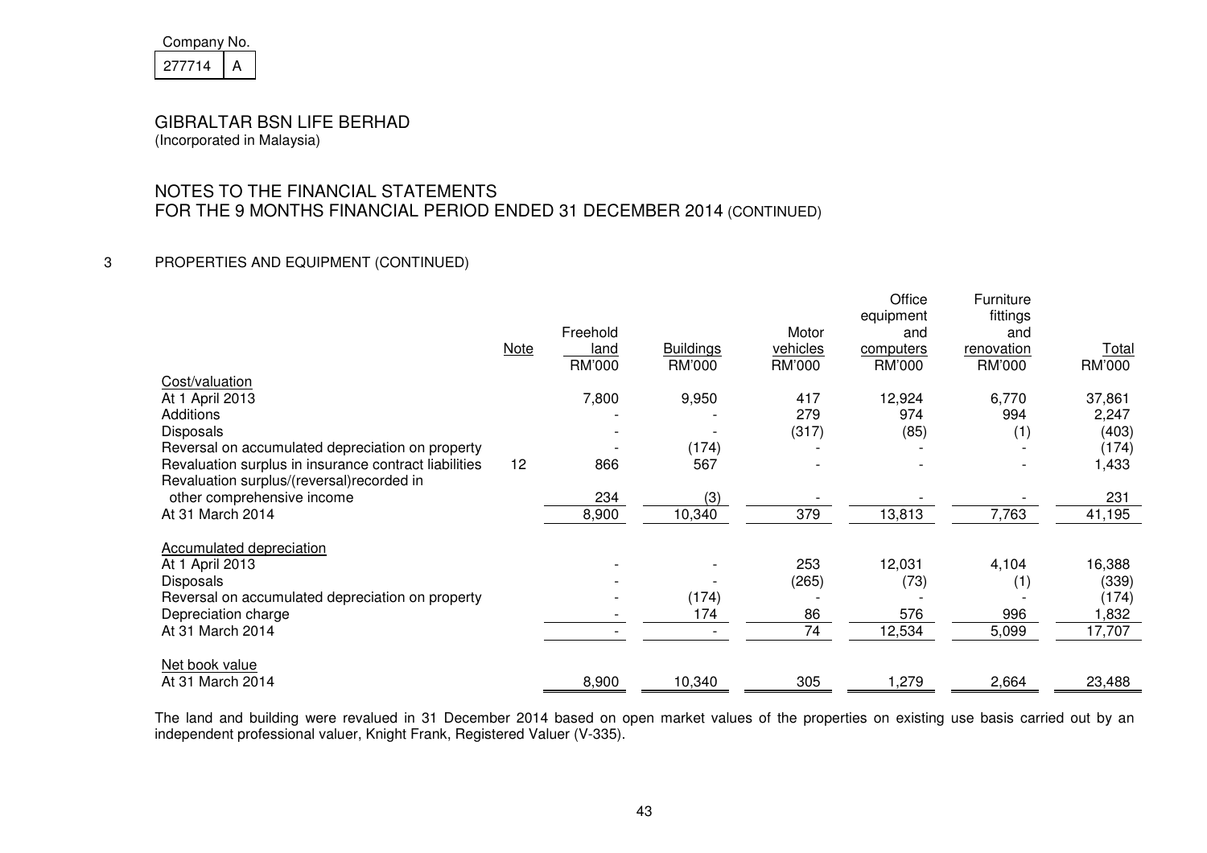Company No.

| 277714 | A |
|---|---|

GIBRALTAR BSN LIFE BERHAD
(Incorporated in Malaysia)

NOTES TO THE FINANCIAL STATEMENTS
FOR THE 9 MONTHS FINANCIAL PERIOD ENDED 31 DECEMBER 2014 (CONTINUED)

3 PROPERTIES AND EQUIPMENT (CONTINUED)

| | Note | Freehold land RM'000 | Buildings RM'000 | Motor vehicles RM'000 | Office equipment and computers RM'000 | Furniture fittings and renovation RM'000 | Total RM'000 |
|---|---|---|---|---|---|---|---|
| Cost/valuation | | | | | | | |
| At 1 April 2013 | | 7,800 | 9,950 | 417 | 12,924 | 6,770 | 37,861 |
| Additions | | - | - | 279 | 974 | 994 | 2,247 |
| Disposals | | - | - | (317) | (85) | (1) | (403) |
| Reversal on accumulated depreciation on property | | - | (174) | - | - | - | (174) |
| Revaluation surplus in insurance contract liabilities | 12 | 866 | 567 | - | - | - | 1,433 |
| Revaluation surplus/(reversal)recorded in other comprehensive income | | 234 | (3) | - | - | - | 231 |
| At 31 March 2014 | | 8,900 | 10,340 | 379 | 13,813 | 7,763 | 41,195 |
| Accumulated depreciation | | | | | | | |
| At 1 April 2013 | | - | - | 253 | 12,031 | 4,104 | 16,388 |
| Disposals | | - | - | (265) | (73) | (1) | (339) |
| Reversal on accumulated depreciation on property | | - | (174) | - | - | - | (174) |
| Depreciation charge | | - | 174 | 86 | 576 | 996 | 1,832 |
| At 31 March 2014 | | - | - | 74 | 12,534 | 5,099 | 17,707 |
| Net book value | | | | | | | |
| At 31 March 2014 | | 8,900 | 10,340 | 305 | 1,279 | 2,664 | 23,488 |

The land and building were revalued in 31 December 2014 based on open market values of the properties on existing use basis carried out by an independent professional valuer, Knight Frank, Registered Valuer (V-335).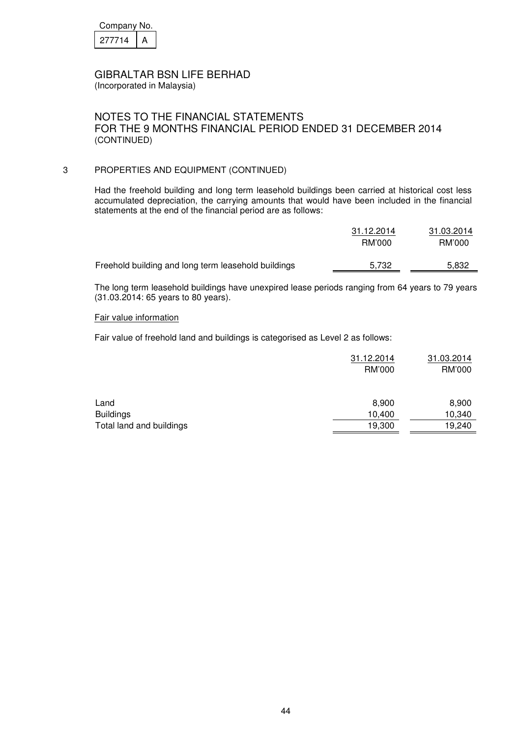Company No.

| 277714 | A |
|---|---|

# GIBRALTAR BSN LIFE BERHAD

(Incorporated in Malaysia)

## NOTES TO THE FINANCIAL STATEMENTS FOR THE 9 MONTHS FINANCIAL PERIOD ENDED 31 DECEMBER 2014 (CONTINUED)

### 3 PROPERTIES AND EQUIPMENT (CONTINUED)

Had the freehold building and long term leasehold buildings been carried at historical cost less accumulated depreciation, the carrying amounts that would have been included in the financial statements at the end of the financial period are as follows:

| | 31.12.2014 RM'000 | 31.03.2014 RM'000 |
|---|---|---|
| Freehold building and long term leasehold buildings | 5,732 | 5,832 |

The long term leasehold buildings have unexpired lease periods ranging from 64 years to 79 years (31.03.2014: 65 years to 80 years).

Fair value information

Fair value of freehold land and buildings is categorised as Level 2 as follows:

| | 31.12.2014 RM'000 | 31.03.2014 RM'000 |
|---|---|---|
| Land | 8,900 | 8,900 |
| Buildings | 10,400 | 10,340 |
| Total land and buildings | 19,300 | 19,240 |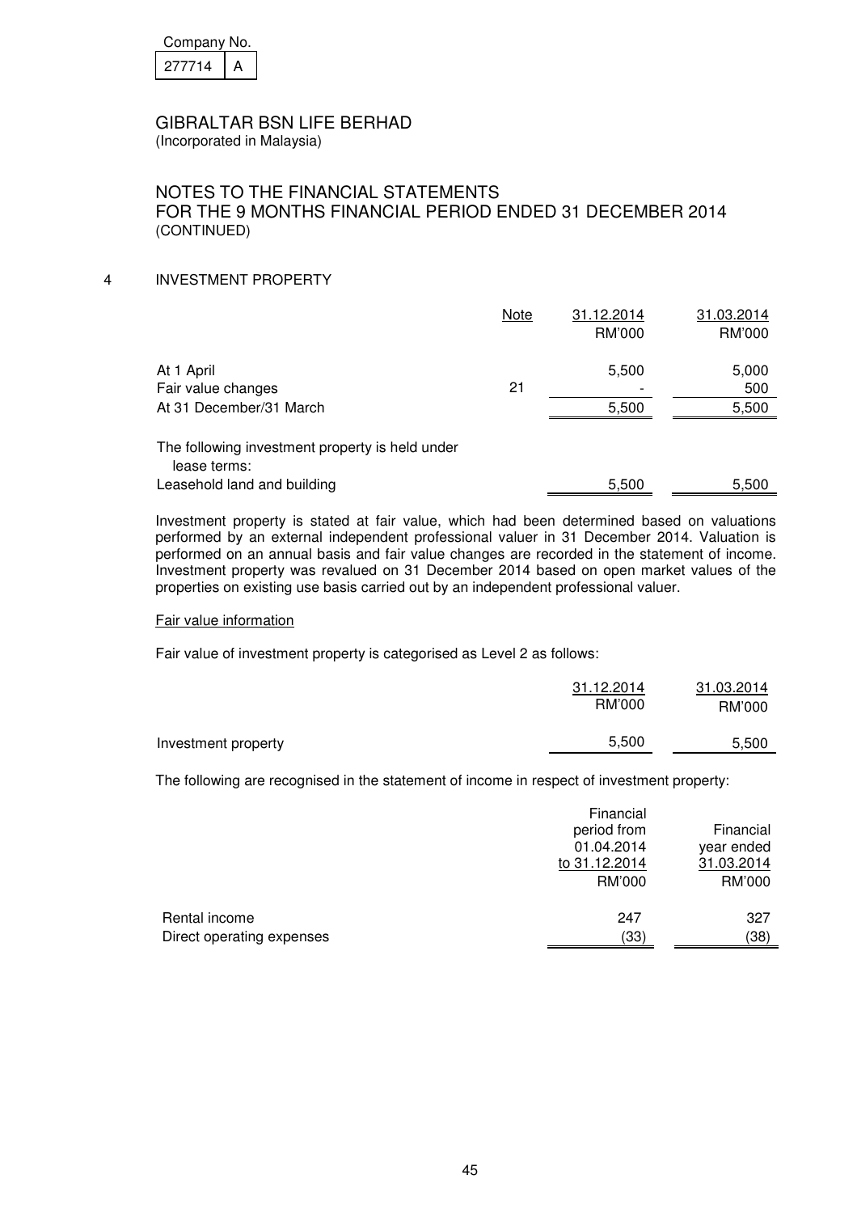Company No. 277714 A

GIBRALTAR BSN LIFE BERHAD
(Incorporated in Malaysia)

NOTES TO THE FINANCIAL STATEMENTS
FOR THE 9 MONTHS FINANCIAL PERIOD ENDED 31 DECEMBER 2014
(CONTINUED)

## 4 INVESTMENT PROPERTY

| | Note | 31.12.2014<br>RM'000 | 31.03.2014<br>RM'000 |
|---|---|---|---|
| At 1 April | | 5,500 | 5,000 |
| Fair value changes | 21 | - | 500 |
| At 31 December/31 March | | 5,500 | 5,500 |
| The following investment property is held under lease terms: | | | |
| Leasehold land and building | | 5,500 | 5,500 |

Investment property is stated at fair value, which had been determined based on valuations performed by an external independent professional valuer in 31 December 2014. Valuation is performed on an annual basis and fair value changes are recorded in the statement of income. Investment property was revalued on 31 December 2014 based on open market values of the properties on existing use basis carried out by an independent professional valuer.

Fair value information

Fair value of investment property is categorised as Level 2 as follows:

| | 31.12.2014<br>RM'000 | 31.03.2014<br>RM'000 |
|---|---|---|
| Investment property | 5,500 | 5,500 |

The following are recognised in the statement of income in respect of investment property:

| | Financial period from 01.04.2014 to 31.12.2014<br>RM'000 | Financial year ended 31.03.2014<br>RM'000 |
|---|---|---|
| Rental income | 247 | 327 |
| Direct operating expenses | (33) | (38) |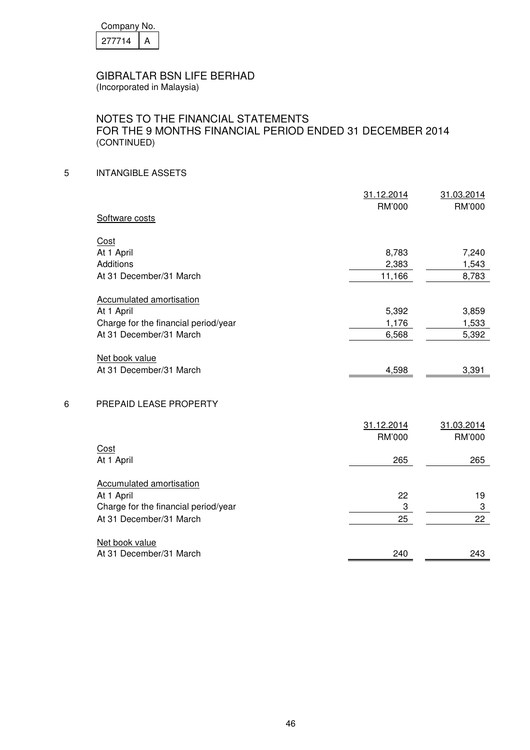Company No.

| 277714 | A |
|---|---|

# GIBRALTAR BSN LIFE BERHAD

(Incorporated in Malaysia)

## NOTES TO THE FINANCIAL STATEMENTS FOR THE 9 MONTHS FINANCIAL PERIOD ENDED 31 DECEMBER 2014 (CONTINUED)

### 5 INTANGIBLE ASSETS

| | 31.12.2014 RM'000 | 31.03.2014 RM'000 |
|---|---|---|
| Software costs | | |
| Cost | | |
| At 1 April | 8,783 | 7,240 |
| Additions | 2,383 | 1,543 |
| At 31 December/31 March | 11,166 | 8,783 |
| Accumulated amortisation | | |
| At 1 April | 5,392 | 3,859 |
| Charge for the financial period/year | 1,176 | 1,533 |
| At 31 December/31 March | 6,568 | 5,392 |
| Net book value | | |
| At 31 December/31 March | 4,598 | 3,391 |

### 6 PREPAID LEASE PROPERTY

| | 31.12.2014 RM'000 | 31.03.2014 RM'000 |
|---|---|---|
| Cost | | |
| At 1 April | 265 | 265 |
| Accumulated amortisation | | |
| At 1 April | 22 | 19 |
| Charge for the financial period/year | 3 | 3 |
| At 31 December/31 March | 25 | 22 |
| Net book value | | |
| At 31 December/31 March | 240 | 243 |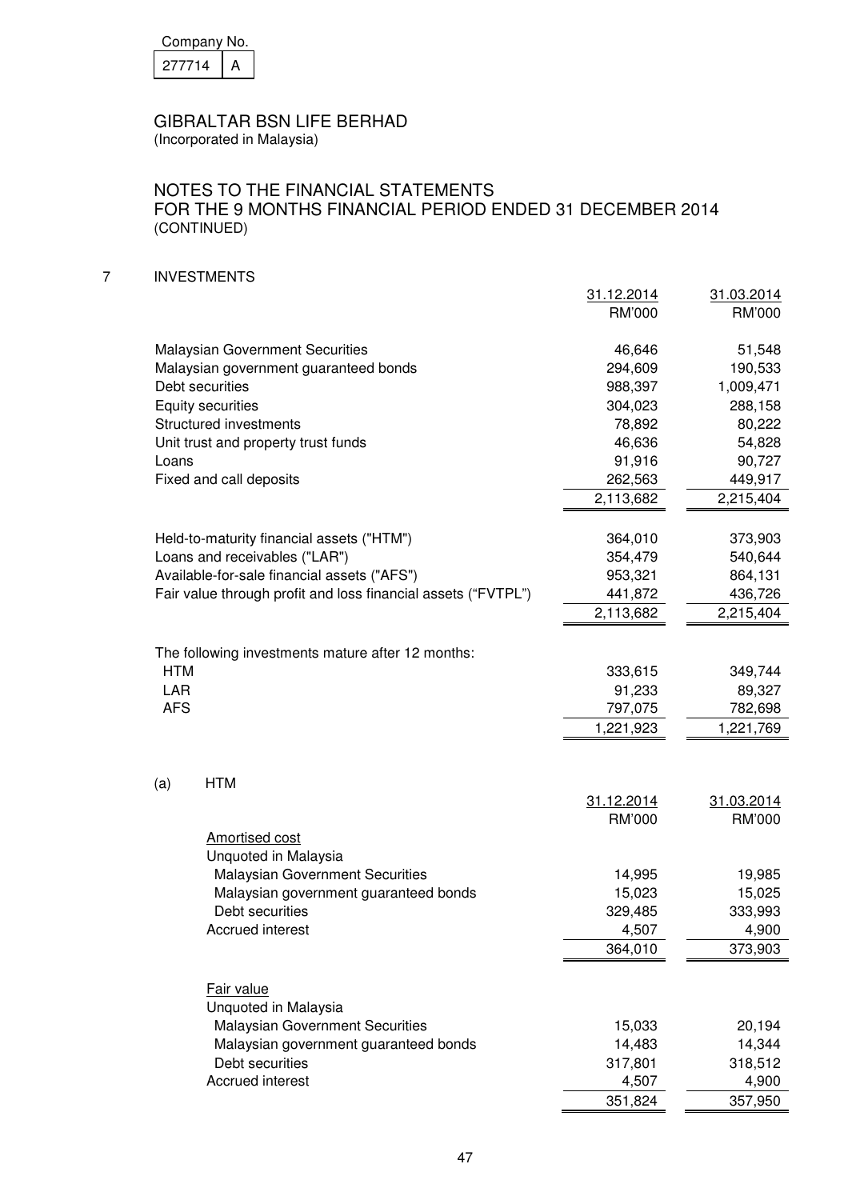Company No. 277714 A

GIBRALTAR BSN LIFE BERHAD
(Incorporated in Malaysia)

## NOTES TO THE FINANCIAL STATEMENTS
## FOR THE 9 MONTHS FINANCIAL PERIOD ENDED 31 DECEMBER 2014
(CONTINUED)

## 7 INVESTMENTS

| | 31.12.2014 RM'000 | 31.03.2014 RM'000 |
|---|---|---|
| Malaysian Government Securities | 46,646 | 51,548 |
| Malaysian government guaranteed bonds | 294,609 | 190,533 |
| Debt securities | 988,397 | 1,009,471 |
| Equity securities | 304,023 | 288,158 |
| Structured investments | 78,892 | 80,222 |
| Unit trust and property trust funds | 46,636 | 54,828 |
| Loans | 91,916 | 90,727 |
| Fixed and call deposits | 262,563 | 449,917 |
| | 2,113,682 | 2,215,404 |
| | | |
| Held-to-maturity financial assets ("HTM") | 364,010 | 373,903 |
| Loans and receivables ("LAR") | 354,479 | 540,644 |
| Available-for-sale financial assets ("AFS") | 953,321 | 864,131 |
| Fair value through profit and loss financial assets ("FVTPL") | 441,872 | 436,726 |
| | 2,113,682 | 2,215,404 |
| | | |
| The following investments mature after 12 months: | | |
| HTM | 333,615 | 349,744 |
| LAR | 91,233 | 89,327 |
| AFS | 797,075 | 782,698 |
| | 1,221,923 | 1,221,769 |

### (a) HTM

| | 31.12.2014 RM'000 | 31.03.2014 RM'000 |
|---|---|---|
| Amortised cost | | |
| Unquoted in Malaysia | | |
| Malaysian Government Securities | 14,995 | 19,985 |
| Malaysian government guaranteed bonds | 15,023 | 15,025 |
| Debt securities | 329,485 | 333,993 |
| Accrued interest | 4,507 | 4,900 |
| | 364,010 | 373,903 |
| | | |
| Fair value | | |
| Unquoted in Malaysia | | |
| Malaysian Government Securities | 15,033 | 20,194 |
| Malaysian government guaranteed bonds | 14,483 | 14,344 |
| Debt securities | 317,801 | 318,512 |
| Accrued interest | 4,507 | 4,900 |
| | 351,824 | 357,950 |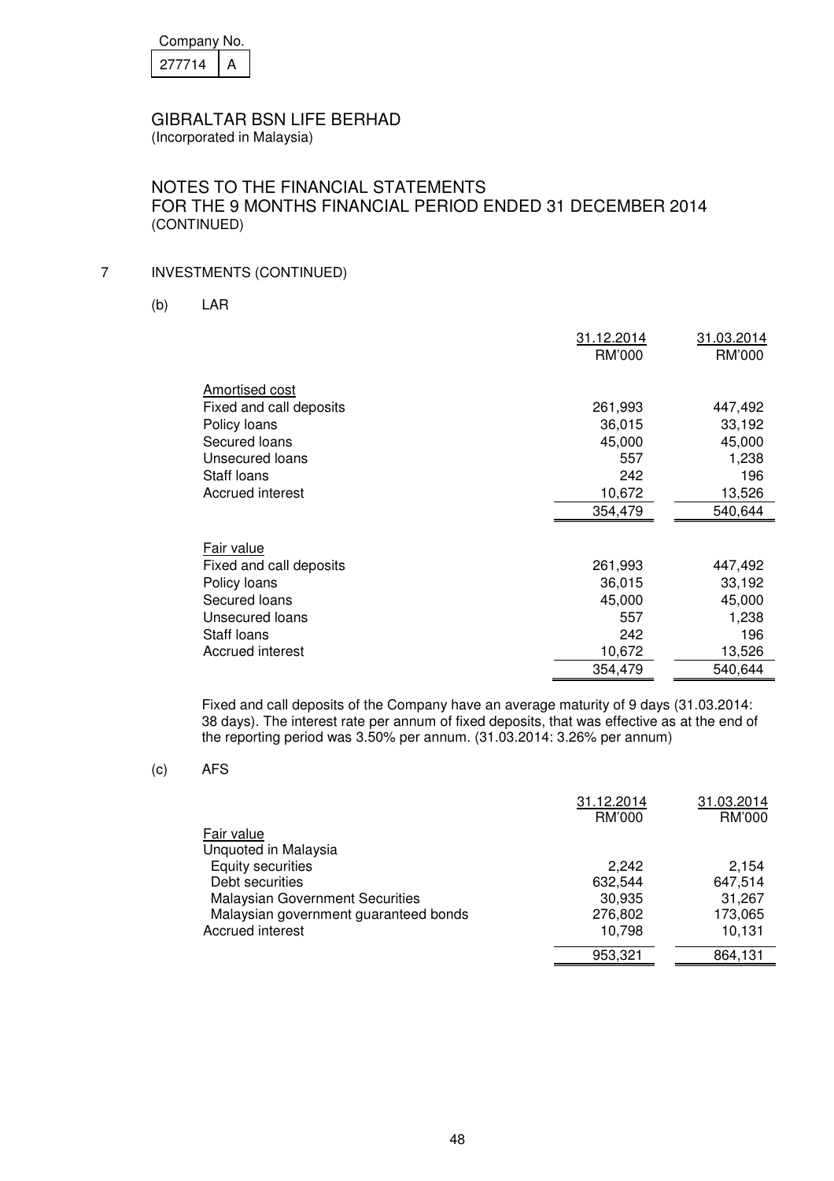Company No. 277714 A

# GIBRALTAR BSN LIFE BERHAD
(Incorporated in Malaysia)

## NOTES TO THE FINANCIAL STATEMENTS
## FOR THE 9 MONTHS FINANCIAL PERIOD ENDED 31 DECEMBER 2014
(CONTINUED)

7 INVESTMENTS (CONTINUED)

(b) LAR

| | 31.12.2014<br>RM'000 | 31.03.2014<br>RM'000 |
|---|---|---|
| Amortised cost | | |
| Fixed and call deposits | 261,993 | 447,492 |
| Policy loans | 36,015 | 33,192 |
| Secured loans | 45,000 | 45,000 |
| Unsecured loans | 557 | 1,238 |
| Staff loans | 242 | 196 |
| Accrued interest | 10,672 | 13,526 |
| | 354,479 | 540,644 |
| Fair value | | |
| Fixed and call deposits | 261,993 | 447,492 |
| Policy loans | 36,015 | 33,192 |
| Secured loans | 45,000 | 45,000 |
| Unsecured loans | 557 | 1,238 |
| Staff loans | 242 | 196 |
| Accrued interest | 10,672 | 13,526 |
| | 354,479 | 540,644 |

Fixed and call deposits of the Company have an average maturity of 9 days (31.03.2014: 38 days). The interest rate per annum of fixed deposits, that was effective as at the end of the reporting period was 3.50% per annum. (31.03.2014: 3.26% per annum)

(c) AFS

| | 31.12.2014<br>RM'000 | 31.03.2014<br>RM'000 |
|---|---|---|
| Fair value | | |
| Unquoted in Malaysia | | |
| Equity securities | 2,242 | 2,154 |
| Debt securities | 632,544 | 647,514 |
| Malaysian Government Securities | 30,935 | 31,267 |
| Malaysian government guaranteed bonds | 276,802 | 173,065 |
| Accrued interest | 10,798 | 10,131 |
| | 953,321 | 864,131 |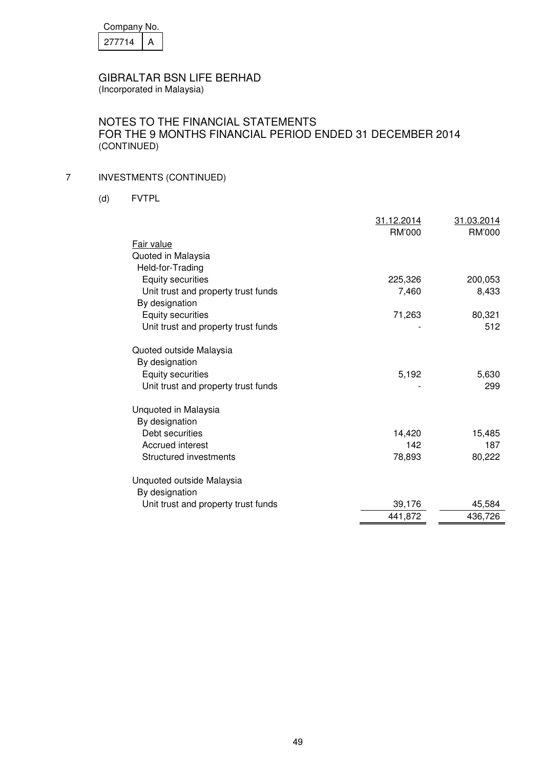Company No.

| 277714 | A |
|---|---|

GIBRALTAR BSN LIFE BERHAD
(Incorporated in Malaysia)

NOTES TO THE FINANCIAL STATEMENTS
FOR THE 9 MONTHS FINANCIAL PERIOD ENDED 31 DECEMBER 2014
(CONTINUED)

7 INVESTMENTS (CONTINUED)

(d) FVTPL

| | 31.12.2014<br>RM'000 | 31.03.2014<br>RM'000 |
|---|---|---|
| Fair value | | |
| Quoted in Malaysia | | |
| Held-for-Trading | | |
| Equity securities | 225,326 | 200,053 |
| Unit trust and property trust funds | 7,460 | 8,433 |
| By designation | | |
| Equity securities | 71,263 | 80,321 |
| Unit trust and property trust funds | - | 512 |
| | | |
| Quoted outside Malaysia | | |
| By designation | | |
| Equity securities | 5,192 | 5,630 |
| Unit trust and property trust funds | - | 299 |
| | | |
| Unquoted in Malaysia | | |
| By designation | | |
| Debt securities | 14,420 | 15,485 |
| Accrued interest | 142 | 187 |
| Structured investments | 78,893 | 80,222 |
| | | |
| Unquoted outside Malaysia | | |
| By designation | | |
| Unit trust and property trust funds | 39,176 | 45,584 |
| | 441,872 | 436,726 |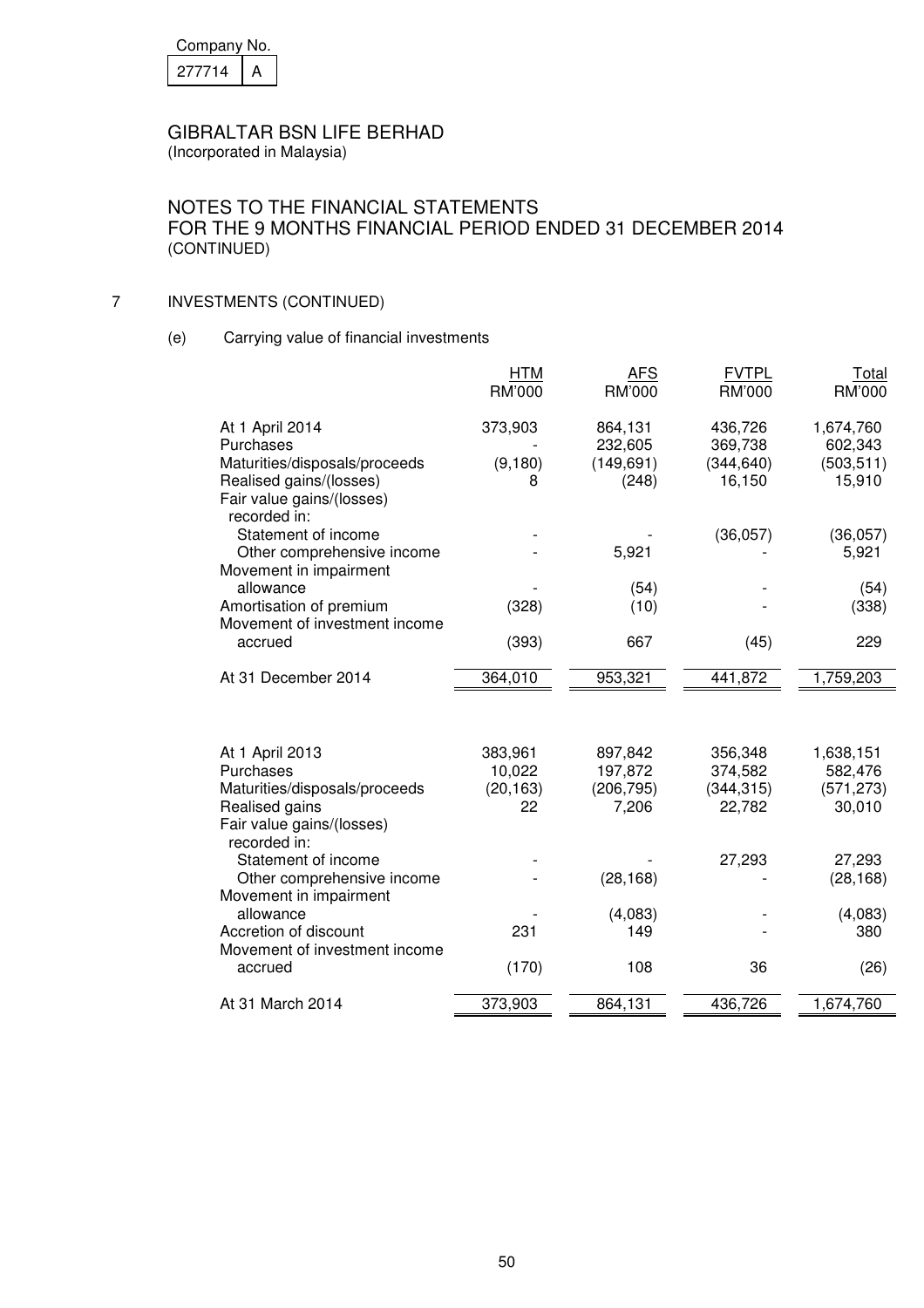Company No.

| 277714 | A |
|---|---|

GIBRALTAR BSN LIFE BERHAD
(Incorporated in Malaysia)

NOTES TO THE FINANCIAL STATEMENTS
FOR THE 9 MONTHS FINANCIAL PERIOD ENDED 31 DECEMBER 2014
(CONTINUED)

7 INVESTMENTS (CONTINUED)

(e) Carrying value of financial investments

| | HTM RM'000 | AFS RM'000 | FVTPL RM'000 | Total RM'000 |
|---|---|---|---|---|
| At 1 April 2014 | 373,903 | 864,131 | 436,726 | 1,674,760 |
| Purchases | - | 232,605 | 369,738 | 602,343 |
| Maturities/disposals/proceeds | (9,180) | (149,691) | (344,640) | (503,511) |
| Realised gains/(losses) | 8 | (248) | 16,150 | 15,910 |
| Fair value gains/(losses) recorded in: | | | | |
| Statement of income | - | - | (36,057) | (36,057) |
| Other comprehensive income | - | 5,921 | - | 5,921 |
| Movement in impairment allowance | - | (54) | - | (54) |
| Amortisation of premium | (328) | (10) | - | (338) |
| Movement of investment income accrued | (393) | 667 | (45) | 229 |
| At 31 December 2014 | 364,010 | 953,321 | 441,872 | 1,759,203 |
| | | | | |
| At 1 April 2013 | 383,961 | 897,842 | 356,348 | 1,638,151 |
| Purchases | 10,022 | 197,872 | 374,582 | 582,476 |
| Maturities/disposals/proceeds | (20,163) | (206,795) | (344,315) | (571,273) |
| Realised gains | 22 | 7,206 | 22,782 | 30,010 |
| Fair value gains/(losses) recorded in: | | | | |
| Statement of income | - | - | 27,293 | 27,293 |
| Other comprehensive income | - | (28,168) | - | (28,168) |
| Movement in impairment allowance | - | (4,083) | - | (4,083) |
| Accretion of discount | 231 | 149 | - | 380 |
| Movement of investment income accrued | (170) | 108 | 36 | (26) |
| At 31 March 2014 | 373,903 | 864,131 | 436,726 | 1,674,760 |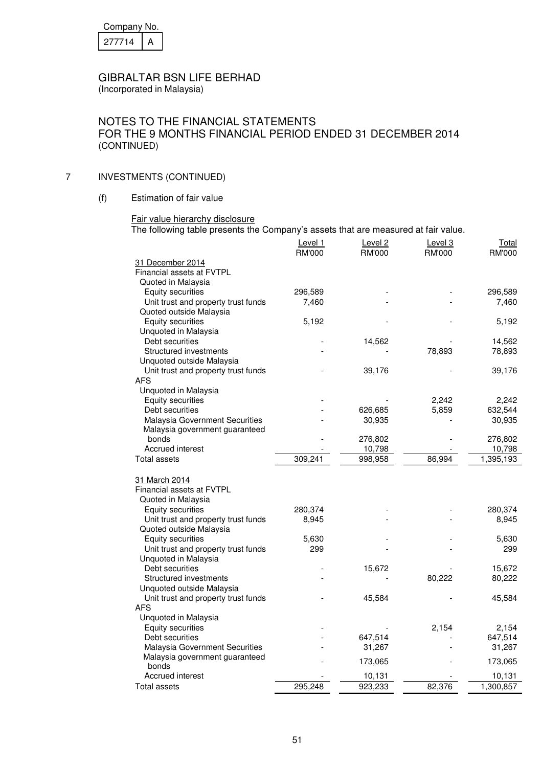Company No.

| 277714 | A |
|---|---|

GIBRALTAR BSN LIFE BERHAD
(Incorporated in Malaysia)

NOTES TO THE FINANCIAL STATEMENTS
FOR THE 9 MONTHS FINANCIAL PERIOD ENDED 31 DECEMBER 2014
(CONTINUED)

## 7 INVESTMENTS (CONTINUED)

### (f) Estimation of fair value

Fair value hierarchy disclosure

The following table presents the Company's assets that are measured at fair value.

| | Level 1 RM'000 | Level 2 RM'000 | Level 3 RM'000 | Total RM'000 |
|---|---|---|---|---|
| 31 December 2014 | | | | |
| Financial assets at FVTPL | | | | |
| Quoted in Malaysia | | | | |
| Equity securities | 296,589 | - | - | 296,589 |
| Unit trust and property trust funds | 7,460 | - | - | 7,460 |
| Quoted outside Malaysia | | | | |
| Equity securities | 5,192 | - | - | 5,192 |
| Unquoted in Malaysia | | | | |
| Debt securities | - | 14,562 | - | 14,562 |
| Structured investments | - | - | 78,893 | 78,893 |
| Unquoted outside Malaysia | | | | |
| Unit trust and property trust funds | - | 39,176 | - | 39,176 |
| AFS | | | | |
| Unquoted in Malaysia | | | | |
| Equity securities | - | - | 2,242 | 2,242 |
| Debt securities | - | 626,685 | 5,859 | 632,544 |
| Malaysia Government Securities | - | 30,935 | - | 30,935 |
| Malaysia government guaranteed bonds | - | 276,802 | - | 276,802 |
| Accrued interest | - | 10,798 | - | 10,798 |
| Total assets | 309,241 | 998,958 | 86,994 | 1,395,193 |
| 31 March 2014 | | | | |
| Financial assets at FVTPL | | | | |
| Quoted in Malaysia | | | | |
| Equity securities | 280,374 | - | - | 280,374 |
| Unit trust and property trust funds | 8,945 | - | - | 8,945 |
| Quoted outside Malaysia | | | | |
| Equity securities | 5,630 | - | - | 5,630 |
| Unit trust and property trust funds | 299 | - | - | 299 |
| Unquoted in Malaysia | | | | |
| Debt securities | - | 15,672 | - | 15,672 |
| Structured investments | - | - | 80,222 | 80,222 |
| Unquoted outside Malaysia | | | | |
| Unit trust and property trust funds | - | 45,584 | - | 45,584 |
| AFS | | | | |
| Unquoted in Malaysia | | | | |
| Equity securities | - | - | 2,154 | 2,154 |
| Debt securities | - | 647,514 | - | 647,514 |
| Malaysia Government Securities | - | 31,267 | - | 31,267 |
| Malaysia government guaranteed bonds | - | 173,065 | - | 173,065 |
| Accrued interest | - | 10,131 | - | 10,131 |
| Total assets | 295,248 | 923,233 | 82,376 | 1,300,857 |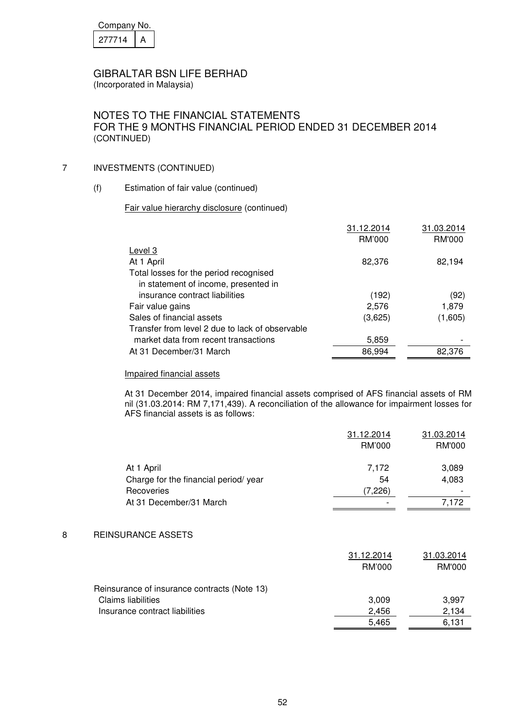Company No. 277714 A

GIBRALTAR BSN LIFE BERHAD
(Incorporated in Malaysia)

# NOTES TO THE FINANCIAL STATEMENTS FOR THE 9 MONTHS FINANCIAL PERIOD ENDED 31 DECEMBER 2014 (CONTINUED)

## 7 INVESTMENTS (CONTINUED)

### (f) Estimation of fair value (continued)

Fair value hierarchy disclosure (continued)

| | 31.12.2014 RM'000 | 31.03.2014 RM'000 |
|---|---|---|
| Level 3 | | |
| At 1 April | 82,376 | 82,194 |
| Total losses for the period recognised in statement of income, presented in insurance contract liabilities | (192) | (92) |
| Fair value gains | 2,576 | 1,879 |
| Sales of financial assets | (3,625) | (1,605) |
| Transfer from level 2 due to lack of observable market data from recent transactions | 5,859 | - |
| At 31 December/31 March | 86,994 | 82,376 |

Impaired financial assets

At 31 December 2014, impaired financial assets comprised of AFS financial assets of RM nil (31.03.2014: RM 7,171,439). A reconciliation of the allowance for impairment losses for AFS financial assets is as follows:

| | 31.12.2014 RM'000 | 31.03.2014 RM'000 |
|---|---|---|
| At 1 April | 7,172 | 3,089 |
| Charge for the financial period/ year | 54 | 4,083 |
| Recoveries | (7,226) | - |
| At 31 December/31 March | - | 7,172 |

## 8 REINSURANCE ASSETS

| | 31.12.2014 RM'000 | 31.03.2014 RM'000 |
|---|---|---|
| Reinsurance of insurance contracts (Note 13) | | |
| Claims liabilities | 3,009 | 3,997 |
| Insurance contract liabilities | 2,456 | 2,134 |
| | 5,465 | 6,131 |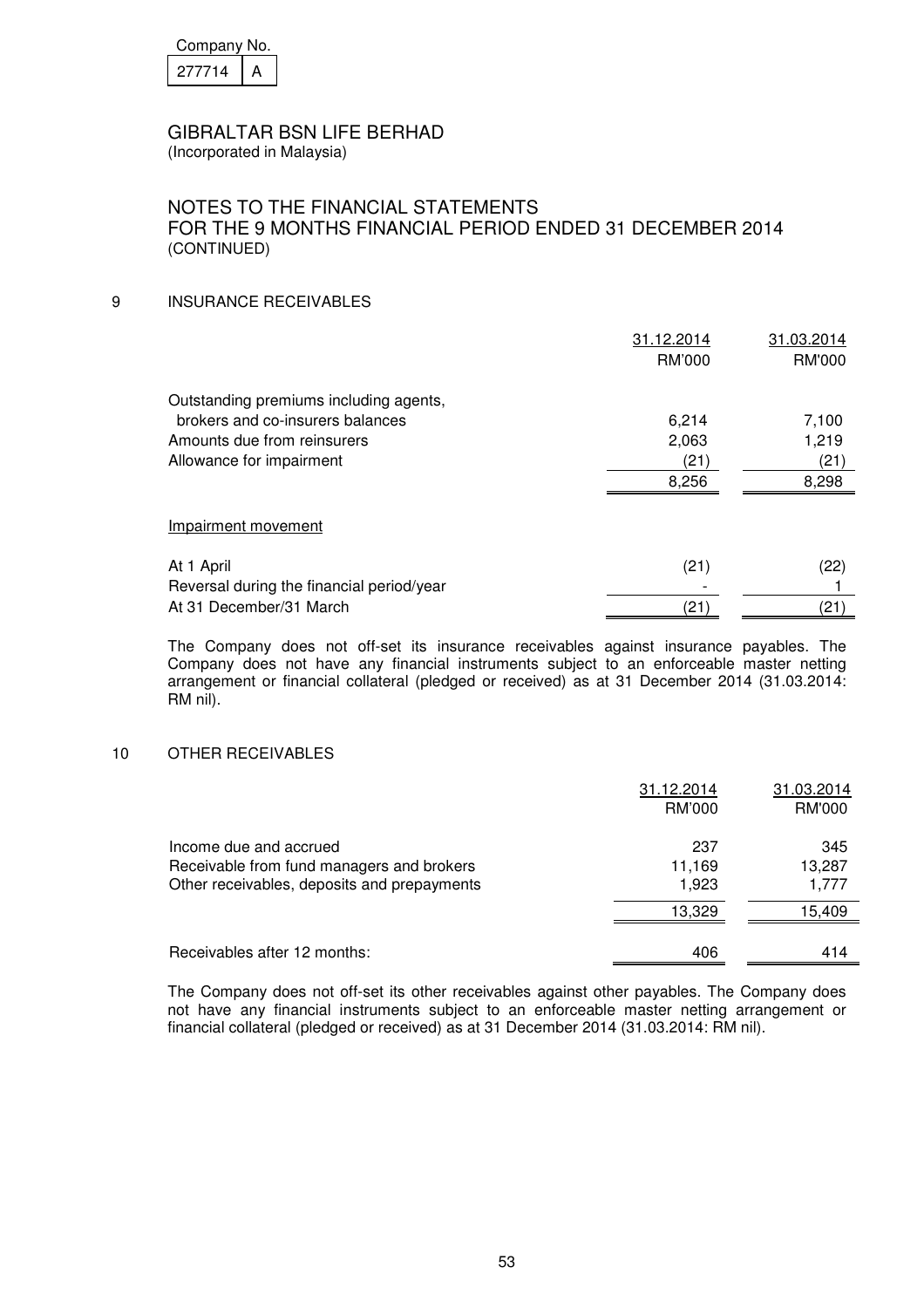Company No. 277714 A

# GIBRALTAR BSN LIFE BERHAD

(Incorporated in Malaysia)

## NOTES TO THE FINANCIAL STATEMENTS FOR THE 9 MONTHS FINANCIAL PERIOD ENDED 31 DECEMBER 2014 (CONTINUED)

### 9 INSURANCE RECEIVABLES

| | 31.12.2014 RM'000 | 31.03.2014 RM'000 |
|---|---|---|
| Outstanding premiums including agents, brokers and co-insurers balances | 6,214 | 7,100 |
| Amounts due from reinsurers | 2,063 | 1,219 |
| Allowance for impairment | (21) | (21) |
| | 8,256 | 8,298 |
| Impairment movement | | |
| At 1 April | (21) | (22) |
| Reversal during the financial period/year | - | 1 |
| At 31 December/31 March | (21) | (21) |

The Company does not off-set its insurance receivables against insurance payables. The Company does not have any financial instruments subject to an enforceable master netting arrangement or financial collateral (pledged or received) as at 31 December 2014 (31.03.2014: RM nil).

### 10 OTHER RECEIVABLES

| | 31.12.2014 RM'000 | 31.03.2014 RM'000 |
|---|---|---|
| Income due and accrued | 237 | 345 |
| Receivable from fund managers and brokers | 11,169 | 13,287 |
| Other receivables, deposits and prepayments | 1,923 | 1,777 |
| | 13,329 | 15,409 |
| Receivables after 12 months: | 406 | 414 |

The Company does not off-set its other receivables against other payables. The Company does not have any financial instruments subject to an enforceable master netting arrangement or financial collateral (pledged or received) as at 31 December 2014 (31.03.2014: RM nil).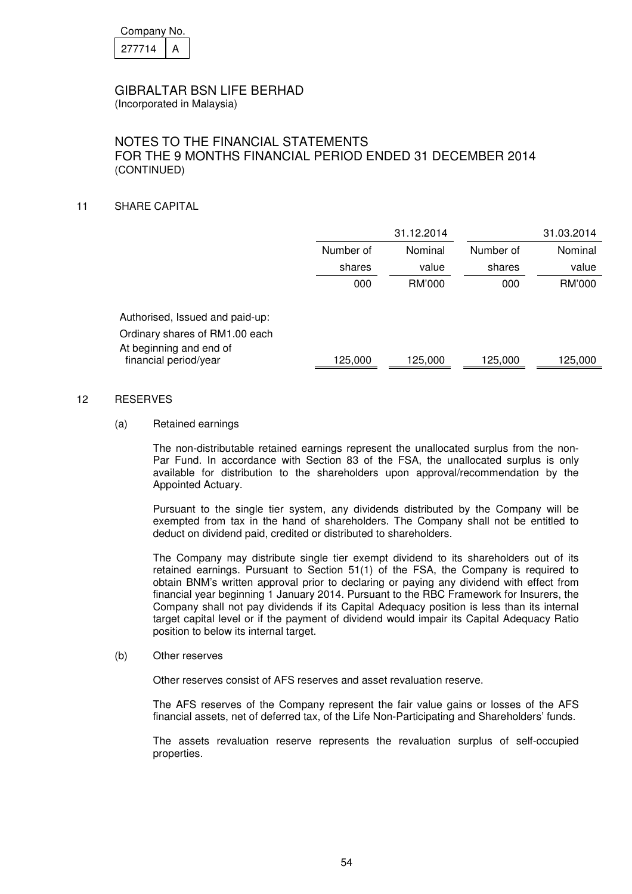Company No.

| 277714 | A |
|---|---|

GIBRALTAR BSN LIFE BERHAD
(Incorporated in Malaysia)

NOTES TO THE FINANCIAL STATEMENTS
FOR THE 9 MONTHS FINANCIAL PERIOD ENDED 31 DECEMBER 2014
(CONTINUED)

## 11 SHARE CAPITAL

| | 31.12.2014 | | 31.03.2014 | |
|---|---|---|---|---|
| | Number of shares | Nominal value | Number of shares | Nominal value |
| | 000 | RM'000 | 000 | RM'000 |
| Authorised, Issued and paid-up: | | | | |
| Ordinary shares of RM1.00 each | | | | |
| At beginning and end of financial period/year | 125,000 | 125,000 | 125,000 | 125,000 |

## 12 RESERVES

(a) Retained earnings

The non-distributable retained earnings represent the unallocated surplus from the non-Par Fund. In accordance with Section 83 of the FSA, the unallocated surplus is only available for distribution to the shareholders upon approval/recommendation by the Appointed Actuary.

Pursuant to the single tier system, any dividends distributed by the Company will be exempted from tax in the hand of shareholders. The Company shall not be entitled to deduct on dividend paid, credited or distributed to shareholders.

The Company may distribute single tier exempt dividend to its shareholders out of its retained earnings. Pursuant to Section 51(1) of the FSA, the Company is required to obtain BNM's written approval prior to declaring or paying any dividend with effect from financial year beginning 1 January 2014. Pursuant to the RBC Framework for Insurers, the Company shall not pay dividends if its Capital Adequacy position is less than its internal target capital level or if the payment of dividend would impair its Capital Adequacy Ratio position to below its internal target.

(b) Other reserves

Other reserves consist of AFS reserves and asset revaluation reserve.

The AFS reserves of the Company represent the fair value gains or losses of the AFS financial assets, net of deferred tax, of the Life Non-Participating and Shareholders' funds.

The assets revaluation reserve represents the revaluation surplus of self-occupied properties.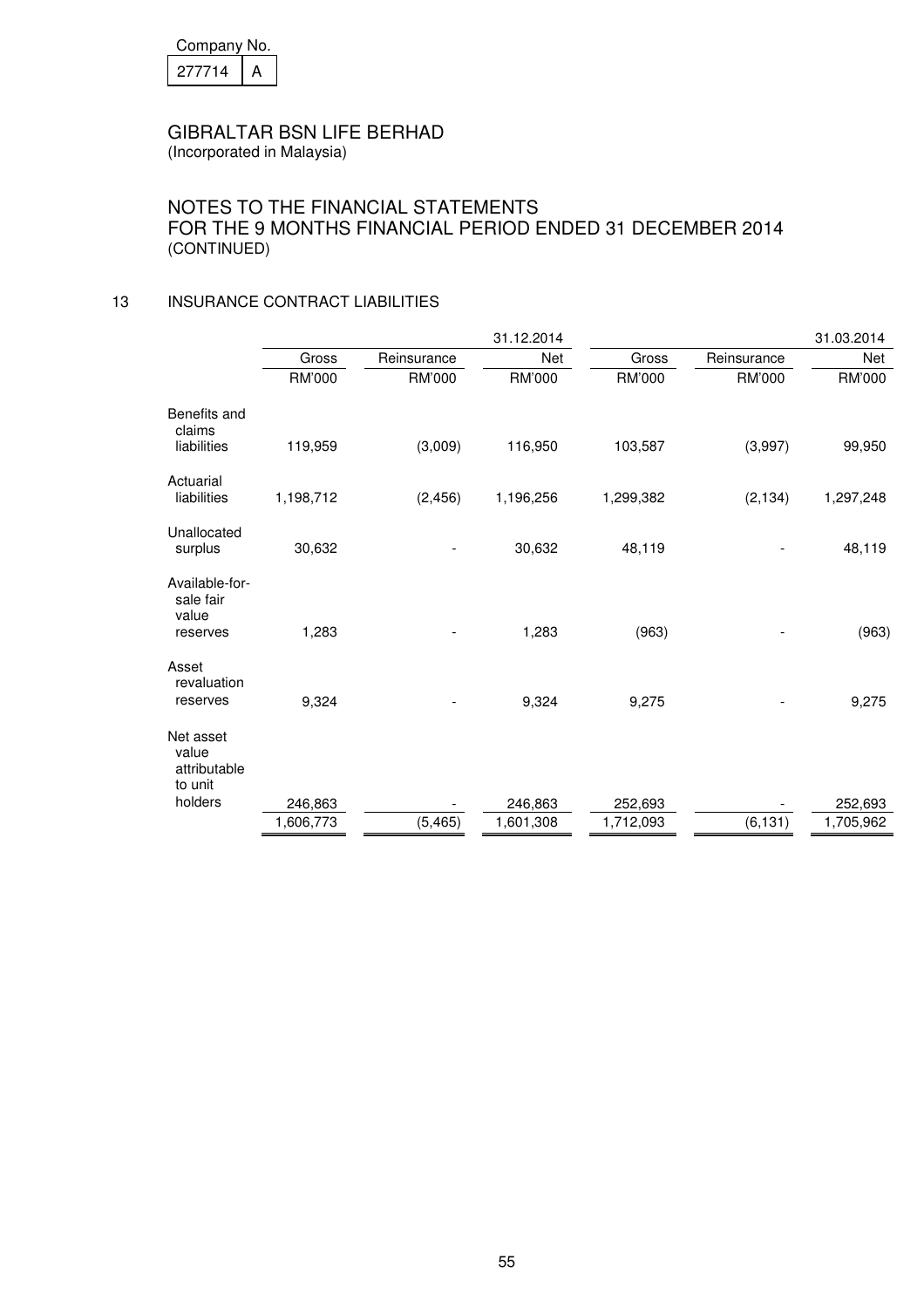Company No. 277714 A

# GIBRALTAR BSN LIFE BERHAD

(Incorporated in Malaysia)

## NOTES TO THE FINANCIAL STATEMENTS FOR THE 9 MONTHS FINANCIAL PERIOD ENDED 31 DECEMBER 2014 (CONTINUED)

### 13 INSURANCE CONTRACT LIABILITIES

| | | | 31.12.2014 | | | 31.03.2014 |
|---|---|---|---|---|---|---|
| | Gross | Reinsurance | Net | Gross | Reinsurance | Net |
| | RM'000 | RM'000 | RM'000 | RM'000 | RM'000 | RM'000 |
| Benefits and claims liabilities | 119,959 | (3,009) | 116,950 | 103,587 | (3,997) | 99,950 |
| Actuarial liabilities | 1,198,712 | (2,456) | 1,196,256 | 1,299,382 | (2,134) | 1,297,248 |
| Unallocated surplus | 30,632 | - | 30,632 | 48,119 | - | 48,119 |
| Available-for-sale fair value reserves | 1,283 | - | 1,283 | (963) | - | (963) |
| Asset revaluation reserves | 9,324 | - | 9,324 | 9,275 | - | 9,275 |
| Net asset value attributable to unit holders | 246,863 | - | 246,863 | 252,693 | - | 252,693 |
| | 1,606,773 | (5,465) | 1,601,308 | 1,712,093 | (6,131) | 1,705,962 |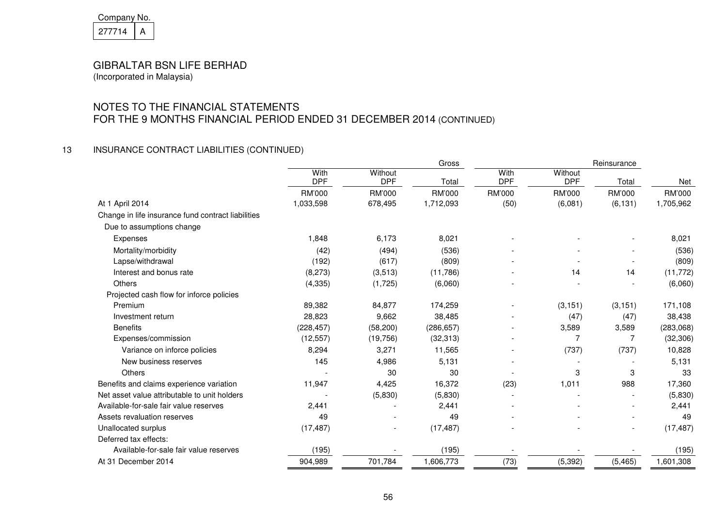Company No.

| 277714 | A |
|---|---|

# GIBRALTAR BSN LIFE BERHAD

(Incorporated in Malaysia)

## NOTES TO THE FINANCIAL STATEMENTS
## FOR THE 9 MONTHS FINANCIAL PERIOD ENDED 31 DECEMBER 2014 (CONTINUED)

### 13 INSURANCE CONTRACT LIABILITIES (CONTINUED)

| | Gross | | | Reinsurance | | | |
|---|---|---|---|---|---|---|---|
| | With DPF | Without DPF | Total | With DPF | Without DPF | Total | Net |
| | RM'000 | RM'000 | RM'000 | RM'000 | RM'000 | RM'000 | RM'000 |
| At 1 April 2014 | 1,033,598 | 678,495 | 1,712,093 | (50) | (6,081) | (6,131) | 1,705,962 |
| Change in life insurance fund contract liabilities | | | | | | | |
| Due to assumptions change | | | | | | | |
| Expenses | 1,848 | 6,173 | 8,021 | - | - | - | 8,021 |
| Mortality/morbidity | (42) | (494) | (536) | - | - | - | (536) |
| Lapse/withdrawal | (192) | (617) | (809) | - | - | - | (809) |
| Interest and bonus rate | (8,273) | (3,513) | (11,786) | - | 14 | 14 | (11,772) |
| Others | (4,335) | (1,725) | (6,060) | - | - | - | (6,060) |
| Projected cash flow for inforce policies | | | | | | | |
| Premium | 89,382 | 84,877 | 174,259 | - | (3,151) | (3,151) | 171,108 |
| Investment return | 28,823 | 9,662 | 38,485 | - | (47) | (47) | 38,438 |
| Benefits | (228,457) | (58,200) | (286,657) | - | 3,589 | 3,589 | (283,068) |
| Expenses/commission | (12,557) | (19,756) | (32,313) | - | 7 | 7 | (32,306) |
| Variance on inforce policies | 8,294 | 3,271 | 11,565 | - | (737) | (737) | 10,828 |
| New business reserves | 145 | 4,986 | 5,131 | - | - | - | 5,131 |
| Others | - | 30 | 30 | - | 3 | 3 | 33 |
| Benefits and claims experience variation | 11,947 | 4,425 | 16,372 | (23) | 1,011 | 988 | 17,360 |
| Net asset value attributable to unit holders | - | (5,830) | (5,830) | - | - | - | (5,830) |
| Available-for-sale fair value reserves | 2,441 | - | 2,441 | - | - | - | 2,441 |
| Assets revaluation reserves | 49 | - | 49 | - | - | - | 49 |
| Unallocated surplus | (17,487) | - | (17,487) | - | - | - | (17,487) |
| Deferred tax effects: | | | | | | | |
| Available-for-sale fair value reserves | (195) | - | (195) | - | - | - | (195) |
| At 31 December 2014 | 904,989 | 701,784 | 1,606,773 | (73) | (5,392) | (5,465) | 1,601,308 |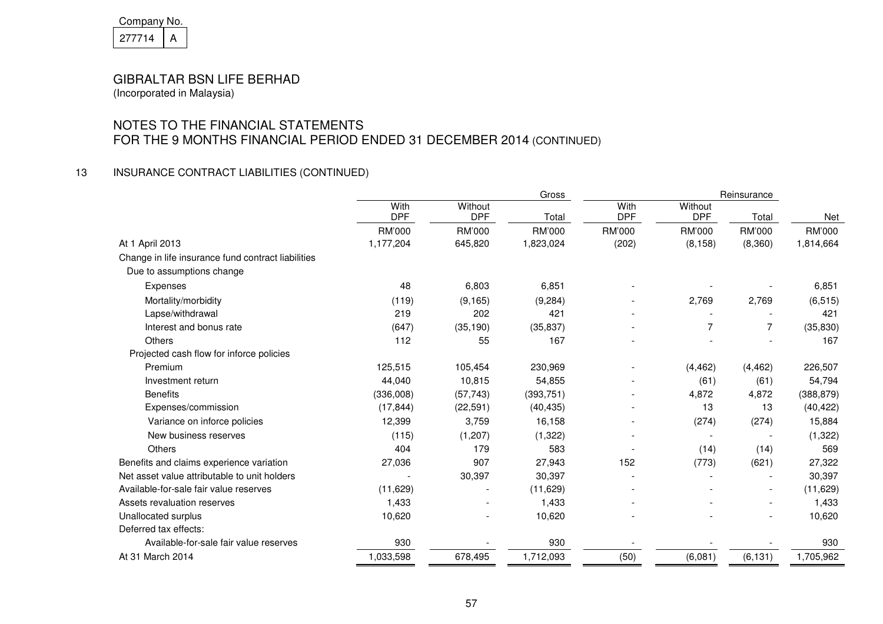Company No.

| 277714 | A |
|---|---|

GIBRALTAR BSN LIFE BERHAD
(Incorporated in Malaysia)

## NOTES TO THE FINANCIAL STATEMENTS
## FOR THE 9 MONTHS FINANCIAL PERIOD ENDED 31 DECEMBER 2014 (CONTINUED)

### 13 INSURANCE CONTRACT LIABILITIES (CONTINUED)

| | Gross | | | Reinsurance | | | |
|---|---|---|---|---|---|---|---|
| | With DPF | Without DPF | Total | With DPF | Without DPF | Total | Net |
| | RM'000 | RM'000 | RM'000 | RM'000 | RM'000 | RM'000 | RM'000 |
| At 1 April 2013 | 1,177,204 | 645,820 | 1,823,024 | (202) | (8,158) | (8,360) | 1,814,664 |
| Change in life insurance fund contract liabilities | | | | | | | |
| Due to assumptions change | | | | | | | |
| Expenses | 48 | 6,803 | 6,851 | - | - | - | 6,851 |
| Mortality/morbidity | (119) | (9,165) | (9,284) | - | 2,769 | 2,769 | (6,515) |
| Lapse/withdrawal | 219 | 202 | 421 | - | - | - | 421 |
| Interest and bonus rate | (647) | (35,190) | (35,837) | - | 7 | 7 | (35,830) |
| Others | 112 | 55 | 167 | - | - | - | 167 |
| Projected cash flow for inforce policies | | | | | | | |
| Premium | 125,515 | 105,454 | 230,969 | - | (4,462) | (4,462) | 226,507 |
| Investment return | 44,040 | 10,815 | 54,855 | - | (61) | (61) | 54,794 |
| Benefits | (336,008) | (57,743) | (393,751) | - | 4,872 | 4,872 | (388,879) |
| Expenses/commission | (17,844) | (22,591) | (40,435) | - | 13 | 13 | (40,422) |
| Variance on inforce policies | 12,399 | 3,759 | 16,158 | - | (274) | (274) | 15,884 |
| New business reserves | (115) | (1,207) | (1,322) | - | - | - | (1,322) |
| Others | 404 | 179 | 583 | - | (14) | (14) | 569 |
| Benefits and claims experience variation | 27,036 | 907 | 27,943 | 152 | (773) | (621) | 27,322 |
| Net asset value attributable to unit holders | - | 30,397 | 30,397 | - | - | - | 30,397 |
| Available-for-sale fair value reserves | (11,629) | - | (11,629) | - | - | - | (11,629) |
| Assets revaluation reserves | 1,433 | - | 1,433 | - | - | - | 1,433 |
| Unallocated surplus | 10,620 | - | 10,620 | - | - | - | 10,620 |
| Deferred tax effects: | | | | | | | |
| Available-for-sale fair value reserves | 930 | - | 930 | - | - | - | 930 |
| At 31 March 2014 | 1,033,598 | 678,495 | 1,712,093 | (50) | (6,081) | (6,131) | 1,705,962 |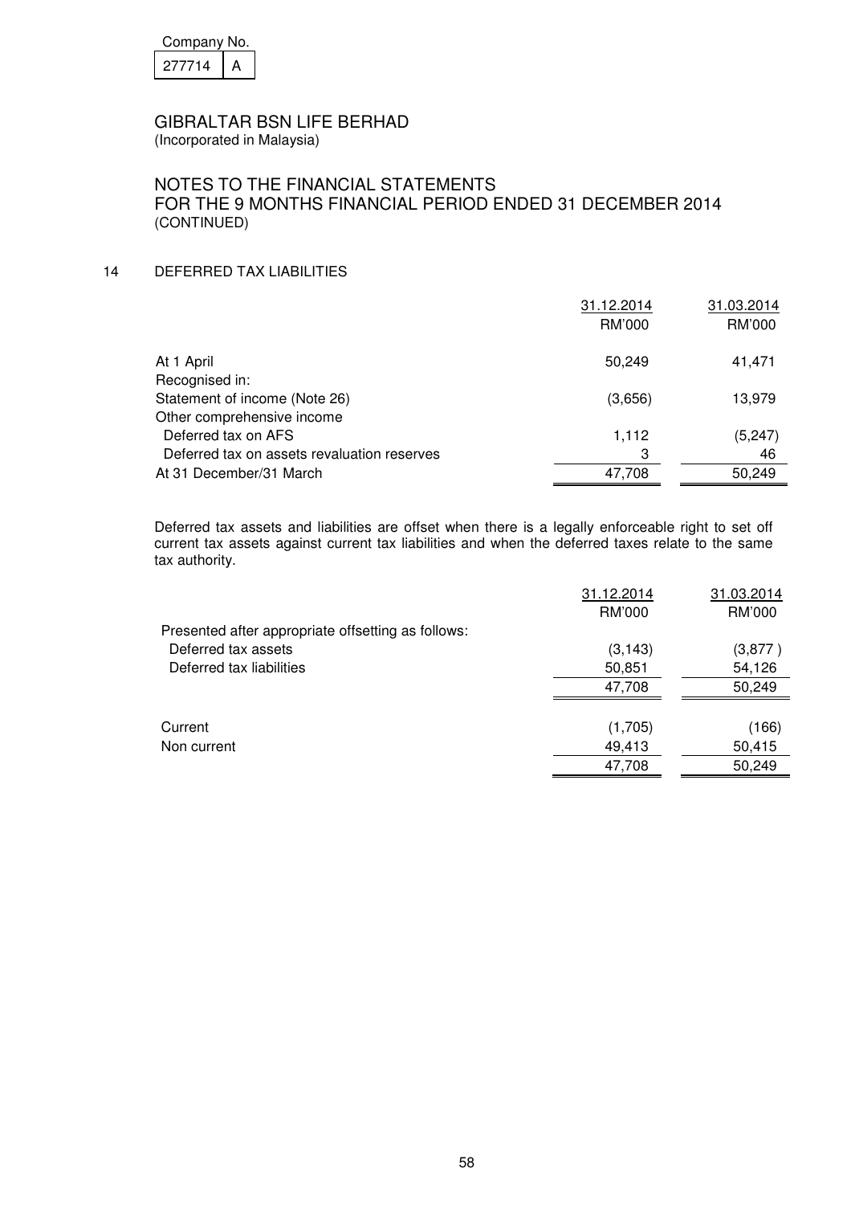Company No. 277714 A

# GIBRALTAR BSN LIFE BERHAD
(Incorporated in Malaysia)

## NOTES TO THE FINANCIAL STATEMENTS FOR THE 9 MONTHS FINANCIAL PERIOD ENDED 31 DECEMBER 2014 (CONTINUED)

### 14 DEFERRED TAX LIABILITIES

| | 31.12.2014 RM'000 | 31.03.2014 RM'000 |
|---|---|---|
| At 1 April | 50,249 | 41,471 |
| Recognised in: | | |
| Statement of income (Note 26) | (3,656) | 13,979 |
| Other comprehensive income | | |
| Deferred tax on AFS | 1,112 | (5,247) |
| Deferred tax on assets revaluation reserves | 3 | 46 |
| At 31 December/31 March | 47,708 | 50,249 |

Deferred tax assets and liabilities are offset when there is a legally enforceable right to set off current tax assets against current tax liabilities and when the deferred taxes relate to the same tax authority.

| | 31.12.2014 RM'000 | 31.03.2014 RM'000 |
|---|---|---|
| Presented after appropriate offsetting as follows: | | |
| Deferred tax assets | (3,143) | (3,877 ) |
| Deferred tax liabilities | 50,851 | 54,126 |
| | 47,708 | 50,249 |
| Current | (1,705) | (166) |
| Non current | 49,413 | 50,415 |
| | 47,708 | 50,249 |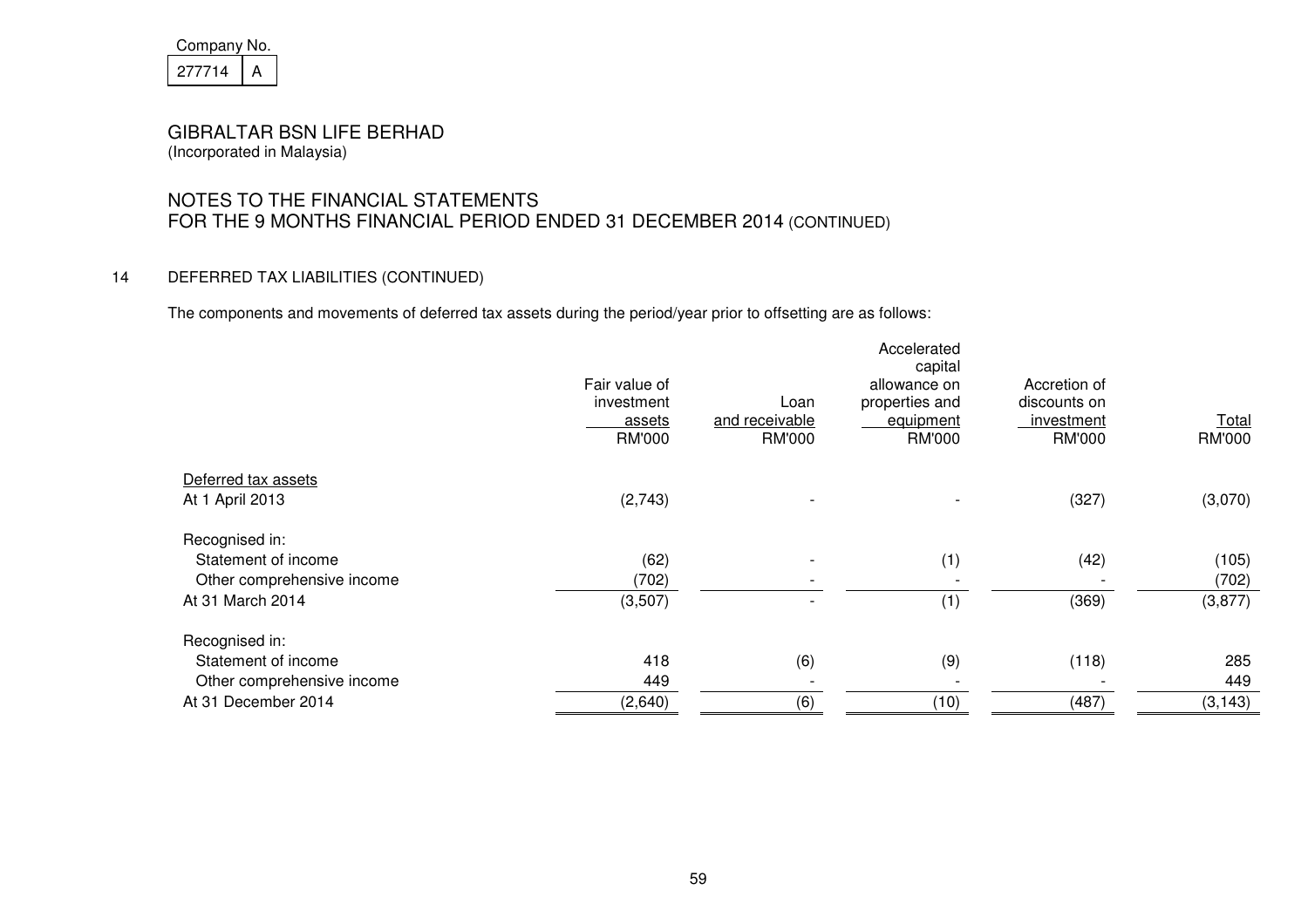Company No.
277714 | A

# GIBRALTAR BSN LIFE BERHAD
(Incorporated in Malaysia)

## NOTES TO THE FINANCIAL STATEMENTS
## FOR THE 9 MONTHS FINANCIAL PERIOD ENDED 31 DECEMBER 2014 (CONTINUED)

### 14 DEFERRED TAX LIABILITIES (CONTINUED)

The components and movements of deferred tax assets during the period/year prior to offsetting are as follows:

| | Fair value of investment assets RM'000 | Loan and receivable RM'000 | Accelerated capital allowance on properties and equipment RM'000 | Accretion of discounts on investment RM'000 | Total RM'000 |
|---|---|---|---|---|---|
| Deferred tax assets | | | | | |
| At 1 April 2013 | (2,743) | - | - | (327) | (3,070) |
| Recognised in: | | | | | |
| Statement of income | (62) | - | (1) | (42) | (105) |
| Other comprehensive income | (702) | - | - | - | (702) |
| At 31 March 2014 | (3,507) | - | (1) | (369) | (3,877) |
| Recognised in: | | | | | |
| Statement of income | 418 | (6) | (9) | (118) | 285 |
| Other comprehensive income | 449 | - | - | - | 449 |
| At 31 December 2014 | (2,640) | (6) | (10) | (487) | (3,143) |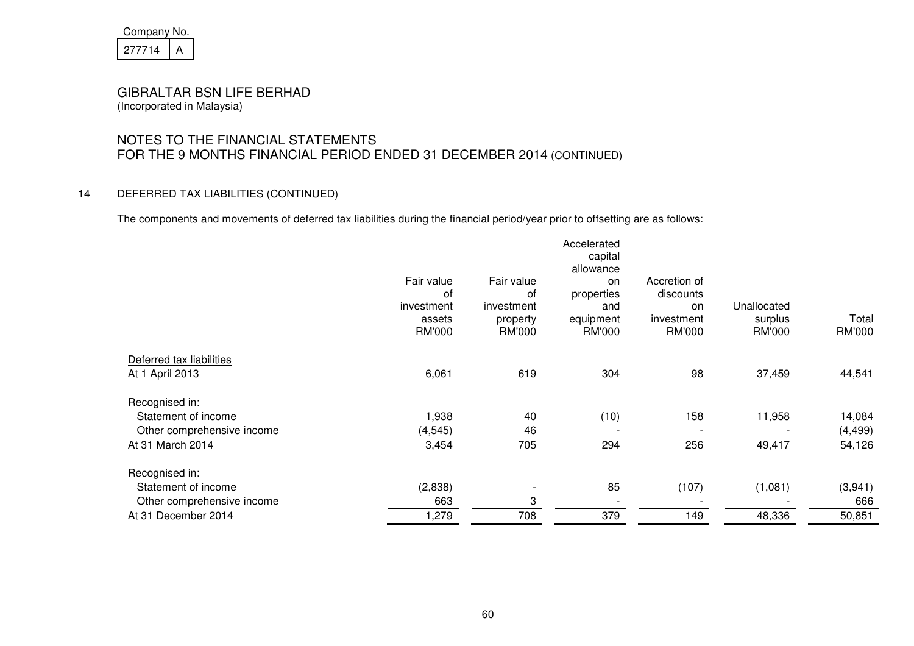Company No.

| 277714 | A |
|---|---|

# GIBRALTAR BSN LIFE BERHAD

(Incorporated in Malaysia)

## NOTES TO THE FINANCIAL STATEMENTS FOR THE 9 MONTHS FINANCIAL PERIOD ENDED 31 DECEMBER 2014 (CONTINUED)

### 14 DEFERRED TAX LIABILITIES (CONTINUED)

The components and movements of deferred tax liabilities during the financial period/year prior to offsetting are as follows:

| | Fair value of investment assets RM'000 | Fair value of investment property RM'000 | Accelerated capital allowance on properties and equipment RM'000 | Accretion of discounts on investment RM'000 | Unallocated surplus RM'000 | Total RM'000 |
|---|---|---|---|---|---|---|
| Deferred tax liabilities | | | | | | |
| At 1 April 2013 | 6,061 | 619 | 304 | 98 | 37,459 | 44,541 |
| Recognised in: | | | | | | |
| Statement of income | 1,938 | 40 | (10) | 158 | 11,958 | 14,084 |
| Other comprehensive income | (4,545) | 46 | - | - | - | (4,499) |
| At 31 March 2014 | 3,454 | 705 | 294 | 256 | 49,417 | 54,126 |
| Recognised in: | | | | | | |
| Statement of income | (2,838) | - | 85 | (107) | (1,081) | (3,941) |
| Other comprehensive income | 663 | 3 | - | - | - | 666 |
| At 31 December 2014 | 1,279 | 708 | 379 | 149 | 48,336 | 50,851 |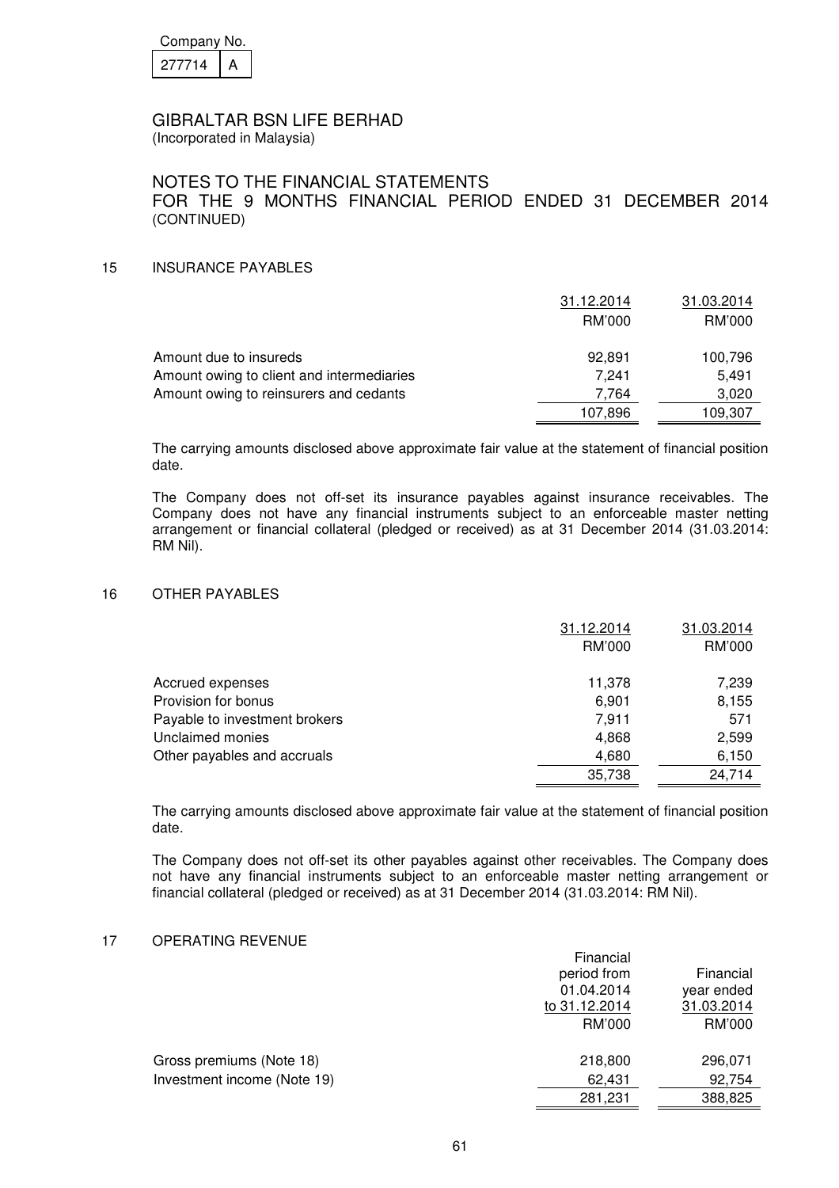Company No.

| 277714 | A |
|---|---|

GIBRALTAR BSN LIFE BERHAD
(Incorporated in Malaysia)

NOTES TO THE FINANCIAL STATEMENTS
FOR THE 9 MONTHS FINANCIAL PERIOD ENDED 31 DECEMBER 2014
(CONTINUED)

## 15 INSURANCE PAYABLES

| | 31.12.2014 RM'000 | 31.03.2014 RM'000 |
|---|---|---|
| Amount due to insureds | 92,891 | 100,796 |
| Amount owing to client and intermediaries | 7,241 | 5,491 |
| Amount owing to reinsurers and cedants | 7,764 | 3,020 |
| | 107,896 | 109,307 |

The carrying amounts disclosed above approximate fair value at the statement of financial position date.

The Company does not off-set its insurance payables against insurance receivables. The Company does not have any financial instruments subject to an enforceable master netting arrangement or financial collateral (pledged or received) as at 31 December 2014 (31.03.2014: RM Nil).

## 16 OTHER PAYABLES

| | 31.12.2014 RM'000 | 31.03.2014 RM'000 |
|---|---|---|
| Accrued expenses | 11,378 | 7,239 |
| Provision for bonus | 6,901 | 8,155 |
| Payable to investment brokers | 7,911 | 571 |
| Unclaimed monies | 4,868 | 2,599 |
| Other payables and accruals | 4,680 | 6,150 |
| | 35,738 | 24,714 |

The carrying amounts disclosed above approximate fair value at the statement of financial position date.

The Company does not off-set its other payables against other receivables. The Company does not have any financial instruments subject to an enforceable master netting arrangement or financial collateral (pledged or received) as at 31 December 2014 (31.03.2014: RM Nil).

## 17 OPERATING REVENUE

| | Financial period from 01.04.2014 to 31.12.2014 RM'000 | Financial year ended 31.03.2014 RM'000 |
|---|---|---|
| Gross premiums (Note 18) | 218,800 | 296,071 |
| Investment income (Note 19) | 62,431 | 92,754 |
| | 281,231 | 388,825 |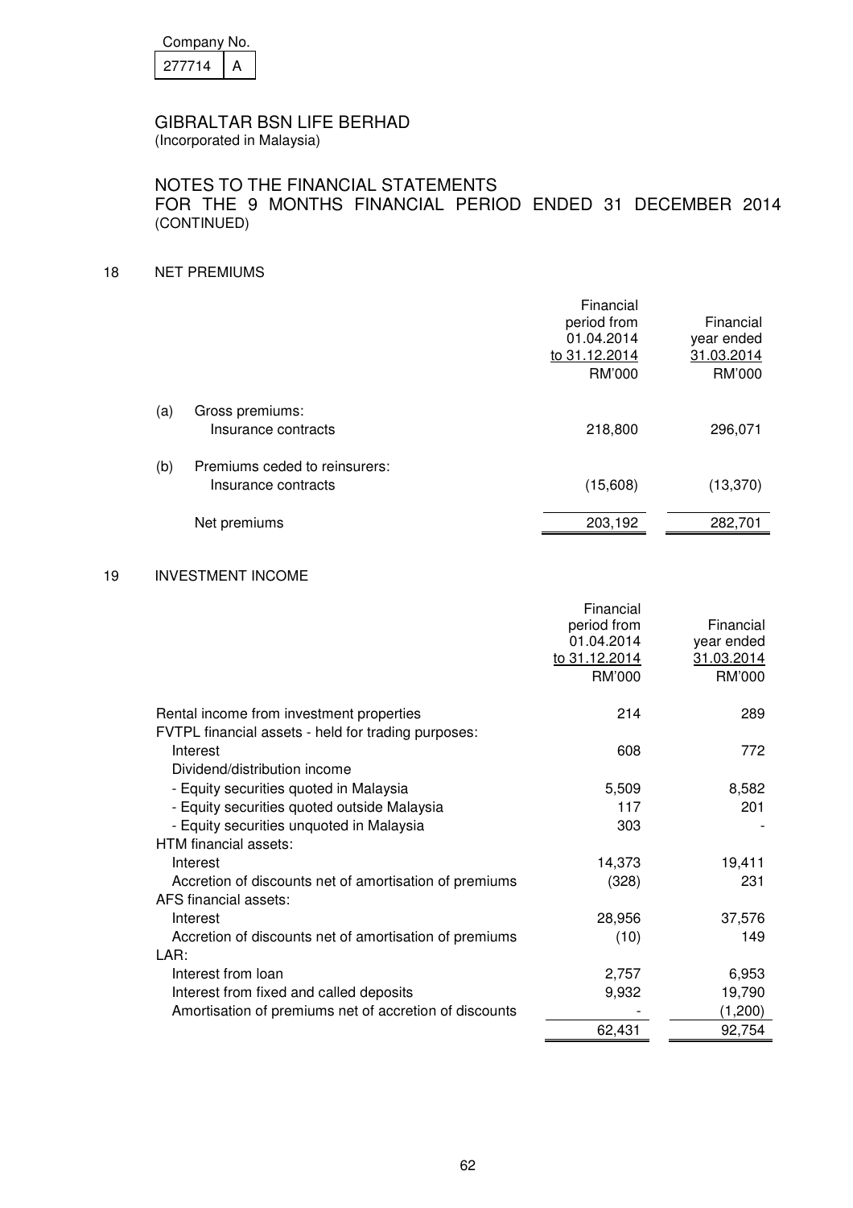Company No.

| 277714 | A |
|---|---|

GIBRALTAR BSN LIFE BERHAD
(Incorporated in Malaysia)

NOTES TO THE FINANCIAL STATEMENTS
FOR THE 9 MONTHS FINANCIAL PERIOD ENDED 31 DECEMBER 2014
(CONTINUED)

## 18 NET PREMIUMS

| | Financial period from 01.04.2014 to 31.12.2014 RM'000 | Financial year ended 31.03.2014 RM'000 |
|---|---|---|
| (a) Gross premiums: | | |
| Insurance contracts | 218,800 | 296,071 |
| (b) Premiums ceded to reinsurers: | | |
| Insurance contracts | (15,608) | (13,370) |
| Net premiums | 203,192 | 282,701 |

## 19 INVESTMENT INCOME

| | Financial period from 01.04.2014 to 31.12.2014 RM'000 | Financial year ended 31.03.2014 RM'000 |
|---|---|---|
| Rental income from investment properties | 214 | 289 |
| FVTPL financial assets - held for trading purposes: | | |
| Interest | 608 | 772 |
| Dividend/distribution income | | |
| - Equity securities quoted in Malaysia | 5,509 | 8,582 |
| - Equity securities quoted outside Malaysia | 117 | 201 |
| - Equity securities unquoted in Malaysia | 303 | - |
| HTM financial assets: | | |
| Interest | 14,373 | 19,411 |
| Accretion of discounts net of amortisation of premiums | (328) | 231 |
| AFS financial assets: | | |
| Interest | 28,956 | 37,576 |
| Accretion of discounts net of amortisation of premiums | (10) | 149 |
| LAR: | | |
| Interest from loan | 2,757 | 6,953 |
| Interest from fixed and called deposits | 9,932 | 19,790 |
| Amortisation of premiums net of accretion of discounts | - | (1,200) |
| | 62,431 | 92,754 |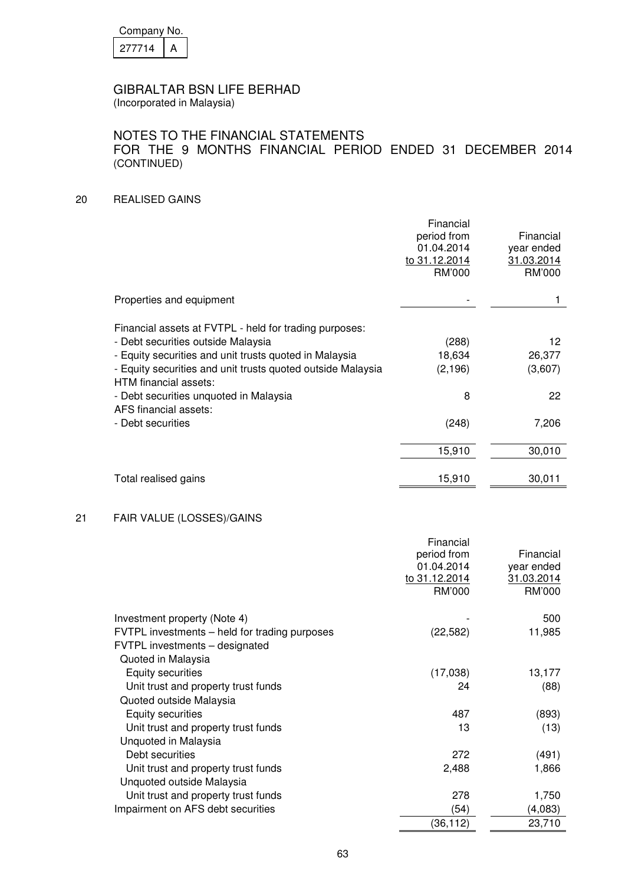Company No.

| 277714 | A |
|---|---|

GIBRALTAR BSN LIFE BERHAD
(Incorporated in Malaysia)

NOTES TO THE FINANCIAL STATEMENTS
FOR THE 9 MONTHS FINANCIAL PERIOD ENDED 31 DECEMBER 2014
(CONTINUED)

## 20 REALISED GAINS

| | Financial period from 01.04.2014 to 31.12.2014 RM'000 | Financial year ended 31.03.2014 RM'000 |
|---|---|---|
| Properties and equipment | - | 1 |
| Financial assets at FVTPL - held for trading purposes: | | |
| - Debt securities outside Malaysia | (288) | 12 |
| - Equity securities and unit trusts quoted in Malaysia | 18,634 | 26,377 |
| - Equity securities and unit trusts quoted outside Malaysia | (2,196) | (3,607) |
| HTM financial assets: | | |
| - Debt securities unquoted in Malaysia | 8 | 22 |
| AFS financial assets: | | |
| - Debt securities | (248) | 7,206 |
| | 15,910 | 30,010 |
| Total realised gains | 15,910 | 30,011 |

## 21 FAIR VALUE (LOSSES)/GAINS

| | Financial period from 01.04.2014 to 31.12.2014 RM'000 | Financial year ended 31.03.2014 RM'000 |
|---|---|---|
| Investment property (Note 4) | - | 500 |
| FVTPL investments – held for trading purposes | (22,582) | 11,985 |
| FVTPL investments – designated | | |
| Quoted in Malaysia | | |
| Equity securities | (17,038) | 13,177 |
| Unit trust and property trust funds | 24 | (88) |
| Quoted outside Malaysia | | |
| Equity securities | 487 | (893) |
| Unit trust and property trust funds | 13 | (13) |
| Unquoted in Malaysia | | |
| Debt securities | 272 | (491) |
| Unit trust and property trust funds | 2,488 | 1,866 |
| Unquoted outside Malaysia | | |
| Unit trust and property trust funds | 278 | 1,750 |
| Impairment on AFS debt securities | (54) | (4,083) |
| | (36,112) | 23,710 |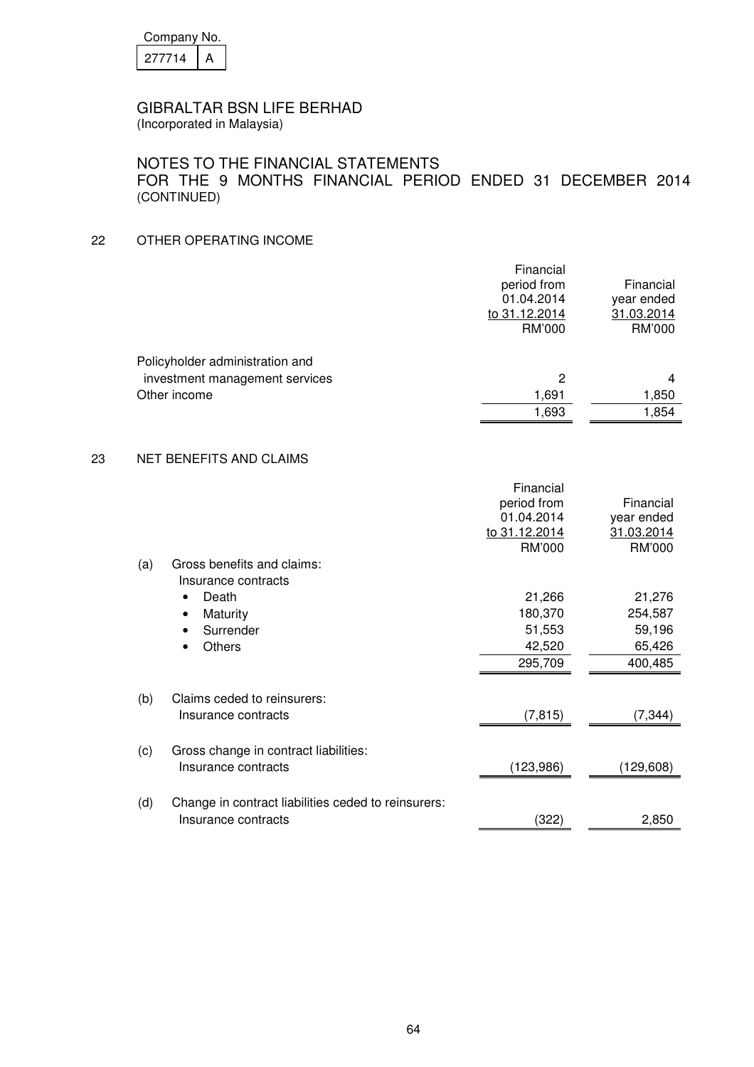Company No. 277714 A

GIBRALTAR BSN LIFE BERHAD
(Incorporated in Malaysia)

NOTES TO THE FINANCIAL STATEMENTS
FOR THE 9 MONTHS FINANCIAL PERIOD ENDED 31 DECEMBER 2014
(CONTINUED)

## 22 OTHER OPERATING INCOME

| | Financial period from 01.04.2014 to 31.12.2014 RM'000 | Financial year ended 31.03.2014 RM'000 |
|---|---|---|
| Policyholder administration and investment management services | 2 | 4 |
| Other income | 1,691 | 1,850 |
| | 1,693 | 1,854 |

## 23 NET BENEFITS AND CLAIMS

| | Financial period from 01.04.2014 to 31.12.2014 RM'000 | Financial year ended 31.03.2014 RM'000 |
|---|---|---|
| (a) Gross benefits and claims: | | |
| Insurance contracts | | |
| • Death | 21,266 | 21,276 |
| • Maturity | 180,370 | 254,587 |
| • Surrender | 51,553 | 59,196 |
| • Others | 42,520 | 65,426 |
| | 295,709 | 400,485 |
| (b) Claims ceded to reinsurers: | | |
| Insurance contracts | (7,815) | (7,344) |
| (c) Gross change in contract liabilities: | | |
| Insurance contracts | (123,986) | (129,608) |
| (d) Change in contract liabilities ceded to reinsurers: | | |
| Insurance contracts | (322) | 2,850 |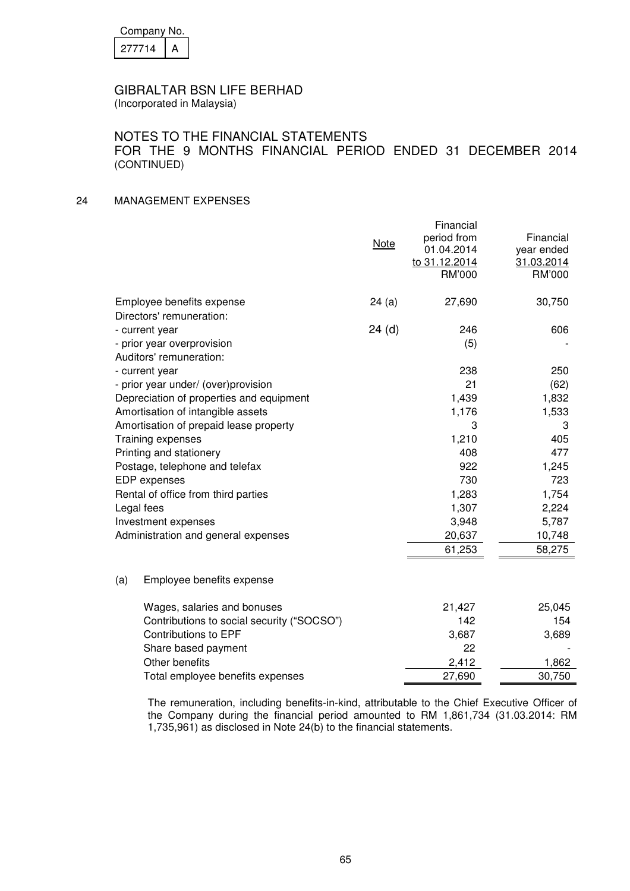Company No.

| 277714 | A |
|---|---|

GIBRALTAR BSN LIFE BERHAD
(Incorporated in Malaysia)

NOTES TO THE FINANCIAL STATEMENTS
FOR THE 9 MONTHS FINANCIAL PERIOD ENDED 31 DECEMBER 2014
(CONTINUED)

## 24 MANAGEMENT EXPENSES

| | Note | Financial period from 01.04.2014 to 31.12.2014 RM'000 | Financial year ended 31.03.2014 RM'000 |
|---|---|---|---|
| Employee benefits expense | 24 (a) | 27,690 | 30,750 |
| Directors' remuneration: | | | |
| - current year | 24 (d) | 246 | 606 |
| - prior year overprovision | | (5) | - |
| Auditors' remuneration: | | | |
| - current year | | 238 | 250 |
| - prior year under/ (over)provision | | 21 | (62) |
| Depreciation of properties and equipment | | 1,439 | 1,832 |
| Amortisation of intangible assets | | 1,176 | 1,533 |
| Amortisation of prepaid lease property | | 3 | 3 |
| Training expenses | | 1,210 | 405 |
| Printing and stationery | | 408 | 477 |
| Postage, telephone and telefax | | 922 | 1,245 |
| EDP expenses | | 730 | 723 |
| Rental of office from third parties | | 1,283 | 1,754 |
| Legal fees | | 1,307 | 2,224 |
| Investment expenses | | 3,948 | 5,787 |
| Administration and general expenses | | 20,637 | 10,748 |
| | | 61,253 | 58,275 |

(a) Employee benefits expense

| | Financial period from 01.04.2014 to 31.12.2014 RM'000 | Financial year ended 31.03.2014 RM'000 |
|---|---|---|
| Wages, salaries and bonuses | 21,427 | 25,045 |
| Contributions to social security ("SOCSO") | 142 | 154 |
| Contributions to EPF | 3,687 | 3,689 |
| Share based payment | 22 | - |
| Other benefits | 2,412 | 1,862 |
| Total employee benefits expenses | 27,690 | 30,750 |

The remuneration, including benefits-in-kind, attributable to the Chief Executive Officer of the Company during the financial period amounted to RM 1,861,734 (31.03.2014: RM 1,735,961) as disclosed in Note 24(b) to the financial statements.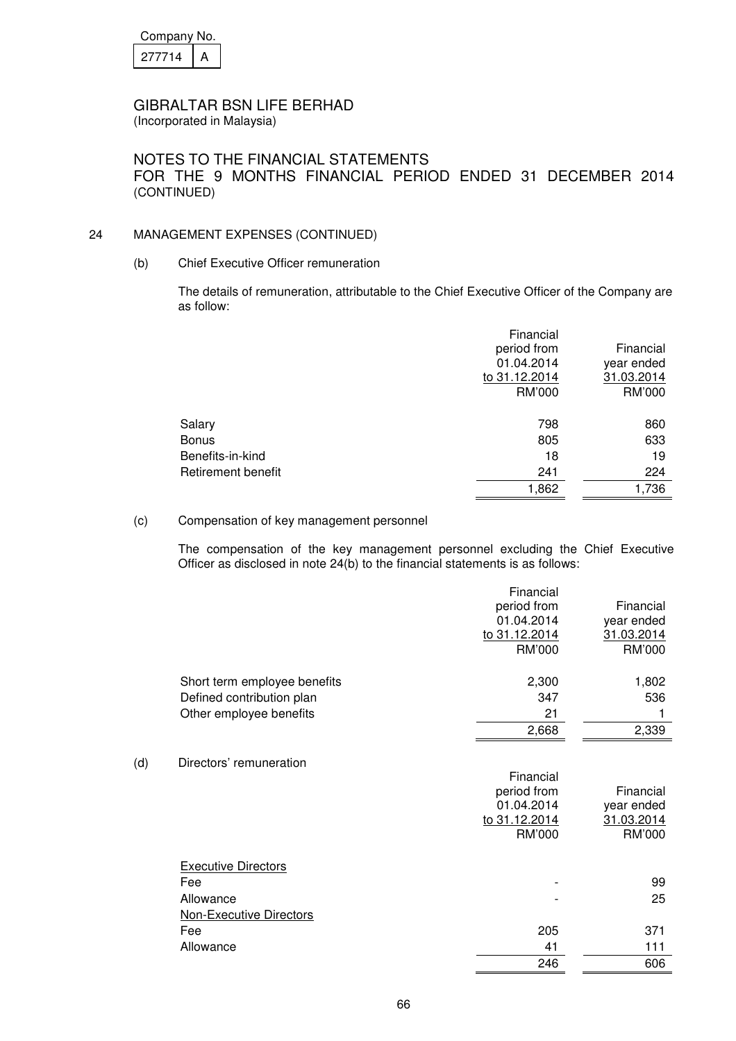Company No. 277714 A

# GIBRALTAR BSN LIFE BERHAD
(Incorporated in Malaysia)

## NOTES TO THE FINANCIAL STATEMENTS
## FOR THE 9 MONTHS FINANCIAL PERIOD ENDED 31 DECEMBER 2014 (CONTINUED)

### 24 MANAGEMENT EXPENSES (CONTINUED)

#### (b) Chief Executive Officer remuneration

The details of remuneration, attributable to the Chief Executive Officer of the Company are as follow:

| | Financial period from 01.04.2014 to 31.12.2014 RM'000 | Financial year ended 31.03.2014 RM'000 |
|---|---|---|
| Salary | 798 | 860 |
| Bonus | 805 | 633 |
| Benefits-in-kind | 18 | 19 |
| Retirement benefit | 241 | 224 |
| | 1,862 | 1,736 |

#### (c) Compensation of key management personnel

The compensation of the key management personnel excluding the Chief Executive Officer as disclosed in note 24(b) to the financial statements is as follows:

| | Financial period from 01.04.2014 to 31.12.2014 RM'000 | Financial year ended 31.03.2014 RM'000 |
|---|---|---|
| Short term employee benefits | 2,300 | 1,802 |
| Defined contribution plan | 347 | 536 |
| Other employee benefits | 21 | 1 |
| | 2,668 | 2,339 |

#### (d) Directors' remuneration

| | Financial period from 01.04.2014 to 31.12.2014 RM'000 | Financial year ended 31.03.2014 RM'000 |
|---|---|---|
| Executive Directors | | |
| Fee | - | 99 |
| Allowance | - | 25 |
| Non-Executive Directors | | |
| Fee | 205 | 371 |
| Allowance | 41 | 111 |
| | 246 | 606 |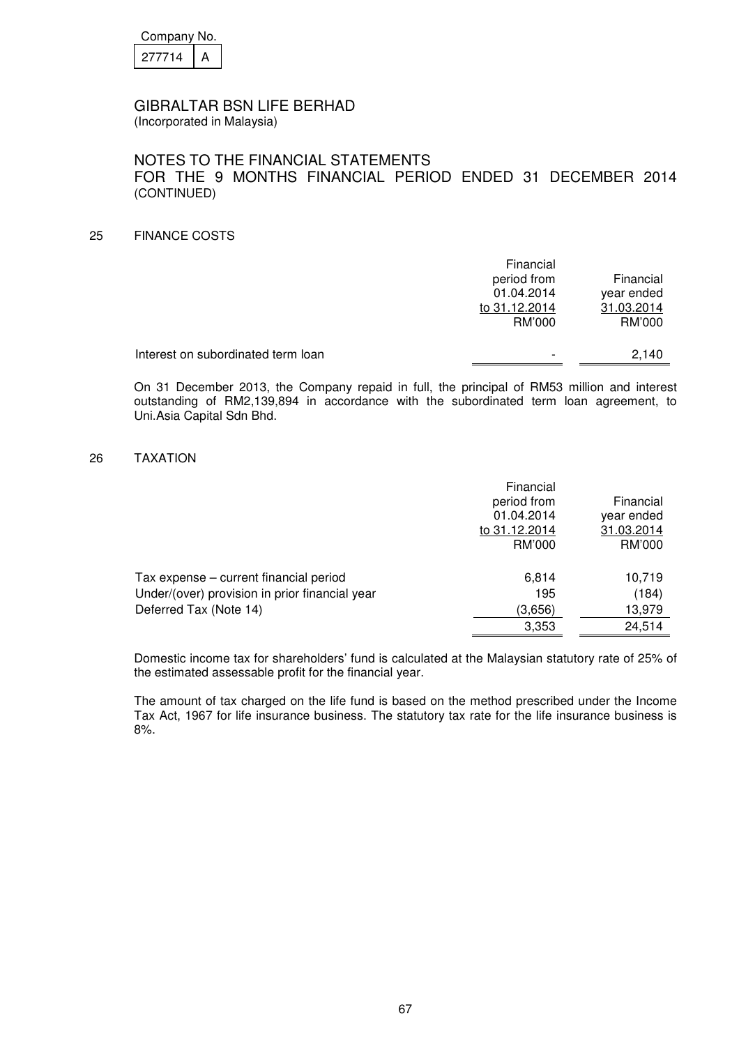Company No.

| 277714 | A |
|---|---|

GIBRALTAR BSN LIFE BERHAD
(Incorporated in Malaysia)

NOTES TO THE FINANCIAL STATEMENTS
FOR THE 9 MONTHS FINANCIAL PERIOD ENDED 31 DECEMBER 2014
(CONTINUED)

## 25 FINANCE COSTS

| | Financial period from 01.04.2014 to 31.12.2014 RM'000 | Financial year ended 31.03.2014 RM'000 |
|---|---|---|
| Interest on subordinated term loan | - | 2,140 |

On 31 December 2013, the Company repaid in full, the principal of RM53 million and interest outstanding of RM2,139,894 in accordance with the subordinated term loan agreement, to Uni.Asia Capital Sdn Bhd.

## 26 TAXATION

| | Financial period from 01.04.2014 to 31.12.2014 RM'000 | Financial year ended 31.03.2014 RM'000 |
|---|---|---|
| Tax expense – current financial period | 6,814 | 10,719 |
| Under/(over) provision in prior financial year | 195 | (184) |
| Deferred Tax (Note 14) | (3,656) | 13,979 |
| | 3,353 | 24,514 |

Domestic income tax for shareholders' fund is calculated at the Malaysian statutory rate of 25% of the estimated assessable profit for the financial year.

The amount of tax charged on the life fund is based on the method prescribed under the Income Tax Act, 1967 for life insurance business. The statutory tax rate for the life insurance business is 8%.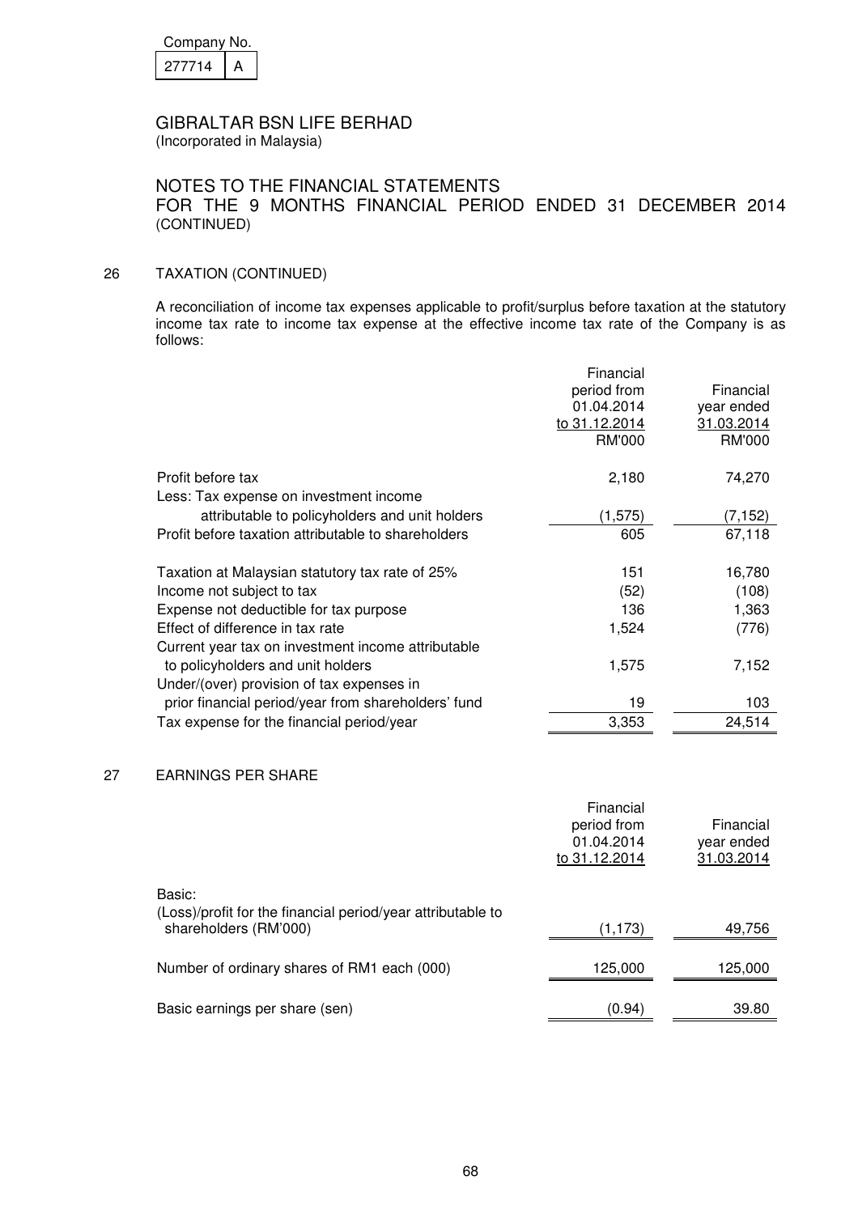Company No.

| 277714 | A |
|---|---|

GIBRALTAR BSN LIFE BERHAD
(Incorporated in Malaysia)

NOTES TO THE FINANCIAL STATEMENTS
FOR THE 9 MONTHS FINANCIAL PERIOD ENDED 31 DECEMBER 2014
(CONTINUED)

## 26 TAXATION (CONTINUED)

A reconciliation of income tax expenses applicable to profit/surplus before taxation at the statutory income tax rate to income tax expense at the effective income tax rate of the Company is as follows:

| | Financial period from 01.04.2014 to 31.12.2014 RM'000 | Financial year ended 31.03.2014 RM'000 |
|---|---|---|
| Profit before tax | 2,180 | 74,270 |
| Less: Tax expense on investment income attributable to policyholders and unit holders | (1,575) | (7,152) |
| Profit before taxation attributable to shareholders | 605 | 67,118 |
| Taxation at Malaysian statutory tax rate of 25% | 151 | 16,780 |
| Income not subject to tax | (52) | (108) |
| Expense not deductible for tax purpose | 136 | 1,363 |
| Effect of difference in tax rate | 1,524 | (776) |
| Current year tax on investment income attributable to policyholders and unit holders | 1,575 | 7,152 |
| Under/(over) provision of tax expenses in prior financial period/year from shareholders' fund | 19 | 103 |
| Tax expense for the financial period/year | 3,353 | 24,514 |

## 27 EARNINGS PER SHARE

| | Financial period from 01.04.2014 to 31.12.2014 | Financial year ended 31.03.2014 |
|---|---|---|
| Basic: | | |
| (Loss)/profit for the financial period/year attributable to shareholders (RM'000) | (1,173) | 49,756 |
| Number of ordinary shares of RM1 each (000) | 125,000 | 125,000 |
| Basic earnings per share (sen) | (0.94) | 39.80 |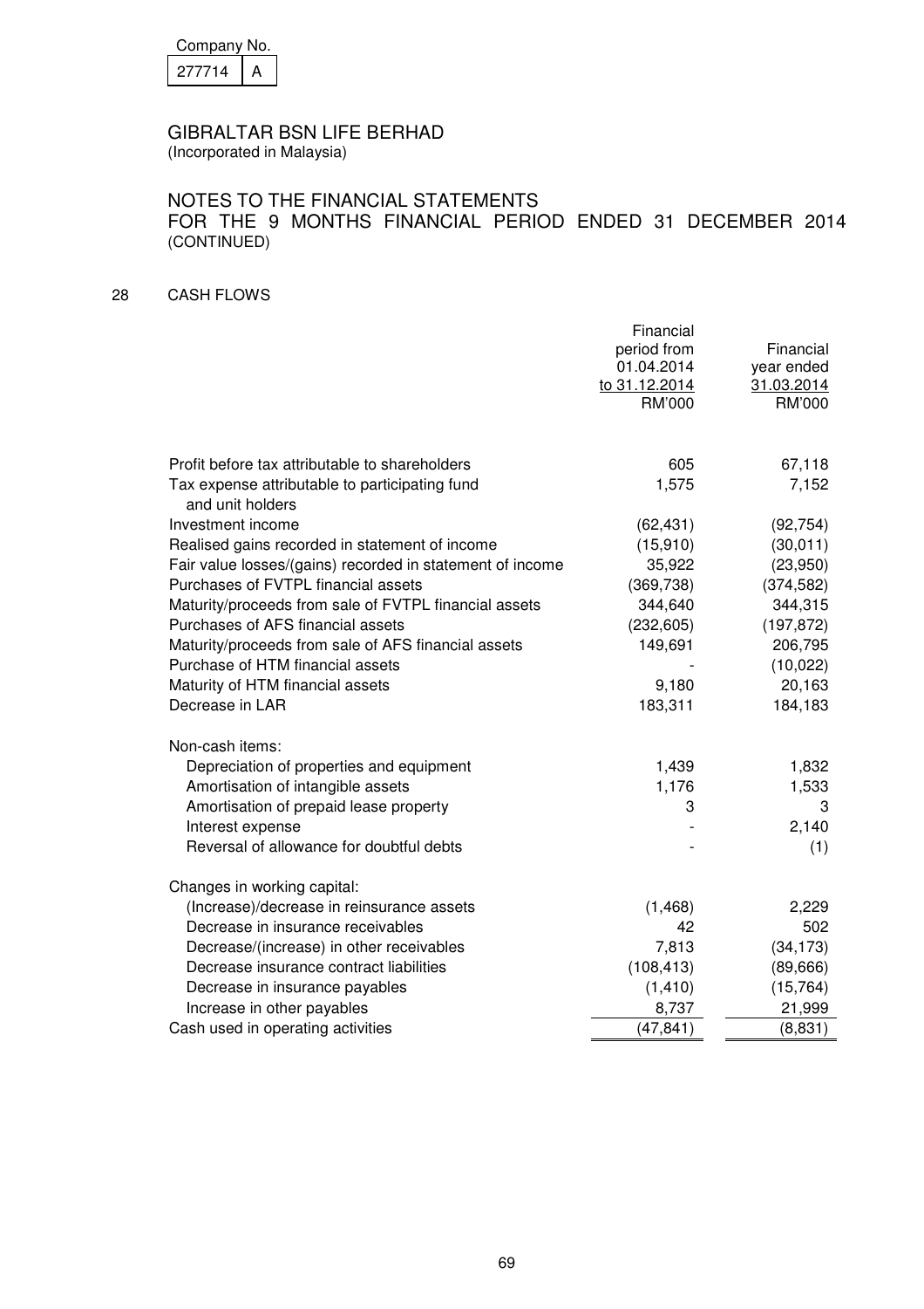Company No.

| 277714 | A |
|---|---|

GIBRALTAR BSN LIFE BERHAD
(Incorporated in Malaysia)

NOTES TO THE FINANCIAL STATEMENTS
FOR THE 9 MONTHS FINANCIAL PERIOD ENDED 31 DECEMBER 2014
(CONTINUED)

## 28 CASH FLOWS

| | Financial period from 01.04.2014 to 31.12.2014 RM'000 | Financial year ended 31.03.2014 RM'000 |
|---|---|---|
| Profit before tax attributable to shareholders | 605 | 67,118 |
| Tax expense attributable to participating fund and unit holders | 1,575 | 7,152 |
| Investment income | (62,431) | (92,754) |
| Realised gains recorded in statement of income | (15,910) | (30,011) |
| Fair value losses/(gains) recorded in statement of income | 35,922 | (23,950) |
| Purchases of FVTPL financial assets | (369,738) | (374,582) |
| Maturity/proceeds from sale of FVTPL financial assets | 344,640 | 344,315 |
| Purchases of AFS financial assets | (232,605) | (197,872) |
| Maturity/proceeds from sale of AFS financial assets | 149,691 | 206,795 |
| Purchase of HTM financial assets | - | (10,022) |
| Maturity of HTM financial assets | 9,180 | 20,163 |
| Decrease in LAR | 183,311 | 184,183 |
| Non-cash items: | | |
| Depreciation of properties and equipment | 1,439 | 1,832 |
| Amortisation of intangible assets | 1,176 | 1,533 |
| Amortisation of prepaid lease property | 3 | 3 |
| Interest expense | - | 2,140 |
| Reversal of allowance for doubtful debts | - | (1) |
| Changes in working capital: | | |
| (Increase)/decrease in reinsurance assets | (1,468) | 2,229 |
| Decrease in insurance receivables | 42 | 502 |
| Decrease/(increase) in other receivables | 7,813 | (34,173) |
| Decrease insurance contract liabilities | (108,413) | (89,666) |
| Decrease in insurance payables | (1,410) | (15,764) |
| Increase in other payables | 8,737 | 21,999 |
| Cash used in operating activities | (47,841) | (8,831) |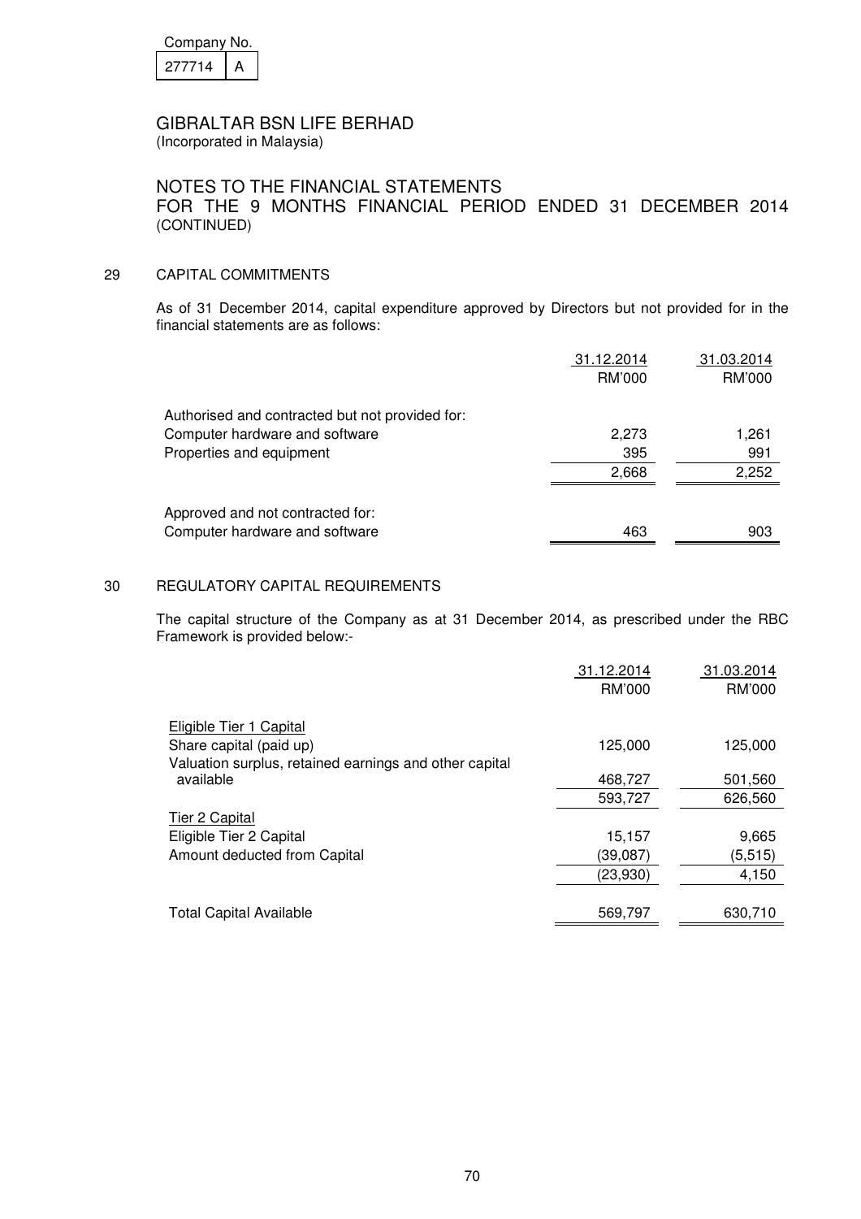Company No.

| 277714 | A |
|---|---|

GIBRALTAR BSN LIFE BERHAD
(Incorporated in Malaysia)

NOTES TO THE FINANCIAL STATEMENTS
FOR THE 9 MONTHS FINANCIAL PERIOD ENDED 31 DECEMBER 2014 (CONTINUED)

## 29 CAPITAL COMMITMENTS

As of 31 December 2014, capital expenditure approved by Directors but not provided for in the financial statements are as follows:

| | 31.12.2014 RM'000 | 31.03.2014 RM'000 |
|---|---|---|
| Authorised and contracted but not provided for: | | |
| Computer hardware and software | 2,273 | 1,261 |
| Properties and equipment | 395 | 991 |
| | 2,668 | 2,252 |
| Approved and not contracted for: | | |
| Computer hardware and software | 463 | 903 |

## 30 REGULATORY CAPITAL REQUIREMENTS

The capital structure of the Company as at 31 December 2014, as prescribed under the RBC Framework is provided below:-

| | 31.12.2014 RM'000 | 31.03.2014 RM'000 |
|---|---|---|
| Eligible Tier 1 Capital | | |
| Share capital (paid up) | 125,000 | 125,000 |
| Valuation surplus, retained earnings and other capital available | 468,727 | 501,560 |
| | 593,727 | 626,560 |
| Tier 2 Capital | | |
| Eligible Tier 2 Capital | 15,157 | 9,665 |
| Amount deducted from Capital | (39,087) | (5,515) |
| | (23,930) | 4,150 |
| Total Capital Available | 569,797 | 630,710 |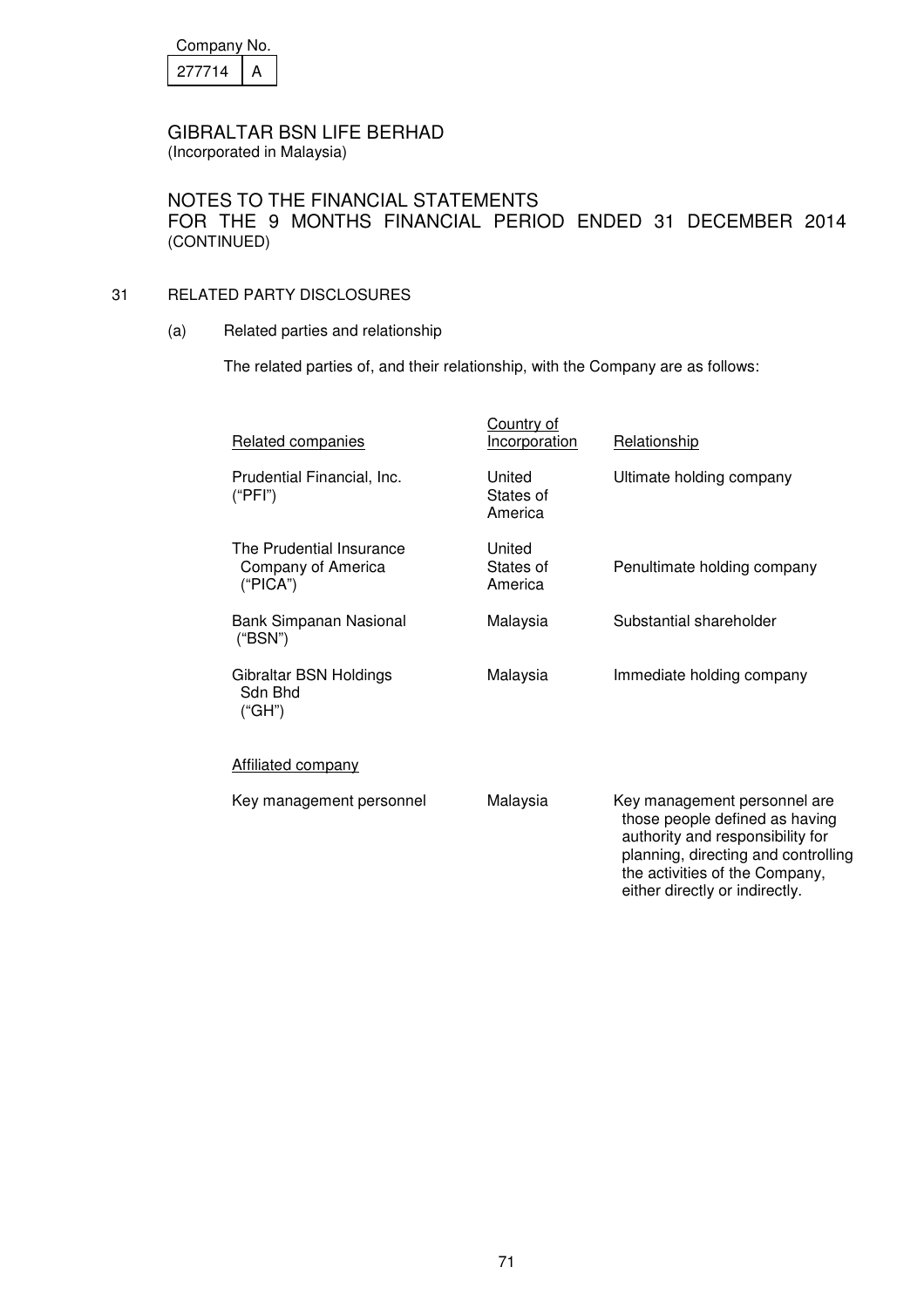Company No.

| 277714 | A |
|---|---|

GIBRALTAR BSN LIFE BERHAD
(Incorporated in Malaysia)

NOTES TO THE FINANCIAL STATEMENTS
FOR THE 9 MONTHS FINANCIAL PERIOD ENDED 31 DECEMBER 2014 (CONTINUED)

## 31 RELATED PARTY DISCLOSURES

### (a) Related parties and relationship

The related parties of, and their relationship, with the Company are as follows:

| Related companies | Country of Incorporation | Relationship |
|---|---|---|
| Prudential Financial, Inc. ("PFI") | United States of America | Ultimate holding company |
| The Prudential Insurance Company of America ("PICA") | United States of America | Penultimate holding company |
| Bank Simpanan Nasional ("BSN") | Malaysia | Substantial shareholder |
| Gibraltar BSN Holdings Sdn Bhd ("GH") | Malaysia | Immediate holding company |
| Affiliated company | | |
| Key management personnel | Malaysia | Key management personnel are those people defined as having authority and responsibility for planning, directing and controlling the activities of the Company, either directly or indirectly. |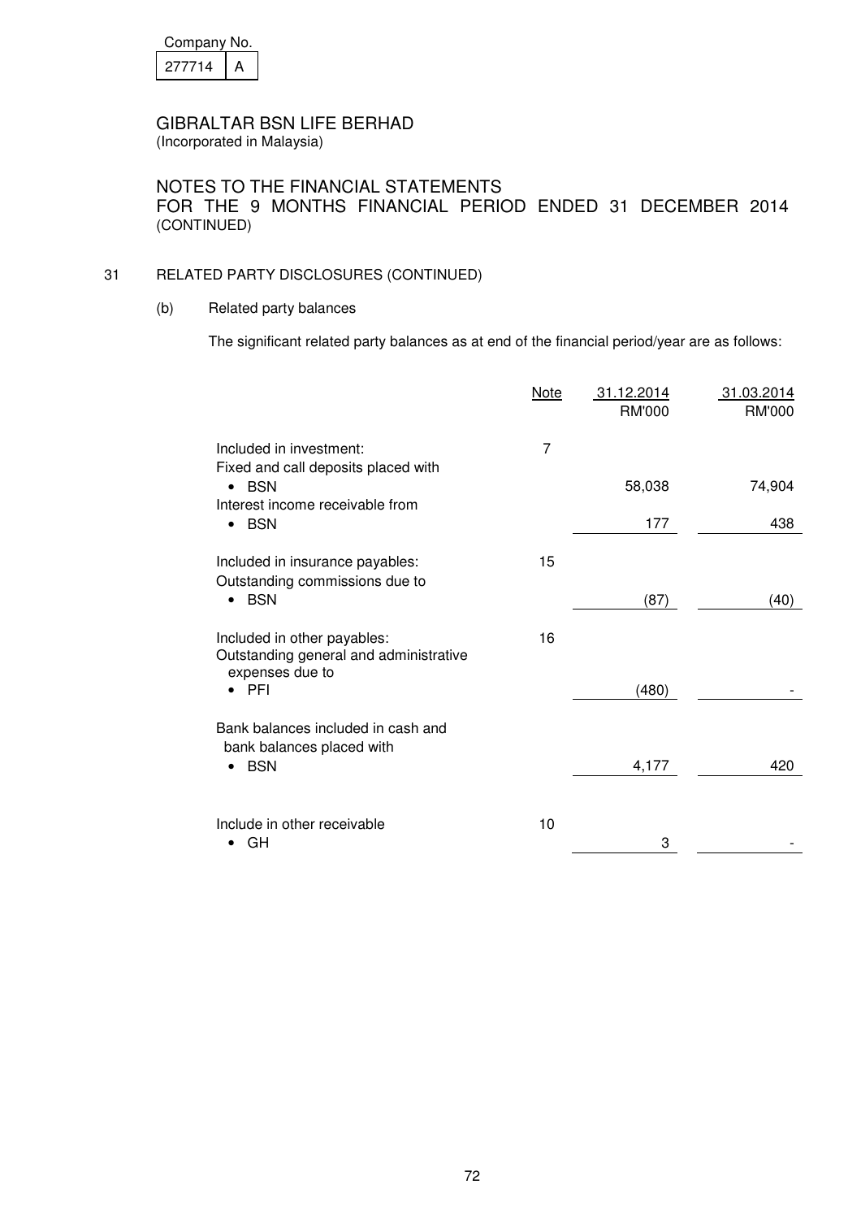Company No.

| 277714 | A |
|---|---|

GIBRALTAR BSN LIFE BERHAD
(Incorporated in Malaysia)

NOTES TO THE FINANCIAL STATEMENTS
FOR THE 9 MONTHS FINANCIAL PERIOD ENDED 31 DECEMBER 2014
(CONTINUED)

31 RELATED PARTY DISCLOSURES (CONTINUED)

(b) Related party balances

The significant related party balances as at end of the financial period/year are as follows:

| | Note | 31.12.2014 RM'000 | 31.03.2014 RM'000 |
|---|---|---|---|
| Included in investment: | 7 | | |
| Fixed and call deposits placed with | | | |
| • BSN | | 58,038 | 74,904 |
| Interest income receivable from | | | |
| • BSN | | 177 | 438 |
| Included in insurance payables: | 15 | | |
| Outstanding commissions due to | | | |
| • BSN | | (87) | (40) |
| Included in other payables: | 16 | | |
| Outstanding general and administrative expenses due to | | | |
| • PFI | | (480) | - |
| Bank balances included in cash and bank balances placed with | | | |
| • BSN | | 4,177 | 420 |
| Include in other receivable | 10 | | |
| • GH | | 3 | - |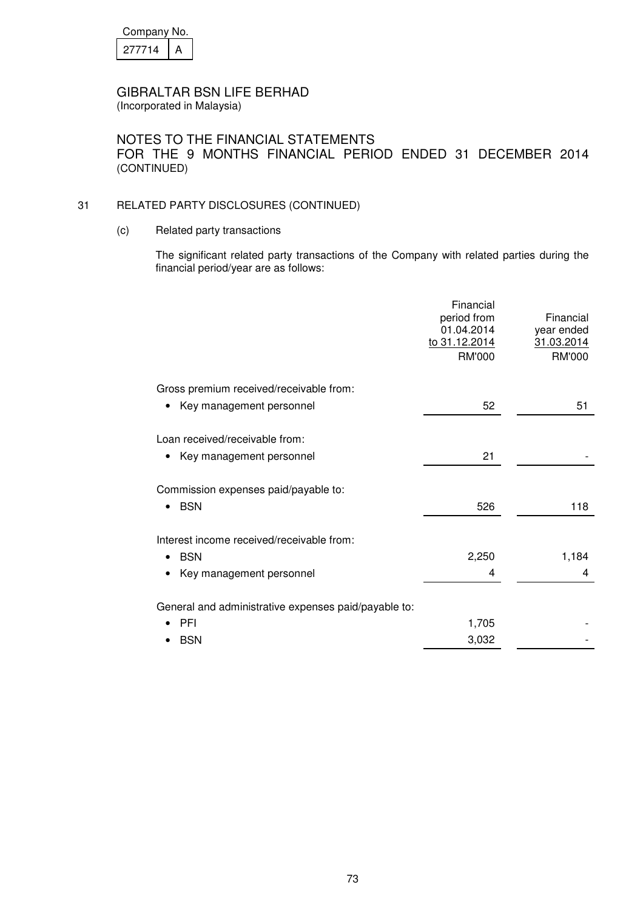Company No.

| 277714 | A |
|---|---|

GIBRALTAR BSN LIFE BERHAD
(Incorporated in Malaysia)

NOTES TO THE FINANCIAL STATEMENTS
FOR THE 9 MONTHS FINANCIAL PERIOD ENDED 31 DECEMBER 2014
(CONTINUED)

## 31 RELATED PARTY DISCLOSURES (CONTINUED)

### (c) Related party transactions

The significant related party transactions of the Company with related parties during the financial period/year are as follows:

| | Financial period from 01.04.2014 to 31.12.2014 RM'000 | Financial year ended 31.03.2014 RM'000 |
|---|---|---|
| Gross premium received/receivable from: | | |
| • Key management personnel | 52 | 51 |
| Loan received/receivable from: | | |
| • Key management personnel | 21 | - |
| Commission expenses paid/payable to: | | |
| • BSN | 526 | 118 |
| Interest income received/receivable from: | | |
| • BSN | 2,250 | 1,184 |
| • Key management personnel | 4 | 4 |
| General and administrative expenses paid/payable to: | | |
| • PFI | 1,705 | - |
| • BSN | 3,032 | - |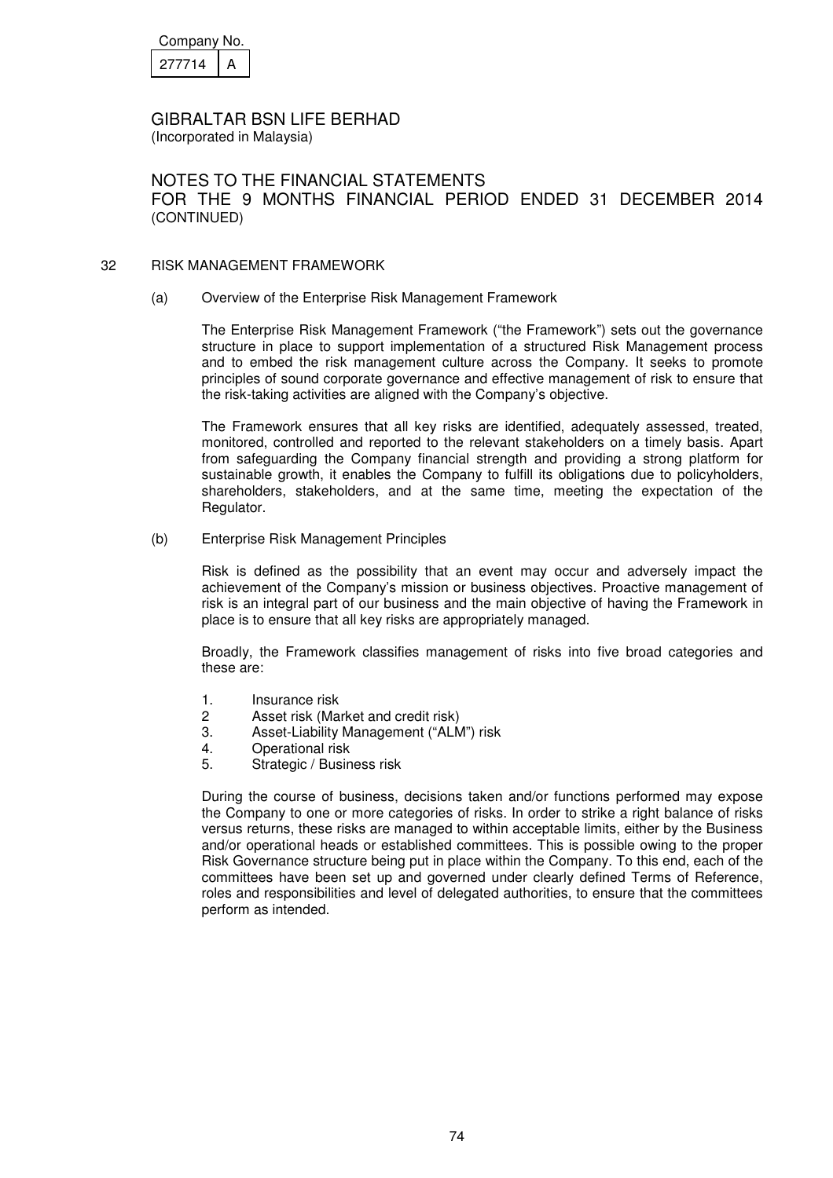# 32 RISK MANAGEMENT FRAMEWORK

## (a) Overview of the Enterprise Risk Management Framework

The Enterprise Risk Management Framework ("the Framework") sets out the governance structure in place to support implementation of a structured Risk Management process and to embed the risk management culture across the Company. It seeks to promote principles of sound corporate governance and effective management of risk to ensure that the risk-taking activities are aligned with the Company's objective.

The Framework ensures that all key risks are identified, adequately assessed, treated, monitored, controlled and reported to the relevant stakeholders on a timely basis. Apart from safeguarding the Company financial strength and providing a strong platform for sustainable growth, it enables the Company to fulfill its obligations due to policyholders, shareholders, stakeholders, and at the same time, meeting the expectation of the Regulator.

## (b) Enterprise Risk Management Principles

Risk is defined as the possibility that an event may occur and adversely impact the achievement of the Company's mission or business objectives. Proactive management of risk is an integral part of our business and the main objective of having the Framework in place is to ensure that all key risks are appropriately managed.

Broadly, the Framework classifies management of risks into five broad categories and these are:

1. Insurance risk
2. Asset risk (Market and credit risk)
3. Asset-Liability Management ("ALM") risk
4. Operational risk
5. Strategic / Business risk

During the course of business, decisions taken and/or functions performed may expose the Company to one or more categories of risks. In order to strike a right balance of risks versus returns, these risks are managed to within acceptable limits, either by the Business and/or operational heads or established committees. This is possible owing to the proper Risk Governance structure being put in place within the Company. To this end, each of the committees have been set up and governed under clearly defined Terms of Reference, roles and responsibilities and level of delegated authorities, to ensure that the committees perform as intended.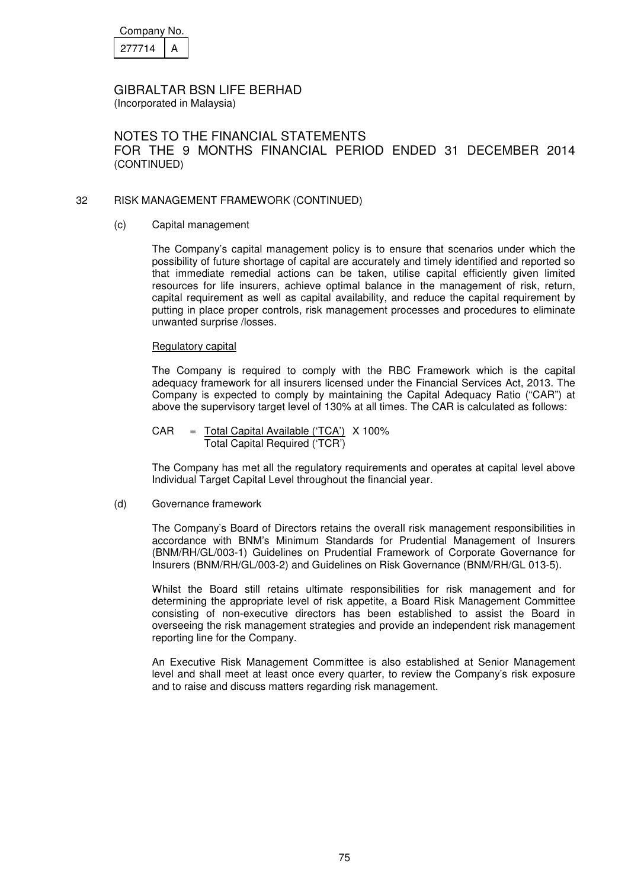Company No.

| 277714 | A |
|---|---|

GIBRALTAR BSN LIFE BERHAD
(Incorporated in Malaysia)

NOTES TO THE FINANCIAL STATEMENTS
FOR THE 9 MONTHS FINANCIAL PERIOD ENDED 31 DECEMBER 2014
(CONTINUED)

32 RISK MANAGEMENT FRAMEWORK (CONTINUED)

(c) Capital management

The Company's capital management policy is to ensure that scenarios under which the possibility of future shortage of capital are accurately and timely identified and reported so that immediate remedial actions can be taken, utilise capital efficiently given limited resources for life insurers, achieve optimal balance in the management of risk, return, capital requirement as well as capital availability, and reduce the capital requirement by putting in place proper controls, risk management processes and procedures to eliminate unwanted surprise /losses.

Regulatory capital

The Company is required to comply with the RBC Framework which is the capital adequacy framework for all insurers licensed under the Financial Services Act, 2013. The Company is expected to comply by maintaining the Capital Adequacy Ratio ("CAR") at above the supervisory target level of 130% at all times. The CAR is calculated as follows:

$$\text{CAR} = \frac{\text{Total Capital Available ('TCA')}}{\text{Total Capital Required ('TCR')}} \times 100\%$$

The Company has met all the regulatory requirements and operates at capital level above Individual Target Capital Level throughout the financial year.

(d) Governance framework

The Company's Board of Directors retains the overall risk management responsibilities in accordance with BNM's Minimum Standards for Prudential Management of Insurers (BNM/RH/GL/003-1) Guidelines on Prudential Framework of Corporate Governance for Insurers (BNM/RH/GL/003-2) and Guidelines on Risk Governance (BNM/RH/GL 013-5).

Whilst the Board still retains ultimate responsibilities for risk management and for determining the appropriate level of risk appetite, a Board Risk Management Committee consisting of non-executive directors has been established to assist the Board in overseeing the risk management strategies and provide an independent risk management reporting line for the Company.

An Executive Risk Management Committee is also established at Senior Management level and shall meet at least once every quarter, to review the Company's risk exposure and to raise and discuss matters regarding risk management.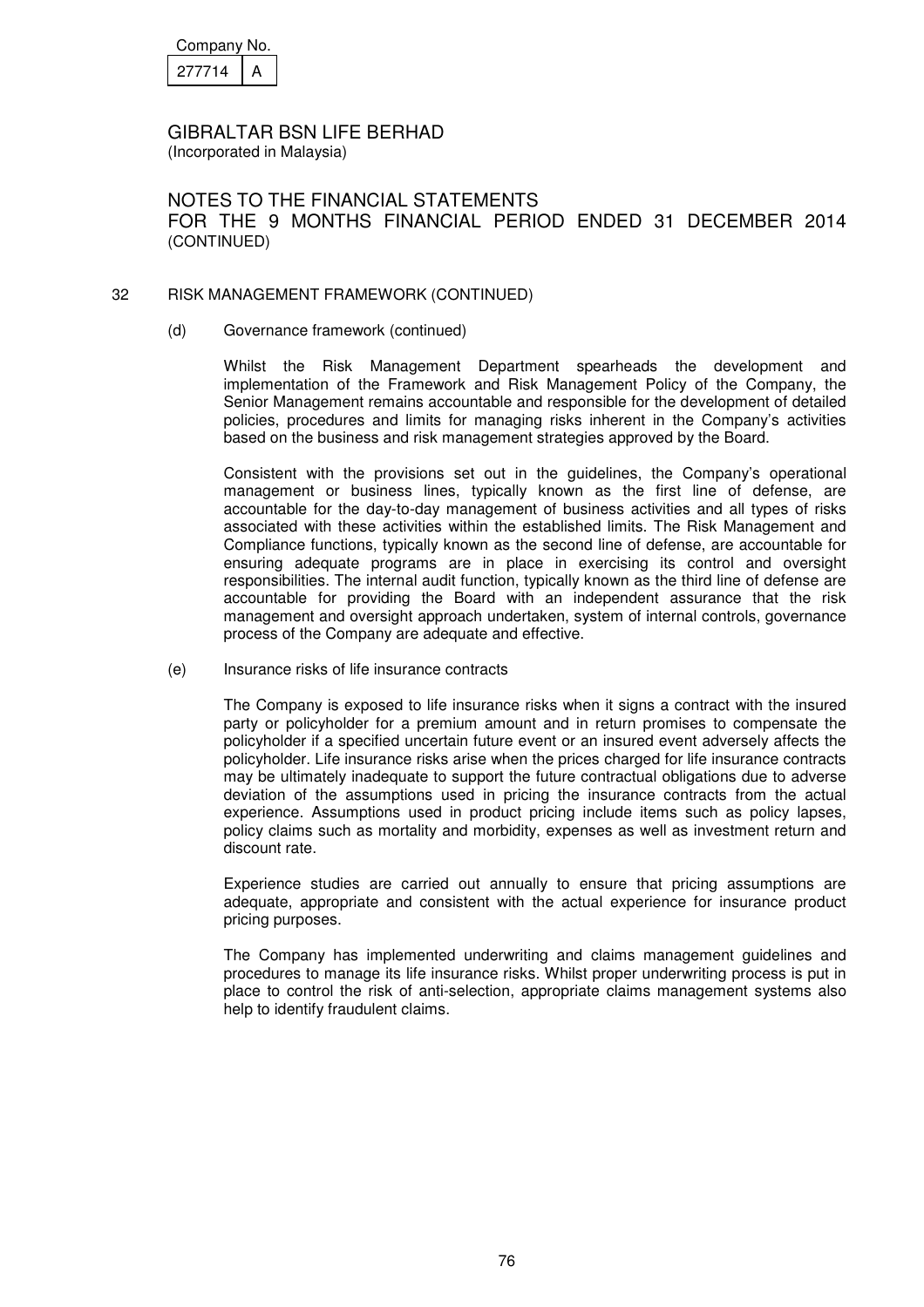Company No. 277714 A

GIBRALTAR BSN LIFE BERHAD
(Incorporated in Malaysia)

NOTES TO THE FINANCIAL STATEMENTS
FOR THE 9 MONTHS FINANCIAL PERIOD ENDED 31 DECEMBER 2014 (CONTINUED)

## 32 RISK MANAGEMENT FRAMEWORK (CONTINUED)

### (d) Governance framework (continued)

Whilst the Risk Management Department spearheads the development and implementation of the Framework and Risk Management Policy of the Company, the Senior Management remains accountable and responsible for the development of detailed policies, procedures and limits for managing risks inherent in the Company's activities based on the business and risk management strategies approved by the Board.

Consistent with the provisions set out in the guidelines, the Company's operational management or business lines, typically known as the first line of defense, are accountable for the day-to-day management of business activities and all types of risks associated with these activities within the established limits. The Risk Management and Compliance functions, typically known as the second line of defense, are accountable for ensuring adequate programs are in place in exercising its control and oversight responsibilities. The internal audit function, typically known as the third line of defense are accountable for providing the Board with an independent assurance that the risk management and oversight approach undertaken, system of internal controls, governance process of the Company are adequate and effective.

### (e) Insurance risks of life insurance contracts

The Company is exposed to life insurance risks when it signs a contract with the insured party or policyholder for a premium amount and in return promises to compensate the policyholder if a specified uncertain future event or an insured event adversely affects the policyholder. Life insurance risks arise when the prices charged for life insurance contracts may be ultimately inadequate to support the future contractual obligations due to adverse deviation of the assumptions used in pricing the insurance contracts from the actual experience. Assumptions used in product pricing include items such as policy lapses, policy claims such as mortality and morbidity, expenses as well as investment return and discount rate.

Experience studies are carried out annually to ensure that pricing assumptions are adequate, appropriate and consistent with the actual experience for insurance product pricing purposes.

The Company has implemented underwriting and claims management guidelines and procedures to manage its life insurance risks. Whilst proper underwriting process is put in place to control the risk of anti-selection, appropriate claims management systems also help to identify fraudulent claims.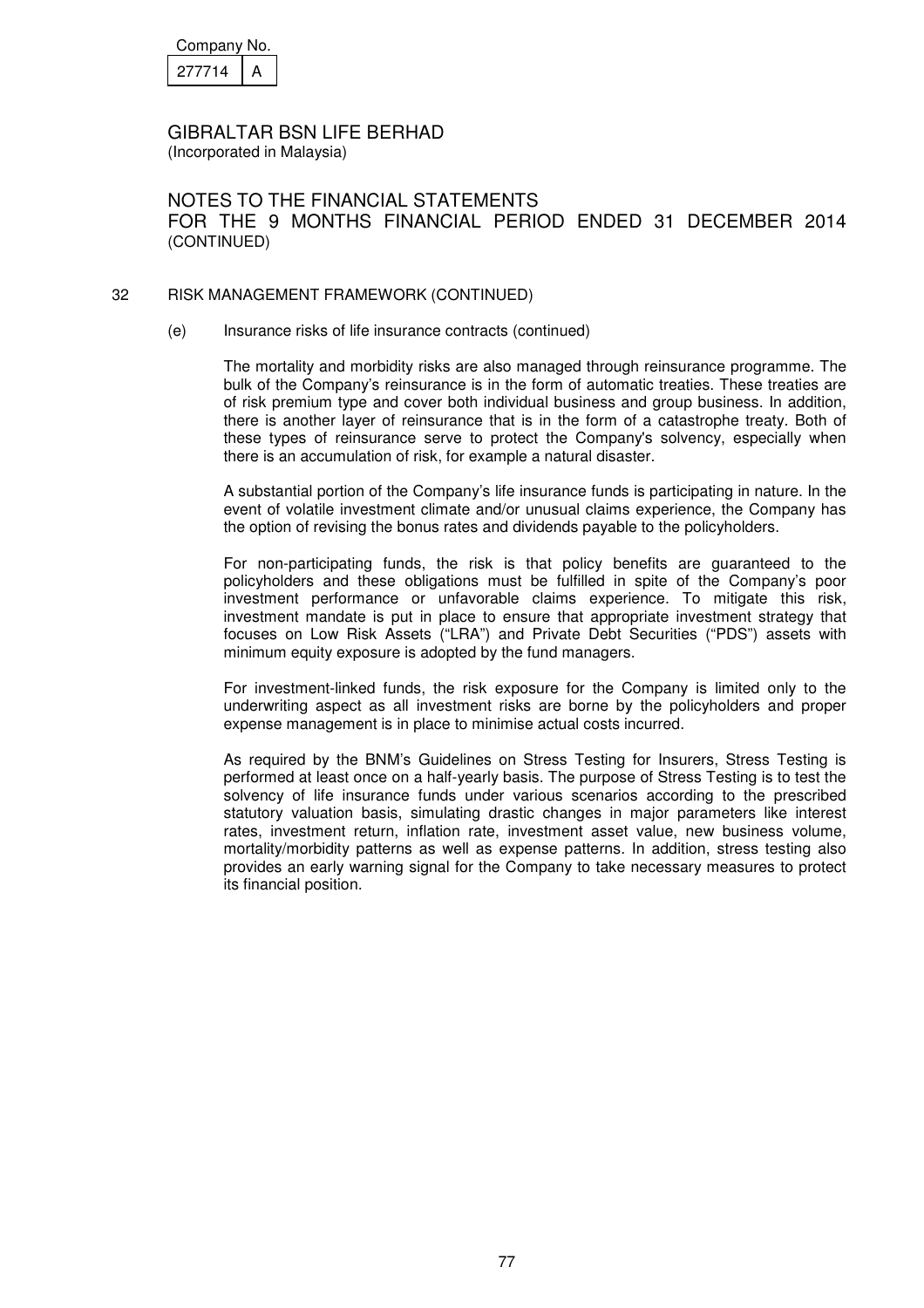Company No. 277714 A

GIBRALTAR BSN LIFE BERHAD
(Incorporated in Malaysia)

NOTES TO THE FINANCIAL STATEMENTS
FOR THE 9 MONTHS FINANCIAL PERIOD ENDED 31 DECEMBER 2014
(CONTINUED)

## 32 RISK MANAGEMENT FRAMEWORK (CONTINUED)

### (e) Insurance risks of life insurance contracts (continued)

The mortality and morbidity risks are also managed through reinsurance programme. The bulk of the Company's reinsurance is in the form of automatic treaties. These treaties are of risk premium type and cover both individual business and group business. In addition, there is another layer of reinsurance that is in the form of a catastrophe treaty. Both of these types of reinsurance serve to protect the Company's solvency, especially when there is an accumulation of risk, for example a natural disaster.

A substantial portion of the Company's life insurance funds is participating in nature. In the event of volatile investment climate and/or unusual claims experience, the Company has the option of revising the bonus rates and dividends payable to the policyholders.

For non-participating funds, the risk is that policy benefits are guaranteed to the policyholders and these obligations must be fulfilled in spite of the Company's poor investment performance or unfavorable claims experience. To mitigate this risk, investment mandate is put in place to ensure that appropriate investment strategy that focuses on Low Risk Assets ("LRA") and Private Debt Securities ("PDS") assets with minimum equity exposure is adopted by the fund managers.

For investment-linked funds, the risk exposure for the Company is limited only to the underwriting aspect as all investment risks are borne by the policyholders and proper expense management is in place to minimise actual costs incurred.

As required by the BNM's Guidelines on Stress Testing for Insurers, Stress Testing is performed at least once on a half-yearly basis. The purpose of Stress Testing is to test the solvency of life insurance funds under various scenarios according to the prescribed statutory valuation basis, simulating drastic changes in major parameters like interest rates, investment return, inflation rate, investment asset value, new business volume, mortality/morbidity patterns as well as expense patterns. In addition, stress testing also provides an early warning signal for the Company to take necessary measures to protect its financial position.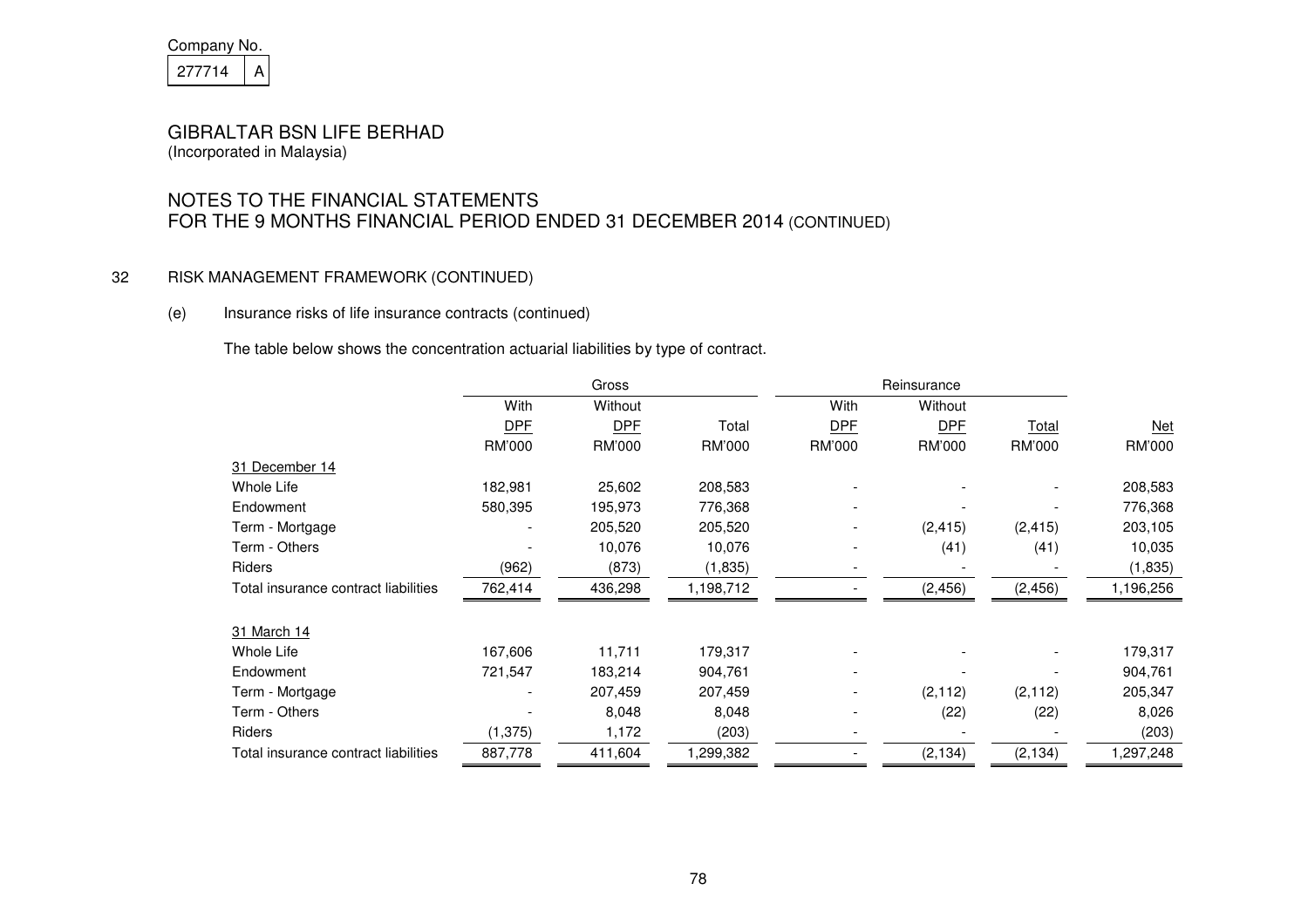Company No.

277714 A

# GIBRALTAR BSN LIFE BERHAD

(Incorporated in Malaysia)

## NOTES TO THE FINANCIAL STATEMENTS FOR THE 9 MONTHS FINANCIAL PERIOD ENDED 31 DECEMBER 2014 (CONTINUED)

### 32 RISK MANAGEMENT FRAMEWORK (CONTINUED)

#### (e) Insurance risks of life insurance contracts (continued)

The table below shows the concentration actuarial liabilities by type of contract.

| | Gross | | | Reinsurance | | | |
|---|---|---|---|---|---|---|---|
| | With DPF | Without DPF | Total | With DPF | Without DPF | Total | Net |
| | RM'000 | RM'000 | RM'000 | RM'000 | RM'000 | RM'000 | RM'000 |
| 31 December 14 | | | | | | | |
| Whole Life | 182,981 | 25,602 | 208,583 | - | - | - | 208,583 |
| Endowment | 580,395 | 195,973 | 776,368 | - | - | - | 776,368 |
| Term - Mortgage | - | 205,520 | 205,520 | - | (2,415) | (2,415) | 203,105 |
| Term - Others | - | 10,076 | 10,076 | - | (41) | (41) | 10,035 |
| Riders | (962) | (873) | (1,835) | - | - | - | (1,835) |
| Total insurance contract liabilities | 762,414 | 436,298 | 1,198,712 | - | (2,456) | (2,456) | 1,196,256 |
| | | | | | | | |
| 31 March 14 | | | | | | | |
| Whole Life | 167,606 | 11,711 | 179,317 | - | - | - | 179,317 |
| Endowment | 721,547 | 183,214 | 904,761 | - | - | - | 904,761 |
| Term - Mortgage | - | 207,459 | 207,459 | - | (2,112) | (2,112) | 205,347 |
| Term - Others | - | 8,048 | 8,048 | - | (22) | (22) | 8,026 |
| Riders | (1,375) | 1,172 | (203) | - | - | - | (203) |
| Total insurance contract liabilities | 887,778 | 411,604 | 1,299,382 | - | (2,134) | (2,134) | 1,297,248 |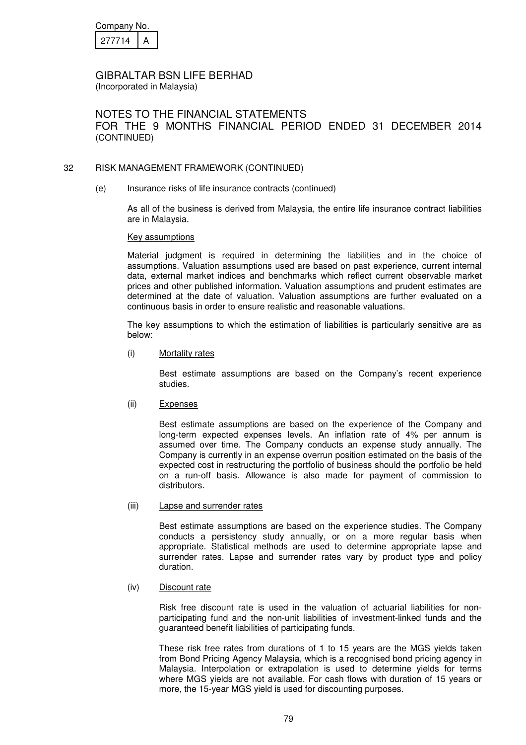# 32 RISK MANAGEMENT FRAMEWORK (CONTINUED)

## (e) Insurance risks of life insurance contracts (continued)

As all of the business is derived from Malaysia, the entire life insurance contract liabilities are in Malaysia.

Key assumptions

Material judgment is required in determining the liabilities and in the choice of assumptions. Valuation assumptions used are based on past experience, current internal data, external market indices and benchmarks which reflect current observable market prices and other published information. Valuation assumptions and prudent estimates are determined at the date of valuation. Valuation assumptions are further evaluated on a continuous basis in order to ensure realistic and reasonable valuations.

The key assumptions to which the estimation of liabilities is particularly sensitive are as below:

(i) Mortality rates

Best estimate assumptions are based on the Company's recent experience studies.

(ii) Expenses

Best estimate assumptions are based on the experience of the Company and long-term expected expenses levels. An inflation rate of 4% per annum is assumed over time. The Company conducts an expense study annually. The Company is currently in an expense overrun position estimated on the basis of the expected cost in restructuring the portfolio of business should the portfolio be held on a run-off basis. Allowance is also made for payment of commission to distributors.

(iii) Lapse and surrender rates

Best estimate assumptions are based on the experience studies. The Company conducts a persistency study annually, or on a more regular basis when appropriate. Statistical methods are used to determine appropriate lapse and surrender rates. Lapse and surrender rates vary by product type and policy duration.

(iv) Discount rate

Risk free discount rate is used in the valuation of actuarial liabilities for non-participating fund and the non-unit liabilities of investment-linked funds and the guaranteed benefit liabilities of participating funds.

These risk free rates from durations of 1 to 15 years are the MGS yields taken from Bond Pricing Agency Malaysia, which is a recognised bond pricing agency in Malaysia. Interpolation or extrapolation is used to determine yields for terms where MGS yields are not available. For cash flows with duration of 15 years or more, the 15-year MGS yield is used for discounting purposes.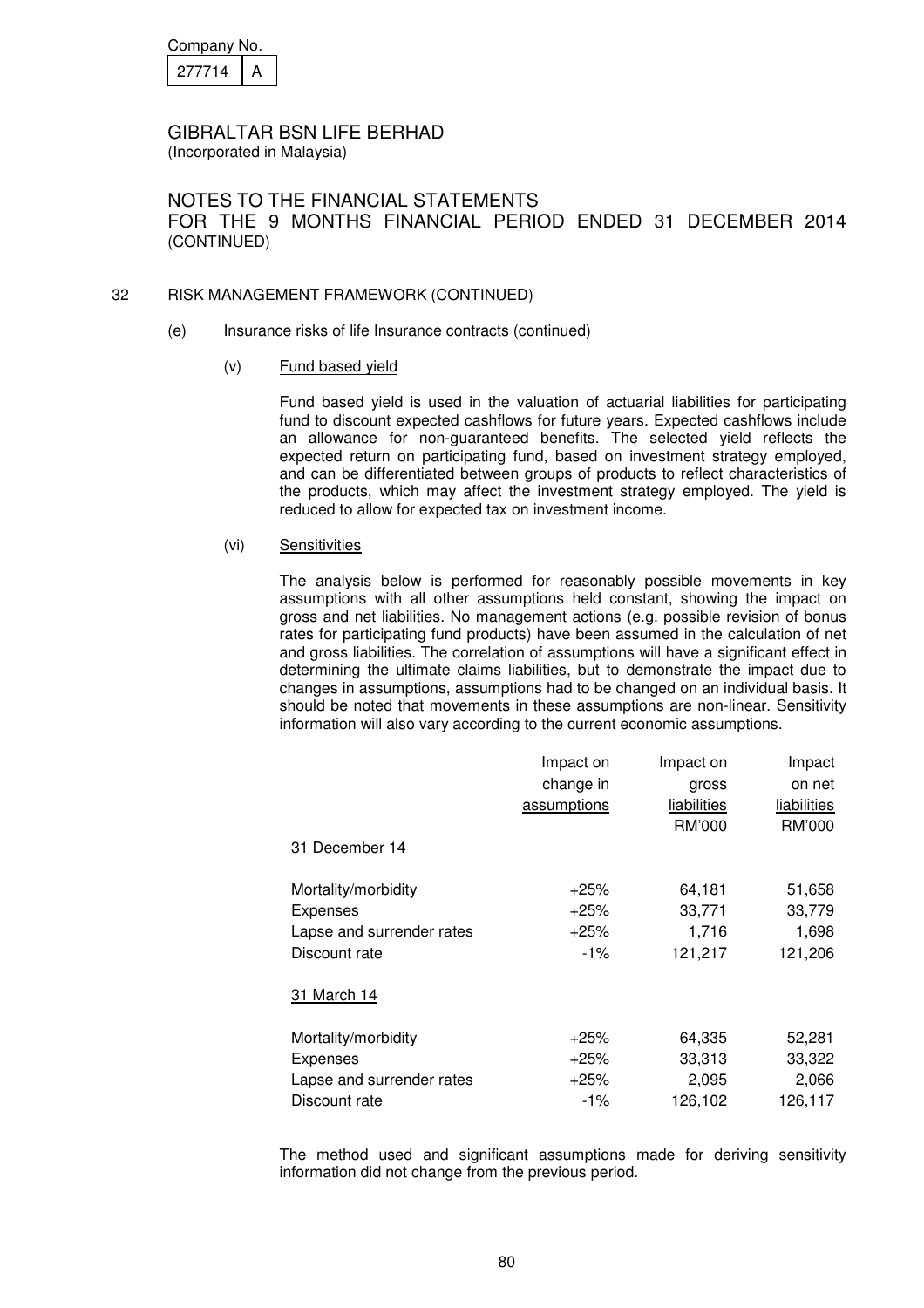Company No.

| 277714 | A |
|---|---|

GIBRALTAR BSN LIFE BERHAD
(Incorporated in Malaysia)

NOTES TO THE FINANCIAL STATEMENTS
FOR THE 9 MONTHS FINANCIAL PERIOD ENDED 31 DECEMBER 2014
(CONTINUED)

## 32 RISK MANAGEMENT FRAMEWORK (CONTINUED)

### (e) Insurance risks of life Insurance contracts (continued)

#### (v) Fund based yield

Fund based yield is used in the valuation of actuarial liabilities for participating fund to discount expected cashflows for future years. Expected cashflows include an allowance for non-guaranteed benefits. The selected yield reflects the expected return on participating fund, based on investment strategy employed, and can be differentiated between groups of products to reflect characteristics of the products, which may affect the investment strategy employed. The yield is reduced to allow for expected tax on investment income.

#### (vi) Sensitivities

The analysis below is performed for reasonably possible movements in key assumptions with all other assumptions held constant, showing the impact on gross and net liabilities. No management actions (e.g. possible revision of bonus rates for participating fund products) have been assumed in the calculation of net and gross liabilities. The correlation of assumptions will have a significant effect in determining the ultimate claims liabilities, but to demonstrate the impact due to changes in assumptions, assumptions had to be changed on an individual basis. It should be noted that movements in these assumptions are non-linear. Sensitivity information will also vary according to the current economic assumptions.

| | Impact on change in assumptions | Impact on gross liabilities RM'000 | Impact on net liabilities RM'000 |
|---|---|---|---|
| 31 December 14 | | | |
| Mortality/morbidity | +25% | 64,181 | 51,658 |
| Expenses | +25% | 33,771 | 33,779 |
| Lapse and surrender rates | +25% | 1,716 | 1,698 |
| Discount rate | -1% | 121,217 | 121,206 |
| 31 March 14 | | | |
| Mortality/morbidity | +25% | 64,335 | 52,281 |
| Expenses | +25% | 33,313 | 33,322 |
| Lapse and surrender rates | +25% | 2,095 | 2,066 |
| Discount rate | -1% | 126,102 | 126,117 |

The method used and significant assumptions made for deriving sensitivity information did not change from the previous period.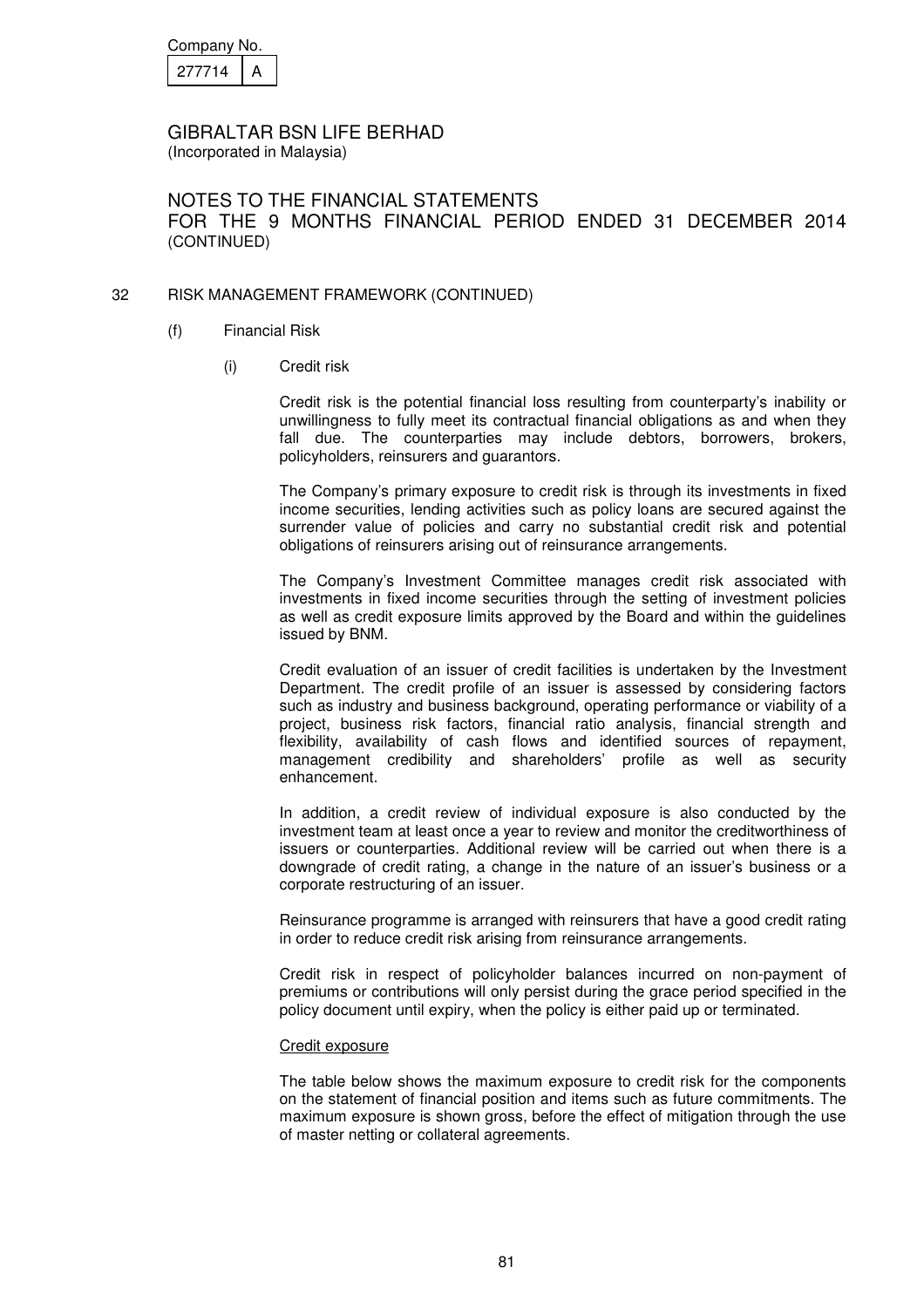Company No.

| 277714 | A |
|---|---|

GIBRALTAR BSN LIFE BERHAD
(Incorporated in Malaysia)

NOTES TO THE FINANCIAL STATEMENTS
FOR THE 9 MONTHS FINANCIAL PERIOD ENDED 31 DECEMBER 2014
(CONTINUED)

32 RISK MANAGEMENT FRAMEWORK (CONTINUED)

(f) Financial Risk

(i) Credit risk

Credit risk is the potential financial loss resulting from counterparty's inability or unwillingness to fully meet its contractual financial obligations as and when they fall due. The counterparties may include debtors, borrowers, brokers, policyholders, reinsurers and guarantors.

The Company's primary exposure to credit risk is through its investments in fixed income securities, lending activities such as policy loans are secured against the surrender value of policies and carry no substantial credit risk and potential obligations of reinsurers arising out of reinsurance arrangements.

The Company's Investment Committee manages credit risk associated with investments in fixed income securities through the setting of investment policies as well as credit exposure limits approved by the Board and within the guidelines issued by BNM.

Credit evaluation of an issuer of credit facilities is undertaken by the Investment Department. The credit profile of an issuer is assessed by considering factors such as industry and business background, operating performance or viability of a project, business risk factors, financial ratio analysis, financial strength and flexibility, availability of cash flows and identified sources of repayment, management credibility and shareholders' profile as well as security enhancement.

In addition, a credit review of individual exposure is also conducted by the investment team at least once a year to review and monitor the creditworthiness of issuers or counterparties. Additional review will be carried out when there is a downgrade of credit rating, a change in the nature of an issuer's business or a corporate restructuring of an issuer.

Reinsurance programme is arranged with reinsurers that have a good credit rating in order to reduce credit risk arising from reinsurance arrangements.

Credit risk in respect of policyholder balances incurred on non-payment of premiums or contributions will only persist during the grace period specified in the policy document until expiry, when the policy is either paid up or terminated.

Credit exposure

The table below shows the maximum exposure to credit risk for the components on the statement of financial position and items such as future commitments. The maximum exposure is shown gross, before the effect of mitigation through the use of master netting or collateral agreements.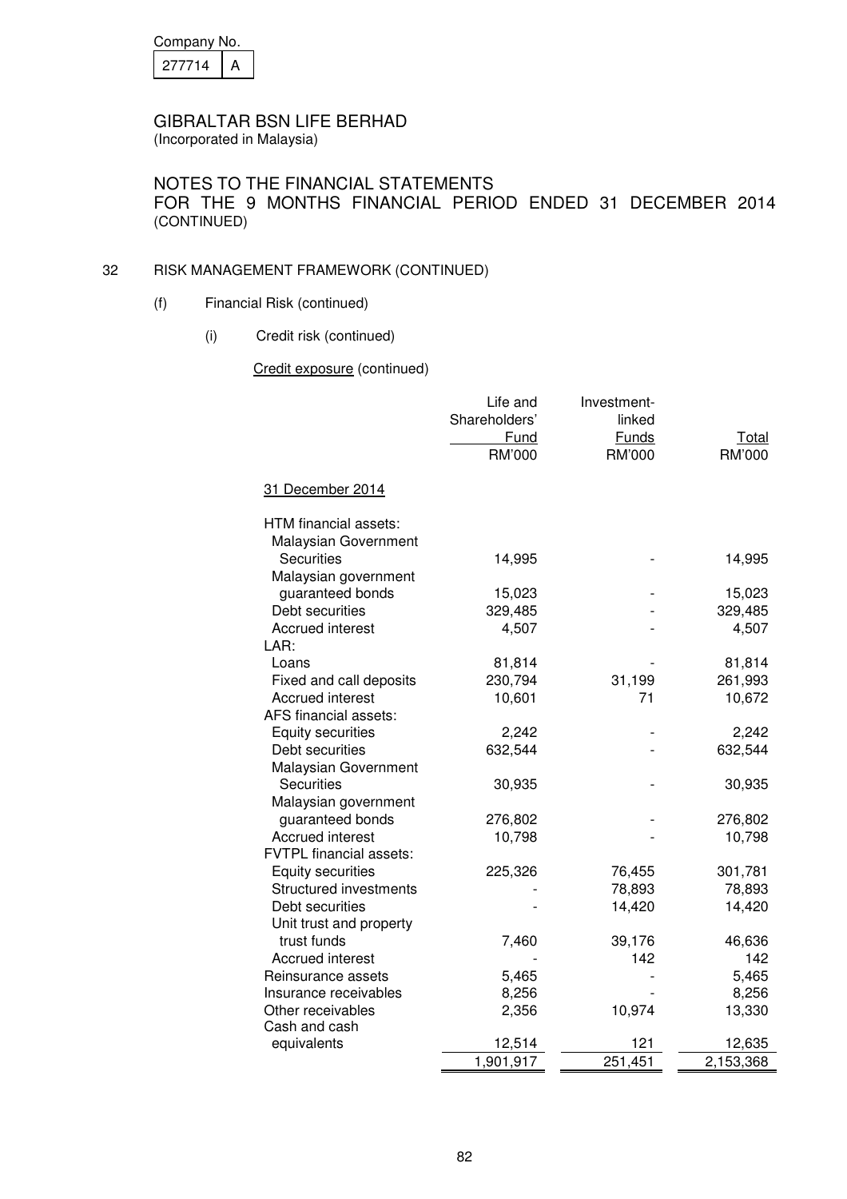Company No.
277714 | A

GIBRALTAR BSN LIFE BERHAD
(Incorporated in Malaysia)

NOTES TO THE FINANCIAL STATEMENTS
FOR THE 9 MONTHS FINANCIAL PERIOD ENDED 31 DECEMBER 2014
(CONTINUED)

32 RISK MANAGEMENT FRAMEWORK (CONTINUED)

(f) Financial Risk (continued)

(i) Credit risk (continued)

Credit exposure (continued)

| | Life and Shareholders' Fund RM'000 | Investment-linked Funds RM'000 | Total RM'000 |
|---|---|---|---|
| **31 December 2014** | | | |
| HTM financial assets: | | | |
| Malaysian Government Securities | 14,995 | - | 14,995 |
| Malaysian government guaranteed bonds | 15,023 | - | 15,023 |
| Debt securities | 329,485 | - | 329,485 |
| Accrued interest | 4,507 | - | 4,507 |
| LAR: | | | |
| Loans | 81,814 | - | 81,814 |
| Fixed and call deposits | 230,794 | 31,199 | 261,993 |
| Accrued interest | 10,601 | 71 | 10,672 |
| AFS financial assets: | | | |
| Equity securities | 2,242 | - | 2,242 |
| Debt securities | 632,544 | - | 632,544 |
| Malaysian Government Securities | 30,935 | - | 30,935 |
| Malaysian government guaranteed bonds | 276,802 | - | 276,802 |
| Accrued interest | 10,798 | - | 10,798 |
| FVTPL financial assets: | | | |
| Equity securities | 225,326 | 76,455 | 301,781 |
| Structured investments | - | 78,893 | 78,893 |
| Debt securities | - | 14,420 | 14,420 |
| Unit trust and property trust funds | 7,460 | 39,176 | 46,636 |
| Accrued interest | - | 142 | 142 |
| Reinsurance assets | 5,465 | - | 5,465 |
| Insurance receivables | 8,256 | - | 8,256 |
| Other receivables | 2,356 | 10,974 | 13,330 |
| Cash and cash equivalents | 12,514 | 121 | 12,635 |
| | 1,901,917 | 251,451 | 2,153,368 |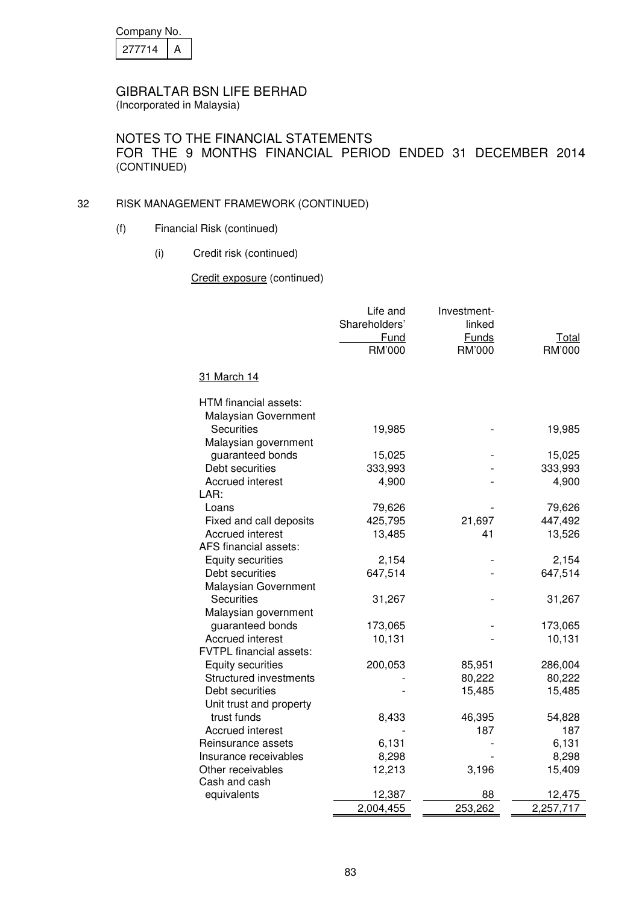Company No.

| 277714 | A |
|---|---|

GIBRALTAR BSN LIFE BERHAD
(Incorporated in Malaysia)

NOTES TO THE FINANCIAL STATEMENTS
FOR THE 9 MONTHS FINANCIAL PERIOD ENDED 31 DECEMBER 2014
(CONTINUED)

32 RISK MANAGEMENT FRAMEWORK (CONTINUED)

(f) Financial Risk (continued)

(i) Credit risk (continued)

Credit exposure (continued)

| | Life and Shareholders' Fund RM'000 | Investment-linked Funds RM'000 | Total RM'000 |
|---|---|---|---|
| 31 March 14 | | | |
| HTM financial assets: | | | |
| Malaysian Government Securities | 19,985 | - | 19,985 |
| Malaysian government guaranteed bonds | 15,025 | - | 15,025 |
| Debt securities | 333,993 | - | 333,993 |
| Accrued interest | 4,900 | - | 4,900 |
| LAR: | | | |
| Loans | 79,626 | - | 79,626 |
| Fixed and call deposits | 425,795 | 21,697 | 447,492 |
| Accrued interest | 13,485 | 41 | 13,526 |
| AFS financial assets: | | | |
| Equity securities | 2,154 | - | 2,154 |
| Debt securities | 647,514 | - | 647,514 |
| Malaysian Government Securities | 31,267 | - | 31,267 |
| Malaysian government guaranteed bonds | 173,065 | - | 173,065 |
| Accrued interest | 10,131 | - | 10,131 |
| FVTPL financial assets: | | | |
| Equity securities | 200,053 | 85,951 | 286,004 |
| Structured investments | - | 80,222 | 80,222 |
| Debt securities | - | 15,485 | 15,485 |
| Unit trust and property trust funds | 8,433 | 46,395 | 54,828 |
| Accrued interest | - | 187 | 187 |
| Reinsurance assets | 6,131 | - | 6,131 |
| Insurance receivables | 8,298 | - | 8,298 |
| Other receivables | 12,213 | 3,196 | 15,409 |
| Cash and cash equivalents | 12,387 | 88 | 12,475 |
| | 2,004,455 | 253,262 | 2,257,717 |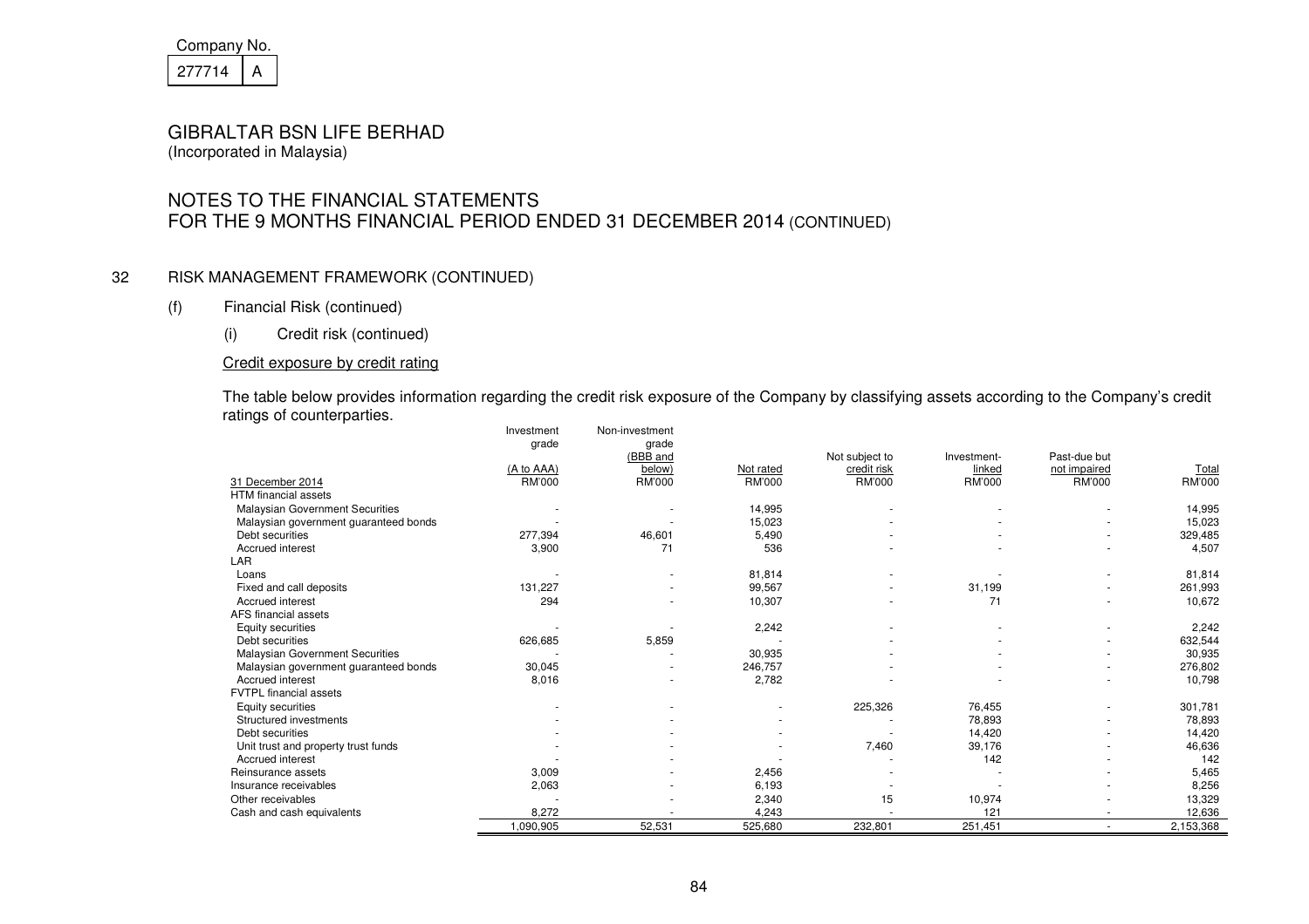Company No.

| 277714 | A |
|---|---|

# GIBRALTAR BSN LIFE BERHAD
(Incorporated in Malaysia)

## NOTES TO THE FINANCIAL STATEMENTS
## FOR THE 9 MONTHS FINANCIAL PERIOD ENDED 31 DECEMBER 2014 (CONTINUED)

### 32 RISK MANAGEMENT FRAMEWORK (CONTINUED)

(f) Financial Risk (continued)

(i) Credit risk (continued)

Credit exposure by credit rating

The table below provides information regarding the credit risk exposure of the Company by classifying assets according to the Company's credit ratings of counterparties.

| 31 December 2014 | Investment grade (A to AAA) RM'000 | Non-investment grade (BBB and below) RM'000 | Not rated RM'000 | Not subject to credit risk RM'000 | Investment-linked RM'000 | Past-due but not impaired RM'000 | Total RM'000 |
|---|---|---|---|---|---|---|---|
| HTM financial assets | | | | | | | |
| Malaysian Government Securities | - | - | 14,995 | - | - | - | 14,995 |
| Malaysian government guaranteed bonds | - | - | 15,023 | - | - | - | 15,023 |
| Debt securities | 277,394 | 46,601 | 5,490 | - | - | - | 329,485 |
| Accrued interest | 3,900 | 71 | 536 | - | - | - | 4,507 |
| LAR | | | | | | | |
| Loans | - | - | 81,814 | - | - | - | 81,814 |
| Fixed and call deposits | 131,227 | - | 99,567 | - | 31,199 | - | 261,993 |
| Accrued interest | 294 | - | 10,307 | - | 71 | - | 10,672 |
| AFS financial assets | | | | | | | |
| Equity securities | - | - | 2,242 | - | - | - | 2,242 |
| Debt securities | 626,685 | 5,859 | - | - | - | - | 632,544 |
| Malaysian Government Securities | - | - | 30,935 | - | - | - | 30,935 |
| Malaysian government guaranteed bonds | 30,045 | - | 246,757 | - | - | - | 276,802 |
| Accrued interest | 8,016 | - | 2,782 | - | - | - | 10,798 |
| FVTPL financial assets | | | | | | | |
| Equity securities | - | - | - | 225,326 | 76,455 | - | 301,781 |
| Structured investments | - | - | - | - | 78,893 | - | 78,893 |
| Debt securities | - | - | - | - | 14,420 | - | 14,420 |
| Unit trust and property trust funds | - | - | - | 7,460 | 39,176 | - | 46,636 |
| Accrued interest | - | - | - | - | 142 | - | 142 |
| Reinsurance assets | 3,009 | - | 2,456 | - | - | - | 5,465 |
| Insurance receivables | 2,063 | - | 6,193 | - | - | - | 8,256 |
| Other receivables | - | - | 2,340 | 15 | 10,974 | - | 13,329 |
| Cash and cash equivalents | 8,272 | - | 4,243 | - | 121 | - | 12,636 |
| | 1,090,905 | 52,531 | 525,680 | 232,801 | 251,451 | - | 2,153,368 |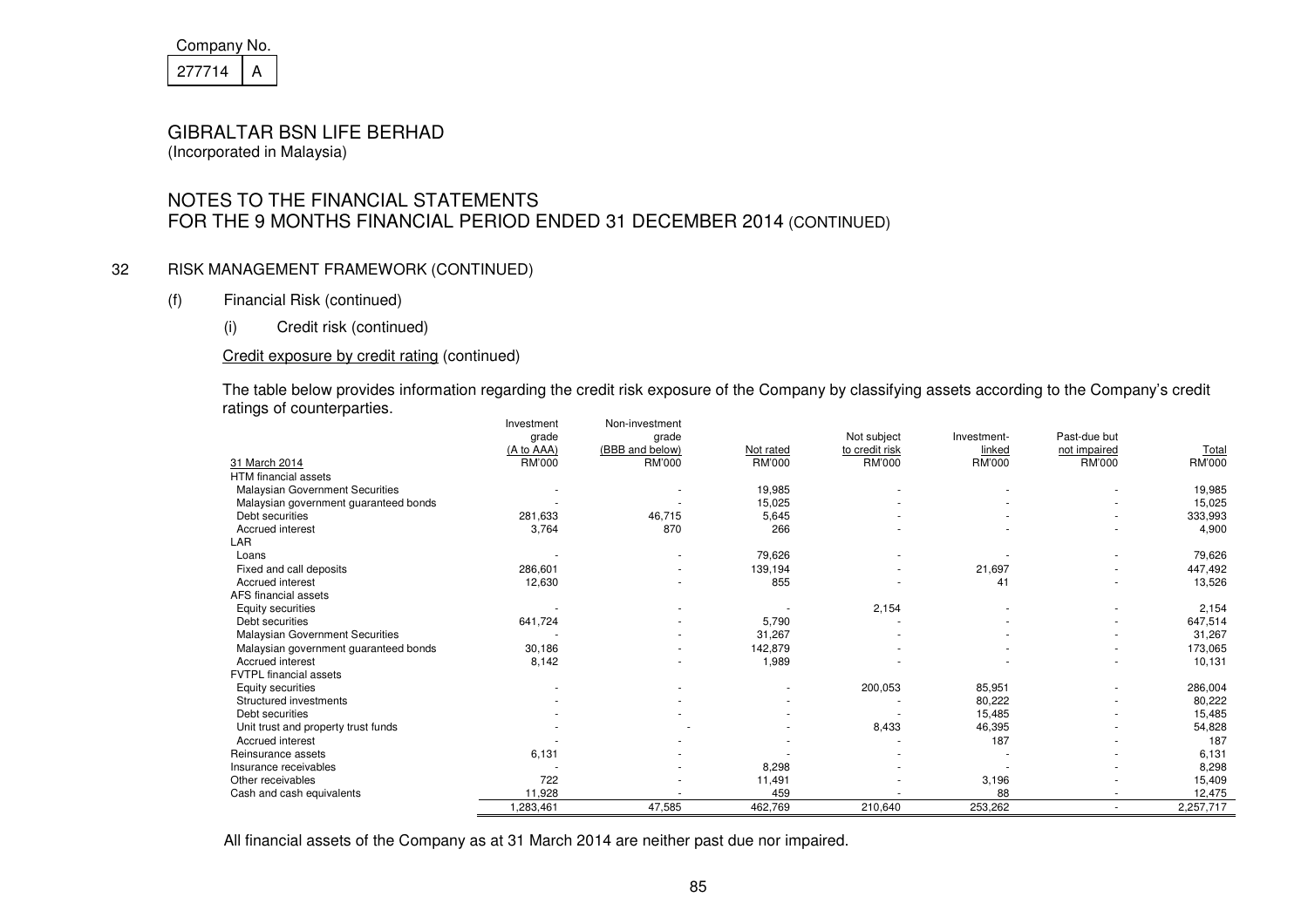Company No.

| 277714 | A |
|---|---|

GIBRALTAR BSN LIFE BERHAD
(Incorporated in Malaysia)

NOTES TO THE FINANCIAL STATEMENTS
FOR THE 9 MONTHS FINANCIAL PERIOD ENDED 31 DECEMBER 2014 (CONTINUED)

32 RISK MANAGEMENT FRAMEWORK (CONTINUED)

(f) Financial Risk (continued)

(i) Credit risk (continued)

Credit exposure by credit rating (continued)

The table below provides information regarding the credit risk exposure of the Company by classifying assets according to the Company's credit ratings of counterparties.

| 31 March 2014 | Investment grade (A to AAA) RM'000 | Non-investment grade (BBB and below) RM'000 | Not rated RM'000 | Not subject to credit risk RM'000 | Investment-linked RM'000 | Past-due but not impaired RM'000 | Total RM'000 |
|---|---|---|---|---|---|---|---|
| HTM financial assets | | | | | | | |
| Malaysian Government Securities | - | - | 19,985 | - | - | - | 19,985 |
| Malaysian government guaranteed bonds | - | - | 15,025 | - | - | - | 15,025 |
| Debt securities | 281,633 | 46,715 | 5,645 | - | - | - | 333,993 |
| Accrued interest | 3,764 | 870 | 266 | - | - | - | 4,900 |
| LAR | | | | | | | |
| Loans | - | - | 79,626 | - | - | - | 79,626 |
| Fixed and call deposits | 286,601 | - | 139,194 | - | 21,697 | - | 447,492 |
| Accrued interest | 12,630 | - | 855 | - | 41 | - | 13,526 |
| AFS financial assets | | | | | | | |
| Equity securities | - | - | - | 2,154 | - | - | 2,154 |
| Debt securities | 641,724 | - | 5,790 | - | - | - | 647,514 |
| Malaysian Government Securities | - | - | 31,267 | - | - | - | 31,267 |
| Malaysian government guaranteed bonds | 30,186 | - | 142,879 | - | - | - | 173,065 |
| Accrued interest | 8,142 | - | 1,989 | - | - | - | 10,131 |
| FVTPL financial assets | | | | | | | |
| Equity securities | - | - | - | 200,053 | 85,951 | - | 286,004 |
| Structured investments | - | - | - | - | 80,222 | - | 80,222 |
| Debt securities | - | - | - | - | 15,485 | - | 15,485 |
| Unit trust and property trust funds | - | - | - | 8,433 | 46,395 | - | 54,828 |
| Accrued interest | - | - | - | - | 187 | - | 187 |
| Reinsurance assets | 6,131 | - | - | - | - | - | 6,131 |
| Insurance receivables | - | - | 8,298 | - | - | - | 8,298 |
| Other receivables | 722 | - | 11,491 | - | 3,196 | - | 15,409 |
| Cash and cash equivalents | 11,928 | - | 459 | - | 88 | - | 12,475 |
| | 1,283,461 | 47,585 | 462,769 | 210,640 | 253,262 | - | 2,257,717 |

All financial assets of the Company as at 31 March 2014 are neither past due nor impaired.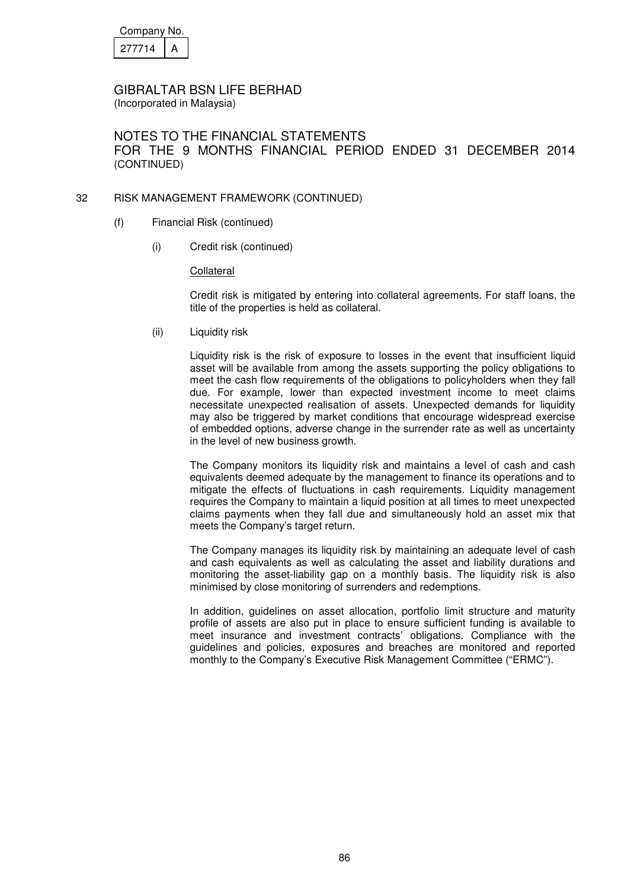Company No.

| 277714 | A |
|---|---|

GIBRALTAR BSN LIFE BERHAD
(Incorporated in Malaysia)

NOTES TO THE FINANCIAL STATEMENTS
FOR THE 9 MONTHS FINANCIAL PERIOD ENDED 31 DECEMBER 2014
(CONTINUED)

32 RISK MANAGEMENT FRAMEWORK (CONTINUED)

(f) Financial Risk (continued)

(i) Credit risk (continued)

Collateral

Credit risk is mitigated by entering into collateral agreements. For staff loans, the title of the properties is held as collateral.

(ii) Liquidity risk

Liquidity risk is the risk of exposure to losses in the event that insufficient liquid asset will be available from among the assets supporting the policy obligations to meet the cash flow requirements of the obligations to policyholders when they fall due. For example, lower than expected investment income to meet claims necessitate unexpected realisation of assets. Unexpected demands for liquidity may also be triggered by market conditions that encourage widespread exercise of embedded options, adverse change in the surrender rate as well as uncertainty in the level of new business growth.

The Company monitors its liquidity risk and maintains a level of cash and cash equivalents deemed adequate by the management to finance its operations and to mitigate the effects of fluctuations in cash requirements. Liquidity management requires the Company to maintain a liquid position at all times to meet unexpected claims payments when they fall due and simultaneously hold an asset mix that meets the Company's target return.

The Company manages its liquidity risk by maintaining an adequate level of cash and cash equivalents as well as calculating the asset and liability durations and monitoring the asset-liability gap on a monthly basis. The liquidity risk is also minimised by close monitoring of surrenders and redemptions.

In addition, guidelines on asset allocation, portfolio limit structure and maturity profile of assets are also put in place to ensure sufficient funding is available to meet insurance and investment contracts' obligations. Compliance with the guidelines and policies, exposures and breaches are monitored and reported monthly to the Company's Executive Risk Management Committee ("ERMC").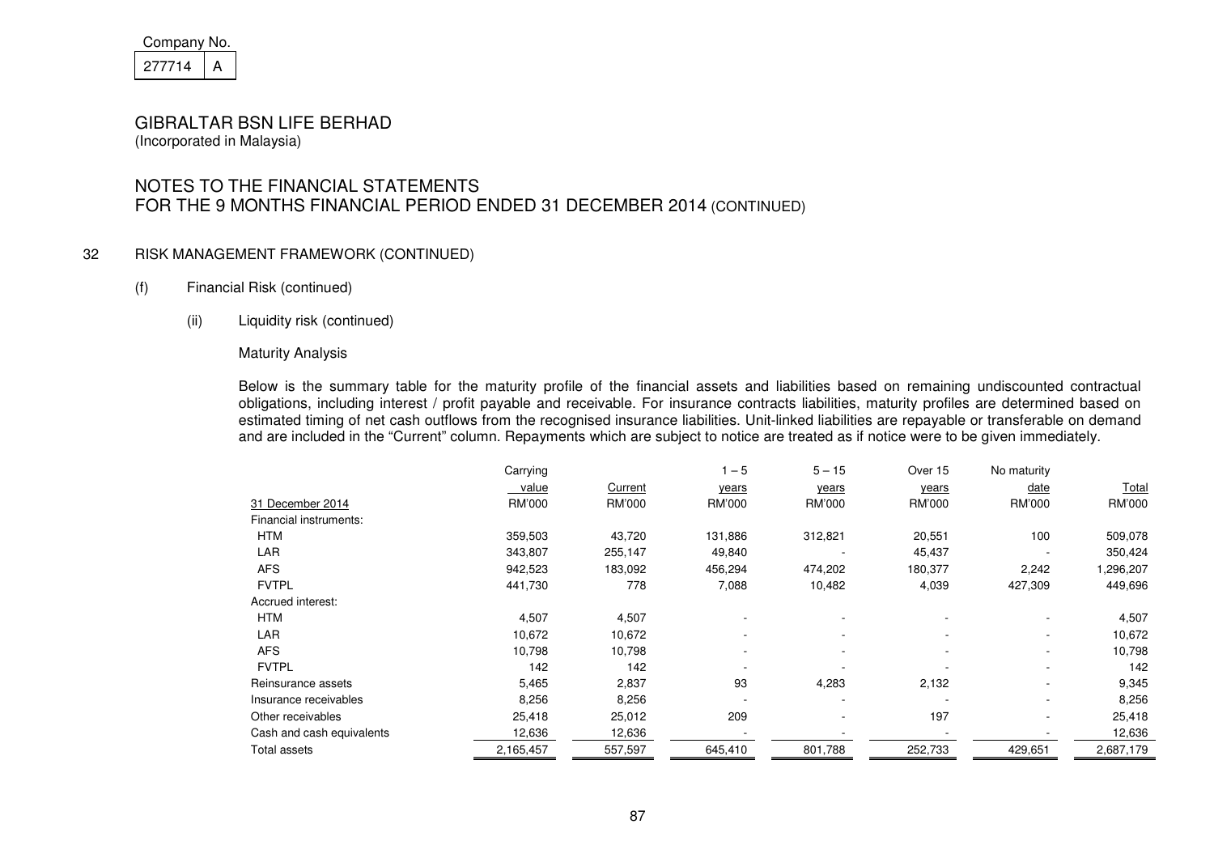Company No.

| 277714 | A |
|---|---|

GIBRALTAR BSN LIFE BERHAD
(Incorporated in Malaysia)

NOTES TO THE FINANCIAL STATEMENTS
FOR THE 9 MONTHS FINANCIAL PERIOD ENDED 31 DECEMBER 2014 (CONTINUED)

32 RISK MANAGEMENT FRAMEWORK (CONTINUED)

(f) Financial Risk (continued)

(ii) Liquidity risk (continued)

Maturity Analysis

Below is the summary table for the maturity profile of the financial assets and liabilities based on remaining undiscounted contractual obligations, including interest / profit payable and receivable. For insurance contracts liabilities, maturity profiles are determined based on estimated timing of net cash outflows from the recognised insurance liabilities. Unit-linked liabilities are repayable or transferable on demand and are included in the "Current" column. Repayments which are subject to notice are treated as if notice were to be given immediately.

| 31 December 2014 | Carrying value RM'000 | Current RM'000 | 1 – 5 years RM'000 | 5 – 15 years RM'000 | Over 15 years RM'000 | No maturity date RM'000 | Total RM'000 |
|---|---|---|---|---|---|---|---|
| Financial instruments: | | | | | | | |
| HTM | 359,503 | 43,720 | 131,886 | 312,821 | 20,551 | 100 | 509,078 |
| LAR | 343,807 | 255,147 | 49,840 | - | 45,437 | - | 350,424 |
| AFS | 942,523 | 183,092 | 456,294 | 474,202 | 180,377 | 2,242 | 1,296,207 |
| FVTPL | 441,730 | 778 | 7,088 | 10,482 | 4,039 | 427,309 | 449,696 |
| Accrued interest: | | | | | | | |
| HTM | 4,507 | 4,507 | - | - | - | - | 4,507 |
| LAR | 10,672 | 10,672 | - | - | - | - | 10,672 |
| AFS | 10,798 | 10,798 | - | - | - | - | 10,798 |
| FVTPL | 142 | 142 | - | - | - | - | 142 |
| Reinsurance assets | 5,465 | 2,837 | 93 | 4,283 | 2,132 | - | 9,345 |
| Insurance receivables | 8,256 | 8,256 | - | - | - | - | 8,256 |
| Other receivables | 25,418 | 25,012 | 209 | - | 197 | - | 25,418 |
| Cash and cash equivalents | 12,636 | 12,636 | - | - | - | - | 12,636 |
| Total assets | 2,165,457 | 557,597 | 645,410 | 801,788 | 252,733 | 429,651 | 2,687,179 |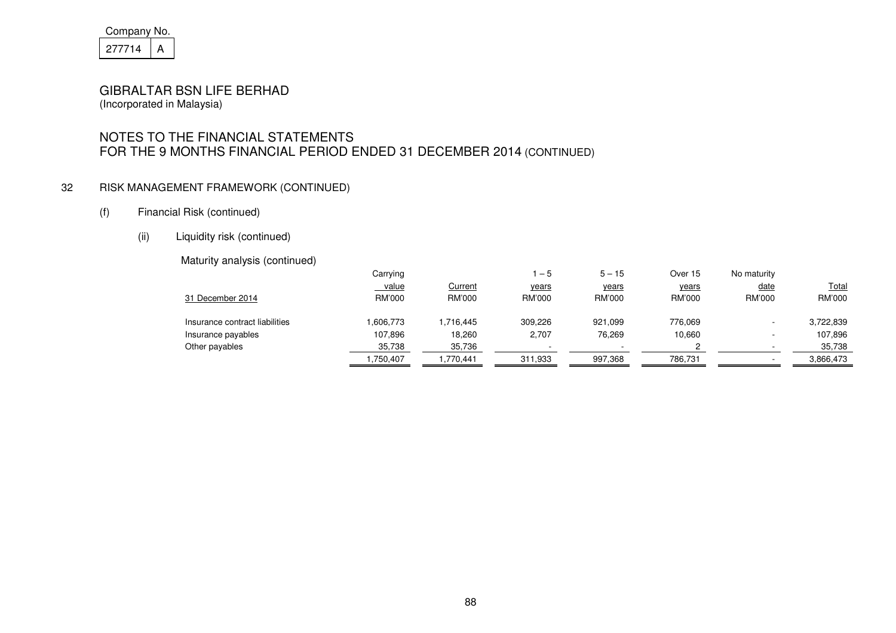Company No.

| 277714 | A |
|---|---|

GIBRALTAR BSN LIFE BERHAD
(Incorporated in Malaysia)

NOTES TO THE FINANCIAL STATEMENTS
FOR THE 9 MONTHS FINANCIAL PERIOD ENDED 31 DECEMBER 2014 (CONTINUED)

32 RISK MANAGEMENT FRAMEWORK (CONTINUED)

(f) Financial Risk (continued)

(ii) Liquidity risk (continued)

Maturity analysis (continued)

| 31 December 2014 | Carrying value RM'000 | Current RM'000 | 1 – 5 years RM'000 | 5 – 15 years RM'000 | Over 15 years RM'000 | No maturity date RM'000 | Total RM'000 |
|---|---|---|---|---|---|---|---|
| Insurance contract liabilities | 1,606,773 | 1,716,445 | 309,226 | 921,099 | 776,069 | - | 3,722,839 |
| Insurance payables | 107,896 | 18,260 | 2,707 | 76,269 | 10,660 | - | 107,896 |
| Other payables | 35,738 | 35,736 | - | - | 2 | - | 35,738 |
| | 1,750,407 | 1,770,441 | 311,933 | 997,368 | 786,731 | - | 3,866,473 |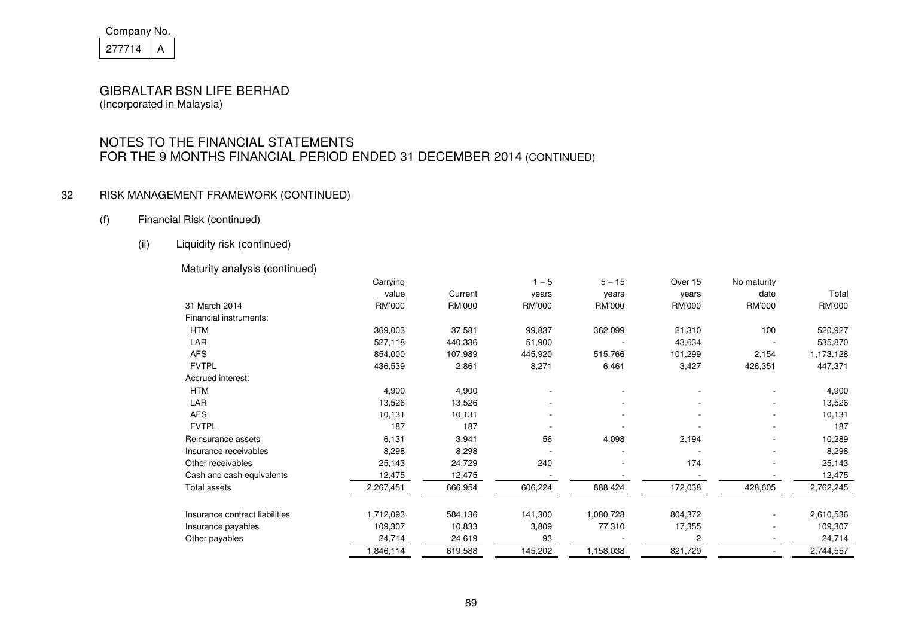Company No.

277714 A

# GIBRALTAR BSN LIFE BERHAD

(Incorporated in Malaysia)

## NOTES TO THE FINANCIAL STATEMENTS FOR THE 9 MONTHS FINANCIAL PERIOD ENDED 31 DECEMBER 2014 (CONTINUED)

### 32 RISK MANAGEMENT FRAMEWORK (CONTINUED)

#### (f) Financial Risk (continued)

##### (ii) Liquidity risk (continued)

Maturity analysis (continued)

| 31 March 2014 | Carrying value RM'000 | Current RM'000 | 1 – 5 years RM'000 | 5 – 15 years RM'000 | Over 15 years RM'000 | No maturity date RM'000 | Total RM'000 |
|---|---|---|---|---|---|---|---|
| Financial instruments: | | | | | | | |
| HTM | 369,003 | 37,581 | 99,837 | 362,099 | 21,310 | 100 | 520,927 |
| LAR | 527,118 | 440,336 | 51,900 | - | 43,634 | - | 535,870 |
| AFS | 854,000 | 107,989 | 445,920 | 515,766 | 101,299 | 2,154 | 1,173,128 |
| FVTPL | 436,539 | 2,861 | 8,271 | 6,461 | 3,427 | 426,351 | 447,371 |
| Accrued interest: | | | | | | | |
| HTM | 4,900 | 4,900 | - | - | - | - | 4,900 |
| LAR | 13,526 | 13,526 | - | - | - | - | 13,526 |
| AFS | 10,131 | 10,131 | - | - | - | - | 10,131 |
| FVTPL | 187 | 187 | - | - | - | - | 187 |
| Reinsurance assets | 6,131 | 3,941 | 56 | 4,098 | 2,194 | - | 10,289 |
| Insurance receivables | 8,298 | 8,298 | - | - | - | - | 8,298 |
| Other receivables | 25,143 | 24,729 | 240 | - | 174 | - | 25,143 |
| Cash and cash equivalents | 12,475 | 12,475 | - | - | - | - | 12,475 |
| Total assets | 2,267,451 | 666,954 | 606,224 | 888,424 | 172,038 | 428,605 | 2,762,245 |
| | | | | | | | |
| Insurance contract liabilities | 1,712,093 | 584,136 | 141,300 | 1,080,728 | 804,372 | - | 2,610,536 |
| Insurance payables | 109,307 | 10,833 | 3,809 | 77,310 | 17,355 | - | 109,307 |
| Other payables | 24,714 | 24,619 | 93 | - | 2 | - | 24,714 |
| | 1,846,114 | 619,588 | 145,202 | 1,158,038 | 821,729 | - | 2,744,557 |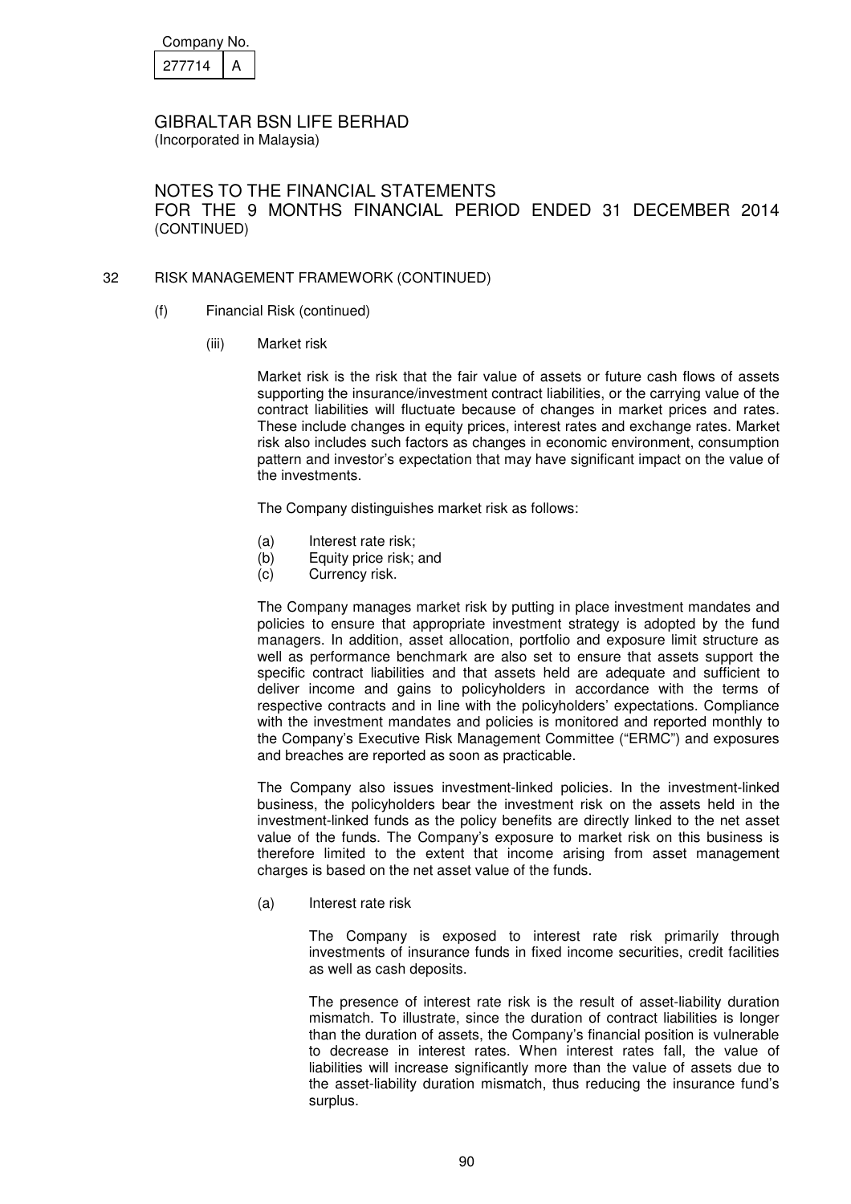Company No.

| 277714 | A |
|---|---|

GIBRALTAR BSN LIFE BERHAD
(Incorporated in Malaysia)

NOTES TO THE FINANCIAL STATEMENTS
FOR THE 9 MONTHS FINANCIAL PERIOD ENDED 31 DECEMBER 2014
(CONTINUED)

## 32 RISK MANAGEMENT FRAMEWORK (CONTINUED)

### (f) Financial Risk (continued)

#### (iii) Market risk

Market risk is the risk that the fair value of assets or future cash flows of assets supporting the insurance/investment contract liabilities, or the carrying value of the contract liabilities will fluctuate because of changes in market prices and rates. These include changes in equity prices, interest rates and exchange rates. Market risk also includes such factors as changes in economic environment, consumption pattern and investor's expectation that may have significant impact on the value of the investments.

The Company distinguishes market risk as follows:

(a) Interest rate risk;
(b) Equity price risk; and
(c) Currency risk.

The Company manages market risk by putting in place investment mandates and policies to ensure that appropriate investment strategy is adopted by the fund managers. In addition, asset allocation, portfolio and exposure limit structure as well as performance benchmark are also set to ensure that assets support the specific contract liabilities and that assets held are adequate and sufficient to deliver income and gains to policyholders in accordance with the terms of respective contracts and in line with the policyholders' expectations. Compliance with the investment mandates and policies is monitored and reported monthly to the Company's Executive Risk Management Committee ("ERMC") and exposures and breaches are reported as soon as practicable.

The Company also issues investment-linked policies. In the investment-linked business, the policyholders bear the investment risk on the assets held in the investment-linked funds as the policy benefits are directly linked to the net asset value of the funds. The Company's exposure to market risk on this business is therefore limited to the extent that income arising from asset management charges is based on the net asset value of the funds.

##### (a) Interest rate risk

The Company is exposed to interest rate risk primarily through investments of insurance funds in fixed income securities, credit facilities as well as cash deposits.

The presence of interest rate risk is the result of asset-liability duration mismatch. To illustrate, since the duration of contract liabilities is longer than the duration of assets, the Company's financial position is vulnerable to decrease in interest rates. When interest rates fall, the value of liabilities will increase significantly more than the value of assets due to the asset-liability duration mismatch, thus reducing the insurance fund's surplus.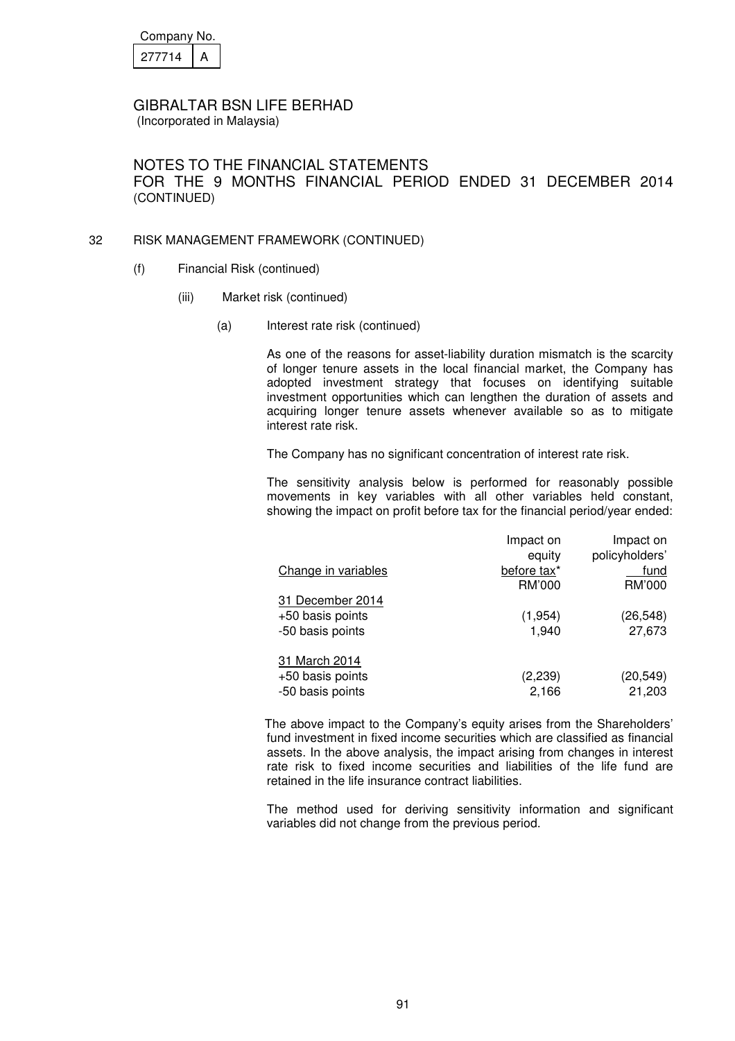Company No. 277714 A

GIBRALTAR BSN LIFE BERHAD
(Incorporated in Malaysia)

NOTES TO THE FINANCIAL STATEMENTS
FOR THE 9 MONTHS FINANCIAL PERIOD ENDED 31 DECEMBER 2014
(CONTINUED)

## 32 RISK MANAGEMENT FRAMEWORK (CONTINUED)

### (f) Financial Risk (continued)

#### (iii) Market risk (continued)

##### (a) Interest rate risk (continued)

As one of the reasons for asset-liability duration mismatch is the scarcity of longer tenure assets in the local financial market, the Company has adopted investment strategy that focuses on identifying suitable investment opportunities which can lengthen the duration of assets and acquiring longer tenure assets whenever available so as to mitigate interest rate risk.

The Company has no significant concentration of interest rate risk.

The sensitivity analysis below is performed for reasonably possible movements in key variables with all other variables held constant, showing the impact on profit before tax for the financial period/year ended:

| Change in variables | Impact on equity before tax* | Impact on policyholders' fund |
|---|---|---|
| | RM'000 | RM'000 |
| 31 December 2014 | | |
| +50 basis points | (1,954) | (26,548) |
| -50 basis points | 1,940 | 27,673 |
| 31 March 2014 | | |
| +50 basis points | (2,239) | (20,549) |
| -50 basis points | 2,166 | 21,203 |

The above impact to the Company's equity arises from the Shareholders' fund investment in fixed income securities which are classified as financial assets. In the above analysis, the impact arising from changes in interest rate risk to fixed income securities and liabilities of the life fund are retained in the life insurance contract liabilities.

The method used for deriving sensitivity information and significant variables did not change from the previous period.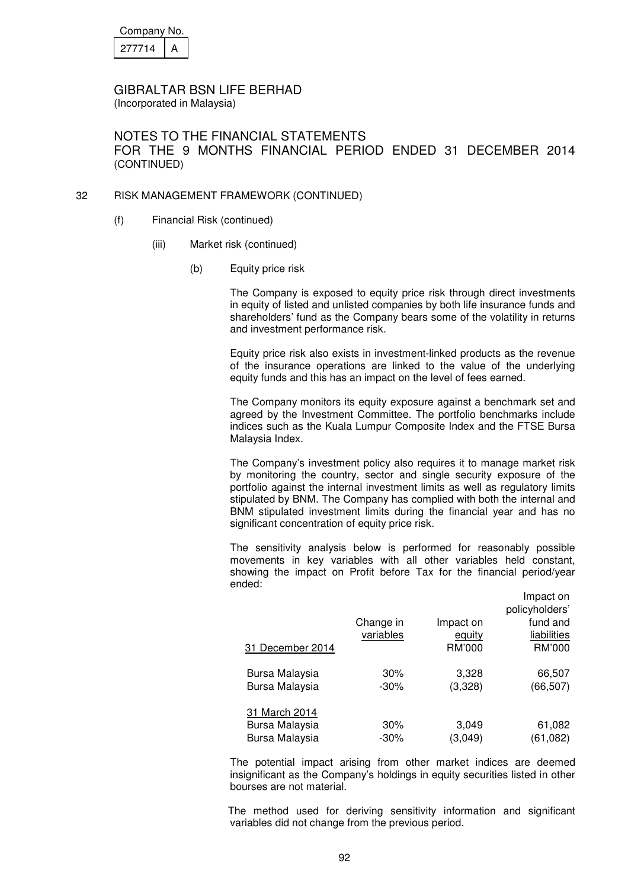Company No.

| 277714 | A |
|---|---|

GIBRALTAR BSN LIFE BERHAD
(Incorporated in Malaysia)

NOTES TO THE FINANCIAL STATEMENTS
FOR THE 9 MONTHS FINANCIAL PERIOD ENDED 31 DECEMBER 2014 (CONTINUED)

32 RISK MANAGEMENT FRAMEWORK (CONTINUED)

(f) Financial Risk (continued)

(iii) Market risk (continued)

(b) Equity price risk

The Company is exposed to equity price risk through direct investments in equity of listed and unlisted companies by both life insurance funds and shareholders' fund as the Company bears some of the volatility in returns and investment performance risk.

Equity price risk also exists in investment-linked products as the revenue of the insurance operations are linked to the value of the underlying equity funds and this has an impact on the level of fees earned.

The Company monitors its equity exposure against a benchmark set and agreed by the Investment Committee. The portfolio benchmarks include indices such as the Kuala Lumpur Composite Index and the FTSE Bursa Malaysia Index.

The Company's investment policy also requires it to manage market risk by monitoring the country, sector and single security exposure of the portfolio against the internal investment limits as well as regulatory limits stipulated by BNM. The Company has complied with both the internal and BNM stipulated investment limits during the financial year and has no significant concentration of equity price risk.

The sensitivity analysis below is performed for reasonably possible movements in key variables with all other variables held constant, showing the impact on Profit before Tax for the financial period/year ended:

| | Change in variables | Impact on equity | Impact on policyholders' fund and liabilities |
|---|---|---|---|
| 31 December 2014 | | RM'000 | RM'000 |
| Bursa Malaysia | 30% | 3,328 | 66,507 |
| Bursa Malaysia | -30% | (3,328) | (66,507) |
| 31 March 2014 | | | |
| Bursa Malaysia | 30% | 3,049 | 61,082 |
| Bursa Malaysia | -30% | (3,049) | (61,082) |

The potential impact arising from other market indices are deemed insignificant as the Company's holdings in equity securities listed in other bourses are not material.

The method used for deriving sensitivity information and significant variables did not change from the previous period.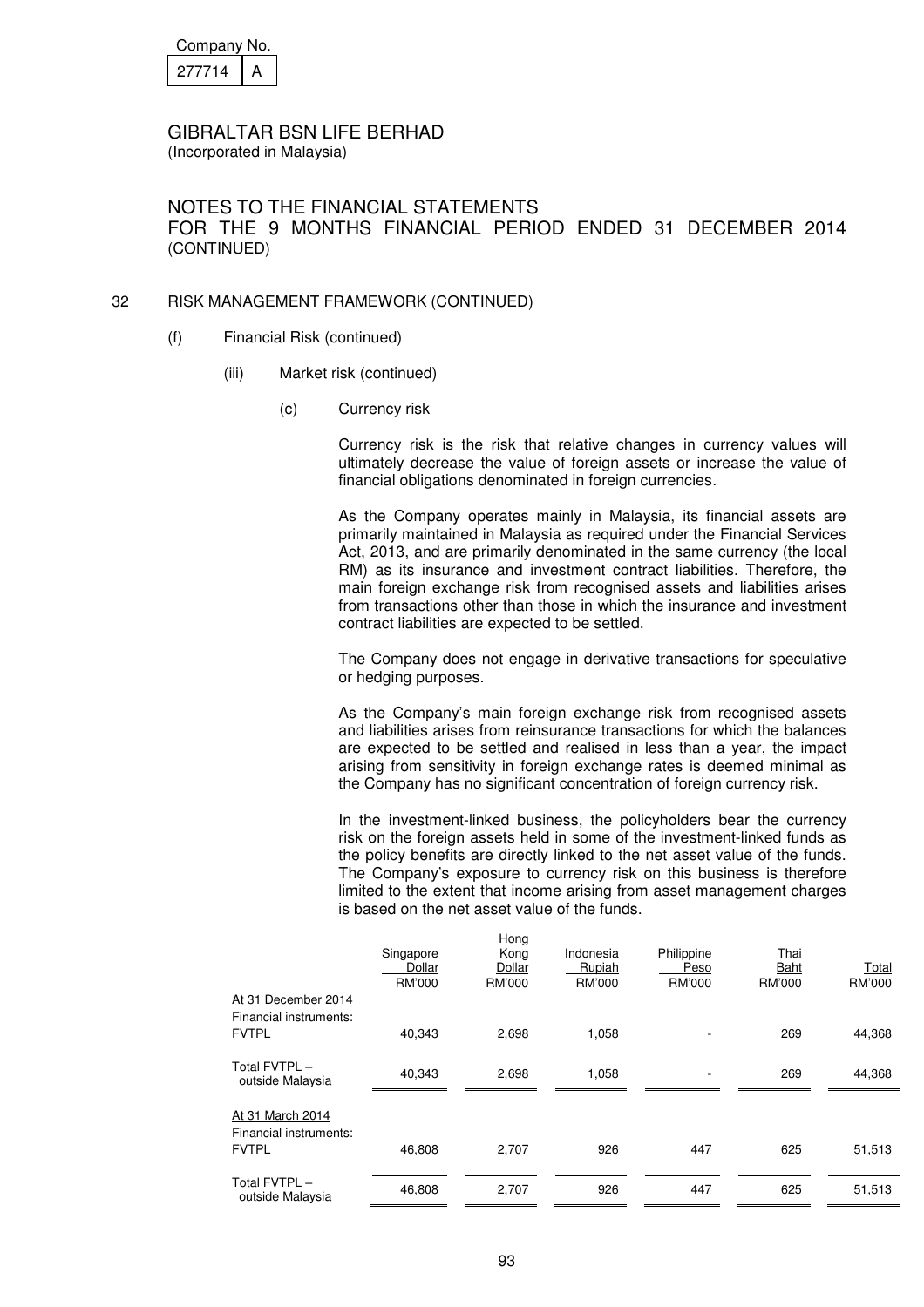Company No.

| 277714 | A |
|---|---|

GIBRALTAR BSN LIFE BERHAD
(Incorporated in Malaysia)

NOTES TO THE FINANCIAL STATEMENTS
FOR THE 9 MONTHS FINANCIAL PERIOD ENDED 31 DECEMBER 2014
(CONTINUED)

## 32 RISK MANAGEMENT FRAMEWORK (CONTINUED)

### (f) Financial Risk (continued)

#### (iii) Market risk (continued)

##### (c) Currency risk

Currency risk is the risk that relative changes in currency values will ultimately decrease the value of foreign assets or increase the value of financial obligations denominated in foreign currencies.

As the Company operates mainly in Malaysia, its financial assets are primarily maintained in Malaysia as required under the Financial Services Act, 2013, and are primarily denominated in the same currency (the local RM) as its insurance and investment contract liabilities. Therefore, the main foreign exchange risk from recognised assets and liabilities arises from transactions other than those in which the insurance and investment contract liabilities are expected to be settled.

The Company does not engage in derivative transactions for speculative or hedging purposes.

As the Company's main foreign exchange risk from recognised assets and liabilities arises from reinsurance transactions for which the balances are expected to be settled and realised in less than a year, the impact arising from sensitivity in foreign exchange rates is deemed minimal as the Company has no significant concentration of foreign currency risk.

In the investment-linked business, the policyholders bear the currency risk on the foreign assets held in some of the investment-linked funds as the policy benefits are directly linked to the net asset value of the funds. The Company's exposure to currency risk on this business is therefore limited to the extent that income arising from asset management charges is based on the net asset value of the funds.

| | Singapore Dollar RM'000 | Hong Kong Dollar RM'000 | Indonesia Rupiah RM'000 | Philippine Peso RM'000 | Thai Baht RM'000 | Total RM'000 |
|---|---|---|---|---|---|---|
| At 31 December 2014 | | | | | | |
| Financial instruments: | | | | | | |
| FVTPL | 40,343 | 2,698 | 1,058 | - | 269 | 44,368 |
| Total FVTPL – outside Malaysia | 40,343 | 2,698 | 1,058 | - | 269 | 44,368 |
| At 31 March 2014 | | | | | | |
| Financial instruments: | | | | | | |
| FVTPL | 46,808 | 2,707 | 926 | 447 | 625 | 51,513 |
| Total FVTPL – outside Malaysia | 46,808 | 2,707 | 926 | 447 | 625 | 51,513 |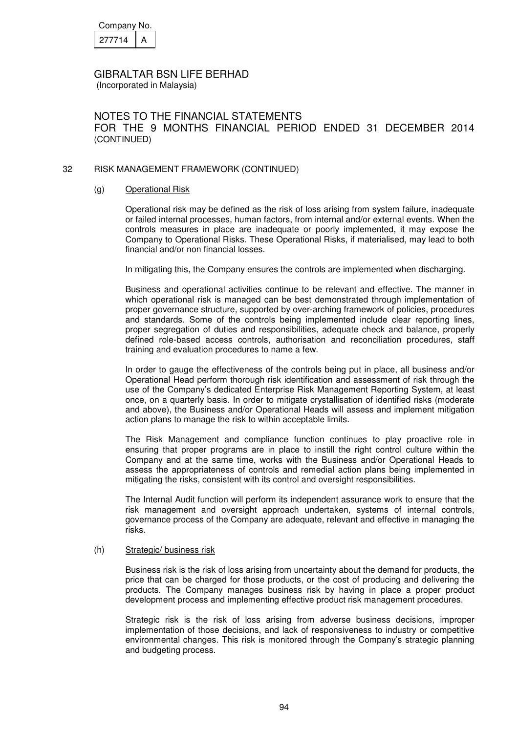## 32 RISK MANAGEMENT FRAMEWORK (CONTINUED)

### (g) Operational Risk

Operational risk may be defined as the risk of loss arising from system failure, inadequate or failed internal processes, human factors, from internal and/or external events. When the controls measures in place are inadequate or poorly implemented, it may expose the Company to Operational Risks. These Operational Risks, if materialised, may lead to both financial and/or non financial losses.

In mitigating this, the Company ensures the controls are implemented when discharging.

Business and operational activities continue to be relevant and effective. The manner in which operational risk is managed can be best demonstrated through implementation of proper governance structure, supported by over-arching framework of policies, procedures and standards. Some of the controls being implemented include clear reporting lines, proper segregation of duties and responsibilities, adequate check and balance, properly defined role-based access controls, authorisation and reconciliation procedures, staff training and evaluation procedures to name a few.

In order to gauge the effectiveness of the controls being put in place, all business and/or Operational Head perform thorough risk identification and assessment of risk through the use of the Company's dedicated Enterprise Risk Management Reporting System, at least once, on a quarterly basis. In order to mitigate crystallisation of identified risks (moderate and above), the Business and/or Operational Heads will assess and implement mitigation action plans to manage the risk to within acceptable limits.

The Risk Management and compliance function continues to play proactive role in ensuring that proper programs are in place to instill the right control culture within the Company and at the same time, works with the Business and/or Operational Heads to assess the appropriateness of controls and remedial action plans being implemented in mitigating the risks, consistent with its control and oversight responsibilities.

The Internal Audit function will perform its independent assurance work to ensure that the risk management and oversight approach undertaken, systems of internal controls, governance process of the Company are adequate, relevant and effective in managing the risks.

### (h) Strategic/ business risk

Business risk is the risk of loss arising from uncertainty about the demand for products, the price that can be charged for those products, or the cost of producing and delivering the products. The Company manages business risk by having in place a proper product development process and implementing effective product risk management procedures.

Strategic risk is the risk of loss arising from adverse business decisions, improper implementation of those decisions, and lack of responsiveness to industry or competitive environmental changes. This risk is monitored through the Company's strategic planning and budgeting process.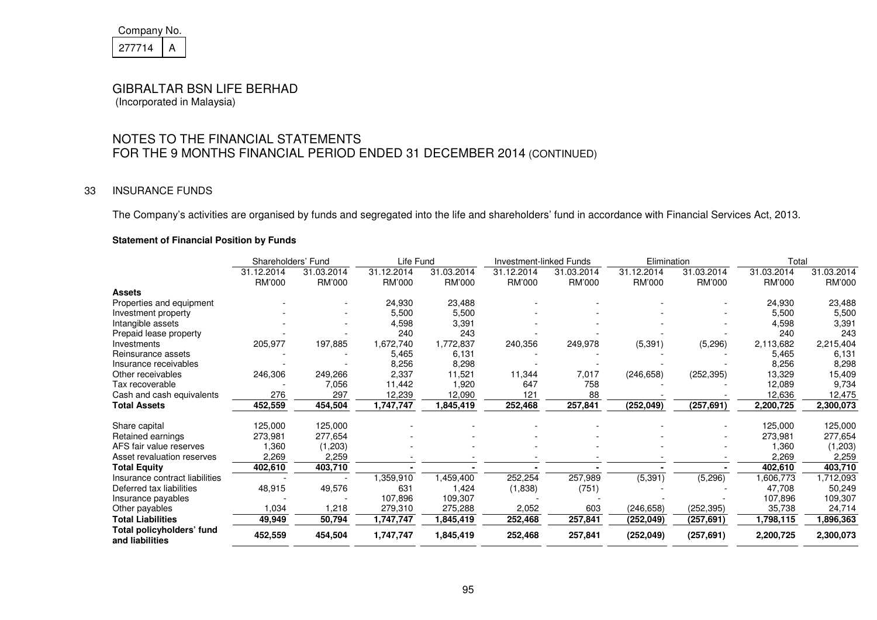Company No.

| 277714 | A |
|---|---|

# GIBRALTAR BSN LIFE BERHAD

(Incorporated in Malaysia)

## NOTES TO THE FINANCIAL STATEMENTS
## FOR THE 9 MONTHS FINANCIAL PERIOD ENDED 31 DECEMBER 2014 (CONTINUED)

### 33 INSURANCE FUNDS

The Company's activities are organised by funds and segregated into the life and shareholders' fund in accordance with Financial Services Act, 2013.

**Statement of Financial Position by Funds**

| | Shareholders' Fund | | Life Fund | | Investment-linked Funds | | Elimination | | Total | |
|---|---|---|---|---|---|---|---|---|---|---|
| | 31.12.2014 | 31.03.2014 | 31.12.2014 | 31.03.2014 | 31.12.2014 | 31.03.2014 | 31.12.2014 | 31.03.2014 | 31.03.2014 | 31.03.2014 |
| | RM'000 | RM'000 | RM'000 | RM'000 | RM'000 | RM'000 | RM'000 | RM'000 | RM'000 | RM'000 |
| **Assets** | | | | | | | | | | |
| Properties and equipment | - | - | 24,930 | 23,488 | - | - | - | - | 24,930 | 23,488 |
| Investment property | - | - | 5,500 | 5,500 | - | - | - | - | 5,500 | 5,500 |
| Intangible assets | - | - | 4,598 | 3,391 | - | - | - | - | 4,598 | 3,391 |
| Prepaid lease property | - | - | 240 | 243 | - | - | - | - | 240 | 243 |
| Investments | 205,977 | 197,885 | 1,672,740 | 1,772,837 | 240,356 | 249,978 | (5,391) | (5,296) | 2,113,682 | 2,215,404 |
| Reinsurance assets | - | - | 5,465 | 6,131 | - | - | - | - | 5,465 | 6,131 |
| Insurance receivables | - | - | 8,256 | 8,298 | - | - | - | - | 8,256 | 8,298 |
| Other receivables | 246,306 | 249,266 | 2,337 | 11,521 | 11,344 | 7,017 | (246,658) | (252,395) | 13,329 | 15,409 |
| Tax recoverable | - | 7,056 | 11,442 | 1,920 | 647 | 758 | - | - | 12,089 | 9,734 |
| Cash and cash equivalents | 276 | 297 | 12,239 | 12,090 | 121 | 88 | - | - | 12,636 | 12,475 |
| **Total Assets** | **452,559** | **454,504** | **1,747,747** | **1,845,419** | **252,468** | **257,841** | **(252,049)** | **(257,691)** | **2,200,725** | **2,300,073** |
| Share capital | 125,000 | 125,000 | - | - | - | - | - | - | 125,000 | 125,000 |
| Retained earnings | 273,981 | 277,654 | - | - | - | - | - | - | 273,981 | 277,654 |
| AFS fair value reserves | 1,360 | (1,203) | - | - | - | - | - | - | 1,360 | (1,203) |
| Asset revaluation reserves | 2,269 | 2,259 | - | - | - | - | - | - | 2,269 | 2,259 |
| **Total Equity** | **402,610** | **403,710** | **-** | **-** | **-** | **-** | **-** | **-** | **402,610** | **403,710** |
| Insurance contract liabilities | - | - | 1,359,910 | 1,459,400 | 252,254 | 257,989 | (5,391) | (5,296) | 1,606,773 | 1,712,093 |
| Deferred tax liabilities | 48,915 | 49,576 | 631 | 1,424 | (1,838) | (751) | - | - | 47,708 | 50,249 |
| Insurance payables | - | - | 107,896 | 109,307 | - | - | - | - | 107,896 | 109,307 |
| Other payables | 1,034 | 1,218 | 279,310 | 275,288 | 2,052 | 603 | (246,658) | (252,395) | 35,738 | 24,714 |
| **Total Liabilities** | **49,949** | **50,794** | **1,747,747** | **1,845,419** | **252,468** | **257,841** | **(252,049)** | **(257,691)** | **1,798,115** | **1,896,363** |
| **Total policyholders' fund and liabilities** | **452,559** | **454,504** | **1,747,747** | **1,845,419** | **252,468** | **257,841** | **(252,049)** | **(257,691)** | **2,200,725** | **2,300,073** |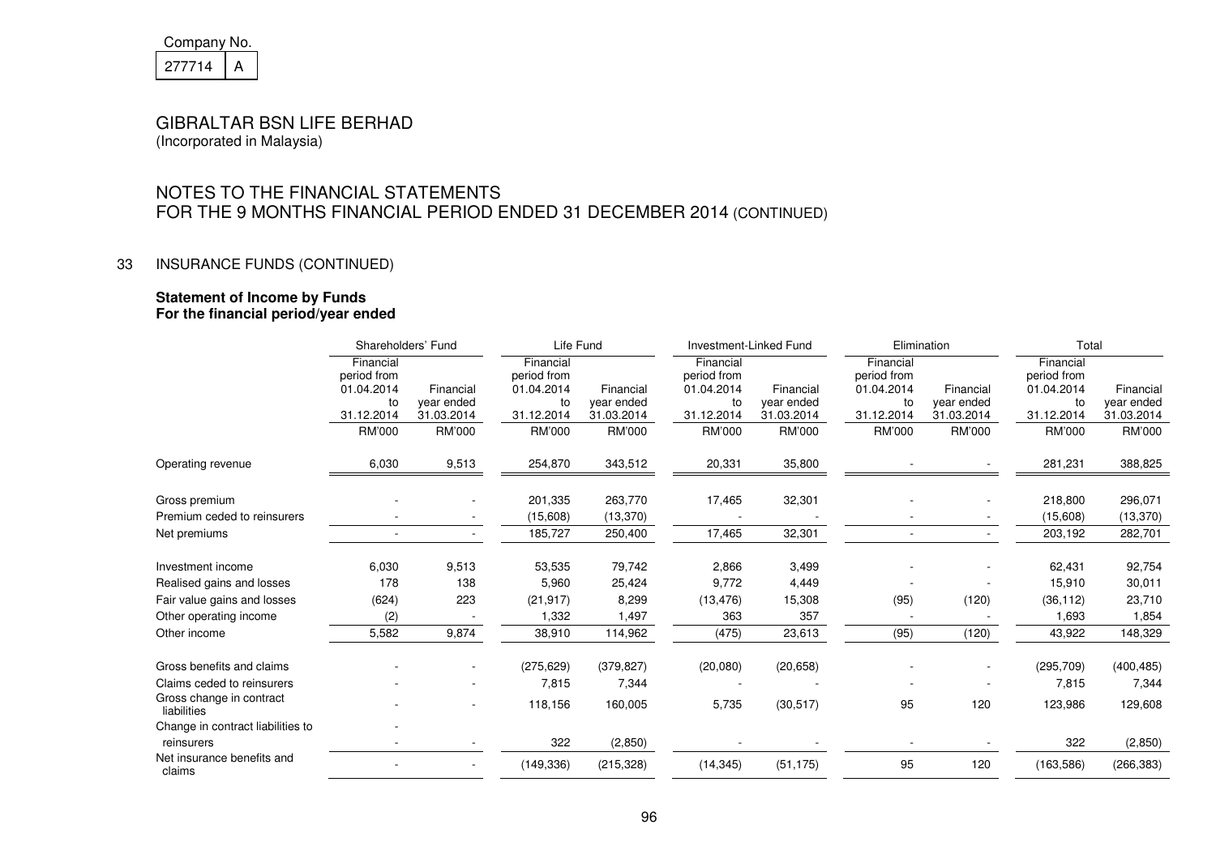Company No.

| 277714 | A |
|---|---|

GIBRALTAR BSN LIFE BERHAD
(Incorporated in Malaysia)

## NOTES TO THE FINANCIAL STATEMENTS
## FOR THE 9 MONTHS FINANCIAL PERIOD ENDED 31 DECEMBER 2014 (CONTINUED)

### 33 INSURANCE FUNDS (CONTINUED)

**Statement of Income by Funds**
**For the financial period/year ended**

| | Shareholders' Fund | | Life Fund | | Investment-Linked Fund | | Elimination | | Total | |
|---|---|---|---|---|---|---|---|---|---|---|
| | Financial period from 01.04.2014 to 31.12.2014 | Financial year ended 31.03.2014 | Financial period from 01.04.2014 to 31.12.2014 | Financial year ended 31.03.2014 | Financial period from 01.04.2014 to 31.12.2014 | Financial year ended 31.03.2014 | Financial period from 01.04.2014 to 31.12.2014 | Financial year ended 31.03.2014 | Financial period from 01.04.2014 to 31.12.2014 | Financial year ended 31.03.2014 |
| | RM'000 | RM'000 | RM'000 | RM'000 | RM'000 | RM'000 | RM'000 | RM'000 | RM'000 | RM'000 |
| Operating revenue | 6,030 | 9,513 | 254,870 | 343,512 | 20,331 | 35,800 | - | - | 281,231 | 388,825 |
| Gross premium | - | - | 201,335 | 263,770 | 17,465 | 32,301 | - | - | 218,800 | 296,071 |
| Premium ceded to reinsurers | - | - | (15,608) | (13,370) | - | - | - | - | (15,608) | (13,370) |
| Net premiums | - | - | 185,727 | 250,400 | 17,465 | 32,301 | - | - | 203,192 | 282,701 |
| Investment income | 6,030 | 9,513 | 53,535 | 79,742 | 2,866 | 3,499 | - | - | 62,431 | 92,754 |
| Realised gains and losses | 178 | 138 | 5,960 | 25,424 | 9,772 | 4,449 | - | - | 15,910 | 30,011 |
| Fair value gains and losses | (624) | 223 | (21,917) | 8,299 | (13,476) | 15,308 | (95) | (120) | (36,112) | 23,710 |
| Other operating income | (2) | - | 1,332 | 1,497 | 363 | 357 | - | - | 1,693 | 1,854 |
| Other income | 5,582 | 9,874 | 38,910 | 114,962 | (475) | 23,613 | (95) | (120) | 43,922 | 148,329 |
| Gross benefits and claims | - | - | (275,629) | (379,827) | (20,080) | (20,658) | - | - | (295,709) | (400,485) |
| Claims ceded to reinsurers | - | - | 7,815 | 7,344 | - | - | - | - | 7,815 | 7,344 |
| Gross change in contract liabilities | - | - | 118,156 | 160,005 | 5,735 | (30,517) | 95 | 120 | 123,986 | 129,608 |
| Change in contract liabilities to reinsurers | - | - | 322 | (2,850) | - | - | - | - | 322 | (2,850) |
| Net insurance benefits and claims | - | - | (149,336) | (215,328) | (14,345) | (51,175) | 95 | 120 | (163,586) | (266,383) |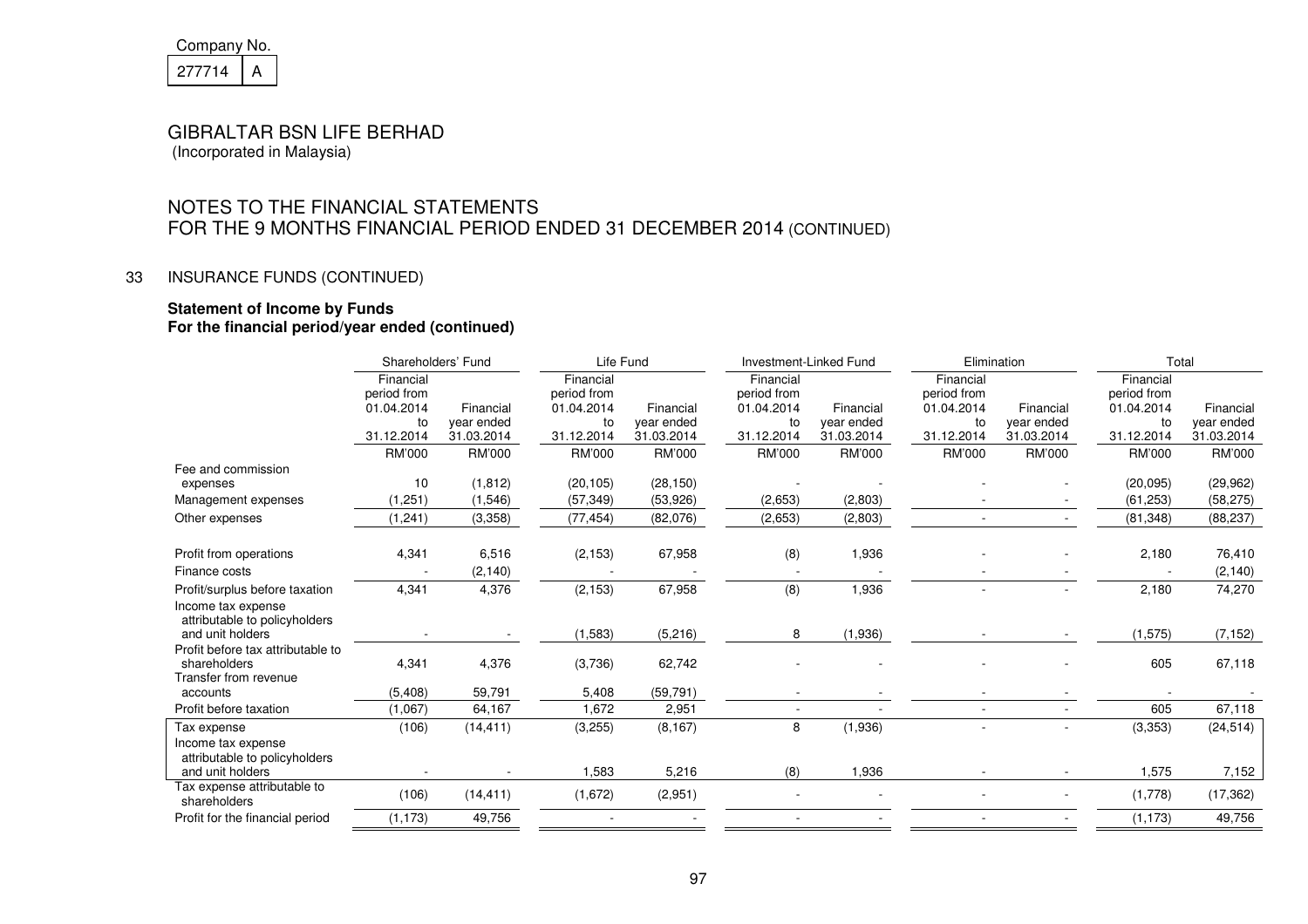Company No.

| 277714 | A |
|---|---|

# GIBRALTAR BSN LIFE BERHAD

(Incorporated in Malaysia)

## NOTES TO THE FINANCIAL STATEMENTS FOR THE 9 MONTHS FINANCIAL PERIOD ENDED 31 DECEMBER 2014 (CONTINUED)

### 33 INSURANCE FUNDS (CONTINUED)

**Statement of Income by Funds**
**For the financial period/year ended (continued)**

| | Shareholders' Fund | | Life Fund | | Investment-Linked Fund | | Elimination | | Total | |
|---|---|---|---|---|---|---|---|---|---|---|
| | Financial period from 01.04.2014 to 31.12.2014 | Financial year ended 31.03.2014 | Financial period from 01.04.2014 to 31.12.2014 | Financial year ended 31.03.2014 | Financial period from 01.04.2014 to 31.12.2014 | Financial year ended 31.03.2014 | Financial period from 01.04.2014 to 31.12.2014 | Financial year ended 31.03.2014 | Financial period from 01.04.2014 to 31.12.2014 | Financial year ended 31.03.2014 |
| | RM'000 | RM'000 | RM'000 | RM'000 | RM'000 | RM'000 | RM'000 | RM'000 | RM'000 | RM'000 |
| Fee and commission expenses | 10 | (1,812) | (20,105) | (28,150) | - | - | - | - | (20,095) | (29,962) |
| Management expenses | (1,251) | (1,546) | (57,349) | (53,926) | (2,653) | (2,803) | - | - | (61,253) | (58,275) |
| Other expenses | (1,241) | (3,358) | (77,454) | (82,076) | (2,653) | (2,803) | - | - | (81,348) | (88,237) |
| Profit from operations | 4,341 | 6,516 | (2,153) | 67,958 | (8) | 1,936 | - | - | 2,180 | 76,410 |
| Finance costs | - | (2,140) | - | - | - | - | - | - | - | (2,140) |
| Profit/surplus before taxation | 4,341 | 4,376 | (2,153) | 67,958 | (8) | 1,936 | - | - | 2,180 | 74,270 |
| Income tax expense attributable to policyholders and unit holders | - | - | (1,583) | (5,216) | 8 | (1,936) | - | - | (1,575) | (7,152) |
| Profit before tax attributable to shareholders | 4,341 | 4,376 | (3,736) | 62,742 | - | - | - | - | 605 | 67,118 |
| Transfer from revenue accounts | (5,408) | 59,791 | 5,408 | (59,791) | - | - | - | - | - | - |
| Profit before taxation | (1,067) | 64,167 | 1,672 | 2,951 | - | - | - | - | 605 | 67,118 |
| Tax expense | (106) | (14,411) | (3,255) | (8,167) | 8 | (1,936) | - | - | (3,353) | (24,514) |
| Income tax expense attributable to policyholders and unit holders | - | - | 1,583 | 5,216 | (8) | 1,936 | - | - | 1,575 | 7,152 |
| Tax expense attributable to shareholders | (106) | (14,411) | (1,672) | (2,951) | - | - | - | - | (1,778) | (17,362) |
| Profit for the financial period | (1,173) | 49,756 | - | - | - | - | - | - | (1,173) | 49,756 |